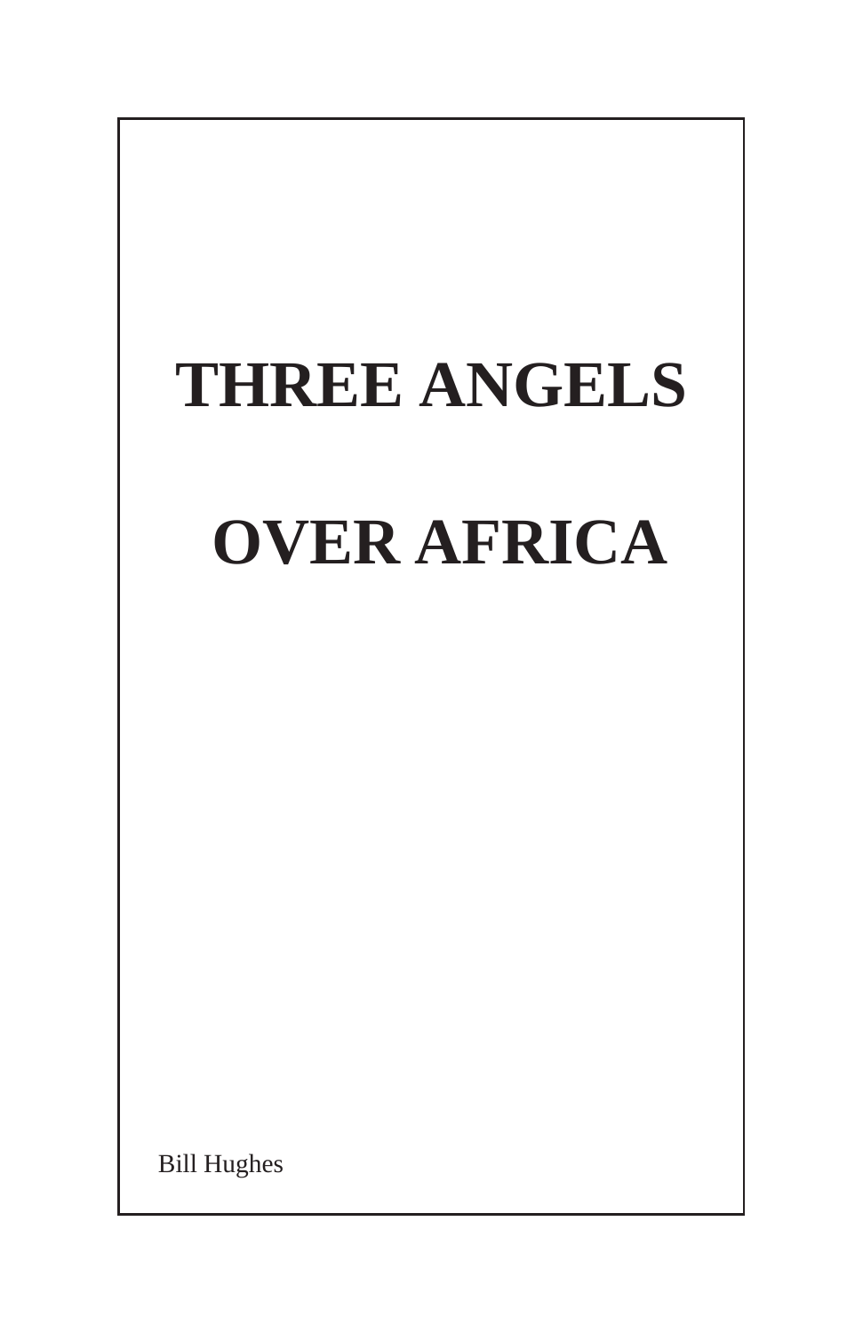# THREE ANGELS

# OVER AFRICA

Bill Hughes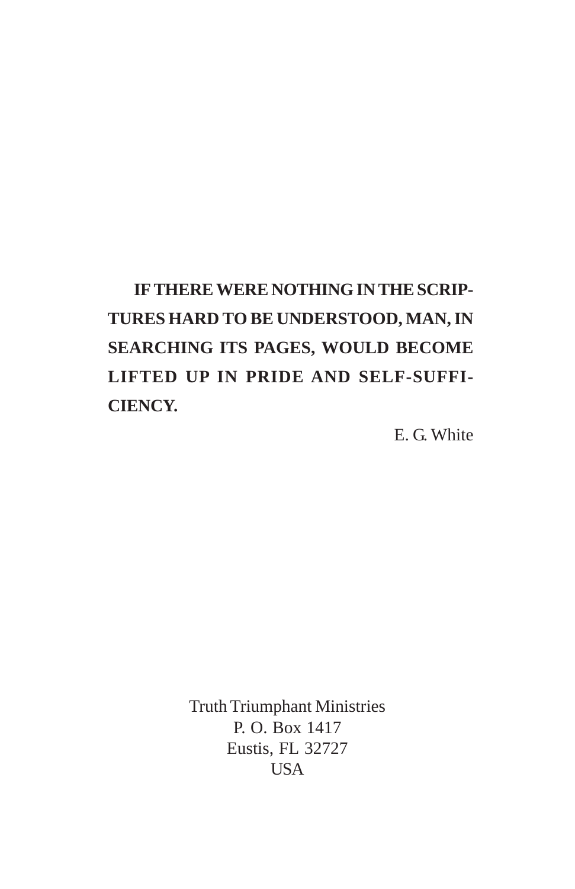**IF THERE WERE NOTHING IN THE SCRIPTURES HARD TO BE UNDERSTOOD, MAN, IN SEARCHING ITS PAGES, WOULD BECOME LIFTED UP IN PRIDE AND SELF-SUFFICIENCY.**

E. G. White

Truth Triumphant Ministries
P. O. Box 1417
Eustis, FL 32727
USA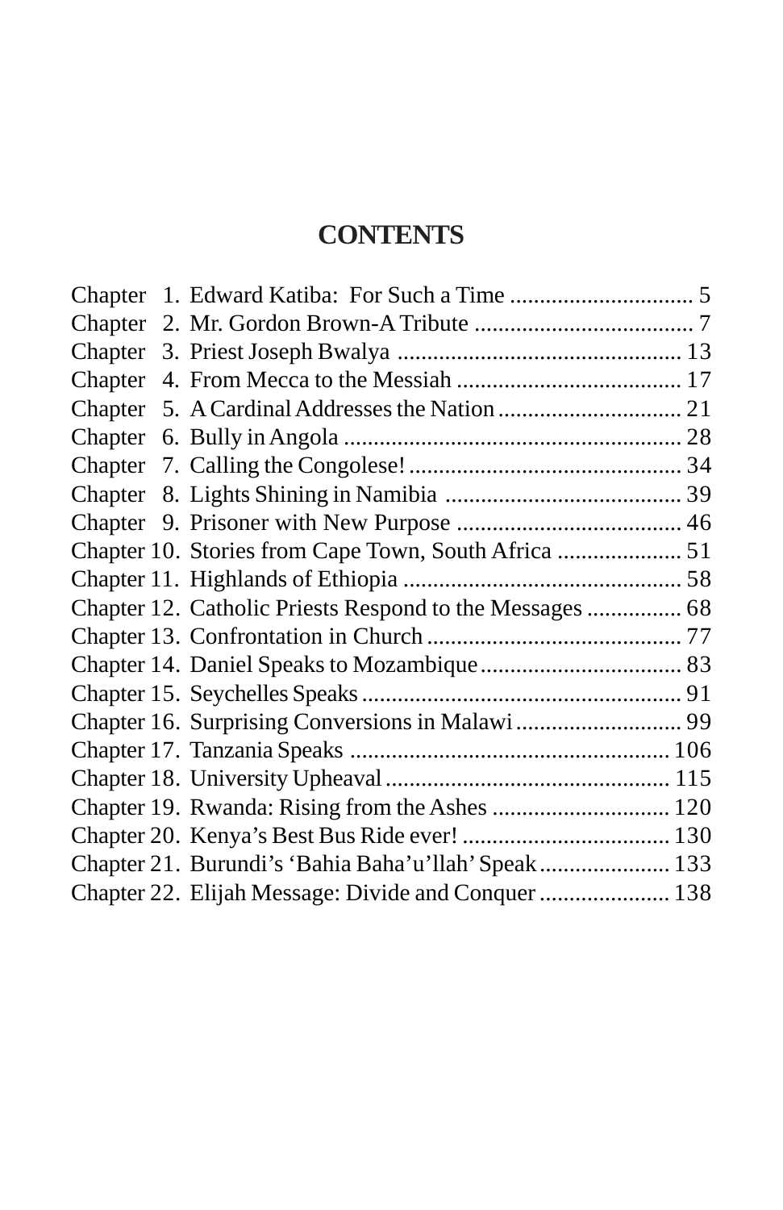# CONTENTS

Chapter 1. Edward Katiba: For Such a Time ............................... 5
Chapter 2. Mr. Gordon Brown-A Tribute ..................................... 7
Chapter 3. Priest Joseph Bwalya ................................................ 13
Chapter 4. From Mecca to the Messiah ...................................... 17
Chapter 5. A Cardinal Addresses the Nation ............................... 21
Chapter 6. Bully in Angola .......................................................... 28
Chapter 7. Calling the Congolese! .............................................. 34
Chapter 8. Lights Shining in Namibia ......................................... 39
Chapter 9. Prisoner with New Purpose ...................................... 46
Chapter 10. Stories from Cape Town, South Africa ..................... 51
Chapter 11. Highlands of Ethiopia ............................................... 58
Chapter 12. Catholic Priests Respond to the Messages ................ 68
Chapter 13. Confrontation in Church ........................................... 77
Chapter 14. Daniel Speaks to Mozambique .................................. 83
Chapter 15. Seychelles Speaks ...................................................... 91
Chapter 16. Surprising Conversions in Malawi ............................ 99
Chapter 17. Tanzania Speaks ...................................................... 106
Chapter 18. University Upheaval ................................................ 115
Chapter 19. Rwanda: Rising from the Ashes .............................. 120
Chapter 20. Kenya's Best Bus Ride ever! ................................... 130
Chapter 21. Burundi's 'Bahia Baha'u'llah' Speak ...................... 133
Chapter 22. Elijah Message: Divide and Conquer ...................... 138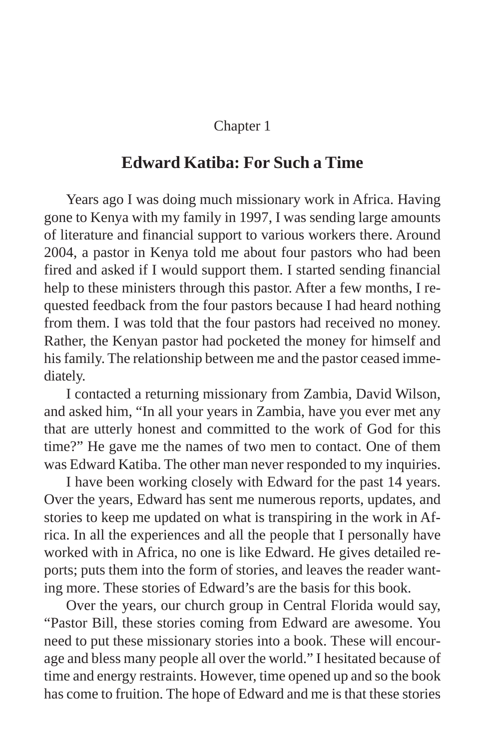Chapter 1

## Edward Katiba: For Such a Time

Years ago I was doing much missionary work in Africa. Having gone to Kenya with my family in 1997, I was sending large amounts of literature and financial support to various workers there. Around 2004, a pastor in Kenya told me about four pastors who had been fired and asked if I would support them. I started sending financial help to these ministers through this pastor. After a few months, I requested feedback from the four pastors because I had heard nothing from them. I was told that the four pastors had received no money. Rather, the Kenyan pastor had pocketed the money for himself and his family. The relationship between me and the pastor ceased immediately.

I contacted a returning missionary from Zambia, David Wilson, and asked him, "In all your years in Zambia, have you ever met any that are utterly honest and committed to the work of God for this time?" He gave me the names of two men to contact. One of them was Edward Katiba. The other man never responded to my inquiries.

I have been working closely with Edward for the past 14 years. Over the years, Edward has sent me numerous reports, updates, and stories to keep me updated on what is transpiring in the work in Africa. In all the experiences and all the people that I personally have worked with in Africa, no one is like Edward. He gives detailed reports; puts them into the form of stories, and leaves the reader wanting more. These stories of Edward's are the basis for this book.

Over the years, our church group in Central Florida would say, "Pastor Bill, these stories coming from Edward are awesome. You need to put these missionary stories into a book. These will encourage and bless many people all over the world." I hesitated because of time and energy restraints. However, time opened up and so the book has come to fruition. The hope of Edward and me is that these stories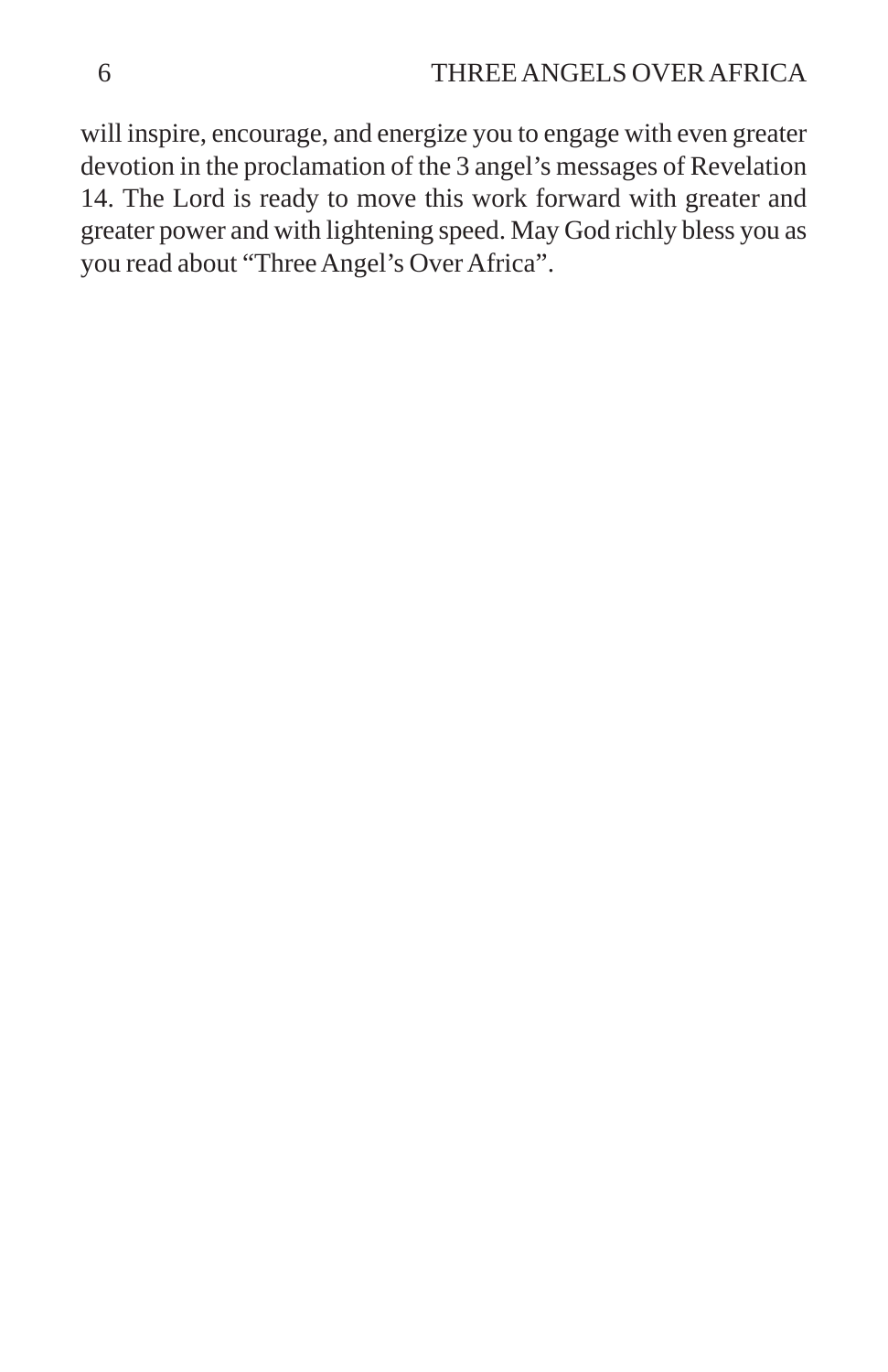will inspire, encourage, and energize you to engage with even greater devotion in the proclamation of the 3 angel's messages of Revelation 14. The Lord is ready to move this work forward with greater and greater power and with lightening speed. May God richly bless you as you read about "Three Angel's Over Africa".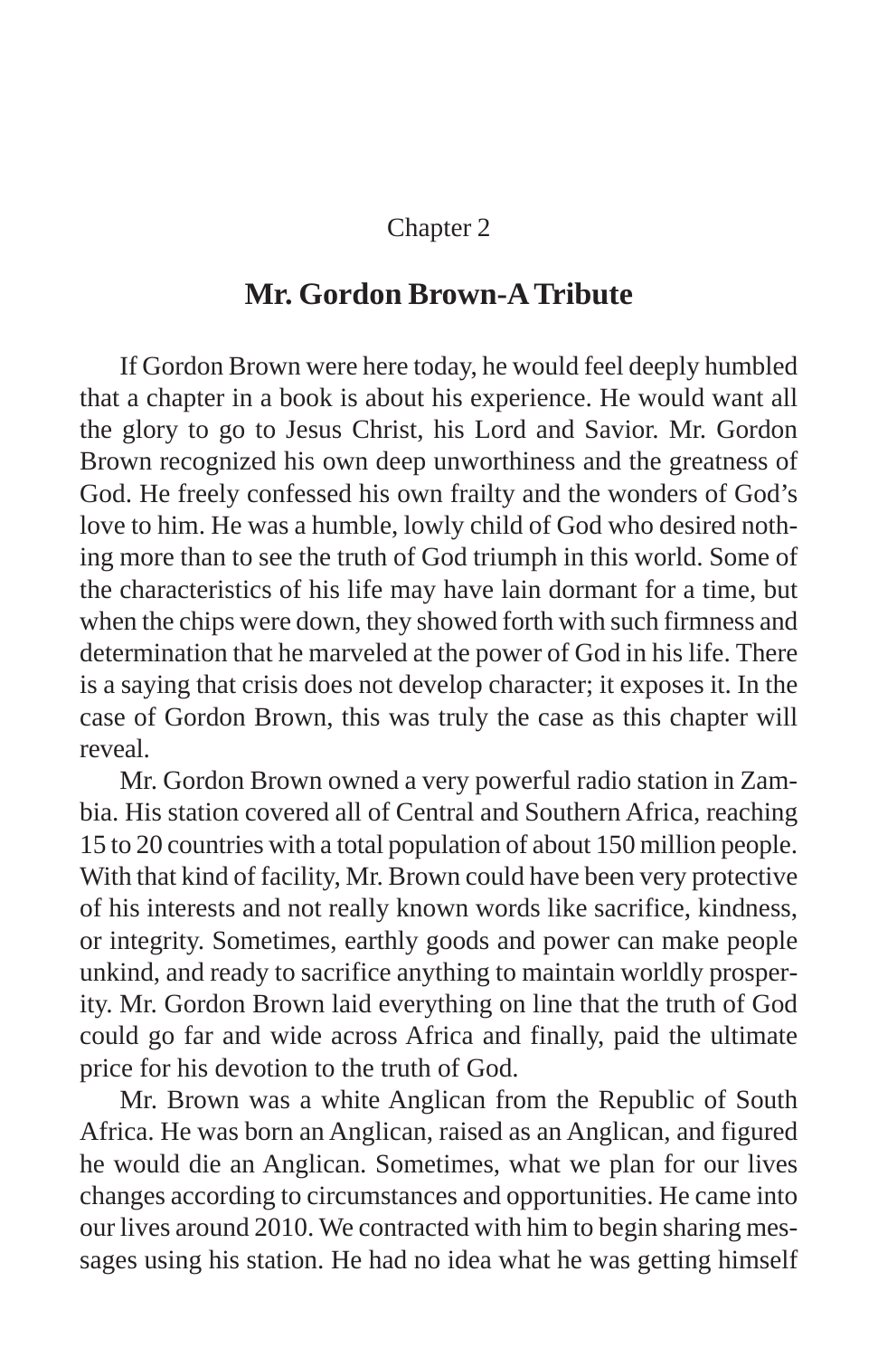Chapter 2

## Mr. Gordon Brown-A Tribute

If Gordon Brown were here today, he would feel deeply humbled that a chapter in a book is about his experience. He would want all the glory to go to Jesus Christ, his Lord and Savior. Mr. Gordon Brown recognized his own deep unworthiness and the greatness of God. He freely confessed his own frailty and the wonders of God's love to him. He was a humble, lowly child of God who desired nothing more than to see the truth of God triumph in this world. Some of the characteristics of his life may have lain dormant for a time, but when the chips were down, they showed forth with such firmness and determination that he marveled at the power of God in his life. There is a saying that crisis does not develop character; it exposes it. In the case of Gordon Brown, this was truly the case as this chapter will reveal.

Mr. Gordon Brown owned a very powerful radio station in Zambia. His station covered all of Central and Southern Africa, reaching 15 to 20 countries with a total population of about 150 million people. With that kind of facility, Mr. Brown could have been very protective of his interests and not really known words like sacrifice, kindness, or integrity. Sometimes, earthly goods and power can make people unkind, and ready to sacrifice anything to maintain worldly prosperity. Mr. Gordon Brown laid everything on line that the truth of God could go far and wide across Africa and finally, paid the ultimate price for his devotion to the truth of God.

Mr. Brown was a white Anglican from the Republic of South Africa. He was born an Anglican, raised as an Anglican, and figured he would die an Anglican. Sometimes, what we plan for our lives changes according to circumstances and opportunities. He came into our lives around 2010. We contracted with him to begin sharing messages using his station. He had no idea what he was getting himself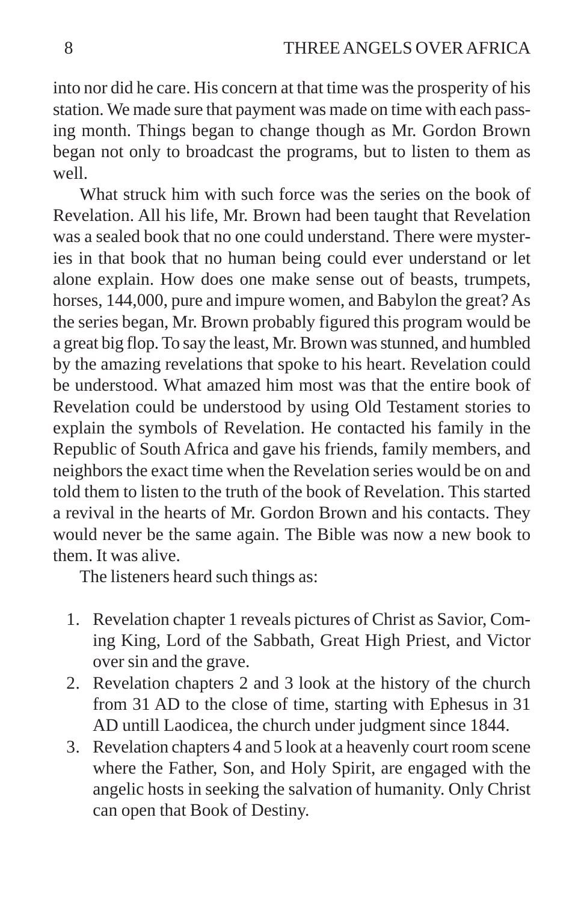into nor did he care. His concern at that time was the prosperity of his station. We made sure that payment was made on time with each passing month. Things began to change though as Mr. Gordon Brown began not only to broadcast the programs, but to listen to them as well.

What struck him with such force was the series on the book of Revelation. All his life, Mr. Brown had been taught that Revelation was a sealed book that no one could understand. There were mysteries in that book that no human being could ever understand or let alone explain. How does one make sense out of beasts, trumpets, horses, 144,000, pure and impure women, and Babylon the great? As the series began, Mr. Brown probably figured this program would be a great big flop. To say the least, Mr. Brown was stunned, and humbled by the amazing revelations that spoke to his heart. Revelation could be understood. What amazed him most was that the entire book of Revelation could be understood by using Old Testament stories to explain the symbols of Revelation. He contacted his family in the Republic of South Africa and gave his friends, family members, and neighbors the exact time when the Revelation series would be on and told them to listen to the truth of the book of Revelation. This started a revival in the hearts of Mr. Gordon Brown and his contacts. They would never be the same again. The Bible was now a new book to them. It was alive.

The listeners heard such things as:

1. Revelation chapter 1 reveals pictures of Christ as Savior, Coming King, Lord of the Sabbath, Great High Priest, and Victor over sin and the grave.
2. Revelation chapters 2 and 3 look at the history of the church from 31 AD to the close of time, starting with Ephesus in 31 AD untill Laodicea, the church under judgment since 1844.
3. Revelation chapters 4 and 5 look at a heavenly court room scene where the Father, Son, and Holy Spirit, are engaged with the angelic hosts in seeking the salvation of humanity. Only Christ can open that Book of Destiny.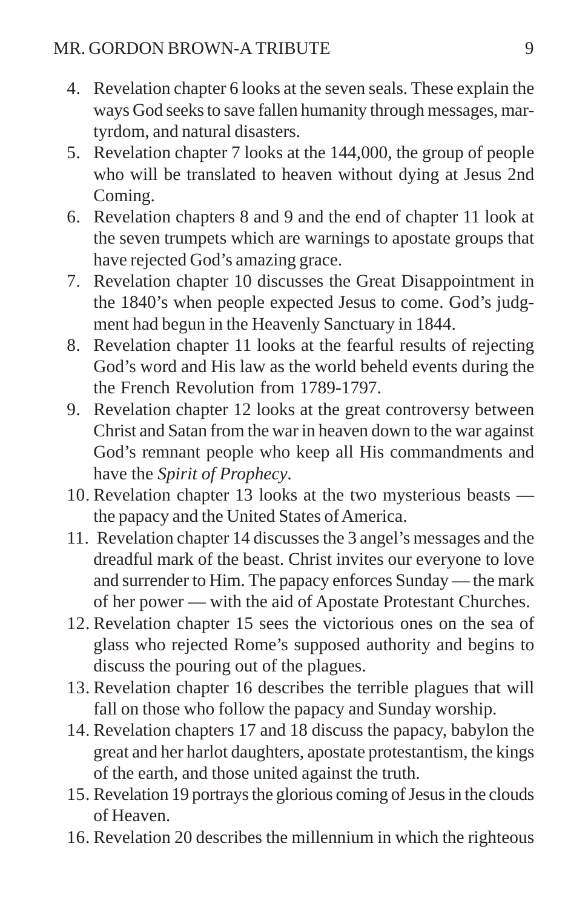4. Revelation chapter 6 looks at the seven seals. These explain the ways God seeks to save fallen humanity through messages, martyrdom, and natural disasters.
5. Revelation chapter 7 looks at the 144,000, the group of people who will be translated to heaven without dying at Jesus 2nd Coming.
6. Revelation chapters 8 and 9 and the end of chapter 11 look at the seven trumpets which are warnings to apostate groups that have rejected God's amazing grace.
7. Revelation chapter 10 discusses the Great Disappointment in the 1840's when people expected Jesus to come. God's judgment had begun in the Heavenly Sanctuary in 1844.
8. Revelation chapter 11 looks at the fearful results of rejecting God's word and His law as the world beheld events during the the French Revolution from 1789-1797.
9. Revelation chapter 12 looks at the great controversy between Christ and Satan from the war in heaven down to the war against God's remnant people who keep all His commandments and have the *Spirit of Prophecy*.
10. Revelation chapter 13 looks at the two mysterious beasts — the papacy and the United States of America.
11. Revelation chapter 14 discusses the 3 angel's messages and the dreadful mark of the beast. Christ invites our everyone to love and surrender to Him. The papacy enforces Sunday — the mark of her power — with the aid of Apostate Protestant Churches.
12. Revelation chapter 15 sees the victorious ones on the sea of glass who rejected Rome's supposed authority and begins to discuss the pouring out of the plagues.
13. Revelation chapter 16 describes the terrible plagues that will fall on those who follow the papacy and Sunday worship.
14. Revelation chapters 17 and 18 discuss the papacy, babylon the great and her harlot daughters, apostate protestantism, the kings of the earth, and those united against the truth.
15. Revelation 19 portrays the glorious coming of Jesus in the clouds of Heaven.
16. Revelation 20 describes the millennium in which the righteous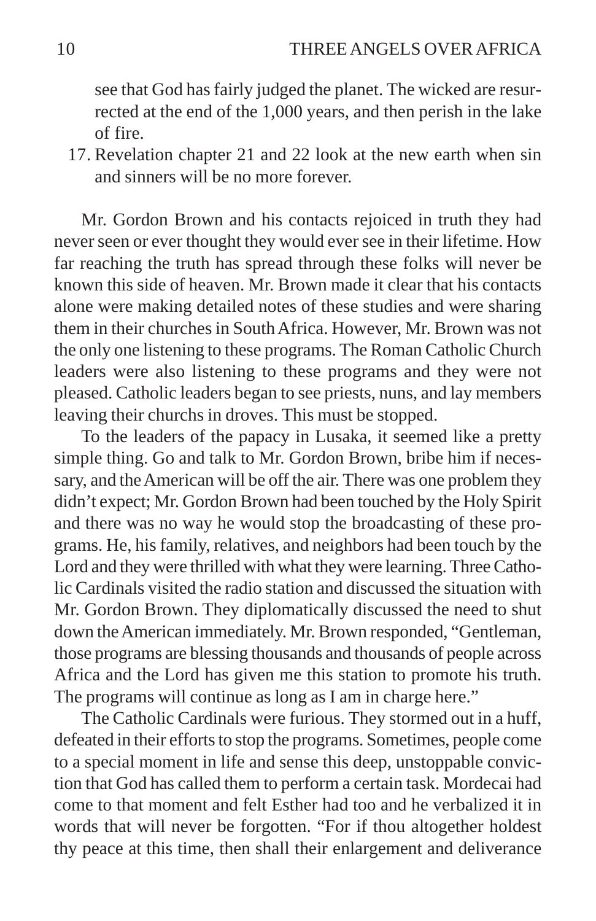see that God has fairly judged the planet. The wicked are resurrected at the end of the 1,000 years, and then perish in the lake of fire.

17. Revelation chapter 21 and 22 look at the new earth when sin and sinners will be no more forever.

Mr. Gordon Brown and his contacts rejoiced in truth they had never seen or ever thought they would ever see in their lifetime. How far reaching the truth has spread through these folks will never be known this side of heaven. Mr. Brown made it clear that his contacts alone were making detailed notes of these studies and were sharing them in their churches in South Africa. However, Mr. Brown was not the only one listening to these programs. The Roman Catholic Church leaders were also listening to these programs and they were not pleased. Catholic leaders began to see priests, nuns, and lay members leaving their churchs in droves. This must be stopped.

To the leaders of the papacy in Lusaka, it seemed like a pretty simple thing. Go and talk to Mr. Gordon Brown, bribe him if necessary, and the American will be off the air. There was one problem they didn't expect; Mr. Gordon Brown had been touched by the Holy Spirit and there was no way he would stop the broadcasting of these programs. He, his family, relatives, and neighbors had been touch by the Lord and they were thrilled with what they were learning. Three Catholic Cardinals visited the radio station and discussed the situation with Mr. Gordon Brown. They diplomatically discussed the need to shut down the American immediately. Mr. Brown responded, "Gentleman, those programs are blessing thousands and thousands of people across Africa and the Lord has given me this station to promote his truth. The programs will continue as long as I am in charge here."

The Catholic Cardinals were furious. They stormed out in a huff, defeated in their efforts to stop the programs. Sometimes, people come to a special moment in life and sense this deep, unstoppable conviction that God has called them to perform a certain task. Mordecai had come to that moment and felt Esther had too and he verbalized it in words that will never be forgotten. "For if thou altogether holdest thy peace at this time, then shall their enlargement and deliverance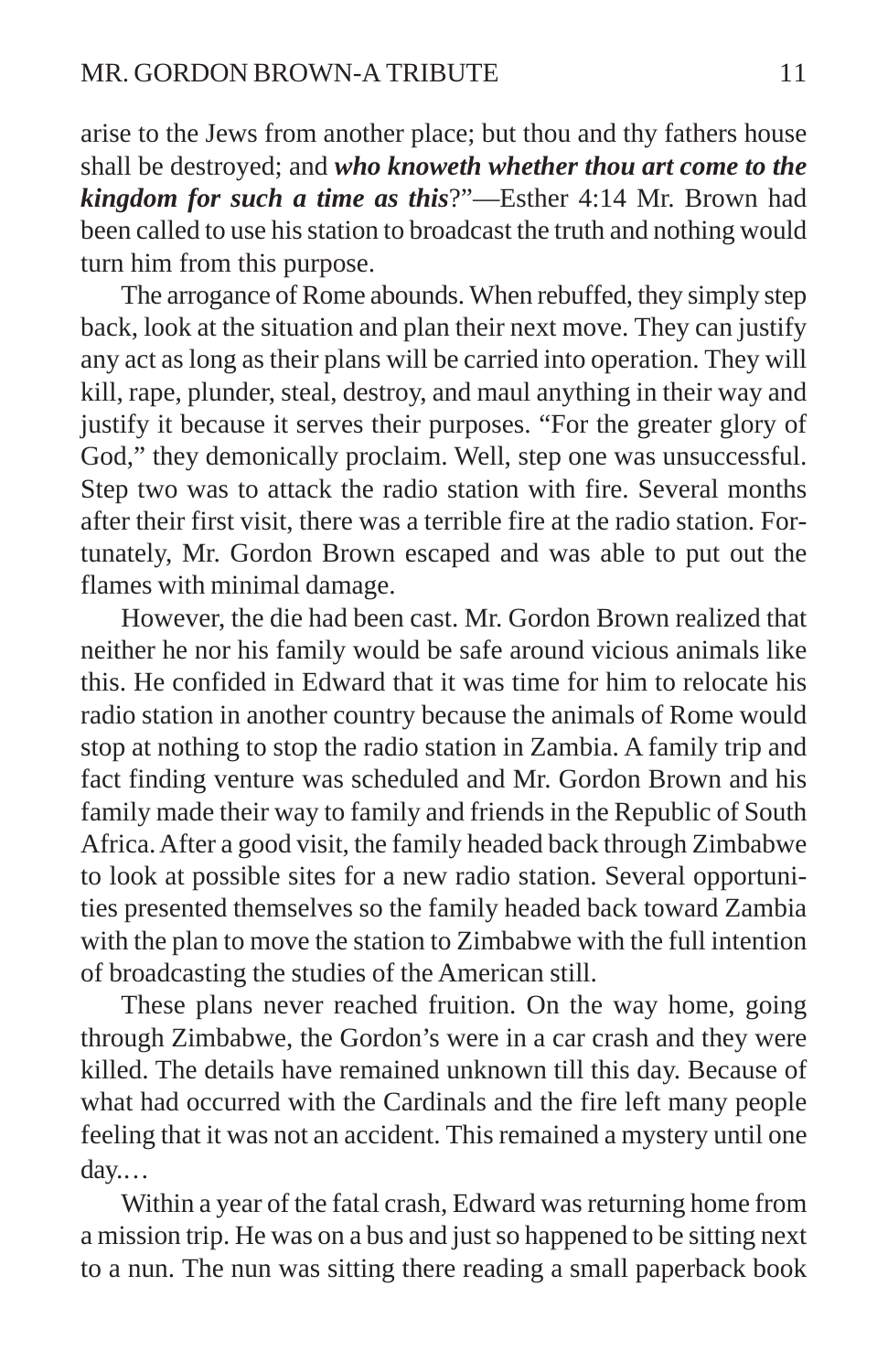arise to the Jews from another place; but thou and thy fathers house shall be destroyed; and ***who knoweth whether thou art come to the kingdom for such a time as this***?"—Esther 4:14 Mr. Brown had been called to use his station to broadcast the truth and nothing would turn him from this purpose.

The arrogance of Rome abounds. When rebuffed, they simply step back, look at the situation and plan their next move. They can justify any act as long as their plans will be carried into operation. They will kill, rape, plunder, steal, destroy, and maul anything in their way and justify it because it serves their purposes. "For the greater glory of God," they demonically proclaim. Well, step one was unsuccessful. Step two was to attack the radio station with fire. Several months after their first visit, there was a terrible fire at the radio station. Fortunately, Mr. Gordon Brown escaped and was able to put out the flames with minimal damage.

However, the die had been cast. Mr. Gordon Brown realized that neither he nor his family would be safe around vicious animals like this. He confided in Edward that it was time for him to relocate his radio station in another country because the animals of Rome would stop at nothing to stop the radio station in Zambia. A family trip and fact finding venture was scheduled and Mr. Gordon Brown and his family made their way to family and friends in the Republic of South Africa. After a good visit, the family headed back through Zimbabwe to look at possible sites for a new radio station. Several opportunities presented themselves so the family headed back toward Zambia with the plan to move the station to Zimbabwe with the full intention of broadcasting the studies of the American still.

These plans never reached fruition. On the way home, going through Zimbabwe, the Gordon's were in a car crash and they were killed. The details have remained unknown till this day. Because of what had occurred with the Cardinals and the fire left many people feeling that it was not an accident. This remained a mystery until one day.…

Within a year of the fatal crash, Edward was returning home from a mission trip. He was on a bus and just so happened to be sitting next to a nun. The nun was sitting there reading a small paperback book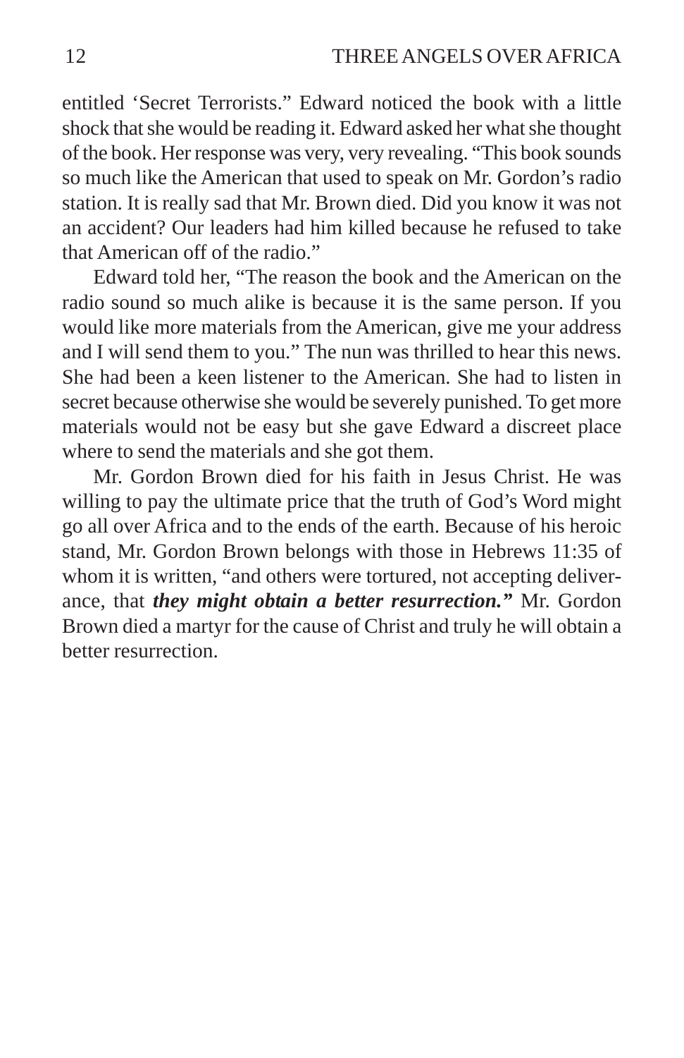entitled 'Secret Terrorists." Edward noticed the book with a little shock that she would be reading it. Edward asked her what she thought of the book. Her response was very, very revealing. "This book sounds so much like the American that used to speak on Mr. Gordon's radio station. It is really sad that Mr. Brown died. Did you know it was not an accident? Our leaders had him killed because he refused to take that American off of the radio."

Edward told her, "The reason the book and the American on the radio sound so much alike is because it is the same person. If you would like more materials from the American, give me your address and I will send them to you." The nun was thrilled to hear this news. She had been a keen listener to the American. She had to listen in secret because otherwise she would be severely punished. To get more materials would not be easy but she gave Edward a discreet place where to send the materials and she got them.

Mr. Gordon Brown died for his faith in Jesus Christ. He was willing to pay the ultimate price that the truth of God's Word might go all over Africa and to the ends of the earth. Because of his heroic stand, Mr. Gordon Brown belongs with those in Hebrews 11:35 of whom it is written, "and others were tortured, not accepting deliverance, that ***they might obtain a better resurrection."*** Mr. Gordon Brown died a martyr for the cause of Christ and truly he will obtain a better resurrection.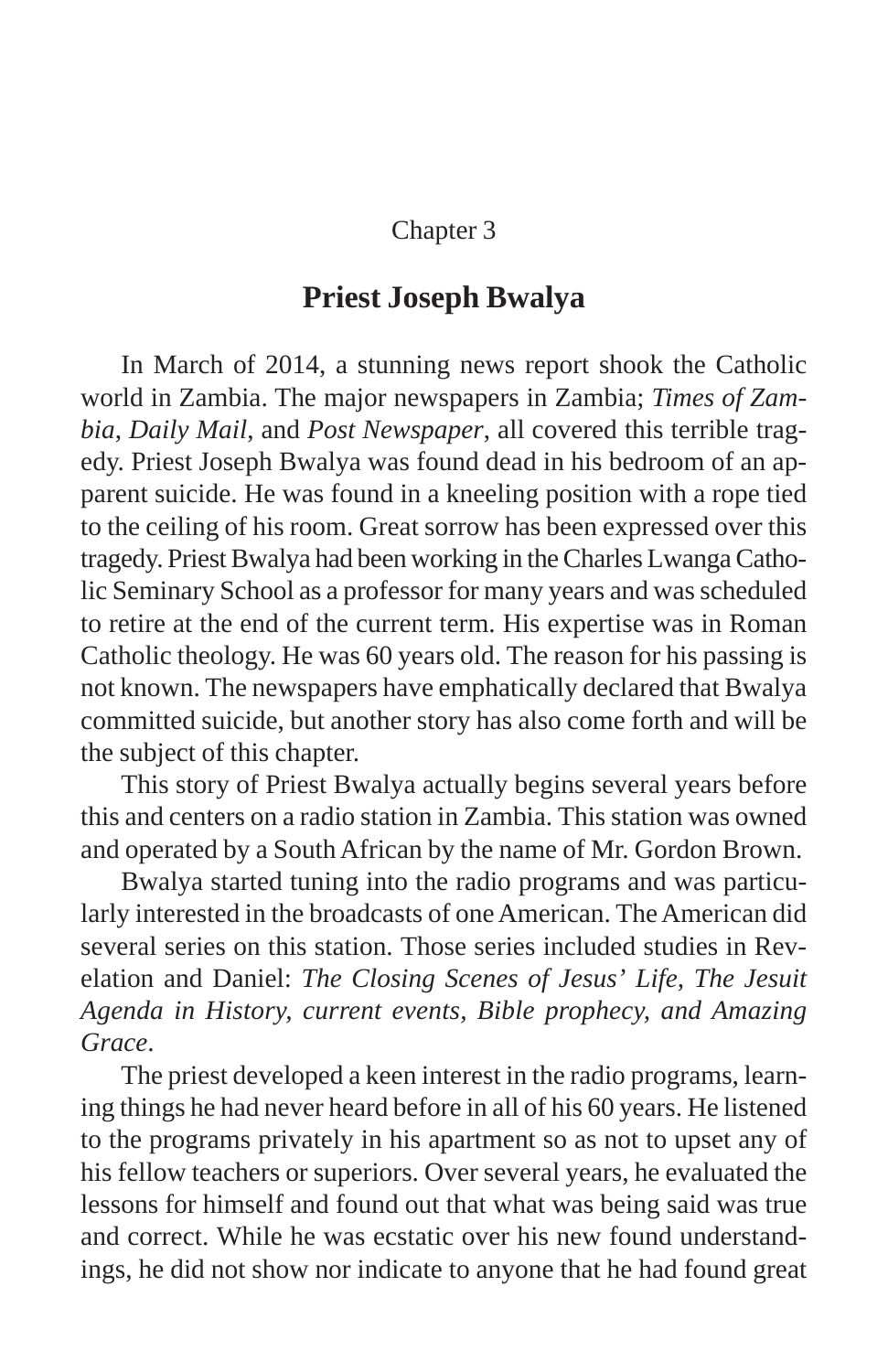Chapter 3

## Priest Joseph Bwalya

In March of 2014, a stunning news report shook the Catholic world in Zambia. The major newspapers in Zambia; *Times of Zambia*, *Daily Mail*, and *Post Newspaper*, all covered this terrible tragedy. Priest Joseph Bwalya was found dead in his bedroom of an apparent suicide. He was found in a kneeling position with a rope tied to the ceiling of his room. Great sorrow has been expressed over this tragedy. Priest Bwalya had been working in the Charles Lwanga Catholic Seminary School as a professor for many years and was scheduled to retire at the end of the current term. His expertise was in Roman Catholic theology. He was 60 years old. The reason for his passing is not known. The newspapers have emphatically declared that Bwalya committed suicide, but another story has also come forth and will be the subject of this chapter.

This story of Priest Bwalya actually begins several years before this and centers on a radio station in Zambia. This station was owned and operated by a South African by the name of Mr. Gordon Brown.

Bwalya started tuning into the radio programs and was particularly interested in the broadcasts of one American. The American did several series on this station. Those series included studies in Revelation and Daniel: *The Closing Scenes of Jesus' Life, The Jesuit Agenda in History, current events, Bible prophecy, and Amazing Grace*.

The priest developed a keen interest in the radio programs, learning things he had never heard before in all of his 60 years. He listened to the programs privately in his apartment so as not to upset any of his fellow teachers or superiors. Over several years, he evaluated the lessons for himself and found out that what was being said was true and correct. While he was ecstatic over his new found understandings, he did not show nor indicate to anyone that he had found great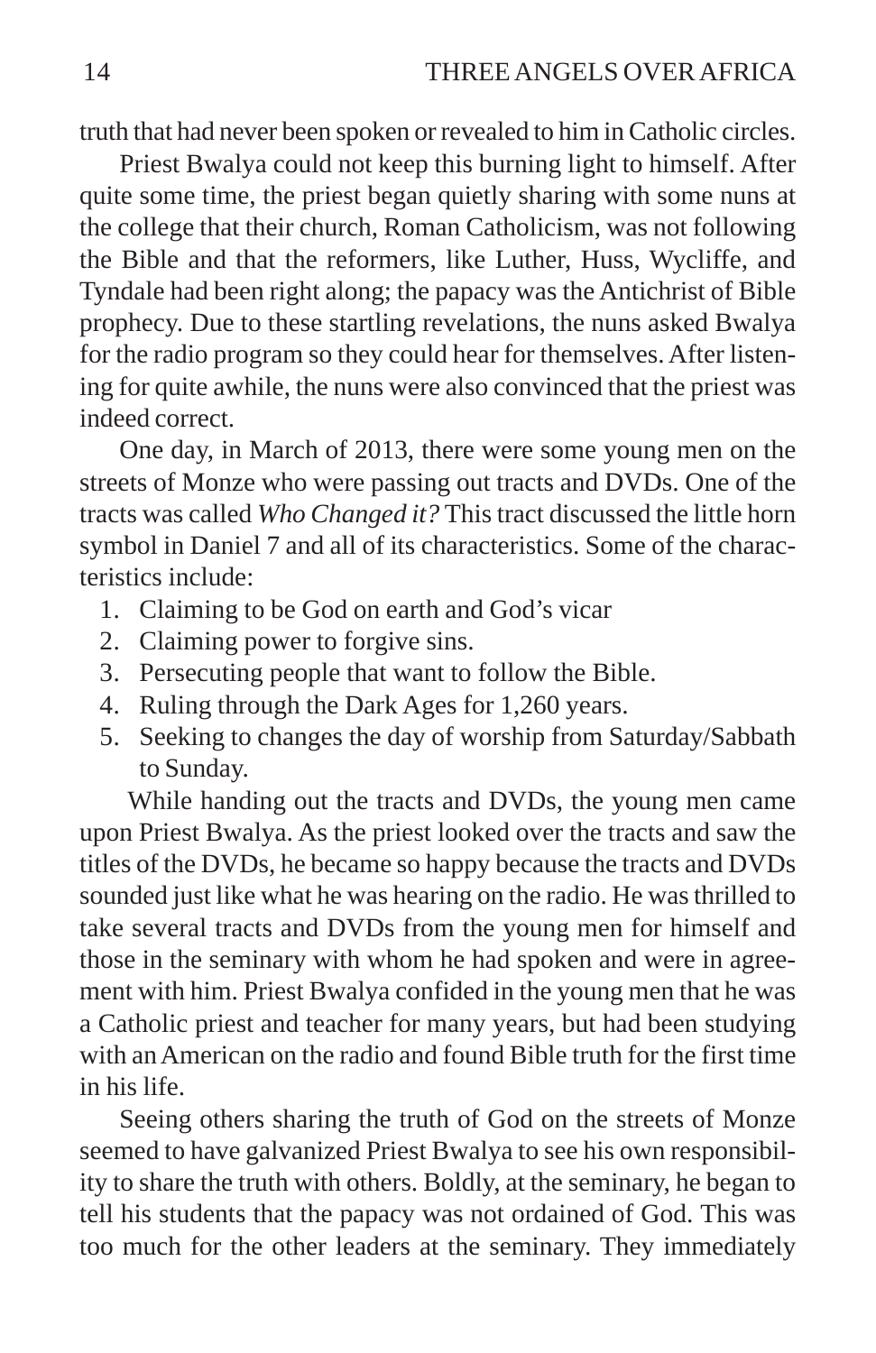truth that had never been spoken or revealed to him in Catholic circles.

Priest Bwalya could not keep this burning light to himself. After quite some time, the priest began quietly sharing with some nuns at the college that their church, Roman Catholicism, was not following the Bible and that the reformers, like Luther, Huss, Wycliffe, and Tyndale had been right along; the papacy was the Antichrist of Bible prophecy. Due to these startling revelations, the nuns asked Bwalya for the radio program so they could hear for themselves. After listening for quite awhile, the nuns were also convinced that the priest was indeed correct.

One day, in March of 2013, there were some young men on the streets of Monze who were passing out tracts and DVDs. One of the tracts was called *Who Changed it?* This tract discussed the little horn symbol in Daniel 7 and all of its characteristics. Some of the characteristics include:

1. Claiming to be God on earth and God's vicar
2. Claiming power to forgive sins.
3. Persecuting people that want to follow the Bible.
4. Ruling through the Dark Ages for 1,260 years.
5. Seeking to changes the day of worship from Saturday/Sabbath to Sunday.

While handing out the tracts and DVDs, the young men came upon Priest Bwalya. As the priest looked over the tracts and saw the titles of the DVDs, he became so happy because the tracts and DVDs sounded just like what he was hearing on the radio. He was thrilled to take several tracts and DVDs from the young men for himself and those in the seminary with whom he had spoken and were in agreement with him. Priest Bwalya confided in the young men that he was a Catholic priest and teacher for many years, but had been studying with an American on the radio and found Bible truth for the first time in his life.

Seeing others sharing the truth of God on the streets of Monze seemed to have galvanized Priest Bwalya to see his own responsibility to share the truth with others. Boldly, at the seminary, he began to tell his students that the papacy was not ordained of God. This was too much for the other leaders at the seminary. They immediately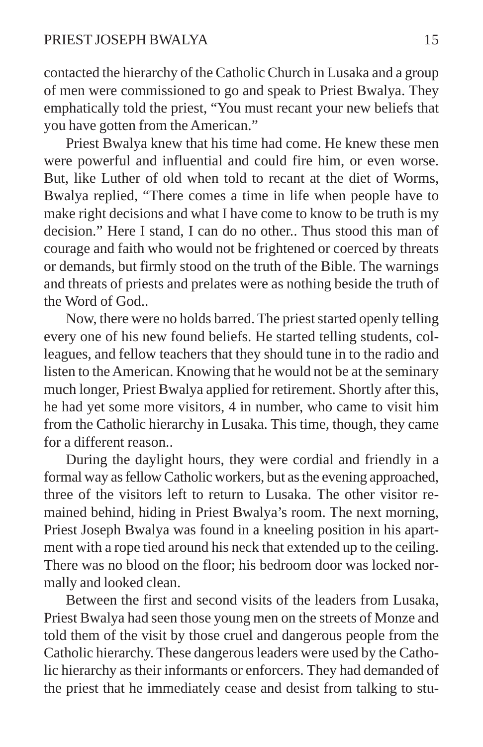contacted the hierarchy of the Catholic Church in Lusaka and a group of men were commissioned to go and speak to Priest Bwalya. They emphatically told the priest, "You must recant your new beliefs that you have gotten from the American."

Priest Bwalya knew that his time had come. He knew these men were powerful and influential and could fire him, or even worse. But, like Luther of old when told to recant at the diet of Worms, Bwalya replied, "There comes a time in life when people have to make right decisions and what I have come to know to be truth is my decision." Here I stand, I can do no other.. Thus stood this man of courage and faith who would not be frightened or coerced by threats or demands, but firmly stood on the truth of the Bible. The warnings and threats of priests and prelates were as nothing beside the truth of the Word of God..

Now, there were no holds barred. The priest started openly telling every one of his new found beliefs. He started telling students, colleagues, and fellow teachers that they should tune in to the radio and listen to the American. Knowing that he would not be at the seminary much longer, Priest Bwalya applied for retirement. Shortly after this, he had yet some more visitors, 4 in number, who came to visit him from the Catholic hierarchy in Lusaka. This time, though, they came for a different reason..

During the daylight hours, they were cordial and friendly in a formal way as fellow Catholic workers, but as the evening approached, three of the visitors left to return to Lusaka. The other visitor remained behind, hiding in Priest Bwalya's room. The next morning, Priest Joseph Bwalya was found in a kneeling position in his apartment with a rope tied around his neck that extended up to the ceiling. There was no blood on the floor; his bedroom door was locked normally and looked clean.

Between the first and second visits of the leaders from Lusaka, Priest Bwalya had seen those young men on the streets of Monze and told them of the visit by those cruel and dangerous people from the Catholic hierarchy. These dangerous leaders were used by the Catholic hierarchy as their informants or enforcers. They had demanded of the priest that he immediately cease and desist from talking to stu-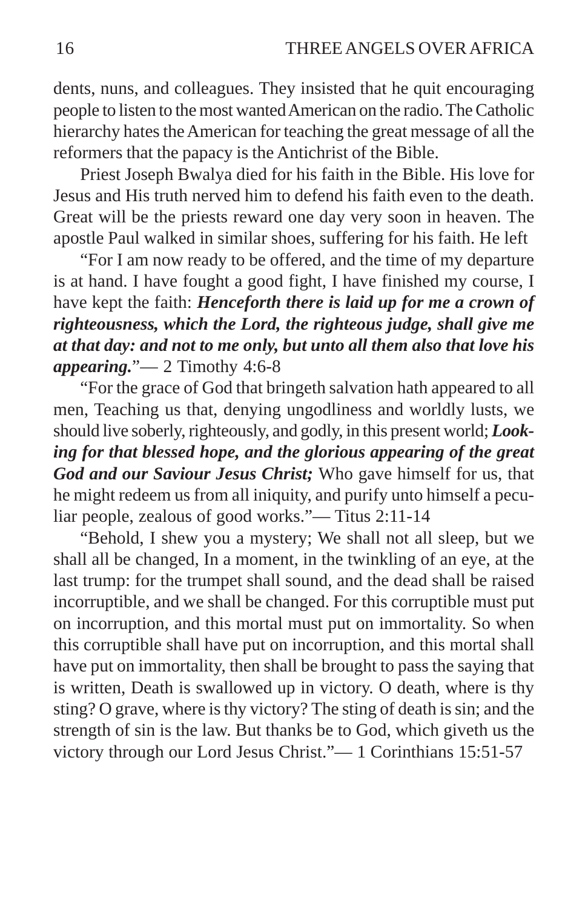dents, nuns, and colleagues. They insisted that he quit encouraging people to listen to the most wanted American on the radio. The Catholic hierarchy hates the American for teaching the great message of all the reformers that the papacy is the Antichrist of the Bible.

Priest Joseph Bwalya died for his faith in the Bible. His love for Jesus and His truth nerved him to defend his faith even to the death. Great will be the priests reward one day very soon in heaven. The apostle Paul walked in similar shoes, suffering for his faith. He left

"For I am now ready to be offered, and the time of my departure is at hand. I have fought a good fight, I have finished my course, I have kept the faith: ***Henceforth there is laid up for me a crown of righteousness, which the Lord, the righteous judge, shall give me at that day: and not to me only, but unto all them also that love his appearing.***"— 2 Timothy 4:6-8

"For the grace of God that bringeth salvation hath appeared to all men, Teaching us that, denying ungodliness and worldly lusts, we should live soberly, righteously, and godly, in this present world; ***Looking for that blessed hope, and the glorious appearing of the great God and our Saviour Jesus Christ;*** Who gave himself for us, that he might redeem us from all iniquity, and purify unto himself a peculiar people, zealous of good works."— Titus 2:11-14

"Behold, I shew you a mystery; We shall not all sleep, but we shall all be changed, In a moment, in the twinkling of an eye, at the last trump: for the trumpet shall sound, and the dead shall be raised incorruptible, and we shall be changed. For this corruptible must put on incorruption, and this mortal must put on immortality. So when this corruptible shall have put on incorruption, and this mortal shall have put on immortality, then shall be brought to pass the saying that is written, Death is swallowed up in victory. O death, where is thy sting? O grave, where is thy victory? The sting of death is sin; and the strength of sin is the law. But thanks be to God, which giveth us the victory through our Lord Jesus Christ."— 1 Corinthians 15:51-57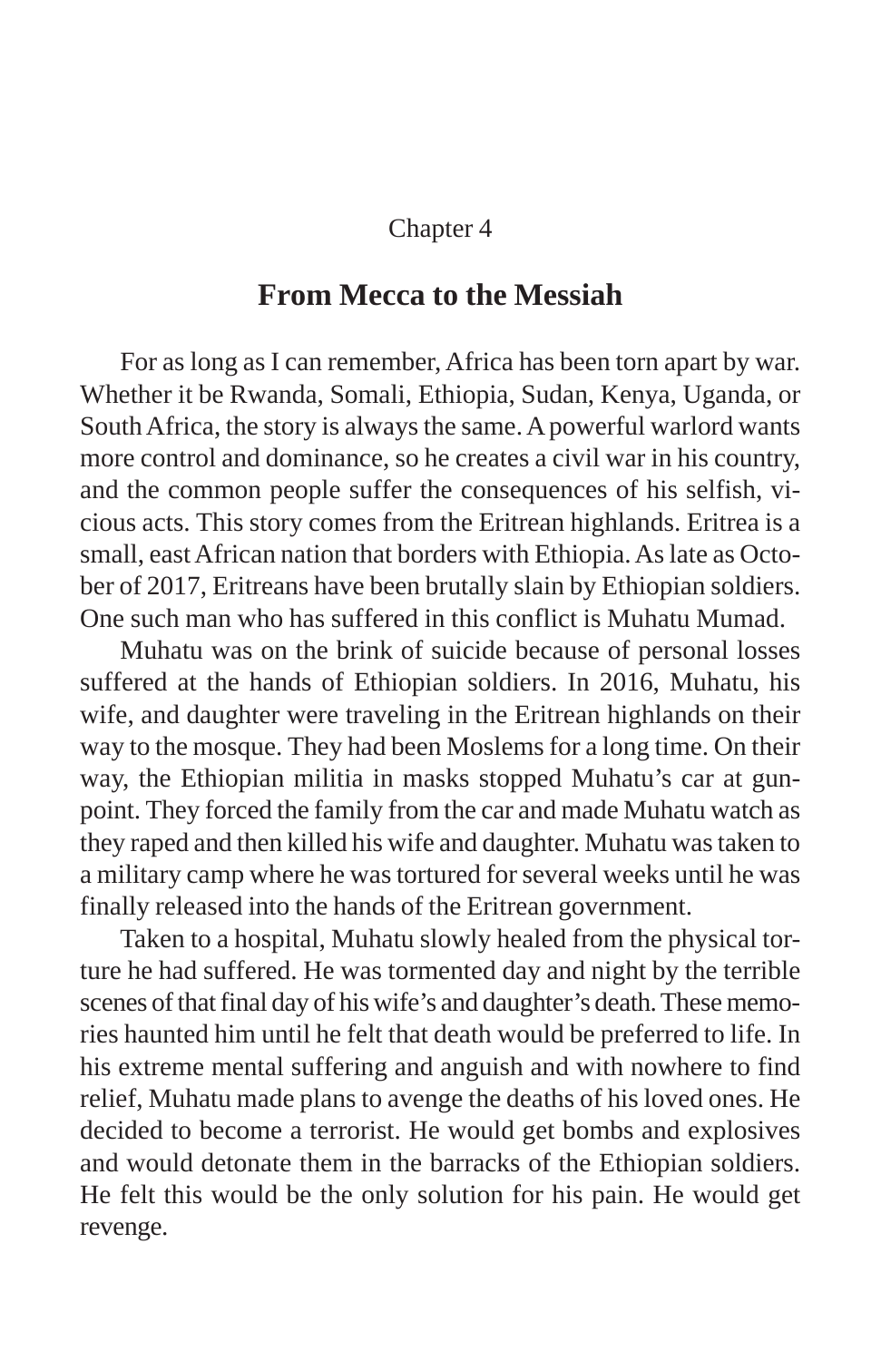Chapter 4

## From Mecca to the Messiah

For as long as I can remember, Africa has been torn apart by war. Whether it be Rwanda, Somali, Ethiopia, Sudan, Kenya, Uganda, or South Africa, the story is always the same. A powerful warlord wants more control and dominance, so he creates a civil war in his country, and the common people suffer the consequences of his selfish, vicious acts. This story comes from the Eritrean highlands. Eritrea is a small, east African nation that borders with Ethiopia. As late as October of 2017, Eritreans have been brutally slain by Ethiopian soldiers. One such man who has suffered in this conflict is Muhatu Mumad.

Muhatu was on the brink of suicide because of personal losses suffered at the hands of Ethiopian soldiers. In 2016, Muhatu, his wife, and daughter were traveling in the Eritrean highlands on their way to the mosque. They had been Moslems for a long time. On their way, the Ethiopian militia in masks stopped Muhatu's car at gunpoint. They forced the family from the car and made Muhatu watch as they raped and then killed his wife and daughter. Muhatu was taken to a military camp where he was tortured for several weeks until he was finally released into the hands of the Eritrean government.

Taken to a hospital, Muhatu slowly healed from the physical torture he had suffered. He was tormented day and night by the terrible scenes of that final day of his wife's and daughter's death. These memories haunted him until he felt that death would be preferred to life. In his extreme mental suffering and anguish and with nowhere to find relief, Muhatu made plans to avenge the deaths of his loved ones. He decided to become a terrorist. He would get bombs and explosives and would detonate them in the barracks of the Ethiopian soldiers. He felt this would be the only solution for his pain. He would get revenge.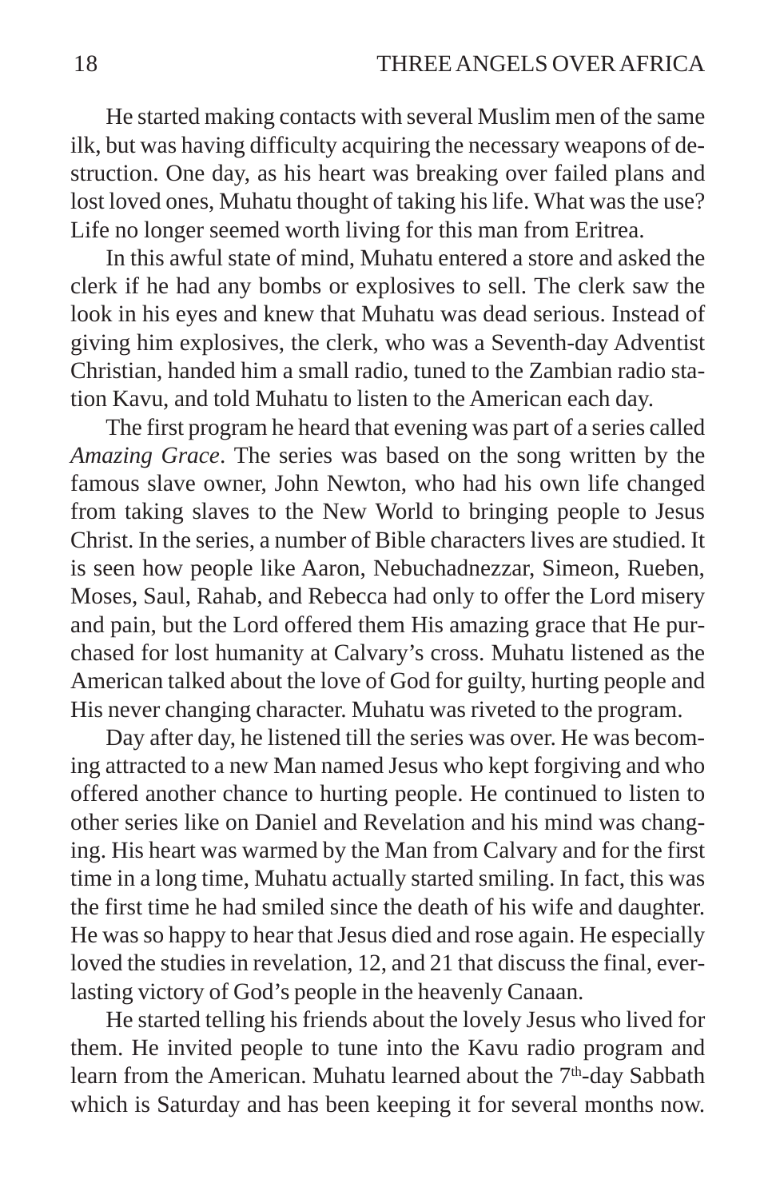He started making contacts with several Muslim men of the same ilk, but was having difficulty acquiring the necessary weapons of destruction. One day, as his heart was breaking over failed plans and lost loved ones, Muhatu thought of taking his life. What was the use? Life no longer seemed worth living for this man from Eritrea.

In this awful state of mind, Muhatu entered a store and asked the clerk if he had any bombs or explosives to sell. The clerk saw the look in his eyes and knew that Muhatu was dead serious. Instead of giving him explosives, the clerk, who was a Seventh-day Adventist Christian, handed him a small radio, tuned to the Zambian radio station Kavu, and told Muhatu to listen to the American each day.

The first program he heard that evening was part of a series called *Amazing Grace*. The series was based on the song written by the famous slave owner, John Newton, who had his own life changed from taking slaves to the New World to bringing people to Jesus Christ. In the series, a number of Bible characters lives are studied. It is seen how people like Aaron, Nebuchadnezzar, Simeon, Rueben, Moses, Saul, Rahab, and Rebecca had only to offer the Lord misery and pain, but the Lord offered them His amazing grace that He purchased for lost humanity at Calvary's cross. Muhatu listened as the American talked about the love of God for guilty, hurting people and His never changing character. Muhatu was riveted to the program.

Day after day, he listened till the series was over. He was becoming attracted to a new Man named Jesus who kept forgiving and who offered another chance to hurting people. He continued to listen to other series like on Daniel and Revelation and his mind was changing. His heart was warmed by the Man from Calvary and for the first time in a long time, Muhatu actually started smiling. In fact, this was the first time he had smiled since the death of his wife and daughter. He was so happy to hear that Jesus died and rose again. He especially loved the studies in revelation, 12, and 21 that discuss the final, everlasting victory of God's people in the heavenly Canaan.

He started telling his friends about the lovely Jesus who lived for them. He invited people to tune into the Kavu radio program and learn from the American. Muhatu learned about the 7th-day Sabbath which is Saturday and has been keeping it for several months now.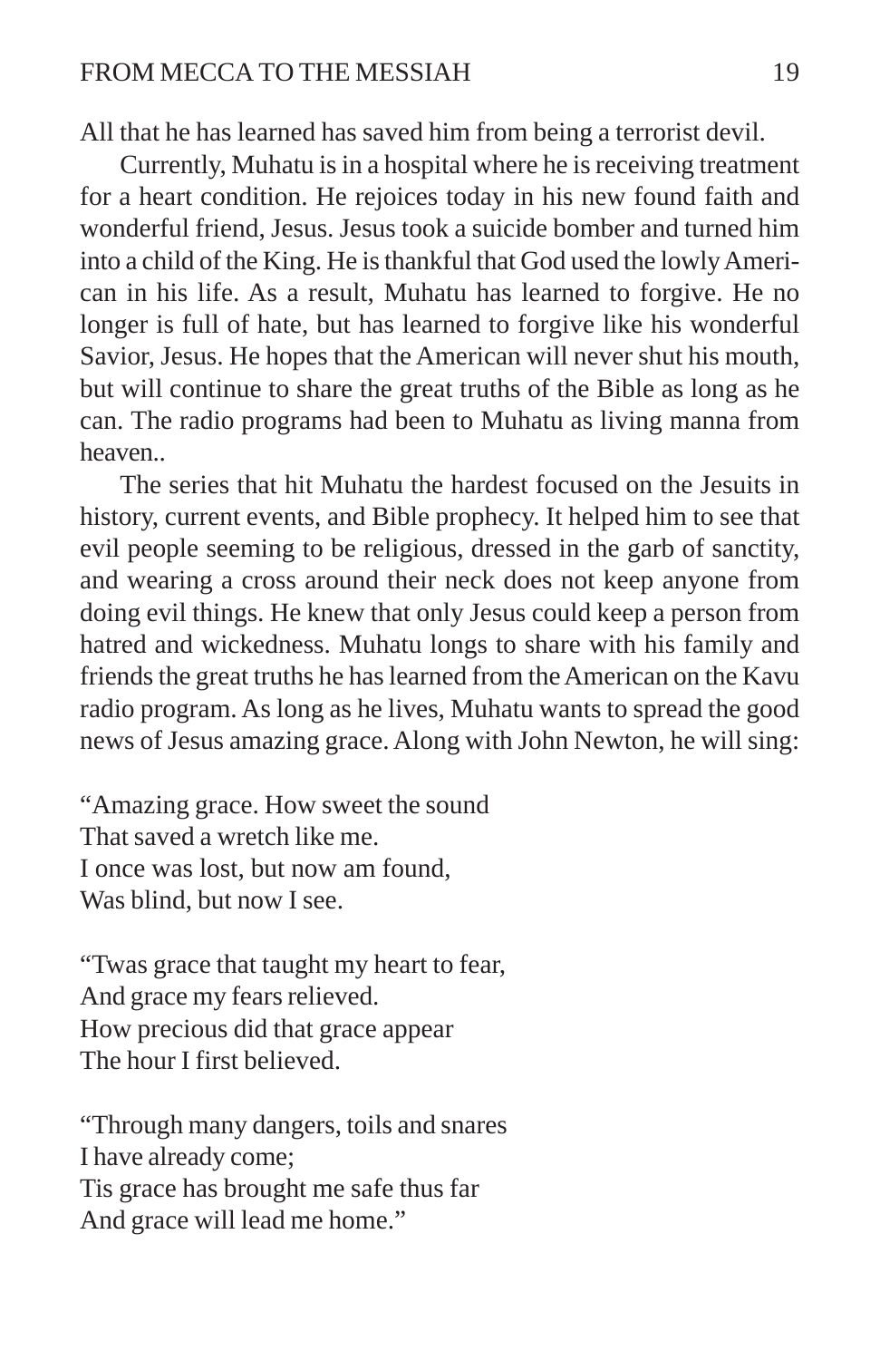All that he has learned has saved him from being a terrorist devil.

Currently, Muhatu is in a hospital where he is receiving treatment for a heart condition. He rejoices today in his new found faith and wonderful friend, Jesus. Jesus took a suicide bomber and turned him into a child of the King. He is thankful that God used the lowly American in his life. As a result, Muhatu has learned to forgive. He no longer is full of hate, but has learned to forgive like his wonderful Savior, Jesus. He hopes that the American will never shut his mouth, but will continue to share the great truths of the Bible as long as he can. The radio programs had been to Muhatu as living manna from heaven..

The series that hit Muhatu the hardest focused on the Jesuits in history, current events, and Bible prophecy. It helped him to see that evil people seeming to be religious, dressed in the garb of sanctity, and wearing a cross around their neck does not keep anyone from doing evil things. He knew that only Jesus could keep a person from hatred and wickedness. Muhatu longs to share with his family and friends the great truths he has learned from the American on the Kavu radio program. As long as he lives, Muhatu wants to spread the good news of Jesus amazing grace. Along with John Newton, he will sing:

"Amazing grace. How sweet the sound
That saved a wretch like me.
I once was lost, but now am found,
Was blind, but now I see.

"Twas grace that taught my heart to fear,
And grace my fears relieved.
How precious did that grace appear
The hour I first believed.

"Through many dangers, toils and snares
I have already come;
Tis grace has brought me safe thus far
And grace will lead me home."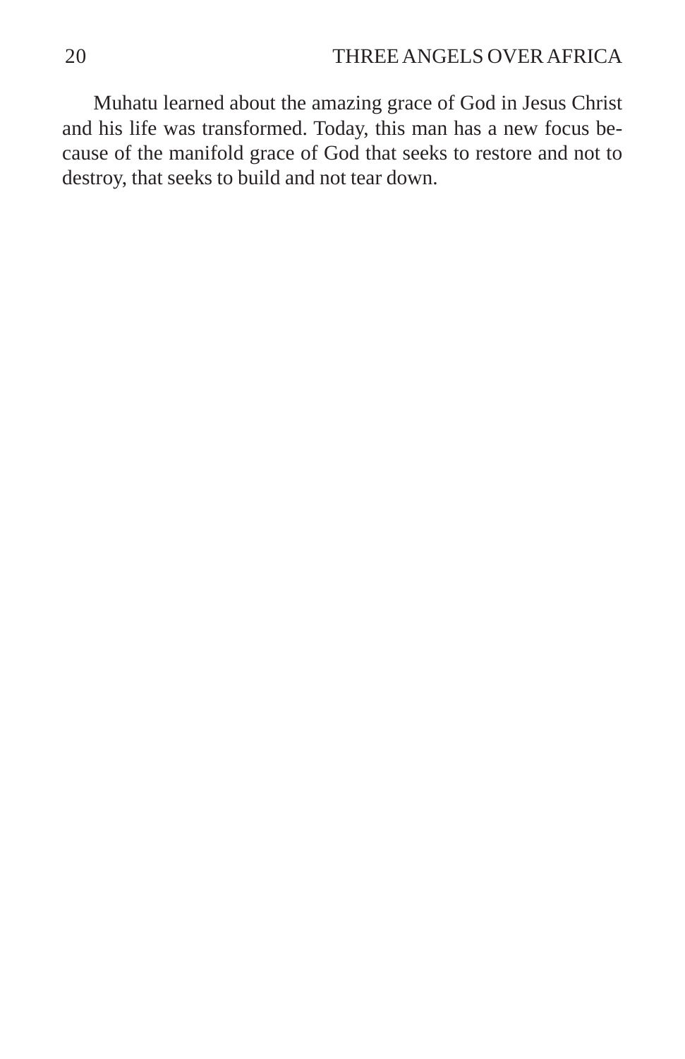Muhatu learned about the amazing grace of God in Jesus Christ and his life was transformed. Today, this man has a new focus because of the manifold grace of God that seeks to restore and not to destroy, that seeks to build and not tear down.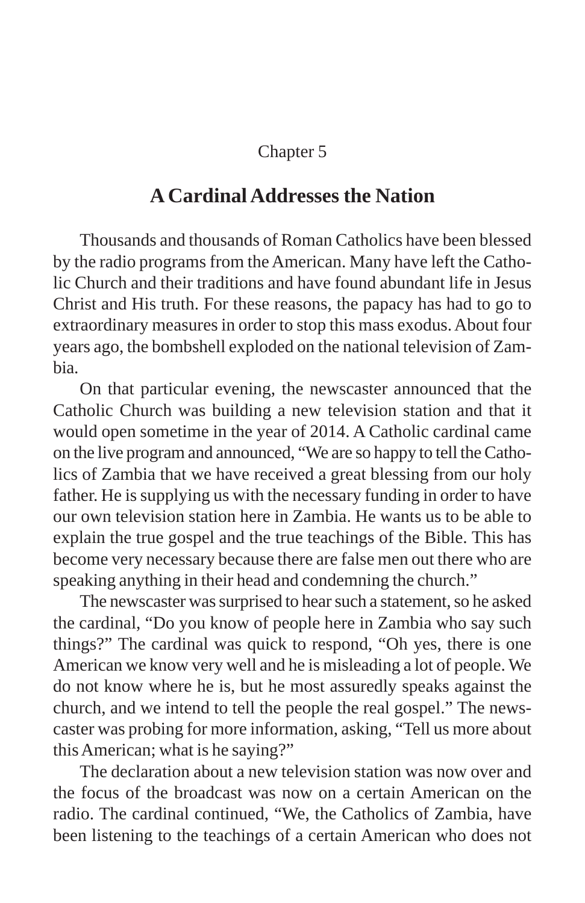Chapter 5

# A Cardinal Addresses the Nation

Thousands and thousands of Roman Catholics have been blessed by the radio programs from the American. Many have left the Catholic Church and their traditions and have found abundant life in Jesus Christ and His truth. For these reasons, the papacy has had to go to extraordinary measures in order to stop this mass exodus. About four years ago, the bombshell exploded on the national television of Zambia.

On that particular evening, the newscaster announced that the Catholic Church was building a new television station and that it would open sometime in the year of 2014. A Catholic cardinal came on the live program and announced, "We are so happy to tell the Catholics of Zambia that we have received a great blessing from our holy father. He is supplying us with the necessary funding in order to have our own television station here in Zambia. He wants us to be able to explain the true gospel and the true teachings of the Bible. This has become very necessary because there are false men out there who are speaking anything in their head and condemning the church."

The newscaster was surprised to hear such a statement, so he asked the cardinal, "Do you know of people here in Zambia who say such things?" The cardinal was quick to respond, "Oh yes, there is one American we know very well and he is misleading a lot of people. We do not know where he is, but he most assuredly speaks against the church, and we intend to tell the people the real gospel." The newscaster was probing for more information, asking, "Tell us more about this American; what is he saying?"

The declaration about a new television station was now over and the focus of the broadcast was now on a certain American on the radio. The cardinal continued, "We, the Catholics of Zambia, have been listening to the teachings of a certain American who does not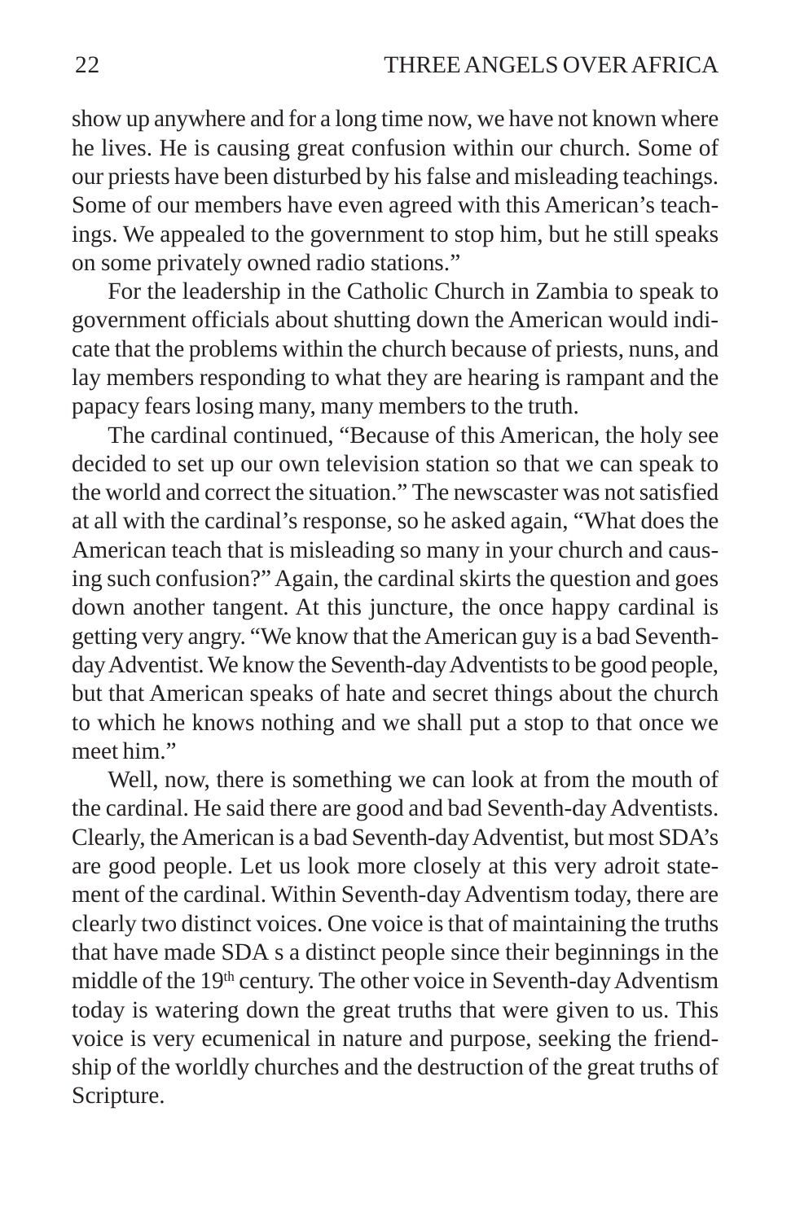show up anywhere and for a long time now, we have not known where he lives. He is causing great confusion within our church. Some of our priests have been disturbed by his false and misleading teachings. Some of our members have even agreed with this American's teachings. We appealed to the government to stop him, but he still speaks on some privately owned radio stations."

For the leadership in the Catholic Church in Zambia to speak to government officials about shutting down the American would indicate that the problems within the church because of priests, nuns, and lay members responding to what they are hearing is rampant and the papacy fears losing many, many members to the truth.

The cardinal continued, "Because of this American, the holy see decided to set up our own television station so that we can speak to the world and correct the situation." The newscaster was not satisfied at all with the cardinal's response, so he asked again, "What does the American teach that is misleading so many in your church and causing such confusion?" Again, the cardinal skirts the question and goes down another tangent. At this juncture, the once happy cardinal is getting very angry. "We know that the American guy is a bad Seventh-day Adventist. We know the Seventh-day Adventists to be good people, but that American speaks of hate and secret things about the church to which he knows nothing and we shall put a stop to that once we meet him."

Well, now, there is something we can look at from the mouth of the cardinal. He said there are good and bad Seventh-day Adventists. Clearly, the American is a bad Seventh-day Adventist, but most SDA's are good people. Let us look more closely at this very adroit statement of the cardinal. Within Seventh-day Adventism today, there are clearly two distinct voices. One voice is that of maintaining the truths that have made SDA s a distinct people since their beginnings in the middle of the 19th century. The other voice in Seventh-day Adventism today is watering down the great truths that were given to us. This voice is very ecumenical in nature and purpose, seeking the friendship of the worldly churches and the destruction of the great truths of Scripture.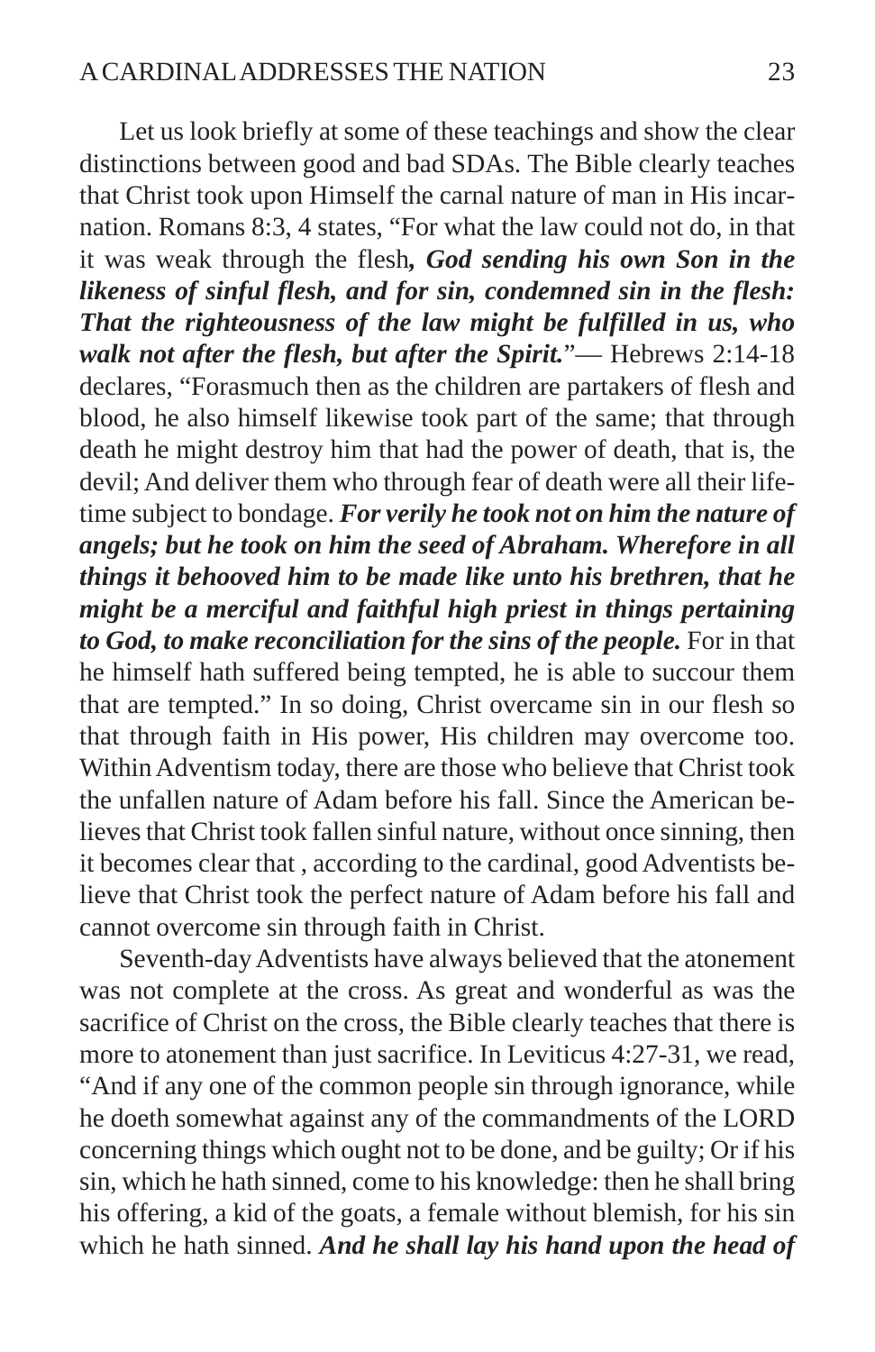Let us look briefly at some of these teachings and show the clear distinctions between good and bad SDAs. The Bible clearly teaches that Christ took upon Himself the carnal nature of man in His incarnation. Romans 8:3, 4 states, "For what the law could not do, in that it was weak through the flesh***, God sending his own Son in the likeness of sinful flesh, and for sin, condemned sin in the flesh: That the righteousness of the law might be fulfilled in us, who walk not after the flesh, but after the Spirit.***"— Hebrews 2:14-18 declares, "Forasmuch then as the children are partakers of flesh and blood, he also himself likewise took part of the same; that through death he might destroy him that had the power of death, that is, the devil; And deliver them who through fear of death were all their lifetime subject to bondage. ***For verily he took not on him the nature of angels; but he took on him the seed of Abraham. Wherefore in all things it behooved him to be made like unto his brethren, that he might be a merciful and faithful high priest in things pertaining to God, to make reconciliation for the sins of the people.*** For in that he himself hath suffered being tempted, he is able to succour them that are tempted." In so doing, Christ overcame sin in our flesh so that through faith in His power, His children may overcome too. Within Adventism today, there are those who believe that Christ took the unfallen nature of Adam before his fall. Since the American believes that Christ took fallen sinful nature, without once sinning, then it becomes clear that , according to the cardinal, good Adventists believe that Christ took the perfect nature of Adam before his fall and cannot overcome sin through faith in Christ.

Seventh-day Adventists have always believed that the atonement was not complete at the cross. As great and wonderful as was the sacrifice of Christ on the cross, the Bible clearly teaches that there is more to atonement than just sacrifice. In Leviticus 4:27-31, we read, "And if any one of the common people sin through ignorance, while he doeth somewhat against any of the commandments of the LORD concerning things which ought not to be done, and be guilty; Or if his sin, which he hath sinned, come to his knowledge: then he shall bring his offering, a kid of the goats, a female without blemish, for his sin which he hath sinned. ***And he shall lay his hand upon the head of***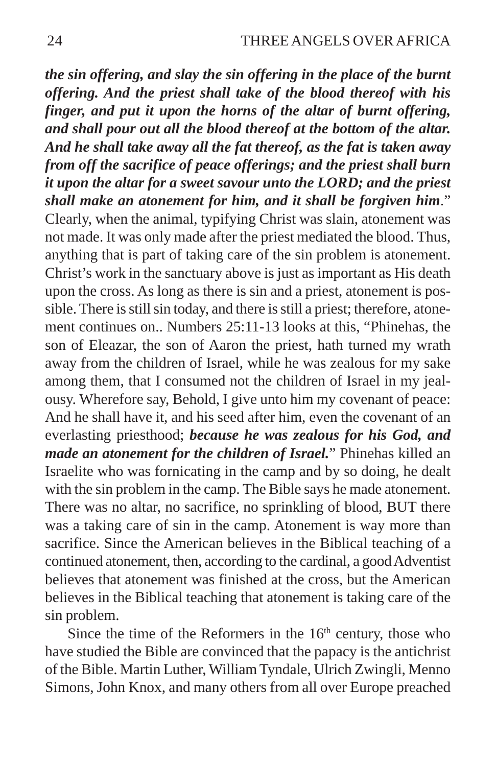***the sin offering, and slay the sin offering in the place of the burnt offering. And the priest shall take of the blood thereof with his finger, and put it upon the horns of the altar of burnt offering, and shall pour out all the blood thereof at the bottom of the altar. And he shall take away all the fat thereof, as the fat is taken away from off the sacrifice of peace offerings; and the priest shall burn it upon the altar for a sweet savour unto the LORD; and the priest shall make an atonement for him, and it shall be forgiven him***." Clearly, when the animal, typifying Christ was slain, atonement was not made. It was only made after the priest mediated the blood. Thus, anything that is part of taking care of the sin problem is atonement. Christ's work in the sanctuary above is just as important as His death upon the cross. As long as there is sin and a priest, atonement is possible. There is still sin today, and there is still a priest; therefore, atonement continues on.. Numbers 25:11-13 looks at this, "Phinehas, the son of Eleazar, the son of Aaron the priest, hath turned my wrath away from the children of Israel, while he was zealous for my sake among them, that I consumed not the children of Israel in my jealousy. Wherefore say, Behold, I give unto him my covenant of peace: And he shall have it, and his seed after him, even the covenant of an everlasting priesthood; ***because he was zealous for his God, and made an atonement for the children of Israel.***" Phinehas killed an Israelite who was fornicating in the camp and by so doing, he dealt with the sin problem in the camp. The Bible says he made atonement. There was no altar, no sacrifice, no sprinkling of blood, BUT there was a taking care of sin in the camp. Atonement is way more than sacrifice. Since the American believes in the Biblical teaching of a continued atonement, then, according to the cardinal, a good Adventist believes that atonement was finished at the cross, but the American believes in the Biblical teaching that atonement is taking care of the sin problem.

Since the time of the Reformers in the 16th century, those who have studied the Bible are convinced that the papacy is the antichrist of the Bible. Martin Luther, William Tyndale, Ulrich Zwingli, Menno Simons, John Knox, and many others from all over Europe preached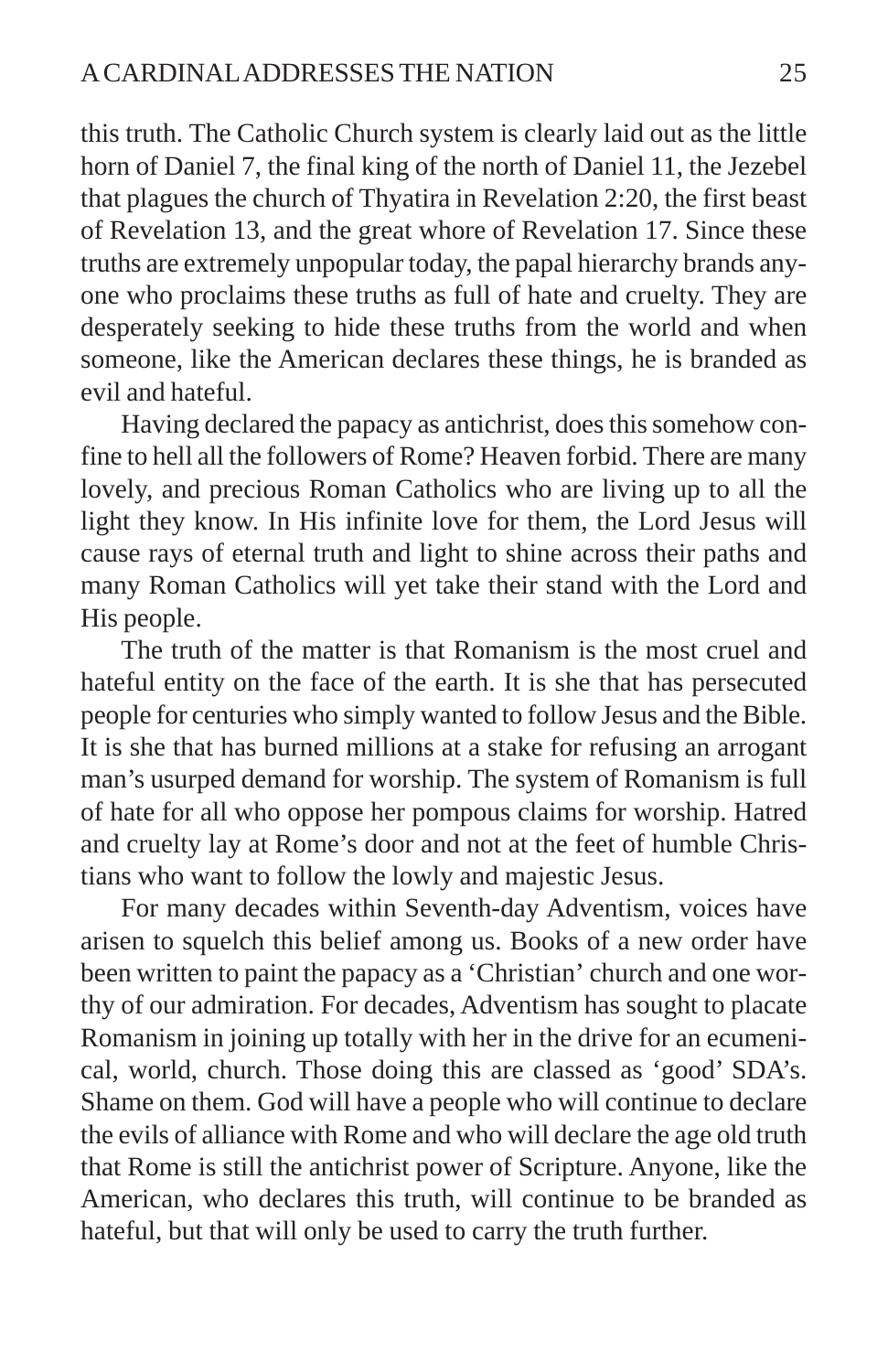this truth. The Catholic Church system is clearly laid out as the little horn of Daniel 7, the final king of the north of Daniel 11, the Jezebel that plagues the church of Thyatira in Revelation 2:20, the first beast of Revelation 13, and the great whore of Revelation 17. Since these truths are extremely unpopular today, the papal hierarchy brands anyone who proclaims these truths as full of hate and cruelty. They are desperately seeking to hide these truths from the world and when someone, like the American declares these things, he is branded as evil and hateful.

Having declared the papacy as antichrist, does this somehow confine to hell all the followers of Rome? Heaven forbid. There are many lovely, and precious Roman Catholics who are living up to all the light they know. In His infinite love for them, the Lord Jesus will cause rays of eternal truth and light to shine across their paths and many Roman Catholics will yet take their stand with the Lord and His people.

The truth of the matter is that Romanism is the most cruel and hateful entity on the face of the earth. It is she that has persecuted people for centuries who simply wanted to follow Jesus and the Bible. It is she that has burned millions at a stake for refusing an arrogant man's usurped demand for worship. The system of Romanism is full of hate for all who oppose her pompous claims for worship. Hatred and cruelty lay at Rome's door and not at the feet of humble Christians who want to follow the lowly and majestic Jesus.

For many decades within Seventh-day Adventism, voices have arisen to squelch this belief among us. Books of a new order have been written to paint the papacy as a 'Christian' church and one worthy of our admiration. For decades, Adventism has sought to placate Romanism in joining up totally with her in the drive for an ecumenical, world, church. Those doing this are classed as 'good' SDA's. Shame on them. God will have a people who will continue to declare the evils of alliance with Rome and who will declare the age old truth that Rome is still the antichrist power of Scripture. Anyone, like the American, who declares this truth, will continue to be branded as hateful, but that will only be used to carry the truth further.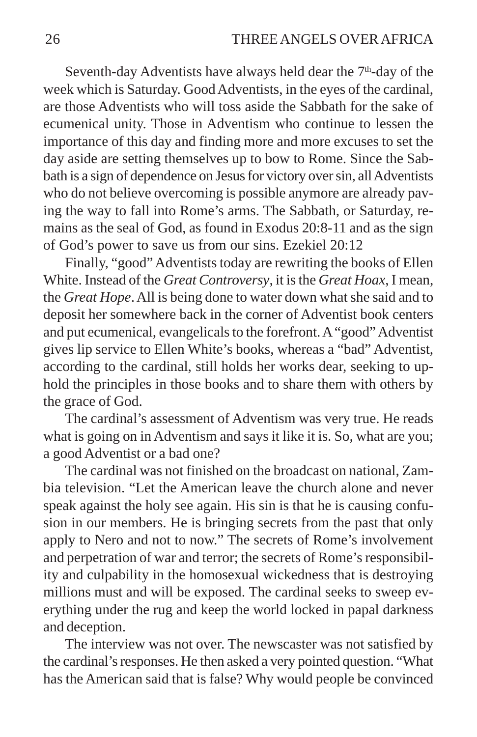Seventh-day Adventists have always held dear the 7th-day of the week which is Saturday. Good Adventists, in the eyes of the cardinal, are those Adventists who will toss aside the Sabbath for the sake of ecumenical unity. Those in Adventism who continue to lessen the importance of this day and finding more and more excuses to set the day aside are setting themselves up to bow to Rome. Since the Sabbath is a sign of dependence on Jesus for victory over sin, all Adventists who do not believe overcoming is possible anymore are already paving the way to fall into Rome's arms. The Sabbath, or Saturday, remains as the seal of God, as found in Exodus 20:8-11 and as the sign of God's power to save us from our sins. Ezekiel 20:12

Finally, "good" Adventists today are rewriting the books of Ellen White. Instead of the *Great Controversy*, it is the *Great Hoax*, I mean, the *Great Hope*. All is being done to water down what she said and to deposit her somewhere back in the corner of Adventist book centers and put ecumenical, evangelicals to the forefront. A "good" Adventist gives lip service to Ellen White's books, whereas a "bad" Adventist, according to the cardinal, still holds her works dear, seeking to uphold the principles in those books and to share them with others by the grace of God.

The cardinal's assessment of Adventism was very true. He reads what is going on in Adventism and says it like it is. So, what are you; a good Adventist or a bad one?

The cardinal was not finished on the broadcast on national, Zambia television. "Let the American leave the church alone and never speak against the holy see again. His sin is that he is causing confusion in our members. He is bringing secrets from the past that only apply to Nero and not to now." The secrets of Rome's involvement and perpetration of war and terror; the secrets of Rome's responsibility and culpability in the homosexual wickedness that is destroying millions must and will be exposed. The cardinal seeks to sweep everything under the rug and keep the world locked in papal darkness and deception.

The interview was not over. The newscaster was not satisfied by the cardinal's responses. He then asked a very pointed question. "What has the American said that is false? Why would people be convinced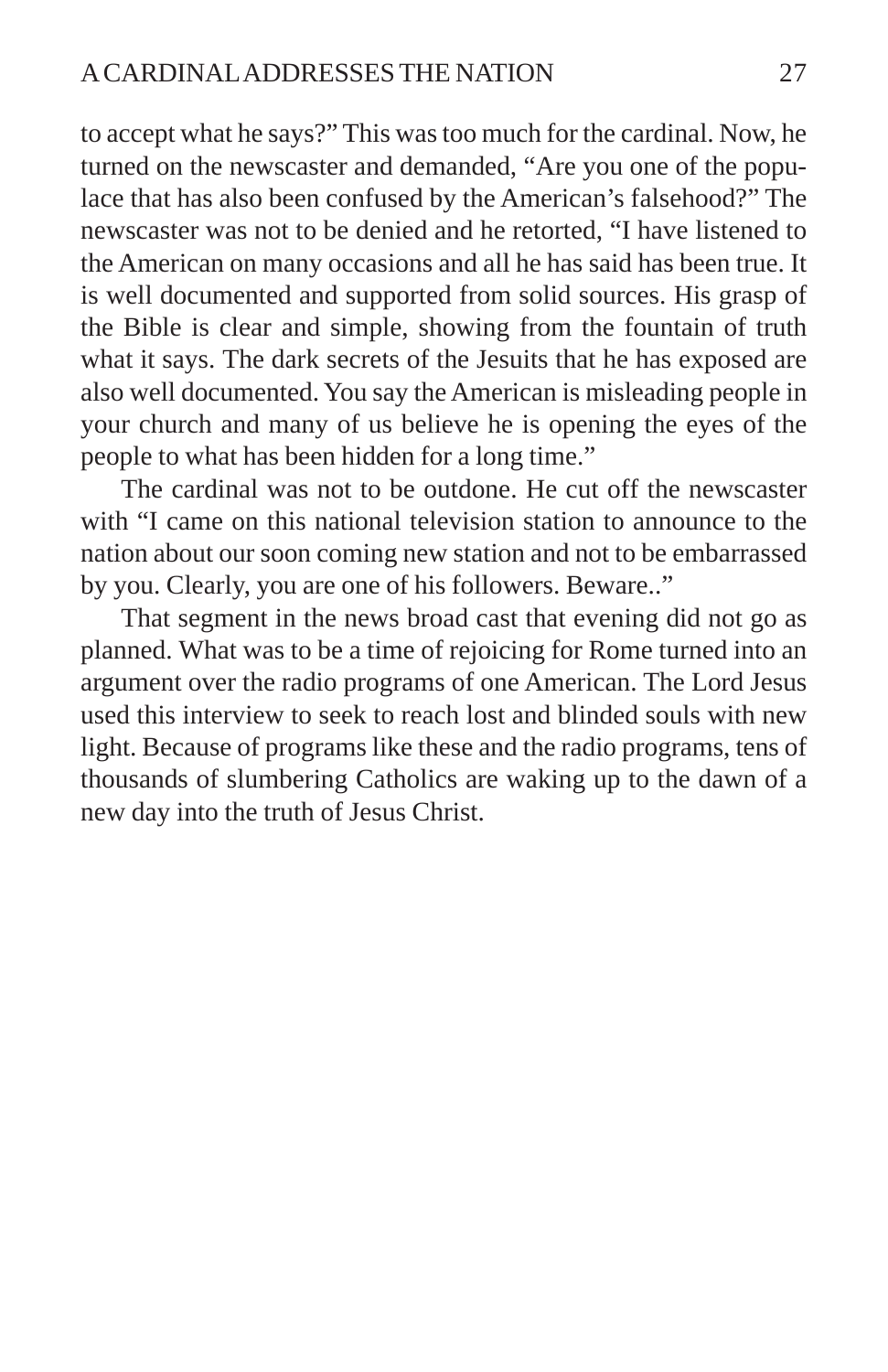to accept what he says?" This was too much for the cardinal. Now, he turned on the newscaster and demanded, "Are you one of the populace that has also been confused by the American's falsehood?" The newscaster was not to be denied and he retorted, "I have listened to the American on many occasions and all he has said has been true. It is well documented and supported from solid sources. His grasp of the Bible is clear and simple, showing from the fountain of truth what it says. The dark secrets of the Jesuits that he has exposed are also well documented. You say the American is misleading people in your church and many of us believe he is opening the eyes of the people to what has been hidden for a long time."

The cardinal was not to be outdone. He cut off the newscaster with "I came on this national television station to announce to the nation about our soon coming new station and not to be embarrassed by you. Clearly, you are one of his followers. Beware.."

That segment in the news broad cast that evening did not go as planned. What was to be a time of rejoicing for Rome turned into an argument over the radio programs of one American. The Lord Jesus used this interview to seek to reach lost and blinded souls with new light. Because of programs like these and the radio programs, tens of thousands of slumbering Catholics are waking up to the dawn of a new day into the truth of Jesus Christ.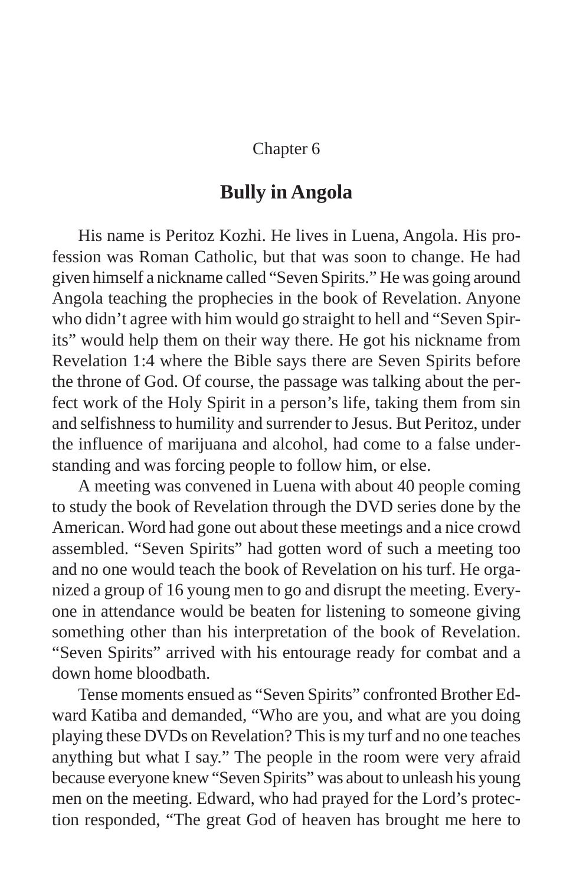Chapter 6

## Bully in Angola

His name is Peritoz Kozhi. He lives in Luena, Angola. His profession was Roman Catholic, but that was soon to change. He had given himself a nickname called "Seven Spirits." He was going around Angola teaching the prophecies in the book of Revelation. Anyone who didn't agree with him would go straight to hell and "Seven Spirits" would help them on their way there. He got his nickname from Revelation 1:4 where the Bible says there are Seven Spirits before the throne of God. Of course, the passage was talking about the perfect work of the Holy Spirit in a person's life, taking them from sin and selfishness to humility and surrender to Jesus. But Peritoz, under the influence of marijuana and alcohol, had come to a false understanding and was forcing people to follow him, or else.

A meeting was convened in Luena with about 40 people coming to study the book of Revelation through the DVD series done by the American. Word had gone out about these meetings and a nice crowd assembled. "Seven Spirits" had gotten word of such a meeting too and no one would teach the book of Revelation on his turf. He organized a group of 16 young men to go and disrupt the meeting. Everyone in attendance would be beaten for listening to someone giving something other than his interpretation of the book of Revelation. "Seven Spirits" arrived with his entourage ready for combat and a down home bloodbath.

Tense moments ensued as "Seven Spirits" confronted Brother Edward Katiba and demanded, "Who are you, and what are you doing playing these DVDs on Revelation? This is my turf and no one teaches anything but what I say." The people in the room were very afraid because everyone knew "Seven Spirits" was about to unleash his young men on the meeting. Edward, who had prayed for the Lord's protection responded, "The great God of heaven has brought me here to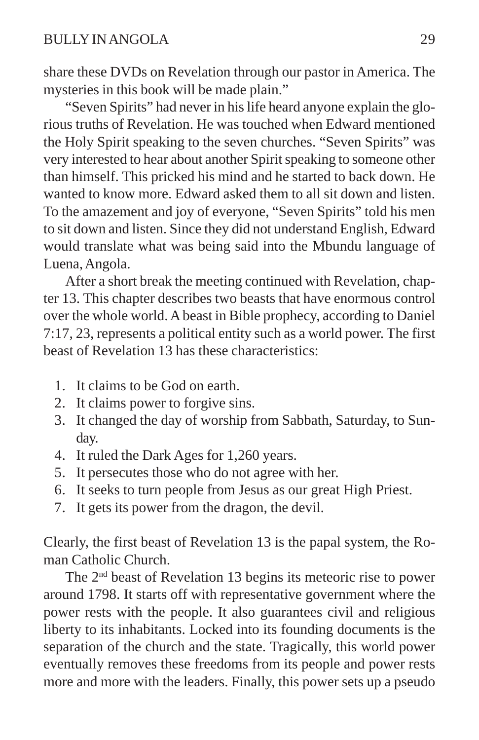share these DVDs on Revelation through our pastor in America. The mysteries in this book will be made plain."

"Seven Spirits" had never in his life heard anyone explain the glorious truths of Revelation. He was touched when Edward mentioned the Holy Spirit speaking to the seven churches. "Seven Spirits" was very interested to hear about another Spirit speaking to someone other than himself. This pricked his mind and he started to back down. He wanted to know more. Edward asked them to all sit down and listen. To the amazement and joy of everyone, "Seven Spirits" told his men to sit down and listen. Since they did not understand English, Edward would translate what was being said into the Mbundu language of Luena, Angola.

After a short break the meeting continued with Revelation, chapter 13. This chapter describes two beasts that have enormous control over the whole world. A beast in Bible prophecy, according to Daniel 7:17, 23, represents a political entity such as a world power. The first beast of Revelation 13 has these characteristics:

1. It claims to be God on earth.
2. It claims power to forgive sins.
3. It changed the day of worship from Sabbath, Saturday, to Sunday.
4. It ruled the Dark Ages for 1,260 years.
5. It persecutes those who do not agree with her.
6. It seeks to turn people from Jesus as our great High Priest.
7. It gets its power from the dragon, the devil.

Clearly, the first beast of Revelation 13 is the papal system, the Roman Catholic Church.

The 2nd beast of Revelation 13 begins its meteoric rise to power around 1798. It starts off with representative government where the power rests with the people. It also guarantees civil and religious liberty to its inhabitants. Locked into its founding documents is the separation of the church and the state. Tragically, this world power eventually removes these freedoms from its people and power rests more and more with the leaders. Finally, this power sets up a pseudo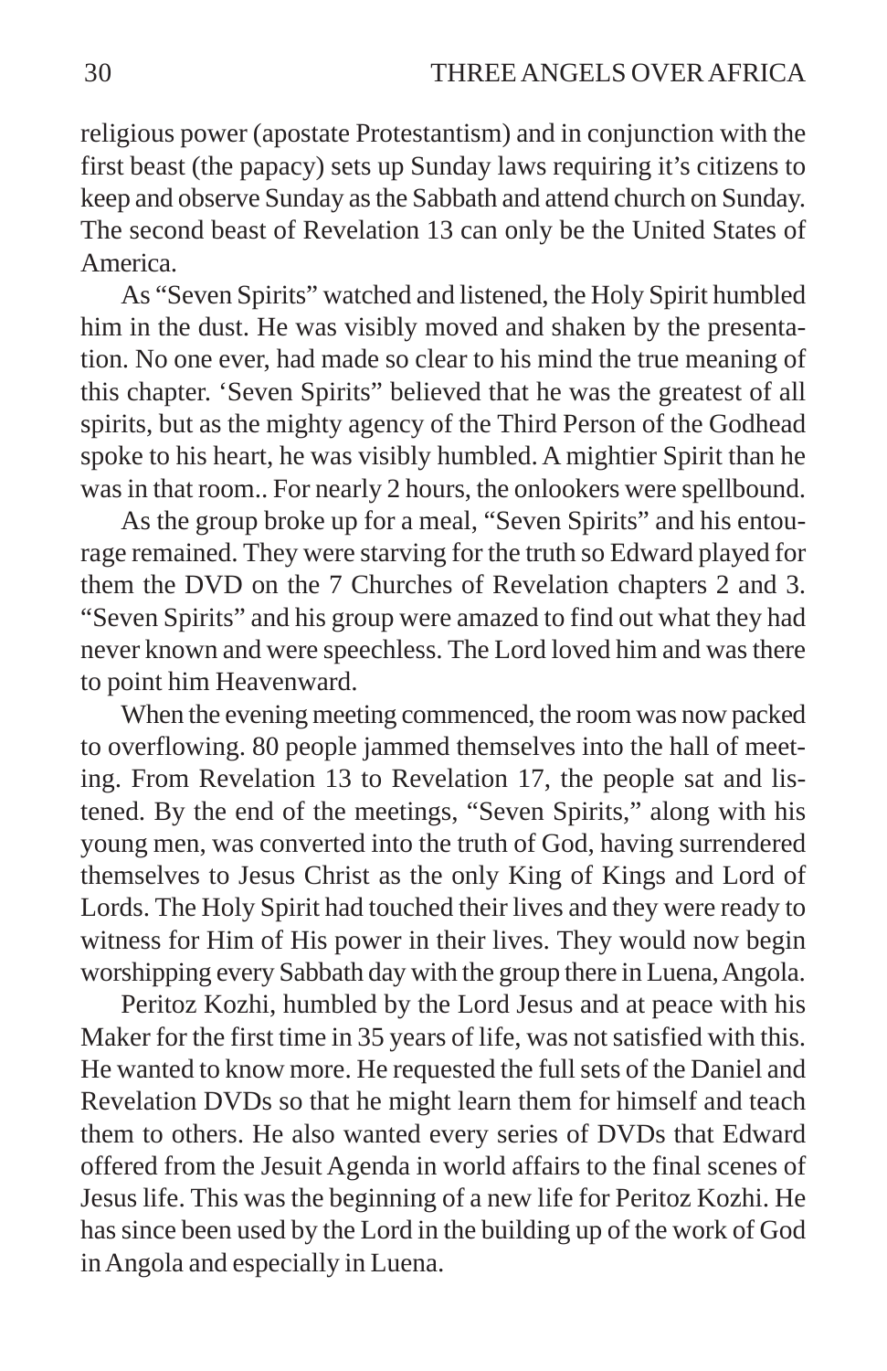religious power (apostate Protestantism) and in conjunction with the first beast (the papacy) sets up Sunday laws requiring it's citizens to keep and observe Sunday as the Sabbath and attend church on Sunday. The second beast of Revelation 13 can only be the United States of America.

As "Seven Spirits" watched and listened, the Holy Spirit humbled him in the dust. He was visibly moved and shaken by the presentation. No one ever, had made so clear to his mind the true meaning of this chapter. 'Seven Spirits" believed that he was the greatest of all spirits, but as the mighty agency of the Third Person of the Godhead spoke to his heart, he was visibly humbled. A mightier Spirit than he was in that room.. For nearly 2 hours, the onlookers were spellbound.

As the group broke up for a meal, "Seven Spirits" and his entourage remained. They were starving for the truth so Edward played for them the DVD on the 7 Churches of Revelation chapters 2 and 3. "Seven Spirits" and his group were amazed to find out what they had never known and were speechless. The Lord loved him and was there to point him Heavenward.

When the evening meeting commenced, the room was now packed to overflowing. 80 people jammed themselves into the hall of meeting. From Revelation 13 to Revelation 17, the people sat and listened. By the end of the meetings, "Seven Spirits," along with his young men, was converted into the truth of God, having surrendered themselves to Jesus Christ as the only King of Kings and Lord of Lords. The Holy Spirit had touched their lives and they were ready to witness for Him of His power in their lives. They would now begin worshipping every Sabbath day with the group there in Luena, Angola.

Peritoz Kozhi, humbled by the Lord Jesus and at peace with his Maker for the first time in 35 years of life, was not satisfied with this. He wanted to know more. He requested the full sets of the Daniel and Revelation DVDs so that he might learn them for himself and teach them to others. He also wanted every series of DVDs that Edward offered from the Jesuit Agenda in world affairs to the final scenes of Jesus life. This was the beginning of a new life for Peritoz Kozhi. He has since been used by the Lord in the building up of the work of God in Angola and especially in Luena.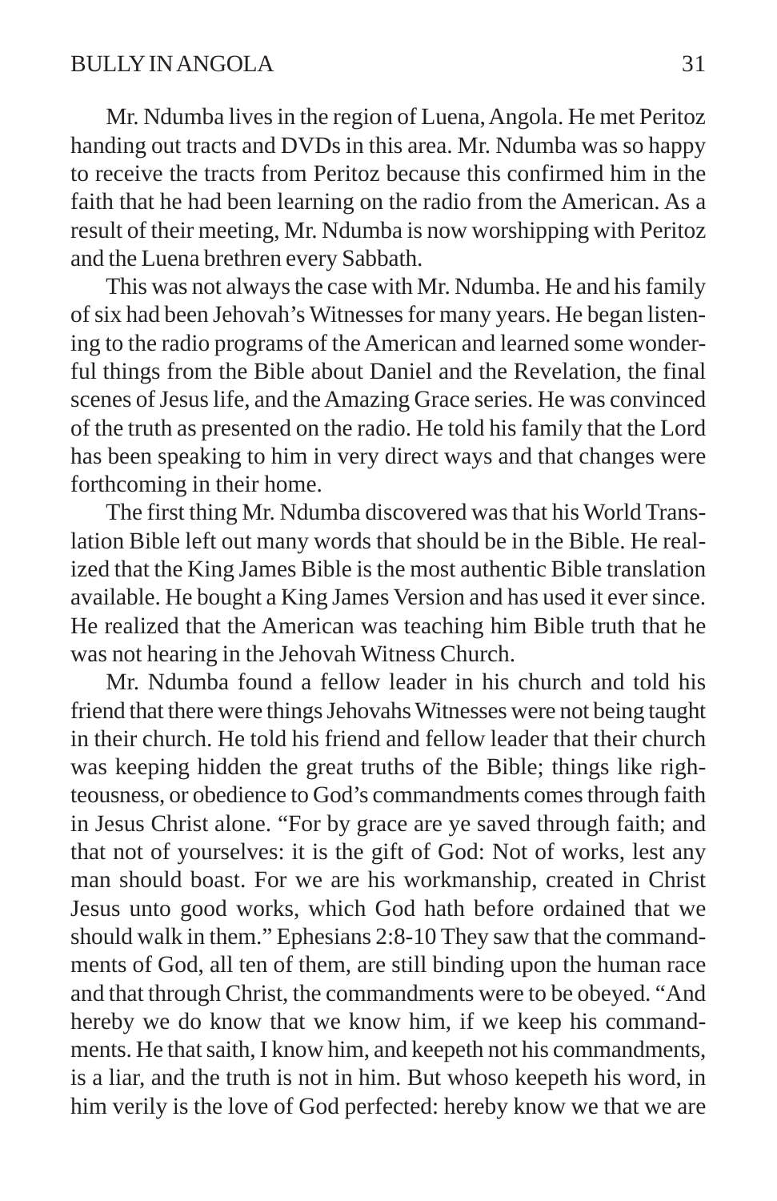Mr. Ndumba lives in the region of Luena, Angola. He met Peritoz handing out tracts and DVDs in this area. Mr. Ndumba was so happy to receive the tracts from Peritoz because this confirmed him in the faith that he had been learning on the radio from the American. As a result of their meeting, Mr. Ndumba is now worshipping with Peritoz and the Luena brethren every Sabbath.

This was not always the case with Mr. Ndumba. He and his family of six had been Jehovah's Witnesses for many years. He began listening to the radio programs of the American and learned some wonderful things from the Bible about Daniel and the Revelation, the final scenes of Jesus life, and the Amazing Grace series. He was convinced of the truth as presented on the radio. He told his family that the Lord has been speaking to him in very direct ways and that changes were forthcoming in their home.

The first thing Mr. Ndumba discovered was that his World Translation Bible left out many words that should be in the Bible. He realized that the King James Bible is the most authentic Bible translation available. He bought a King James Version and has used it ever since. He realized that the American was teaching him Bible truth that he was not hearing in the Jehovah Witness Church.

Mr. Ndumba found a fellow leader in his church and told his friend that there were things Jehovahs Witnesses were not being taught in their church. He told his friend and fellow leader that their church was keeping hidden the great truths of the Bible; things like righteousness, or obedience to God's commandments comes through faith in Jesus Christ alone. "For by grace are ye saved through faith; and that not of yourselves: it is the gift of God: Not of works, lest any man should boast. For we are his workmanship, created in Christ Jesus unto good works, which God hath before ordained that we should walk in them." Ephesians 2:8-10 They saw that the commandments of God, all ten of them, are still binding upon the human race and that through Christ, the commandments were to be obeyed. "And hereby we do know that we know him, if we keep his commandments. He that saith, I know him, and keepeth not his commandments, is a liar, and the truth is not in him. But whoso keepeth his word, in him verily is the love of God perfected: hereby know we that we are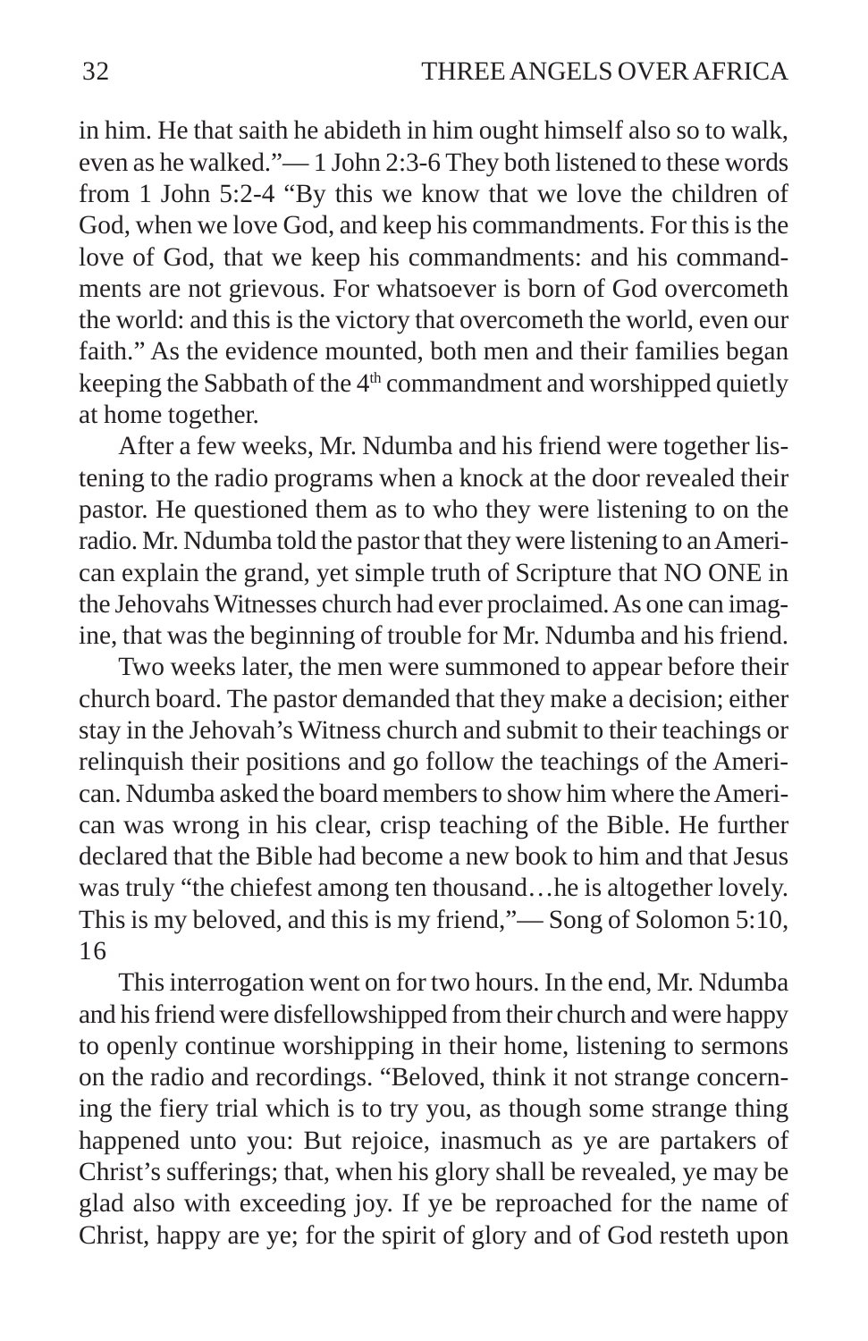in him. He that saith he abideth in him ought himself also so to walk, even as he walked."— 1 John 2:3-6 They both listened to these words from 1 John 5:2-4 "By this we know that we love the children of God, when we love God, and keep his commandments. For this is the love of God, that we keep his commandments: and his commandments are not grievous. For whatsoever is born of God overcometh the world: and this is the victory that overcometh the world, even our faith." As the evidence mounted, both men and their families began keeping the Sabbath of the 4th commandment and worshipped quietly at home together.

After a few weeks, Mr. Ndumba and his friend were together listening to the radio programs when a knock at the door revealed their pastor. He questioned them as to who they were listening to on the radio. Mr. Ndumba told the pastor that they were listening to an American explain the grand, yet simple truth of Scripture that NO ONE in the Jehovahs Witnesses church had ever proclaimed. As one can imagine, that was the beginning of trouble for Mr. Ndumba and his friend.

Two weeks later, the men were summoned to appear before their church board. The pastor demanded that they make a decision; either stay in the Jehovah's Witness church and submit to their teachings or relinquish their positions and go follow the teachings of the American. Ndumba asked the board members to show him where the American was wrong in his clear, crisp teaching of the Bible. He further declared that the Bible had become a new book to him and that Jesus was truly "the chiefest among ten thousand…he is altogether lovely. This is my beloved, and this is my friend,"— Song of Solomon 5:10, 16

This interrogation went on for two hours. In the end, Mr. Ndumba and his friend were disfellowshipped from their church and were happy to openly continue worshipping in their home, listening to sermons on the radio and recordings. "Beloved, think it not strange concerning the fiery trial which is to try you, as though some strange thing happened unto you: But rejoice, inasmuch as ye are partakers of Christ's sufferings; that, when his glory shall be revealed, ye may be glad also with exceeding joy. If ye be reproached for the name of Christ, happy are ye; for the spirit of glory and of God resteth upon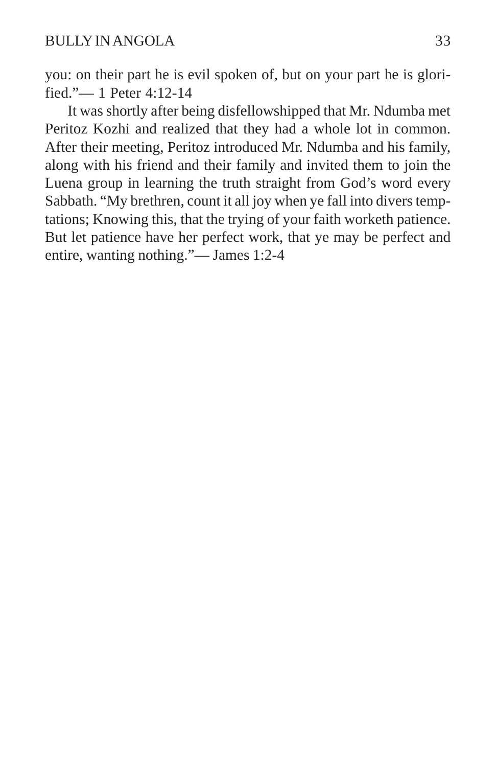you: on their part he is evil spoken of, but on your part he is glorified."— 1 Peter 4:12-14

It was shortly after being disfellowshipped that Mr. Ndumba met Peritoz Kozhi and realized that they had a whole lot in common. After their meeting, Peritoz introduced Mr. Ndumba and his family, along with his friend and their family and invited them to join the Luena group in learning the truth straight from God's word every Sabbath. "My brethren, count it all joy when ye fall into divers temptations; Knowing this, that the trying of your faith worketh patience. But let patience have her perfect work, that ye may be perfect and entire, wanting nothing."— James 1:2-4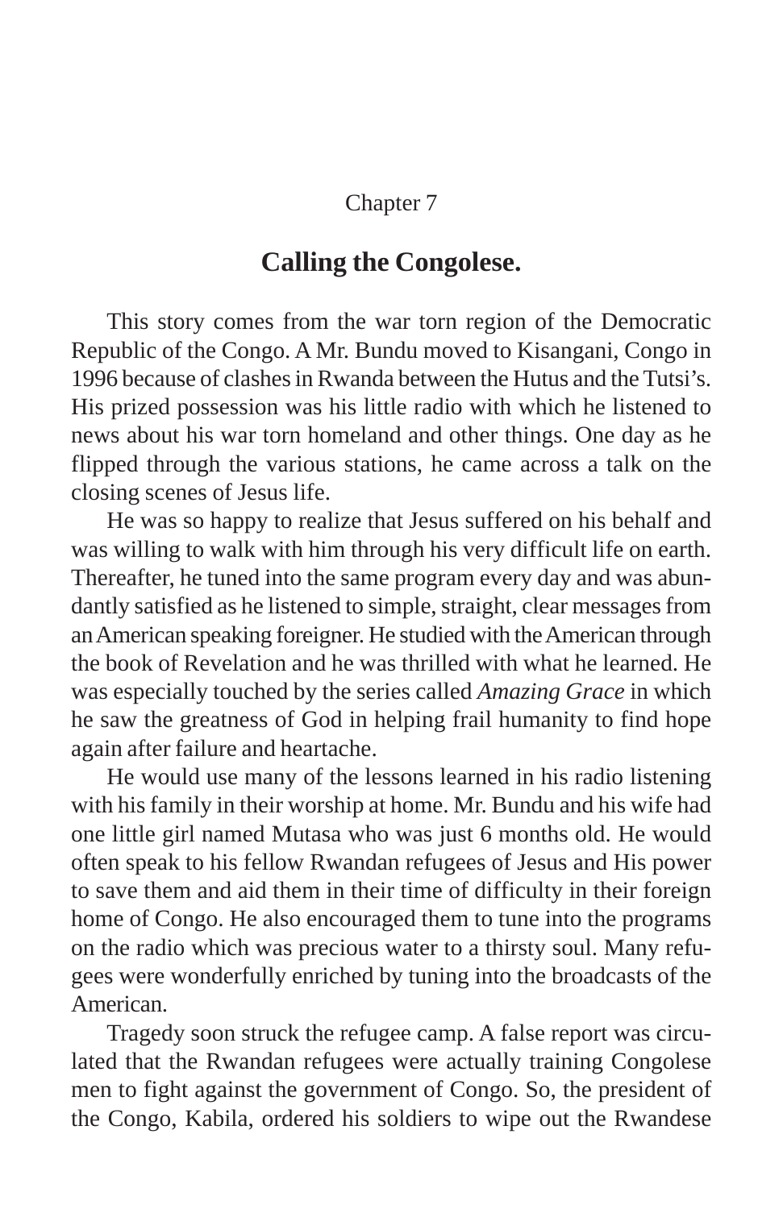Chapter 7

## Calling the Congolese.

This story comes from the war torn region of the Democratic Republic of the Congo. A Mr. Bundu moved to Kisangani, Congo in 1996 because of clashes in Rwanda between the Hutus and the Tutsi's. His prized possession was his little radio with which he listened to news about his war torn homeland and other things. One day as he flipped through the various stations, he came across a talk on the closing scenes of Jesus life.

He was so happy to realize that Jesus suffered on his behalf and was willing to walk with him through his very difficult life on earth. Thereafter, he tuned into the same program every day and was abundantly satisfied as he listened to simple, straight, clear messages from an American speaking foreigner. He studied with the American through the book of Revelation and he was thrilled with what he learned. He was especially touched by the series called *Amazing Grace* in which he saw the greatness of God in helping frail humanity to find hope again after failure and heartache.

He would use many of the lessons learned in his radio listening with his family in their worship at home. Mr. Bundu and his wife had one little girl named Mutasa who was just 6 months old. He would often speak to his fellow Rwandan refugees of Jesus and His power to save them and aid them in their time of difficulty in their foreign home of Congo. He also encouraged them to tune into the programs on the radio which was precious water to a thirsty soul. Many refugees were wonderfully enriched by tuning into the broadcasts of the American.

Tragedy soon struck the refugee camp. A false report was circulated that the Rwandan refugees were actually training Congolese men to fight against the government of Congo. So, the president of the Congo, Kabila, ordered his soldiers to wipe out the Rwandese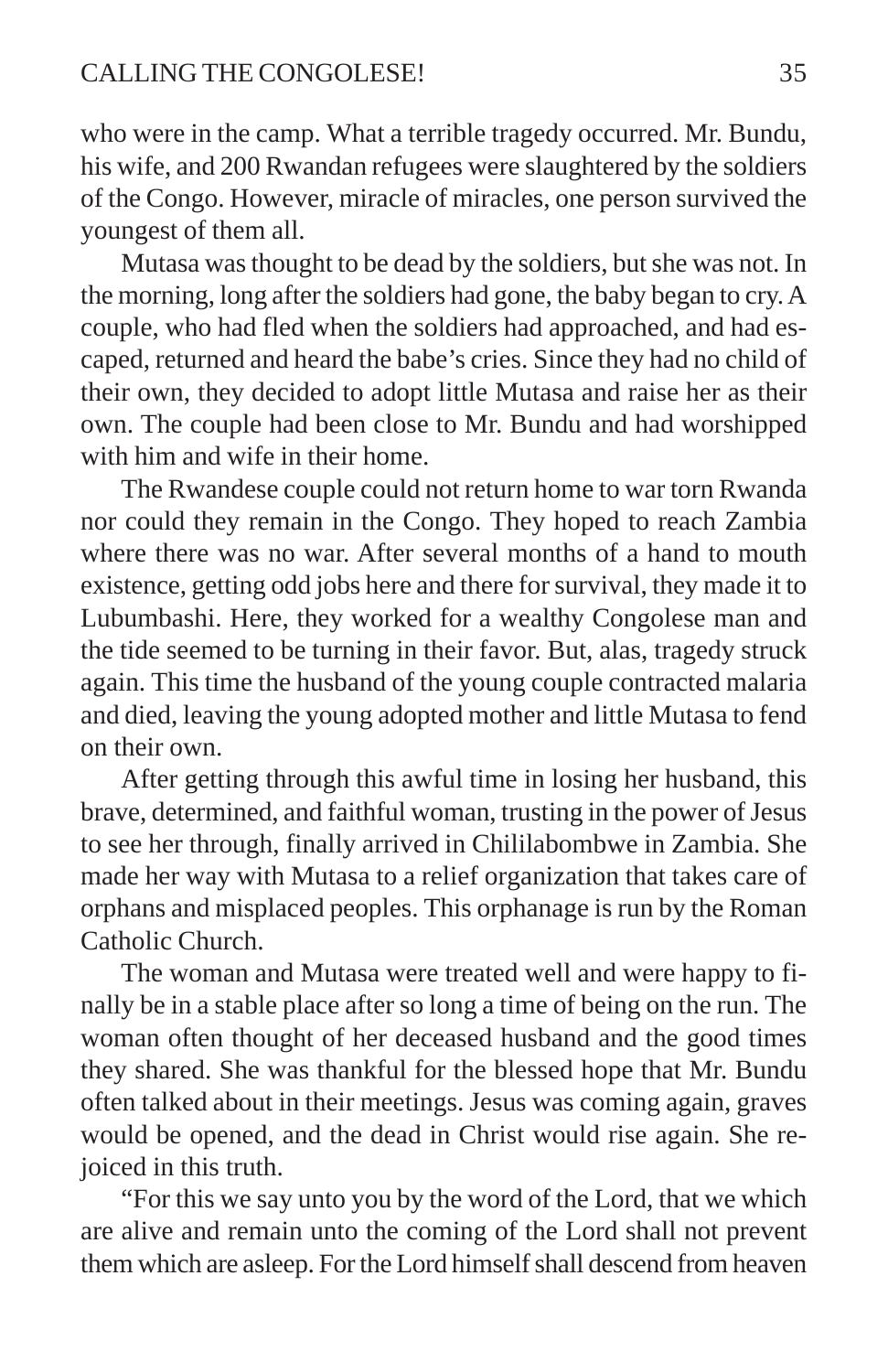who were in the camp. What a terrible tragedy occurred. Mr. Bundu, his wife, and 200 Rwandan refugees were slaughtered by the soldiers of the Congo. However, miracle of miracles, one person survived the youngest of them all.

Mutasa was thought to be dead by the soldiers, but she was not. In the morning, long after the soldiers had gone, the baby began to cry. A couple, who had fled when the soldiers had approached, and had escaped, returned and heard the babe's cries. Since they had no child of their own, they decided to adopt little Mutasa and raise her as their own. The couple had been close to Mr. Bundu and had worshipped with him and wife in their home.

The Rwandese couple could not return home to war torn Rwanda nor could they remain in the Congo. They hoped to reach Zambia where there was no war. After several months of a hand to mouth existence, getting odd jobs here and there for survival, they made it to Lubumbashi. Here, they worked for a wealthy Congolese man and the tide seemed to be turning in their favor. But, alas, tragedy struck again. This time the husband of the young couple contracted malaria and died, leaving the young adopted mother and little Mutasa to fend on their own.

After getting through this awful time in losing her husband, this brave, determined, and faithful woman, trusting in the power of Jesus to see her through, finally arrived in Chililabombwe in Zambia. She made her way with Mutasa to a relief organization that takes care of orphans and misplaced peoples. This orphanage is run by the Roman Catholic Church.

The woman and Mutasa were treated well and were happy to finally be in a stable place after so long a time of being on the run. The woman often thought of her deceased husband and the good times they shared. She was thankful for the blessed hope that Mr. Bundu often talked about in their meetings. Jesus was coming again, graves would be opened, and the dead in Christ would rise again. She rejoiced in this truth.

"For this we say unto you by the word of the Lord, that we which are alive and remain unto the coming of the Lord shall not prevent them which are asleep. For the Lord himself shall descend from heaven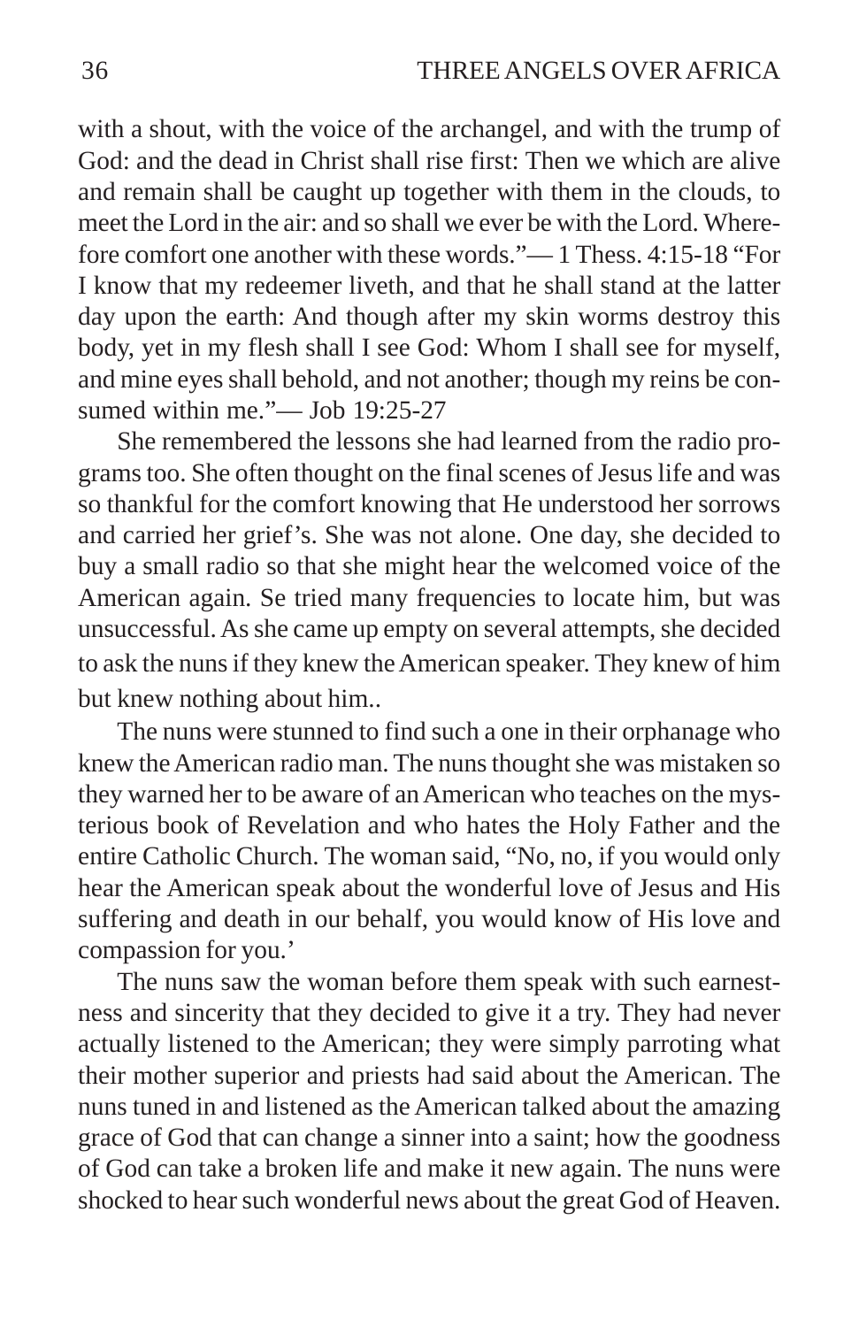with a shout, with the voice of the archangel, and with the trump of God: and the dead in Christ shall rise first: Then we which are alive and remain shall be caught up together with them in the clouds, to meet the Lord in the air: and so shall we ever be with the Lord. Wherefore comfort one another with these words."— 1 Thess. 4:15-18 "For I know that my redeemer liveth, and that he shall stand at the latter day upon the earth: And though after my skin worms destroy this body, yet in my flesh shall I see God: Whom I shall see for myself, and mine eyes shall behold, and not another; though my reins be consumed within me."— Job 19:25-27

She remembered the lessons she had learned from the radio programs too. She often thought on the final scenes of Jesus life and was so thankful for the comfort knowing that He understood her sorrows and carried her grief's. She was not alone. One day, she decided to buy a small radio so that she might hear the welcomed voice of the American again. Se tried many frequencies to locate him, but was unsuccessful. As she came up empty on several attempts, she decided to ask the nuns if they knew the American speaker. They knew of him but knew nothing about him..

The nuns were stunned to find such a one in their orphanage who knew the American radio man. The nuns thought she was mistaken so they warned her to be aware of an American who teaches on the mysterious book of Revelation and who hates the Holy Father and the entire Catholic Church. The woman said, "No, no, if you would only hear the American speak about the wonderful love of Jesus and His suffering and death in our behalf, you would know of His love and compassion for you.'

The nuns saw the woman before them speak with such earnestness and sincerity that they decided to give it a try. They had never actually listened to the American; they were simply parroting what their mother superior and priests had said about the American. The nuns tuned in and listened as the American talked about the amazing grace of God that can change a sinner into a saint; how the goodness of God can take a broken life and make it new again. The nuns were shocked to hear such wonderful news about the great God of Heaven.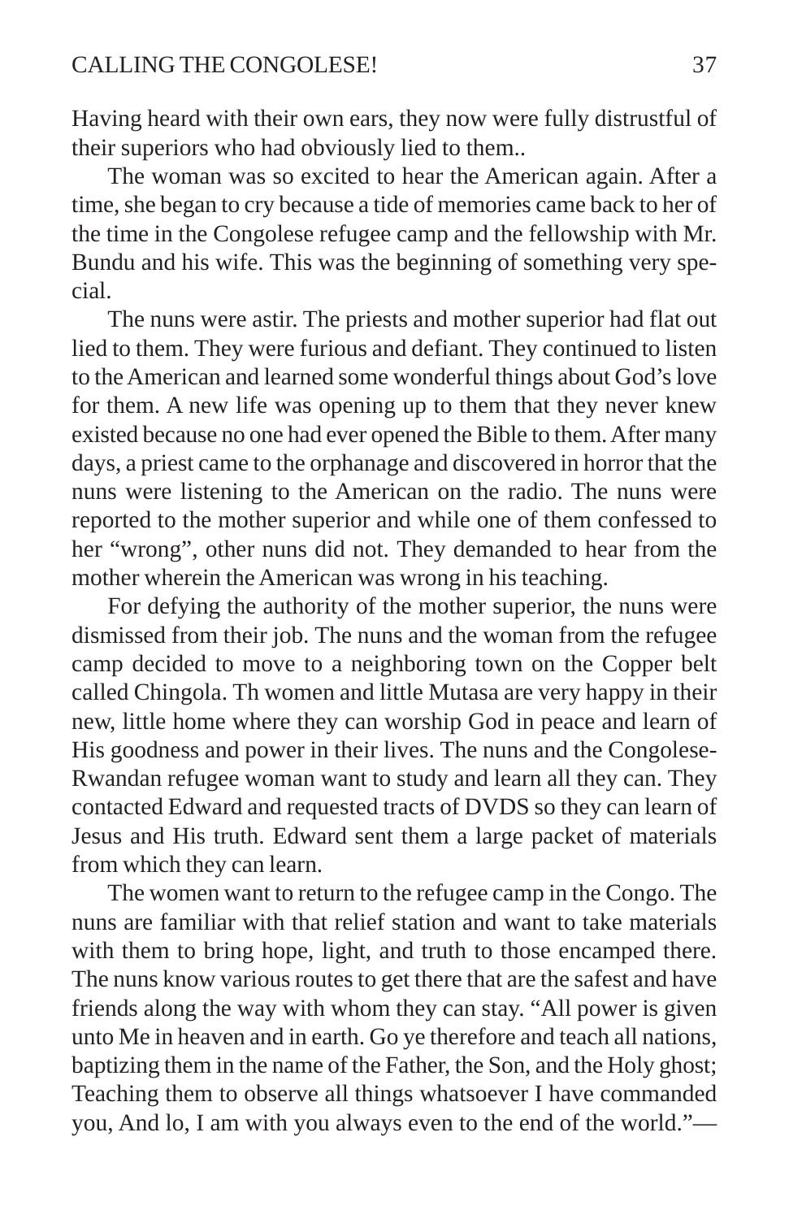Having heard with their own ears, they now were fully distrustful of their superiors who had obviously lied to them..

The woman was so excited to hear the American again. After a time, she began to cry because a tide of memories came back to her of the time in the Congolese refugee camp and the fellowship with Mr. Bundu and his wife. This was the beginning of something very special.

The nuns were astir. The priests and mother superior had flat out lied to them. They were furious and defiant. They continued to listen to the American and learned some wonderful things about God's love for them. A new life was opening up to them that they never knew existed because no one had ever opened the Bible to them. After many days, a priest came to the orphanage and discovered in horror that the nuns were listening to the American on the radio. The nuns were reported to the mother superior and while one of them confessed to her "wrong", other nuns did not. They demanded to hear from the mother wherein the American was wrong in his teaching.

For defying the authority of the mother superior, the nuns were dismissed from their job. The nuns and the woman from the refugee camp decided to move to a neighboring town on the Copper belt called Chingola. Th women and little Mutasa are very happy in their new, little home where they can worship God in peace and learn of His goodness and power in their lives. The nuns and the Congolese-Rwandan refugee woman want to study and learn all they can. They contacted Edward and requested tracts of DVDS so they can learn of Jesus and His truth. Edward sent them a large packet of materials from which they can learn.

The women want to return to the refugee camp in the Congo. The nuns are familiar with that relief station and want to take materials with them to bring hope, light, and truth to those encamped there. The nuns know various routes to get there that are the safest and have friends along the way with whom they can stay. "All power is given unto Me in heaven and in earth. Go ye therefore and teach all nations, baptizing them in the name of the Father, the Son, and the Holy ghost; Teaching them to observe all things whatsoever I have commanded you, And lo, I am with you always even to the end of the world."—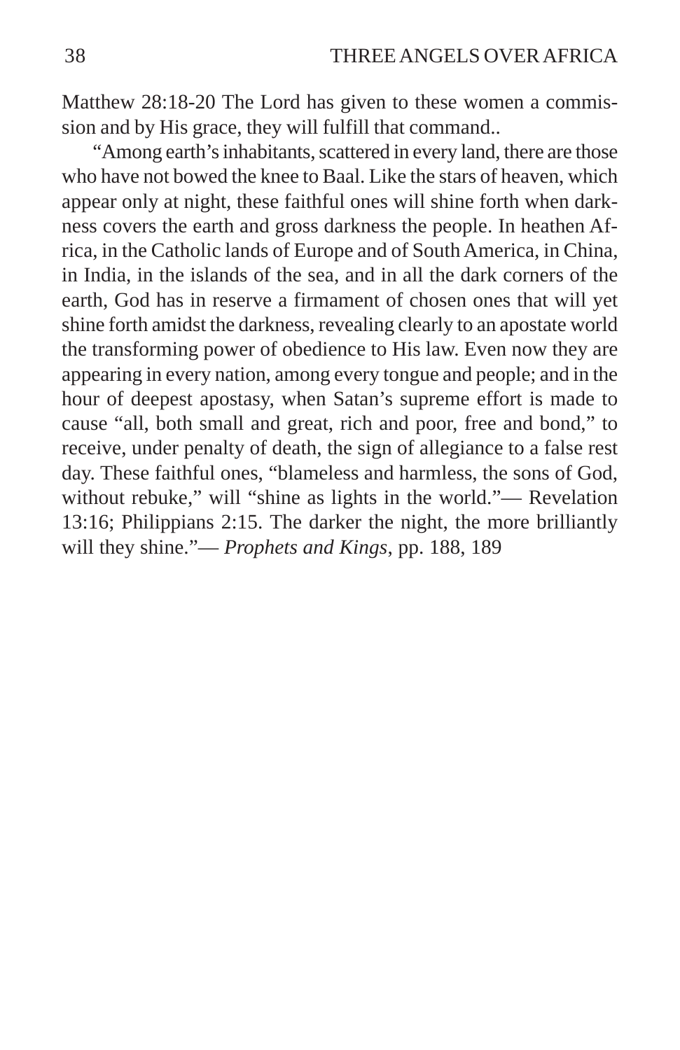Matthew 28:18-20 The Lord has given to these women a commission and by His grace, they will fulfill that command..

"Among earth's inhabitants, scattered in every land, there are those who have not bowed the knee to Baal. Like the stars of heaven, which appear only at night, these faithful ones will shine forth when darkness covers the earth and gross darkness the people. In heathen Africa, in the Catholic lands of Europe and of South America, in China, in India, in the islands of the sea, and in all the dark corners of the earth, God has in reserve a firmament of chosen ones that will yet shine forth amidst the darkness, revealing clearly to an apostate world the transforming power of obedience to His law. Even now they are appearing in every nation, among every tongue and people; and in the hour of deepest apostasy, when Satan's supreme effort is made to cause "all, both small and great, rich and poor, free and bond," to receive, under penalty of death, the sign of allegiance to a false rest day. These faithful ones, "blameless and harmless, the sons of God, without rebuke," will "shine as lights in the world."— Revelation 13:16; Philippians 2:15. The darker the night, the more brilliantly will they shine."— *Prophets and Kings*, pp. 188, 189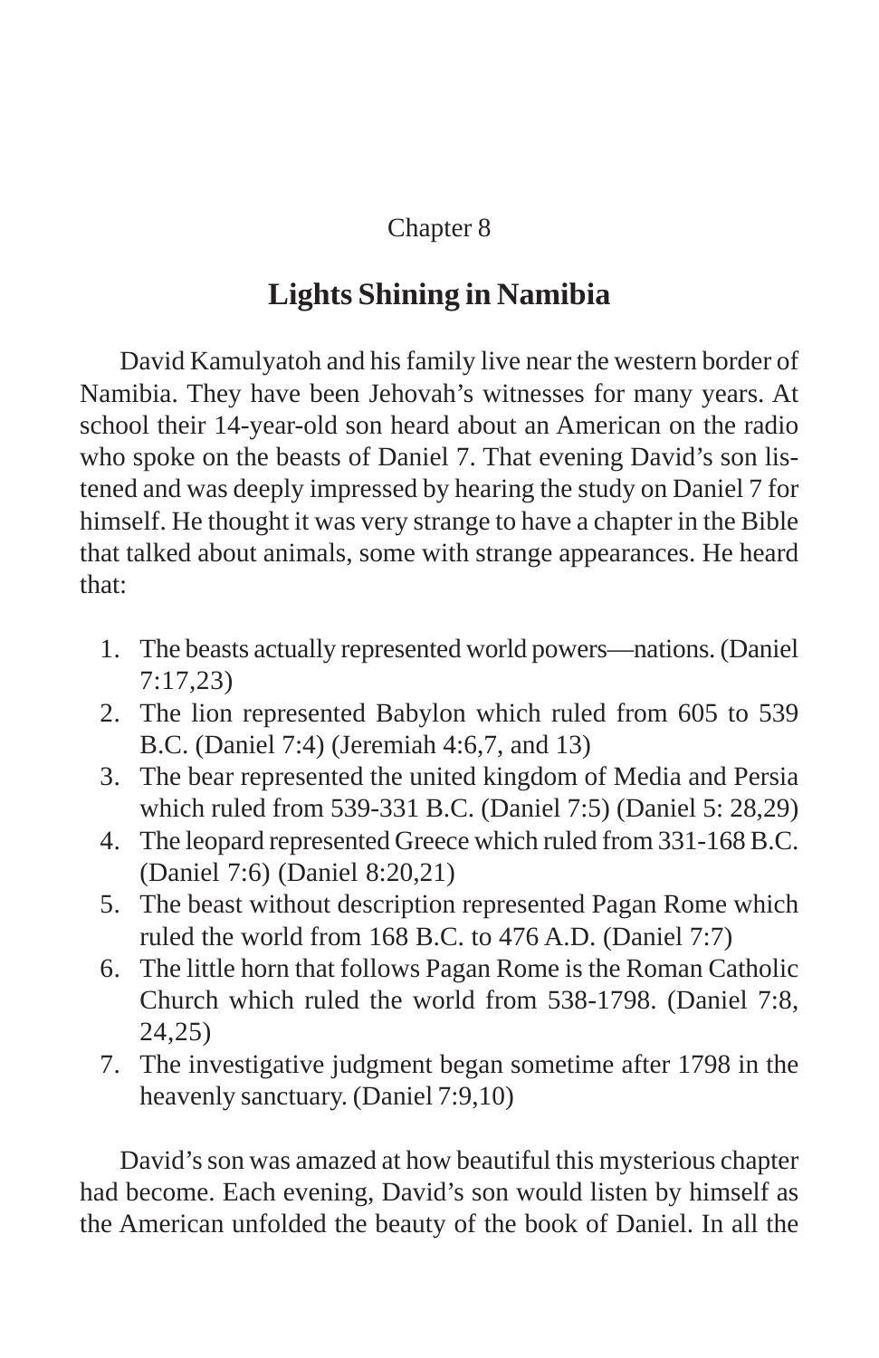Chapter 8

## Lights Shining in Namibia

David Kamulyatoh and his family live near the western border of Namibia. They have been Jehovah's witnesses for many years. At school their 14-year-old son heard about an American on the radio who spoke on the beasts of Daniel 7. That evening David's son listened and was deeply impressed by hearing the study on Daniel 7 for himself. He thought it was very strange to have a chapter in the Bible that talked about animals, some with strange appearances. He heard that:

1. The beasts actually represented world powers—nations. (Daniel 7:17,23)
2. The lion represented Babylon which ruled from 605 to 539 B.C. (Daniel 7:4) (Jeremiah 4:6,7, and 13)
3. The bear represented the united kingdom of Media and Persia which ruled from 539-331 B.C. (Daniel 7:5) (Daniel 5: 28,29)
4. The leopard represented Greece which ruled from 331-168 B.C. (Daniel 7:6) (Daniel 8:20,21)
5. The beast without description represented Pagan Rome which ruled the world from 168 B.C. to 476 A.D. (Daniel 7:7)
6. The little horn that follows Pagan Rome is the Roman Catholic Church which ruled the world from 538-1798. (Daniel 7:8, 24,25)
7. The investigative judgment began sometime after 1798 in the heavenly sanctuary. (Daniel 7:9,10)

David's son was amazed at how beautiful this mysterious chapter had become. Each evening, David's son would listen by himself as the American unfolded the beauty of the book of Daniel. In all the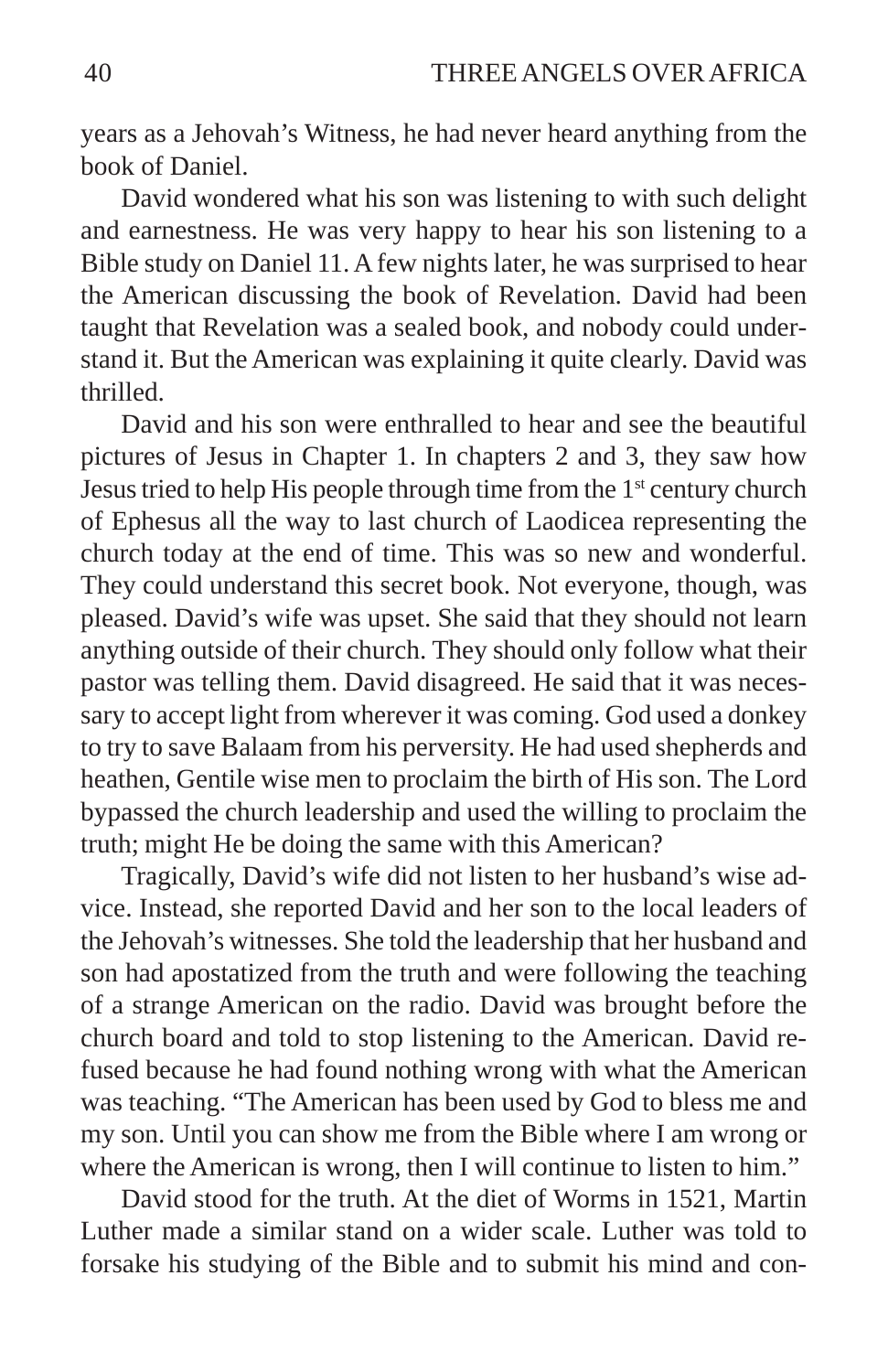years as a Jehovah's Witness, he had never heard anything from the book of Daniel.

David wondered what his son was listening to with such delight and earnestness. He was very happy to hear his son listening to a Bible study on Daniel 11. A few nights later, he was surprised to hear the American discussing the book of Revelation. David had been taught that Revelation was a sealed book, and nobody could understand it. But the American was explaining it quite clearly. David was thrilled.

David and his son were enthralled to hear and see the beautiful pictures of Jesus in Chapter 1. In chapters 2 and 3, they saw how Jesus tried to help His people through time from the 1st century church of Ephesus all the way to last church of Laodicea representing the church today at the end of time. This was so new and wonderful. They could understand this secret book. Not everyone, though, was pleased. David's wife was upset. She said that they should not learn anything outside of their church. They should only follow what their pastor was telling them. David disagreed. He said that it was necessary to accept light from wherever it was coming. God used a donkey to try to save Balaam from his perversity. He had used shepherds and heathen, Gentile wise men to proclaim the birth of His son. The Lord bypassed the church leadership and used the willing to proclaim the truth; might He be doing the same with this American?

Tragically, David's wife did not listen to her husband's wise advice. Instead, she reported David and her son to the local leaders of the Jehovah's witnesses. She told the leadership that her husband and son had apostatized from the truth and were following the teaching of a strange American on the radio. David was brought before the church board and told to stop listening to the American. David refused because he had found nothing wrong with what the American was teaching. "The American has been used by God to bless me and my son. Until you can show me from the Bible where I am wrong or where the American is wrong, then I will continue to listen to him."

David stood for the truth. At the diet of Worms in 1521, Martin Luther made a similar stand on a wider scale. Luther was told to forsake his studying of the Bible and to submit his mind and con-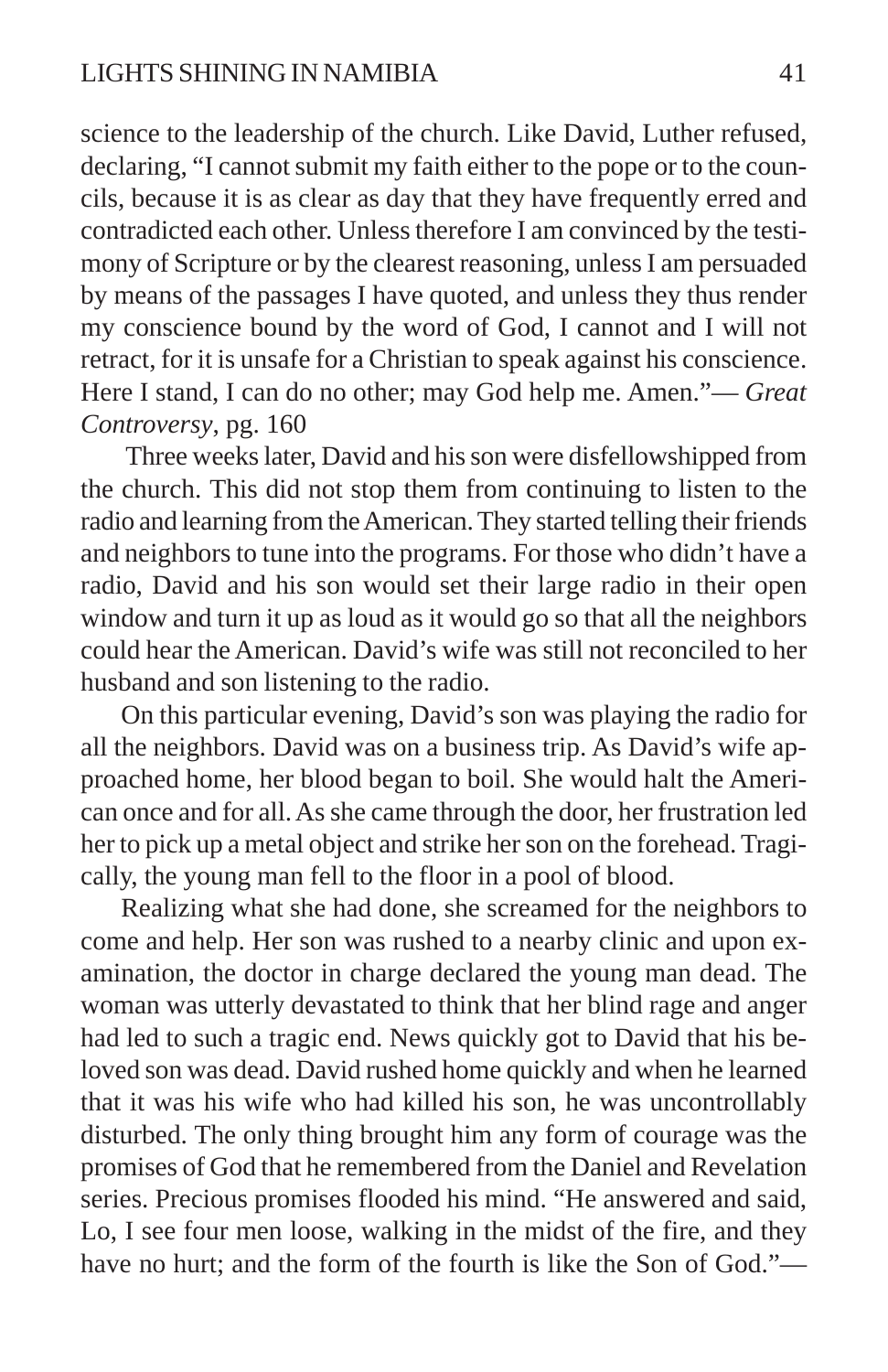science to the leadership of the church. Like David, Luther refused, declaring, "I cannot submit my faith either to the pope or to the councils, because it is as clear as day that they have frequently erred and contradicted each other. Unless therefore I am convinced by the testimony of Scripture or by the clearest reasoning, unless I am persuaded by means of the passages I have quoted, and unless they thus render my conscience bound by the word of God, I cannot and I will not retract, for it is unsafe for a Christian to speak against his conscience. Here I stand, I can do no other; may God help me. Amen."— *Great Controversy*, pg. 160

Three weeks later, David and his son were disfellowshipped from the church. This did not stop them from continuing to listen to the radio and learning from the American. They started telling their friends and neighbors to tune into the programs. For those who didn't have a radio, David and his son would set their large radio in their open window and turn it up as loud as it would go so that all the neighbors could hear the American. David's wife was still not reconciled to her husband and son listening to the radio.

On this particular evening, David's son was playing the radio for all the neighbors. David was on a business trip. As David's wife approached home, her blood began to boil. She would halt the American once and for all. As she came through the door, her frustration led her to pick up a metal object and strike her son on the forehead. Tragically, the young man fell to the floor in a pool of blood.

Realizing what she had done, she screamed for the neighbors to come and help. Her son was rushed to a nearby clinic and upon examination, the doctor in charge declared the young man dead. The woman was utterly devastated to think that her blind rage and anger had led to such a tragic end. News quickly got to David that his beloved son was dead. David rushed home quickly and when he learned that it was his wife who had killed his son, he was uncontrollably disturbed. The only thing brought him any form of courage was the promises of God that he remembered from the Daniel and Revelation series. Precious promises flooded his mind. "He answered and said, Lo, I see four men loose, walking in the midst of the fire, and they have no hurt; and the form of the fourth is like the Son of God."—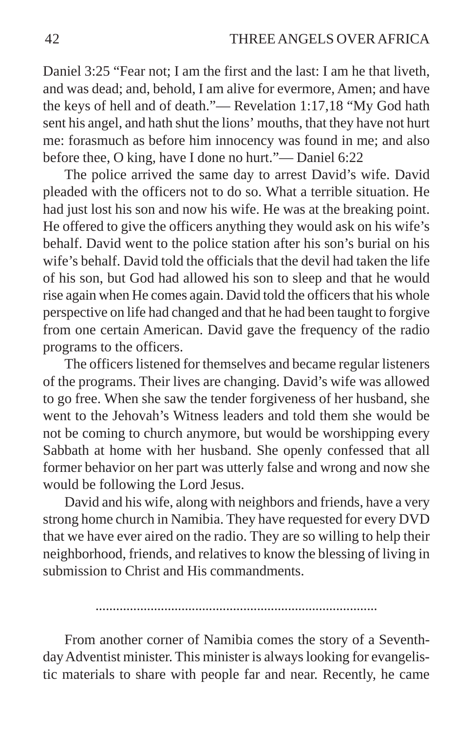Daniel 3:25 “Fear not; I am the first and the last: I am he that liveth, and was dead; and, behold, I am alive for evermore, Amen; and have the keys of hell and of death.”— Revelation 1:17,18 “My God hath sent his angel, and hath shut the lions’ mouths, that they have not hurt me: forasmuch as before him innocency was found in me; and also before thee, O king, have I done no hurt.”— Daniel 6:22

The police arrived the same day to arrest David’s wife. David pleaded with the officers not to do so. What a terrible situation. He had just lost his son and now his wife. He was at the breaking point. He offered to give the officers anything they would ask on his wife’s behalf. David went to the police station after his son’s burial on his wife’s behalf. David told the officials that the devil had taken the life of his son, but God had allowed his son to sleep and that he would rise again when He comes again. David told the officers that his whole perspective on life had changed and that he had been taught to forgive from one certain American. David gave the frequency of the radio programs to the officers.

The officers listened for themselves and became regular listeners of the programs. Their lives are changing. David’s wife was allowed to go free. When she saw the tender forgiveness of her husband, she went to the Jehovah’s Witness leaders and told them she would be not be coming to church anymore, but would be worshipping every Sabbath at home with her husband. She openly confessed that all former behavior on her part was utterly false and wrong and now she would be following the Lord Jesus.

David and his wife, along with neighbors and friends, have a very strong home church in Namibia. They have requested for every DVD that we have ever aired on the radio. They are so willing to help their neighborhood, friends, and relatives to know the blessing of living in submission to Christ and His commandments.

..................................................................................

From another corner of Namibia comes the story of a Seventh-day Adventist minister. This minister is always looking for evangelistic materials to share with people far and near. Recently, he came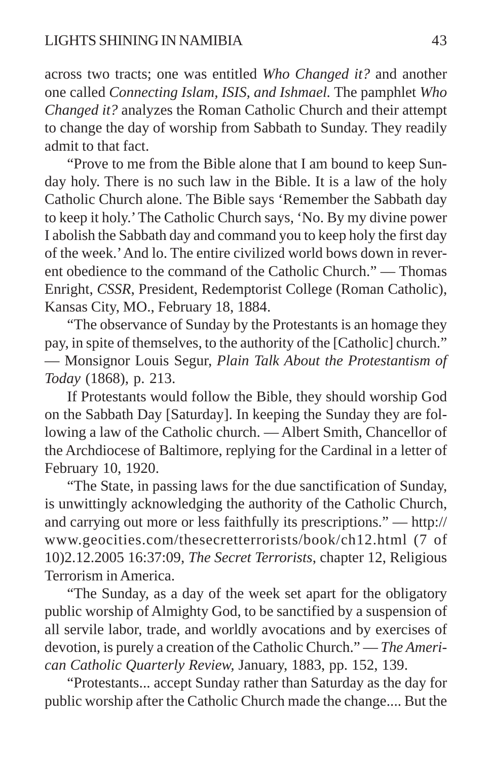across two tracts; one was entitled *Who Changed it?* and another one called *Connecting Islam, ISIS, and Ishmael.* The pamphlet *Who Changed it?* analyzes the Roman Catholic Church and their attempt to change the day of worship from Sabbath to Sunday. They readily admit to that fact.

"Prove to me from the Bible alone that I am bound to keep Sunday holy. There is no such law in the Bible. It is a law of the holy Catholic Church alone. The Bible says 'Remember the Sabbath day to keep it holy.' The Catholic Church says, 'No. By my divine power I abolish the Sabbath day and command you to keep holy the first day of the week.' And lo. The entire civilized world bows down in reverent obedience to the command of the Catholic Church." — Thomas Enright, *CSSR*, President, Redemptorist College (Roman Catholic), Kansas City, MO., February 18, 1884.

"The observance of Sunday by the Protestants is an homage they pay, in spite of themselves, to the authority of the [Catholic] church." — Monsignor Louis Segur, *Plain Talk About the Protestantism of Today* (1868), p. 213.

If Protestants would follow the Bible, they should worship God on the Sabbath Day [Saturday]. In keeping the Sunday they are following a law of the Catholic church. — Albert Smith, Chancellor of the Archdiocese of Baltimore, replying for the Cardinal in a letter of February 10, 1920.

"The State, in passing laws for the due sanctification of Sunday, is unwittingly acknowledging the authority of the Catholic Church, and carrying out more or less faithfully its prescriptions." — http://www.geocities.com/thesecretterrorists/book/ch12.html (7 of 10)2.12.2005 16:37:09, *The Secret Terrorists*, chapter 12, Religious Terrorism in America.

"The Sunday, as a day of the week set apart for the obligatory public worship of Almighty God, to be sanctified by a suspension of all servile labor, trade, and worldly avocations and by exercises of devotion, is purely a creation of the Catholic Church." — *The American Catholic Quarterly Review,* January, 1883, pp. 152, 139.

"Protestants... accept Sunday rather than Saturday as the day for public worship after the Catholic Church made the change.... But the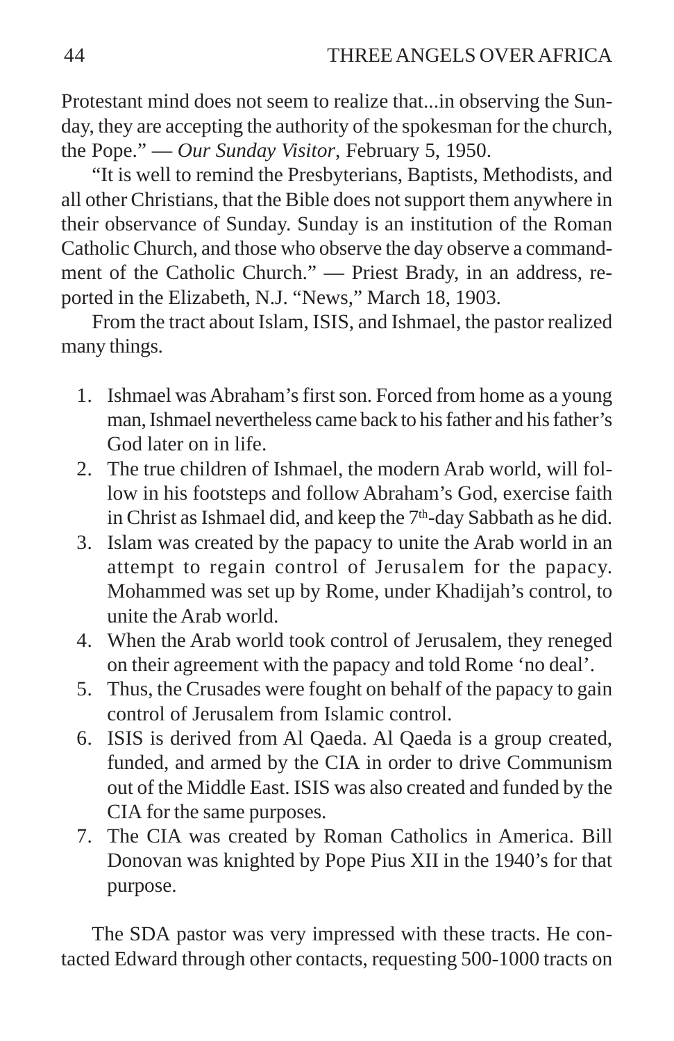Protestant mind does not seem to realize that...in observing the Sunday, they are accepting the authority of the spokesman for the church, the Pope." — *Our Sunday Visitor*, February 5, 1950.

"It is well to remind the Presbyterians, Baptists, Methodists, and all other Christians, that the Bible does not support them anywhere in their observance of Sunday. Sunday is an institution of the Roman Catholic Church, and those who observe the day observe a commandment of the Catholic Church." — Priest Brady, in an address, reported in the Elizabeth, N.J. "News," March 18, 1903.

From the tract about Islam, ISIS, and Ishmael, the pastor realized many things.

1. Ishmael was Abraham's first son. Forced from home as a young man, Ishmael nevertheless came back to his father and his father's God later on in life.
2. The true children of Ishmael, the modern Arab world, will follow in his footsteps and follow Abraham's God, exercise faith in Christ as Ishmael did, and keep the 7th-day Sabbath as he did.
3. Islam was created by the papacy to unite the Arab world in an attempt to regain control of Jerusalem for the papacy. Mohammed was set up by Rome, under Khadijah's control, to unite the Arab world.
4. When the Arab world took control of Jerusalem, they reneged on their agreement with the papacy and told Rome 'no deal'.
5. Thus, the Crusades were fought on behalf of the papacy to gain control of Jerusalem from Islamic control.
6. ISIS is derived from Al Qaeda. Al Qaeda is a group created, funded, and armed by the CIA in order to drive Communism out of the Middle East. ISIS was also created and funded by the CIA for the same purposes.
7. The CIA was created by Roman Catholics in America. Bill Donovan was knighted by Pope Pius XII in the 1940's for that purpose.

The SDA pastor was very impressed with these tracts. He contacted Edward through other contacts, requesting 500-1000 tracts on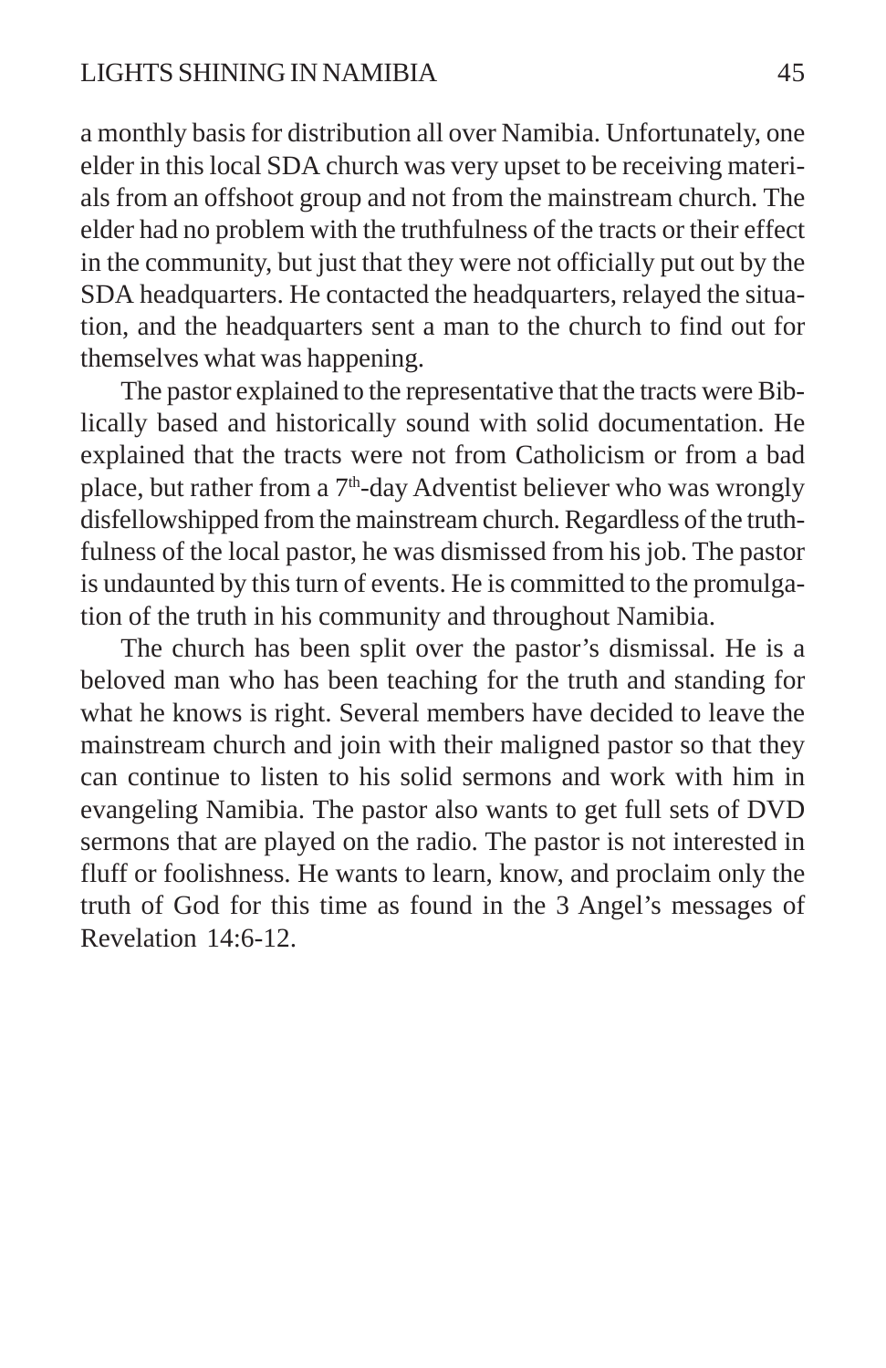a monthly basis for distribution all over Namibia. Unfortunately, one elder in this local SDA church was very upset to be receiving materials from an offshoot group and not from the mainstream church. The elder had no problem with the truthfulness of the tracts or their effect in the community, but just that they were not officially put out by the SDA headquarters. He contacted the headquarters, relayed the situation, and the headquarters sent a man to the church to find out for themselves what was happening.

The pastor explained to the representative that the tracts were Biblically based and historically sound with solid documentation. He explained that the tracts were not from Catholicism or from a bad place, but rather from a 7th-day Adventist believer who was wrongly disfellowshipped from the mainstream church. Regardless of the truthfulness of the local pastor, he was dismissed from his job. The pastor is undaunted by this turn of events. He is committed to the promulgation of the truth in his community and throughout Namibia.

The church has been split over the pastor's dismissal. He is a beloved man who has been teaching for the truth and standing for what he knows is right. Several members have decided to leave the mainstream church and join with their maligned pastor so that they can continue to listen to his solid sermons and work with him in evangeling Namibia. The pastor also wants to get full sets of DVD sermons that are played on the radio. The pastor is not interested in fluff or foolishness. He wants to learn, know, and proclaim only the truth of God for this time as found in the 3 Angel's messages of Revelation 14:6-12.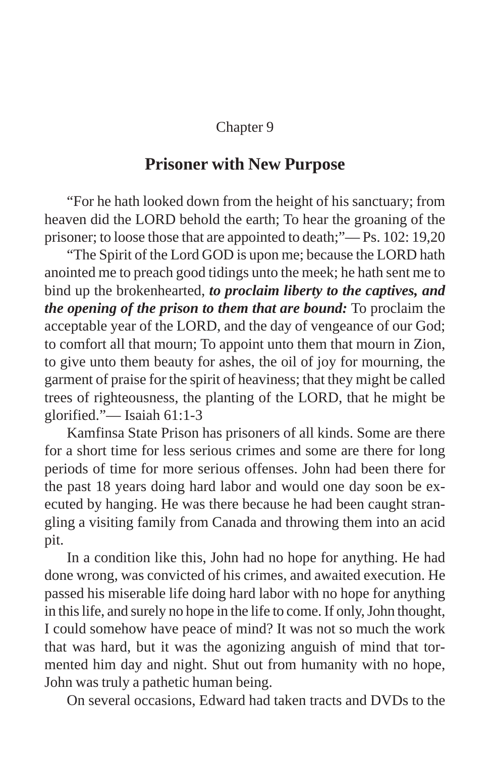Chapter 9

## Prisoner with New Purpose

"For he hath looked down from the height of his sanctuary; from heaven did the LORD behold the earth; To hear the groaning of the prisoner; to loose those that are appointed to death;"— Ps. 102: 19,20

"The Spirit of the Lord GOD is upon me; because the LORD hath anointed me to preach good tidings unto the meek; he hath sent me to bind up the brokenhearted, ***to proclaim liberty to the captives, and the opening of the prison to them that are bound:*** To proclaim the acceptable year of the LORD, and the day of vengeance of our God; to comfort all that mourn; To appoint unto them that mourn in Zion, to give unto them beauty for ashes, the oil of joy for mourning, the garment of praise for the spirit of heaviness; that they might be called trees of righteousness, the planting of the LORD, that he might be glorified."— Isaiah 61:1-3

Kamfinsa State Prison has prisoners of all kinds. Some are there for a short time for less serious crimes and some are there for long periods of time for more serious offenses. John had been there for the past 18 years doing hard labor and would one day soon be executed by hanging. He was there because he had been caught strangling a visiting family from Canada and throwing them into an acid pit.

In a condition like this, John had no hope for anything. He had done wrong, was convicted of his crimes, and awaited execution. He passed his miserable life doing hard labor with no hope for anything in this life, and surely no hope in the life to come. If only, John thought, I could somehow have peace of mind? It was not so much the work that was hard, but it was the agonizing anguish of mind that tormented him day and night. Shut out from humanity with no hope, John was truly a pathetic human being.

On several occasions, Edward had taken tracts and DVDs to the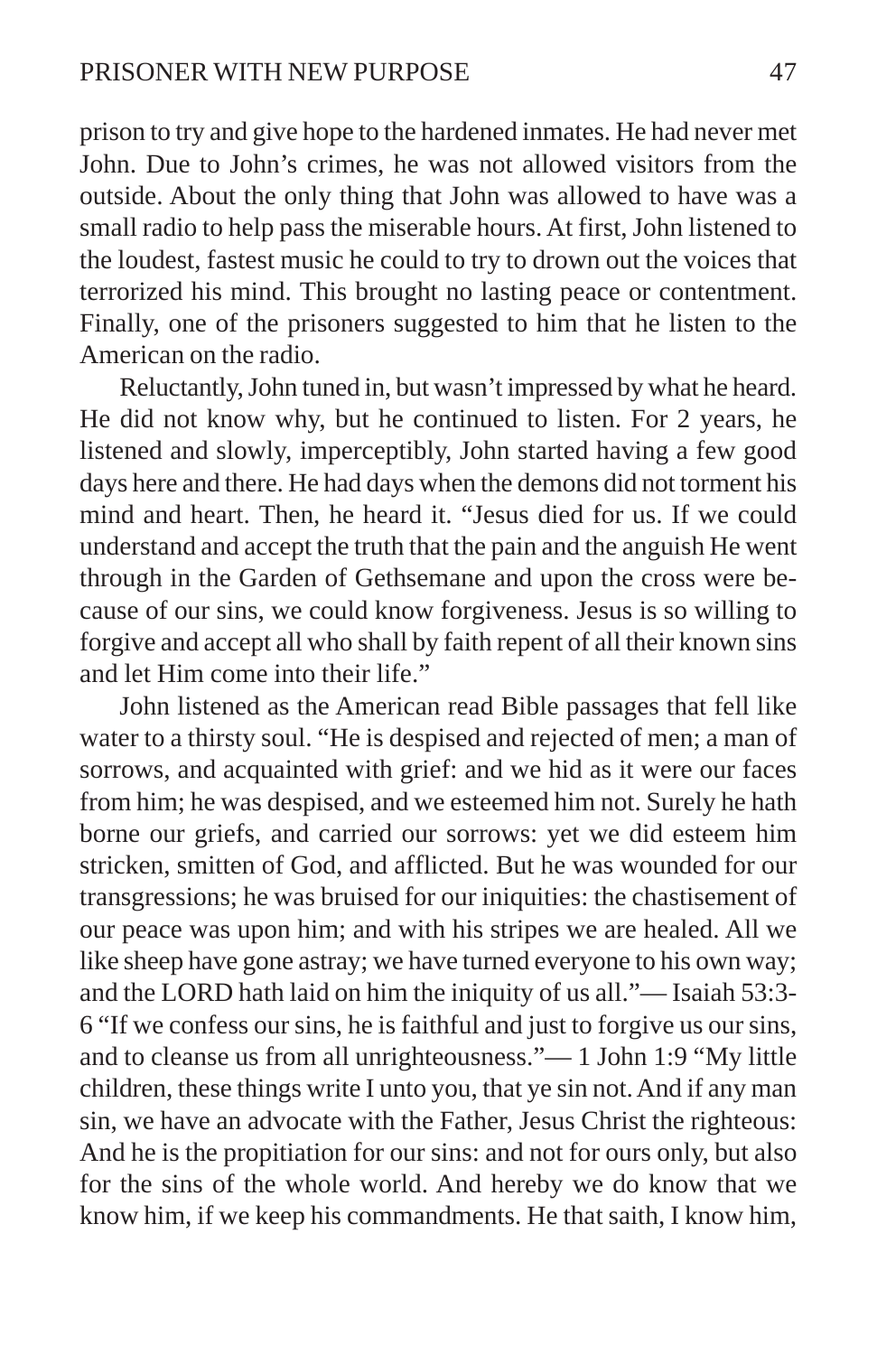prison to try and give hope to the hardened inmates. He had never met John. Due to John's crimes, he was not allowed visitors from the outside. About the only thing that John was allowed to have was a small radio to help pass the miserable hours. At first, John listened to the loudest, fastest music he could to try to drown out the voices that terrorized his mind. This brought no lasting peace or contentment. Finally, one of the prisoners suggested to him that he listen to the American on the radio.

Reluctantly, John tuned in, but wasn't impressed by what he heard. He did not know why, but he continued to listen. For 2 years, he listened and slowly, imperceptibly, John started having a few good days here and there. He had days when the demons did not torment his mind and heart. Then, he heard it. "Jesus died for us. If we could understand and accept the truth that the pain and the anguish He went through in the Garden of Gethsemane and upon the cross were because of our sins, we could know forgiveness. Jesus is so willing to forgive and accept all who shall by faith repent of all their known sins and let Him come into their life."

John listened as the American read Bible passages that fell like water to a thirsty soul. "He is despised and rejected of men; a man of sorrows, and acquainted with grief: and we hid as it were our faces from him; he was despised, and we esteemed him not. Surely he hath borne our griefs, and carried our sorrows: yet we did esteem him stricken, smitten of God, and afflicted. But he was wounded for our transgressions; he was bruised for our iniquities: the chastisement of our peace was upon him; and with his stripes we are healed. All we like sheep have gone astray; we have turned everyone to his own way; and the LORD hath laid on him the iniquity of us all."— Isaiah 53:3-6 "If we confess our sins, he is faithful and just to forgive us our sins, and to cleanse us from all unrighteousness."— 1 John 1:9 "My little children, these things write I unto you, that ye sin not. And if any man sin, we have an advocate with the Father, Jesus Christ the righteous: And he is the propitiation for our sins: and not for ours only, but also for the sins of the whole world. And hereby we do know that we know him, if we keep his commandments. He that saith, I know him,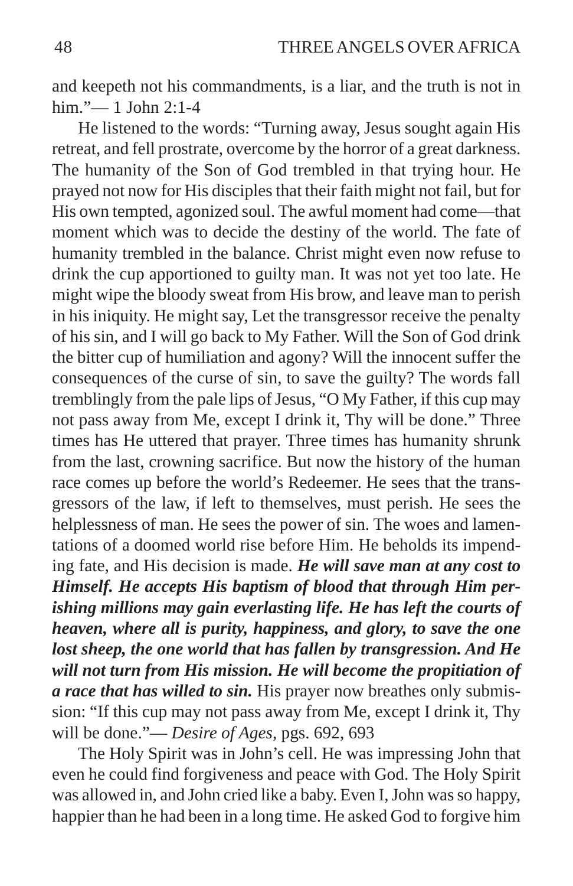and keepeth not his commandments, is a liar, and the truth is not in him."— 1 John 2:1-4

He listened to the words: "Turning away, Jesus sought again His retreat, and fell prostrate, overcome by the horror of a great darkness. The humanity of the Son of God trembled in that trying hour. He prayed not now for His disciples that their faith might not fail, but for His own tempted, agonized soul. The awful moment had come—that moment which was to decide the destiny of the world. The fate of humanity trembled in the balance. Christ might even now refuse to drink the cup apportioned to guilty man. It was not yet too late. He might wipe the bloody sweat from His brow, and leave man to perish in his iniquity. He might say, Let the transgressor receive the penalty of his sin, and I will go back to My Father. Will the Son of God drink the bitter cup of humiliation and agony? Will the innocent suffer the consequences of the curse of sin, to save the guilty? The words fall tremblingly from the pale lips of Jesus, "O My Father, if this cup may not pass away from Me, except I drink it, Thy will be done." Three times has He uttered that prayer. Three times has humanity shrunk from the last, crowning sacrifice. But now the history of the human race comes up before the world's Redeemer. He sees that the transgressors of the law, if left to themselves, must perish. He sees the helplessness of man. He sees the power of sin. The woes and lamentations of a doomed world rise before Him. He beholds its impending fate, and His decision is made. ***He will save man at any cost to Himself. He accepts His baptism of blood that through Him perishing millions may gain everlasting life. He has left the courts of heaven, where all is purity, happiness, and glory, to save the one lost sheep, the one world that has fallen by transgression. And He will not turn from His mission. He will become the propitiation of a race that has willed to sin.*** His prayer now breathes only submission: "If this cup may not pass away from Me, except I drink it, Thy will be done."— *Desire of Ages*, pgs. 692, 693

The Holy Spirit was in John's cell. He was impressing John that even he could find forgiveness and peace with God. The Holy Spirit was allowed in, and John cried like a baby. Even I, John was so happy, happier than he had been in a long time. He asked God to forgive him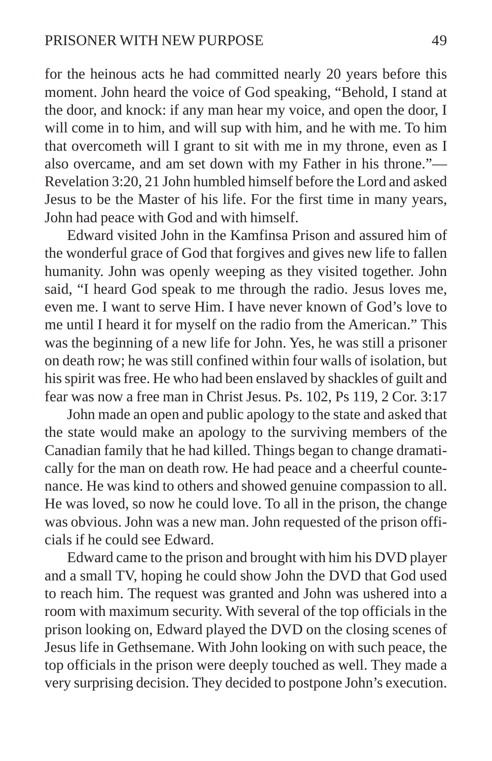for the heinous acts he had committed nearly 20 years before this moment. John heard the voice of God speaking, "Behold, I stand at the door, and knock: if any man hear my voice, and open the door, I will come in to him, and will sup with him, and he with me. To him that overcometh will I grant to sit with me in my throne, even as I also overcame, and am set down with my Father in his throne."—Revelation 3:20, 21 John humbled himself before the Lord and asked Jesus to be the Master of his life. For the first time in many years, John had peace with God and with himself.

Edward visited John in the Kamfinsa Prison and assured him of the wonderful grace of God that forgives and gives new life to fallen humanity. John was openly weeping as they visited together. John said, "I heard God speak to me through the radio. Jesus loves me, even me. I want to serve Him. I have never known of God's love to me until I heard it for myself on the radio from the American." This was the beginning of a new life for John. Yes, he was still a prisoner on death row; he was still confined within four walls of isolation, but his spirit was free. He who had been enslaved by shackles of guilt and fear was now a free man in Christ Jesus. Ps. 102, Ps 119, 2 Cor. 3:17

John made an open and public apology to the state and asked that the state would make an apology to the surviving members of the Canadian family that he had killed. Things began to change dramatically for the man on death row. He had peace and a cheerful countenance. He was kind to others and showed genuine compassion to all. He was loved, so now he could love. To all in the prison, the change was obvious. John was a new man. John requested of the prison officials if he could see Edward.

Edward came to the prison and brought with him his DVD player and a small TV, hoping he could show John the DVD that God used to reach him. The request was granted and John was ushered into a room with maximum security. With several of the top officials in the prison looking on, Edward played the DVD on the closing scenes of Jesus life in Gethsemane. With John looking on with such peace, the top officials in the prison were deeply touched as well. They made a very surprising decision. They decided to postpone John's execution.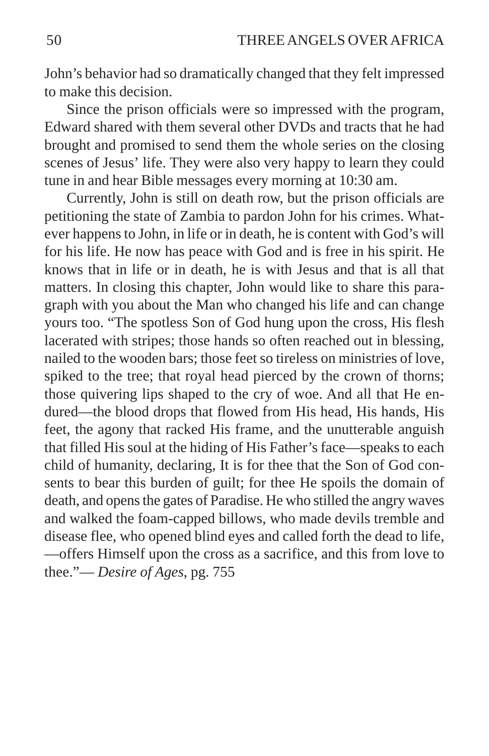John's behavior had so dramatically changed that they felt impressed to make this decision.

Since the prison officials were so impressed with the program, Edward shared with them several other DVDs and tracts that he had brought and promised to send them the whole series on the closing scenes of Jesus' life. They were also very happy to learn they could tune in and hear Bible messages every morning at 10:30 am.

Currently, John is still on death row, but the prison officials are petitioning the state of Zambia to pardon John for his crimes. Whatever happens to John, in life or in death, he is content with God's will for his life. He now has peace with God and is free in his spirit. He knows that in life or in death, he is with Jesus and that is all that matters. In closing this chapter, John would like to share this paragraph with you about the Man who changed his life and can change yours too. "The spotless Son of God hung upon the cross, His flesh lacerated with stripes; those hands so often reached out in blessing, nailed to the wooden bars; those feet so tireless on ministries of love, spiked to the tree; that royal head pierced by the crown of thorns; those quivering lips shaped to the cry of woe. And all that He endured—the blood drops that flowed from His head, His hands, His feet, the agony that racked His frame, and the unutterable anguish that filled His soul at the hiding of His Father's face—speaks to each child of humanity, declaring, It is for thee that the Son of God consents to bear this burden of guilt; for thee He spoils the domain of death, and opens the gates of Paradise. He who stilled the angry waves and walked the foam-capped billows, who made devils tremble and disease flee, who opened blind eyes and called forth the dead to life, —offers Himself upon the cross as a sacrifice, and this from love to thee."— *Desire of Ages*, pg. 755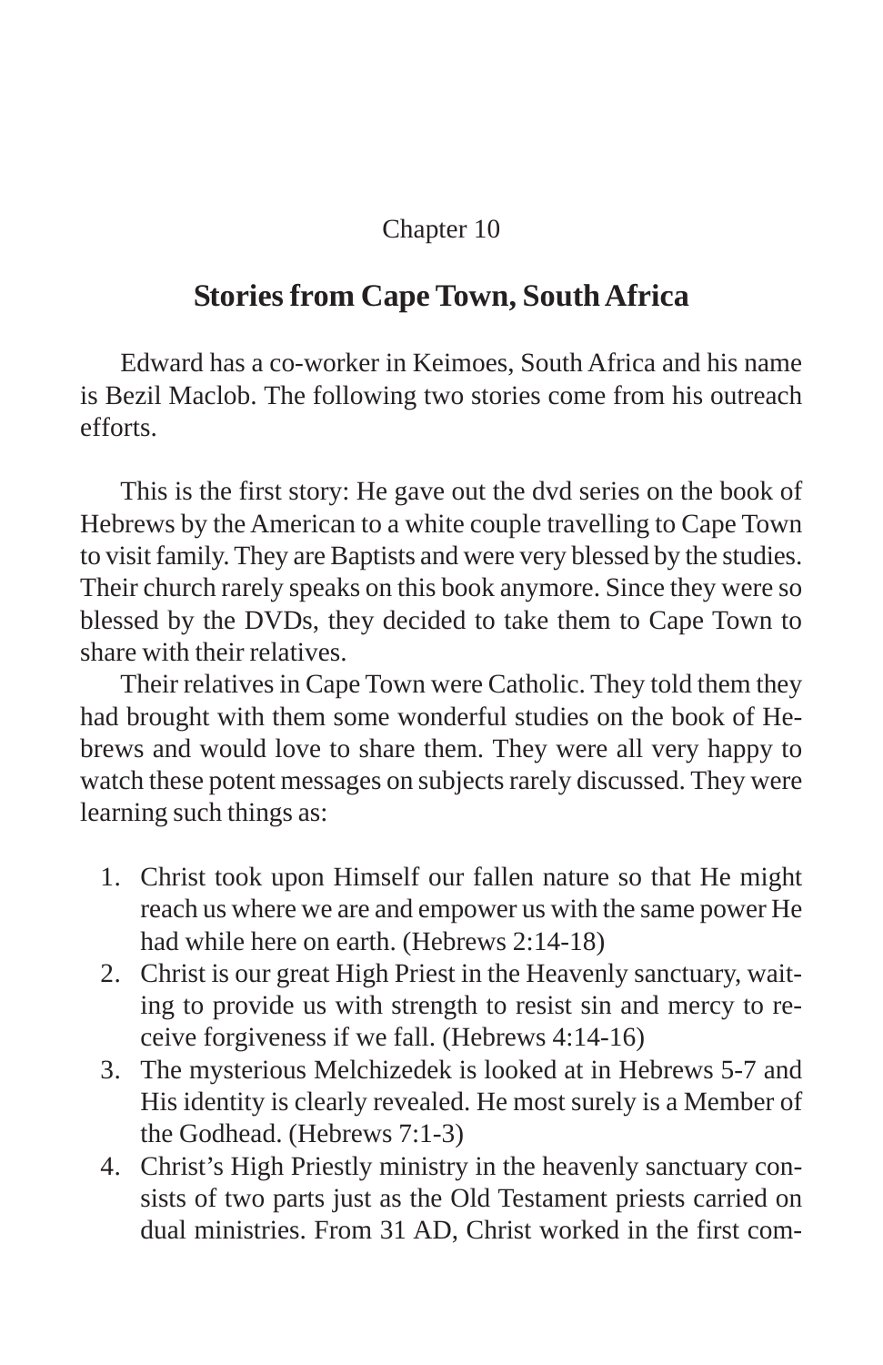Chapter 10

## Stories from Cape Town, South Africa

Edward has a co-worker in Keimoes, South Africa and his name is Bezil Maclob. The following two stories come from his outreach efforts.

This is the first story: He gave out the dvd series on the book of Hebrews by the American to a white couple travelling to Cape Town to visit family. They are Baptists and were very blessed by the studies. Their church rarely speaks on this book anymore. Since they were so blessed by the DVDs, they decided to take them to Cape Town to share with their relatives.

Their relatives in Cape Town were Catholic. They told them they had brought with them some wonderful studies on the book of Hebrews and would love to share them. They were all very happy to watch these potent messages on subjects rarely discussed. They were learning such things as:

1. Christ took upon Himself our fallen nature so that He might reach us where we are and empower us with the same power He had while here on earth. (Hebrews 2:14-18)
2. Christ is our great High Priest in the Heavenly sanctuary, waiting to provide us with strength to resist sin and mercy to receive forgiveness if we fall. (Hebrews 4:14-16)
3. The mysterious Melchizedek is looked at in Hebrews 5-7 and His identity is clearly revealed. He most surely is a Member of the Godhead. (Hebrews 7:1-3)
4. Christ's High Priestly ministry in the heavenly sanctuary consists of two parts just as the Old Testament priests carried on dual ministries. From 31 AD, Christ worked in the first com-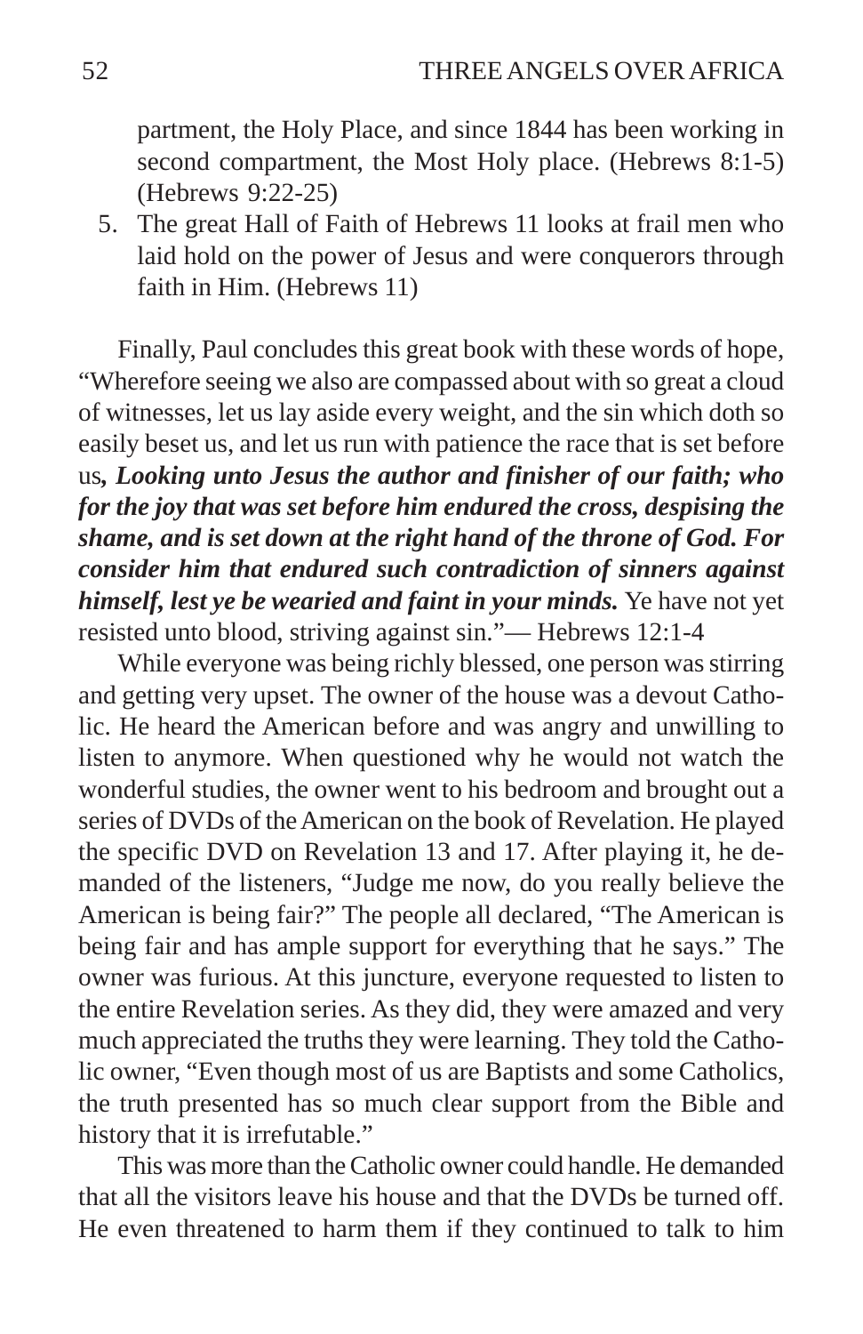partment, the Holy Place, and since 1844 has been working in second compartment, the Most Holy place. (Hebrews 8:1-5) (Hebrews 9:22-25)

5. The great Hall of Faith of Hebrews 11 looks at frail men who laid hold on the power of Jesus and were conquerors through faith in Him. (Hebrews 11)

Finally, Paul concludes this great book with these words of hope, "Wherefore seeing we also are compassed about with so great a cloud of witnesses, let us lay aside every weight, and the sin which doth so easily beset us, and let us run with patience the race that is set before us***, Looking unto Jesus the author and finisher of our faith; who for the joy that was set before him endured the cross, despising the shame, and is set down at the right hand of the throne of God. For consider him that endured such contradiction of sinners against himself, lest ye be wearied and faint in your minds.*** Ye have not yet resisted unto blood, striving against sin."— Hebrews 12:1-4

While everyone was being richly blessed, one person was stirring and getting very upset. The owner of the house was a devout Catholic. He heard the American before and was angry and unwilling to listen to anymore. When questioned why he would not watch the wonderful studies, the owner went to his bedroom and brought out a series of DVDs of the American on the book of Revelation. He played the specific DVD on Revelation 13 and 17. After playing it, he demanded of the listeners, "Judge me now, do you really believe the American is being fair?" The people all declared, "The American is being fair and has ample support for everything that he says." The owner was furious. At this juncture, everyone requested to listen to the entire Revelation series. As they did, they were amazed and very much appreciated the truths they were learning. They told the Catholic owner, "Even though most of us are Baptists and some Catholics, the truth presented has so much clear support from the Bible and history that it is irrefutable."

This was more than the Catholic owner could handle. He demanded that all the visitors leave his house and that the DVDs be turned off. He even threatened to harm them if they continued to talk to him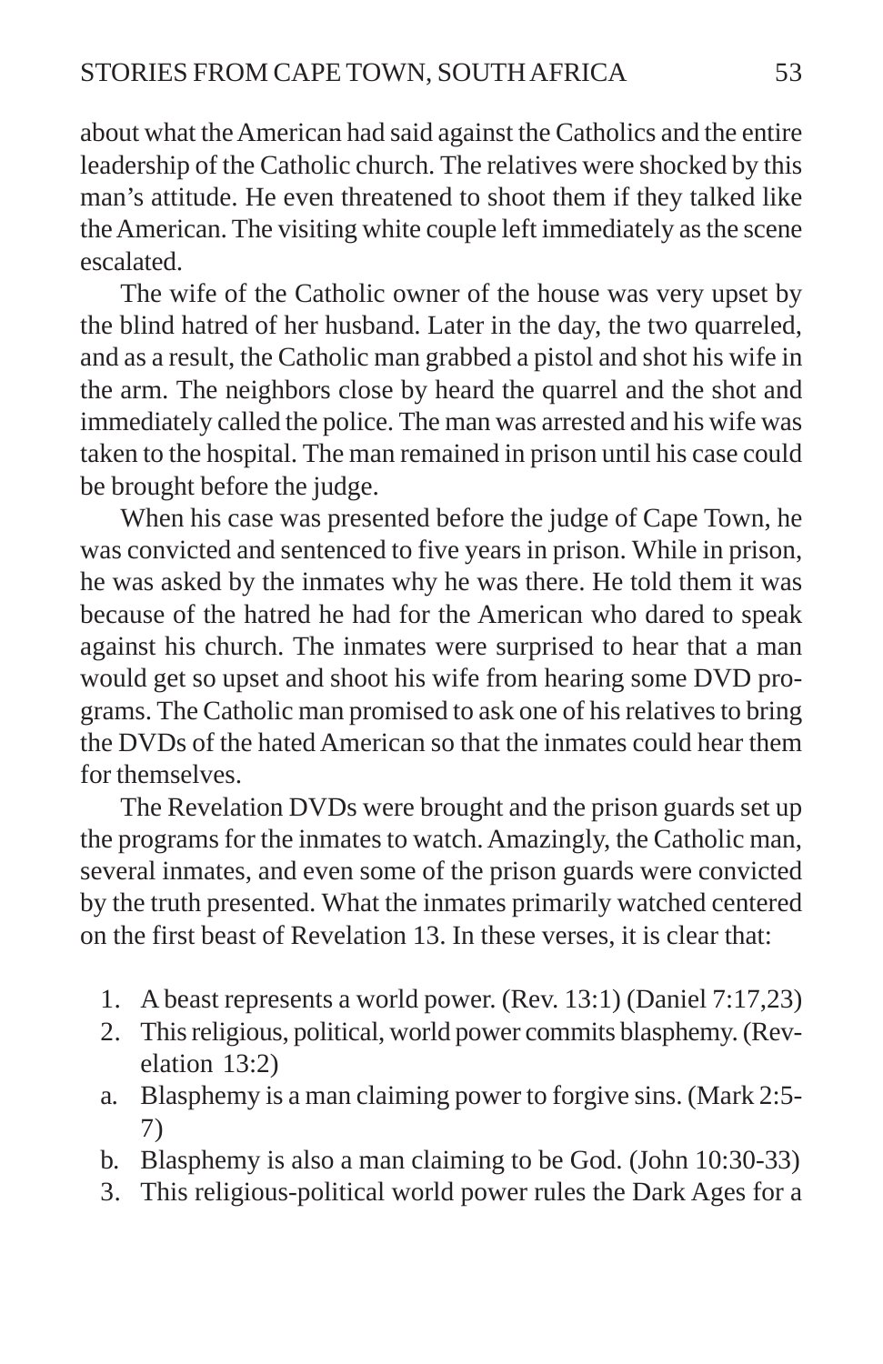about what the American had said against the Catholics and the entire leadership of the Catholic church. The relatives were shocked by this man's attitude. He even threatened to shoot them if they talked like the American. The visiting white couple left immediately as the scene escalated.

The wife of the Catholic owner of the house was very upset by the blind hatred of her husband. Later in the day, the two quarreled, and as a result, the Catholic man grabbed a pistol and shot his wife in the arm. The neighbors close by heard the quarrel and the shot and immediately called the police. The man was arrested and his wife was taken to the hospital. The man remained in prison until his case could be brought before the judge.

When his case was presented before the judge of Cape Town, he was convicted and sentenced to five years in prison. While in prison, he was asked by the inmates why he was there. He told them it was because of the hatred he had for the American who dared to speak against his church. The inmates were surprised to hear that a man would get so upset and shoot his wife from hearing some DVD programs. The Catholic man promised to ask one of his relatives to bring the DVDs of the hated American so that the inmates could hear them for themselves.

The Revelation DVDs were brought and the prison guards set up the programs for the inmates to watch. Amazingly, the Catholic man, several inmates, and even some of the prison guards were convicted by the truth presented. What the inmates primarily watched centered on the first beast of Revelation 13. In these verses, it is clear that:

1. A beast represents a world power. (Rev. 13:1) (Daniel 7:17,23)
2. This religious, political, world power commits blasphemy. (Revelation 13:2)
   a. Blasphemy is a man claiming power to forgive sins. (Mark 2:5-7)
   b. Blasphemy is also a man claiming to be God. (John 10:30-33)
3. This religious-political world power rules the Dark Ages for a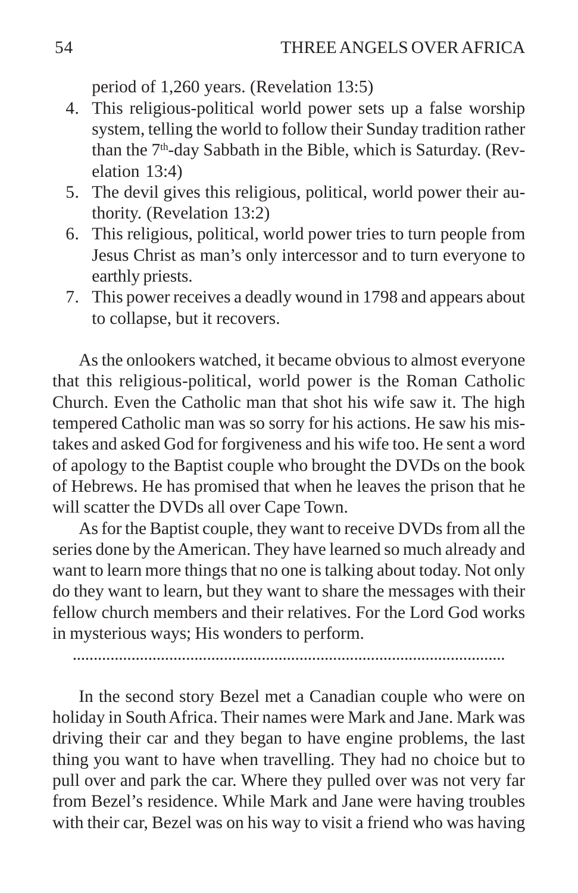period of 1,260 years. (Revelation 13:5)

4. This religious-political world power sets up a false worship system, telling the world to follow their Sunday tradition rather than the 7th-day Sabbath in the Bible, which is Saturday. (Revelation 13:4)
5. The devil gives this religious, political, world power their authority. (Revelation 13:2)
6. This religious, political, world power tries to turn people from Jesus Christ as man's only intercessor and to turn everyone to earthly priests.
7. This power receives a deadly wound in 1798 and appears about to collapse, but it recovers.

As the onlookers watched, it became obvious to almost everyone that this religious-political, world power is the Roman Catholic Church. Even the Catholic man that shot his wife saw it. The high tempered Catholic man was so sorry for his actions. He saw his mistakes and asked God for forgiveness and his wife too. He sent a word of apology to the Baptist couple who brought the DVDs on the book of Hebrews. He has promised that when he leaves the prison that he will scatter the DVDs all over Cape Town.

As for the Baptist couple, they want to receive DVDs from all the series done by the American. They have learned so much already and want to learn more things that no one is talking about today. Not only do they want to learn, but they want to share the messages with their fellow church members and their relatives. For the Lord God works in mysterious ways; His wonders to perform.

..........................................................................................................

In the second story Bezel met a Canadian couple who were on holiday in South Africa. Their names were Mark and Jane. Mark was driving their car and they began to have engine problems, the last thing you want to have when travelling. They had no choice but to pull over and park the car. Where they pulled over was not very far from Bezel's residence. While Mark and Jane were having troubles with their car, Bezel was on his way to visit a friend who was having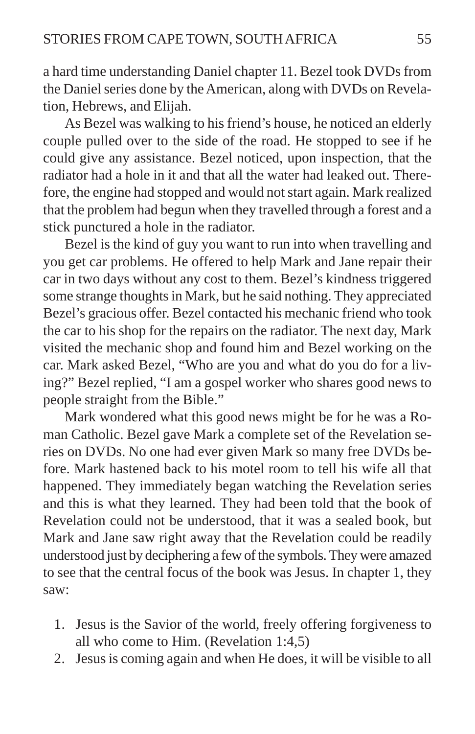a hard time understanding Daniel chapter 11. Bezel took DVDs from the Daniel series done by the American, along with DVDs on Revelation, Hebrews, and Elijah.

As Bezel was walking to his friend's house, he noticed an elderly couple pulled over to the side of the road. He stopped to see if he could give any assistance. Bezel noticed, upon inspection, that the radiator had a hole in it and that all the water had leaked out. Therefore, the engine had stopped and would not start again. Mark realized that the problem had begun when they travelled through a forest and a stick punctured a hole in the radiator.

Bezel is the kind of guy you want to run into when travelling and you get car problems. He offered to help Mark and Jane repair their car in two days without any cost to them. Bezel's kindness triggered some strange thoughts in Mark, but he said nothing. They appreciated Bezel's gracious offer. Bezel contacted his mechanic friend who took the car to his shop for the repairs on the radiator. The next day, Mark visited the mechanic shop and found him and Bezel working on the car. Mark asked Bezel, "Who are you and what do you do for a living?" Bezel replied, "I am a gospel worker who shares good news to people straight from the Bible."

Mark wondered what this good news might be for he was a Roman Catholic. Bezel gave Mark a complete set of the Revelation series on DVDs. No one had ever given Mark so many free DVDs before. Mark hastened back to his motel room to tell his wife all that happened. They immediately began watching the Revelation series and this is what they learned. They had been told that the book of Revelation could not be understood, that it was a sealed book, but Mark and Jane saw right away that the Revelation could be readily understood just by deciphering a few of the symbols. They were amazed to see that the central focus of the book was Jesus. In chapter 1, they saw:

1. Jesus is the Savior of the world, freely offering forgiveness to all who come to Him. (Revelation 1:4,5)
2. Jesus is coming again and when He does, it will be visible to all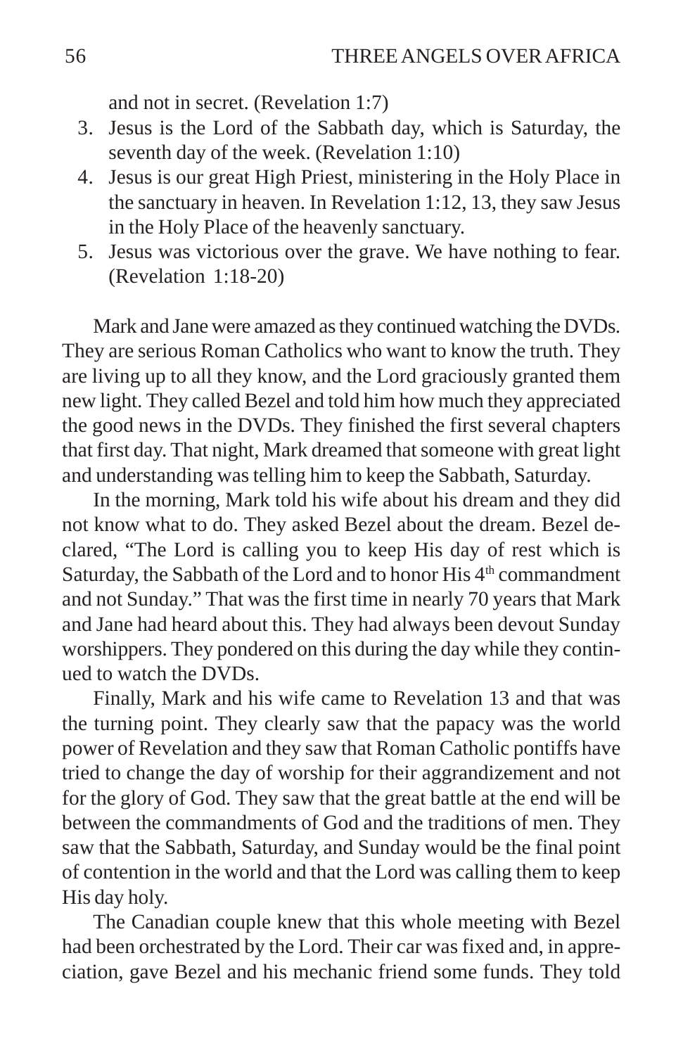and not in secret. (Revelation 1:7)

3. Jesus is the Lord of the Sabbath day, which is Saturday, the seventh day of the week. (Revelation 1:10)
4. Jesus is our great High Priest, ministering in the Holy Place in the sanctuary in heaven. In Revelation 1:12, 13, they saw Jesus in the Holy Place of the heavenly sanctuary.
5. Jesus was victorious over the grave. We have nothing to fear. (Revelation 1:18-20)

Mark and Jane were amazed as they continued watching the DVDs. They are serious Roman Catholics who want to know the truth. They are living up to all they know, and the Lord graciously granted them new light. They called Bezel and told him how much they appreciated the good news in the DVDs. They finished the first several chapters that first day. That night, Mark dreamed that someone with great light and understanding was telling him to keep the Sabbath, Saturday.

In the morning, Mark told his wife about his dream and they did not know what to do. They asked Bezel about the dream. Bezel declared, "The Lord is calling you to keep His day of rest which is Saturday, the Sabbath of the Lord and to honor His 4th commandment and not Sunday." That was the first time in nearly 70 years that Mark and Jane had heard about this. They had always been devout Sunday worshippers. They pondered on this during the day while they continued to watch the DVDs.

Finally, Mark and his wife came to Revelation 13 and that was the turning point. They clearly saw that the papacy was the world power of Revelation and they saw that Roman Catholic pontiffs have tried to change the day of worship for their aggrandizement and not for the glory of God. They saw that the great battle at the end will be between the commandments of God and the traditions of men. They saw that the Sabbath, Saturday, and Sunday would be the final point of contention in the world and that the Lord was calling them to keep His day holy.

The Canadian couple knew that this whole meeting with Bezel had been orchestrated by the Lord. Their car was fixed and, in appreciation, gave Bezel and his mechanic friend some funds. They told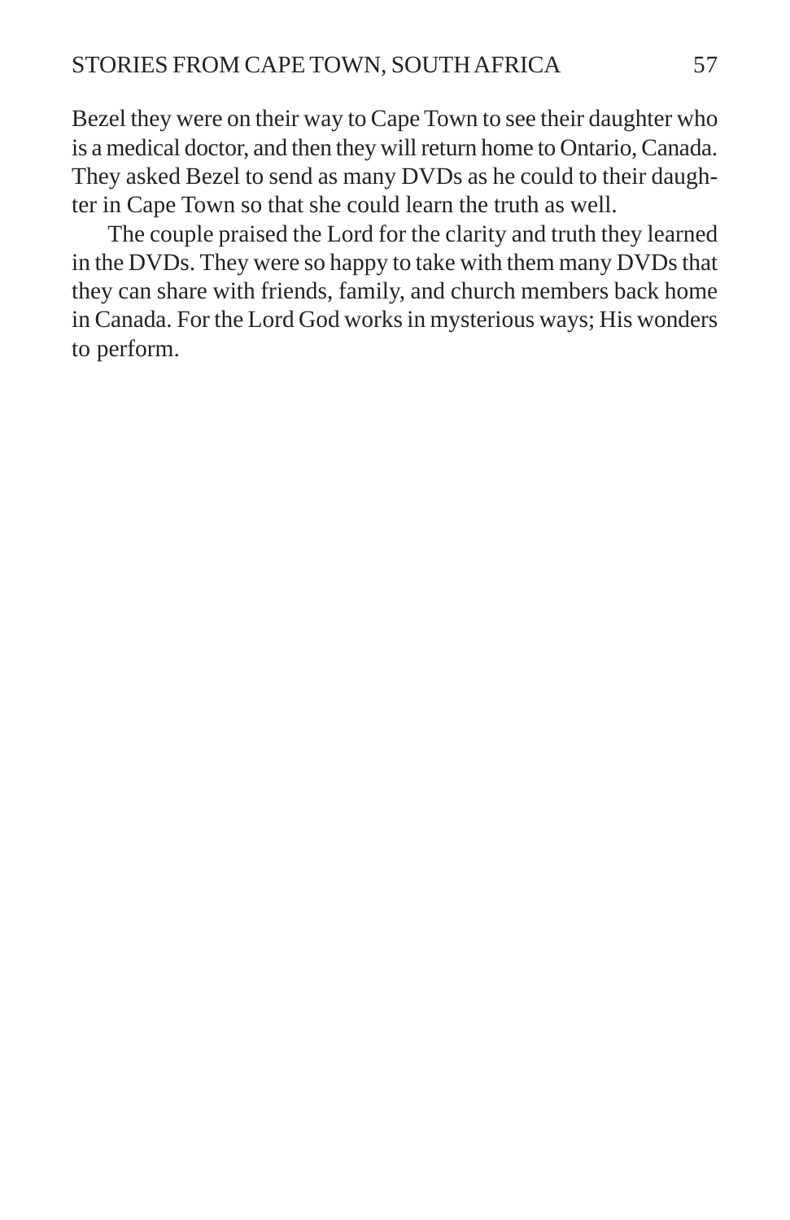Bezel they were on their way to Cape Town to see their daughter who is a medical doctor, and then they will return home to Ontario, Canada. They asked Bezel to send as many DVDs as he could to their daughter in Cape Town so that she could learn the truth as well.

The couple praised the Lord for the clarity and truth they learned in the DVDs. They were so happy to take with them many DVDs that they can share with friends, family, and church members back home in Canada. For the Lord God works in mysterious ways; His wonders to perform.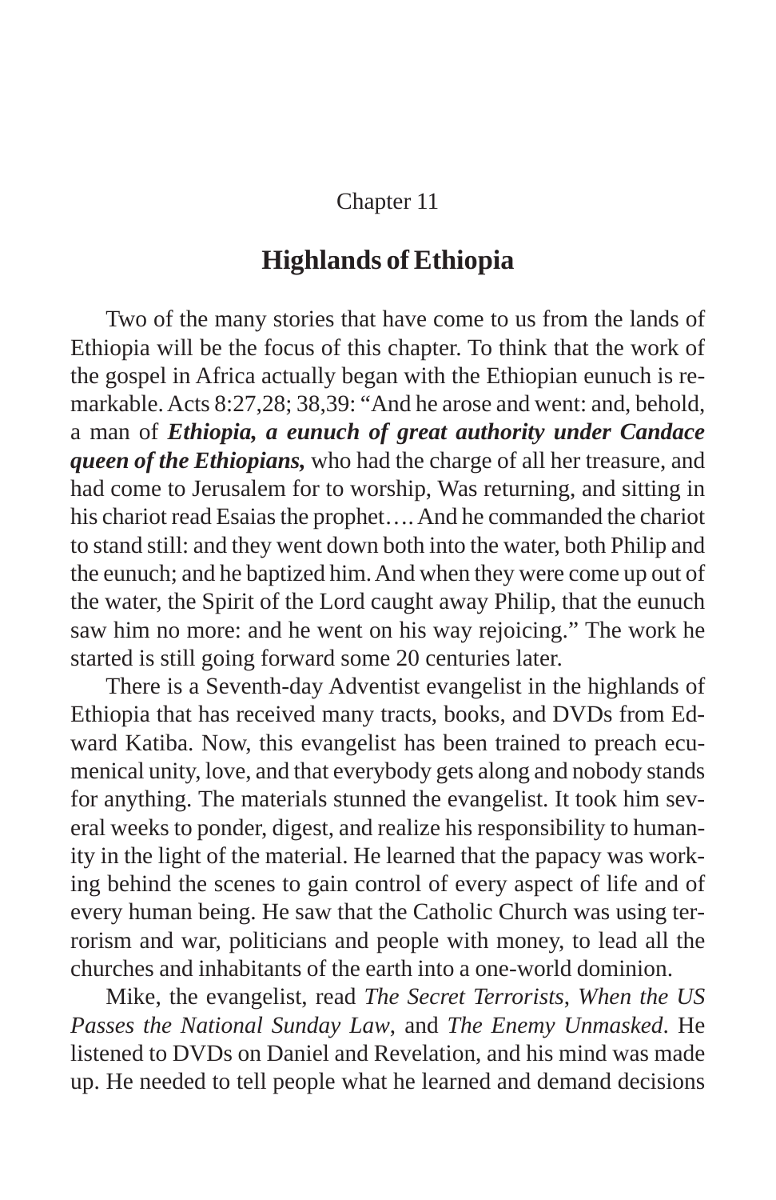Chapter 11

# Highlands of Ethiopia

Two of the many stories that have come to us from the lands of Ethiopia will be the focus of this chapter. To think that the work of the gospel in Africa actually began with the Ethiopian eunuch is remarkable. Acts 8:27,28; 38,39: "And he arose and went: and, behold, a man of ***Ethiopia, a eunuch of great authority under Candace queen of the Ethiopians,*** who had the charge of all her treasure, and had come to Jerusalem for to worship, Was returning, and sitting in his chariot read Esaias the prophet…. And he commanded the chariot to stand still: and they went down both into the water, both Philip and the eunuch; and he baptized him. And when they were come up out of the water, the Spirit of the Lord caught away Philip, that the eunuch saw him no more: and he went on his way rejoicing." The work he started is still going forward some 20 centuries later.

There is a Seventh-day Adventist evangelist in the highlands of Ethiopia that has received many tracts, books, and DVDs from Edward Katiba. Now, this evangelist has been trained to preach ecumenical unity, love, and that everybody gets along and nobody stands for anything. The materials stunned the evangelist. It took him several weeks to ponder, digest, and realize his responsibility to humanity in the light of the material. He learned that the papacy was working behind the scenes to gain control of every aspect of life and of every human being. He saw that the Catholic Church was using terrorism and war, politicians and people with money, to lead all the churches and inhabitants of the earth into a one-world dominion.

Mike, the evangelist, read *The Secret Terrorists*, *When the US Passes the National Sunday Law*, and *The Enemy Unmasked*. He listened to DVDs on Daniel and Revelation, and his mind was made up. He needed to tell people what he learned and demand decisions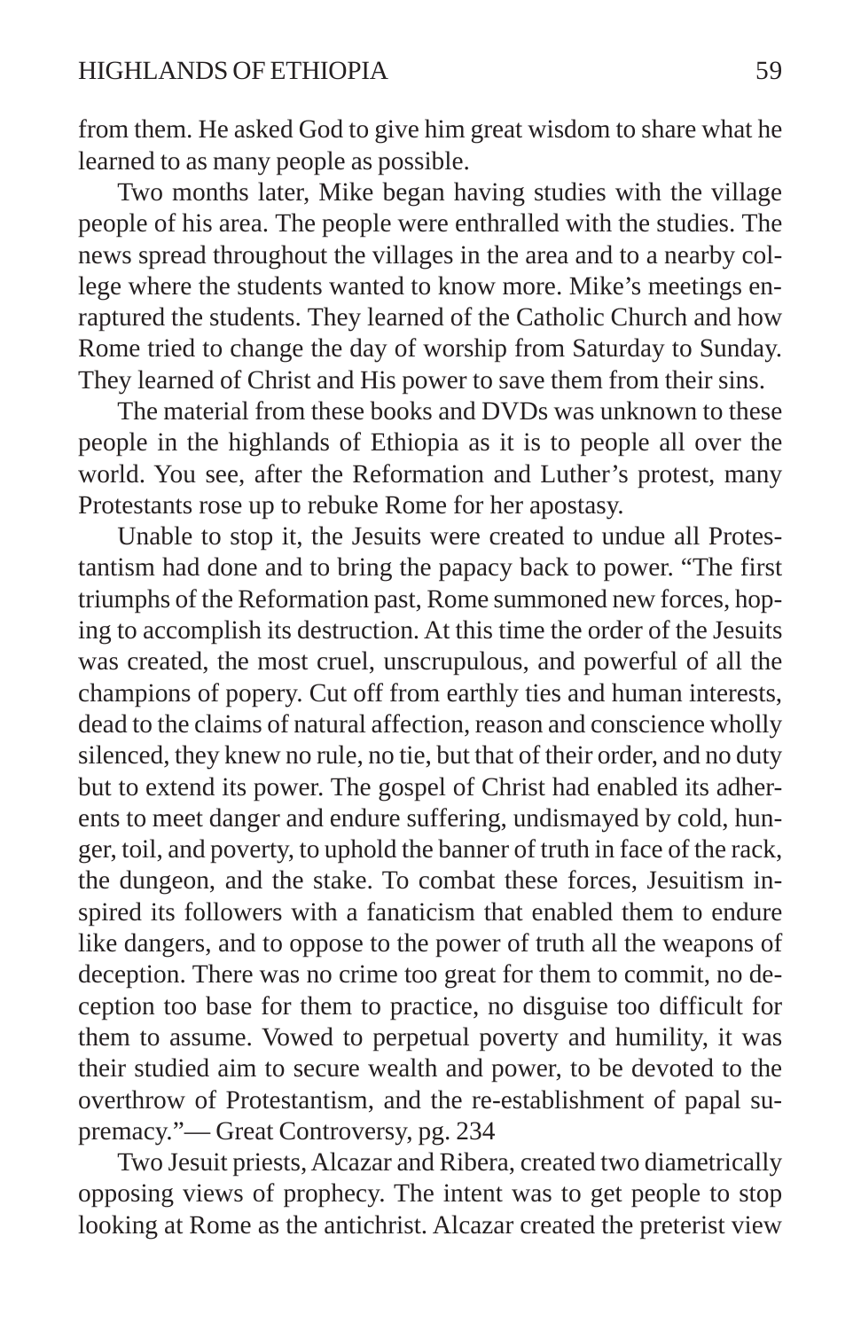from them. He asked God to give him great wisdom to share what he learned to as many people as possible.

Two months later, Mike began having studies with the village people of his area. The people were enthralled with the studies. The news spread throughout the villages in the area and to a nearby college where the students wanted to know more. Mike's meetings enraptured the students. They learned of the Catholic Church and how Rome tried to change the day of worship from Saturday to Sunday. They learned of Christ and His power to save them from their sins.

The material from these books and DVDs was unknown to these people in the highlands of Ethiopia as it is to people all over the world. You see, after the Reformation and Luther's protest, many Protestants rose up to rebuke Rome for her apostasy.

Unable to stop it, the Jesuits were created to undue all Protestantism had done and to bring the papacy back to power. "The first triumphs of the Reformation past, Rome summoned new forces, hoping to accomplish its destruction. At this time the order of the Jesuits was created, the most cruel, unscrupulous, and powerful of all the champions of popery. Cut off from earthly ties and human interests, dead to the claims of natural affection, reason and conscience wholly silenced, they knew no rule, no tie, but that of their order, and no duty but to extend its power. The gospel of Christ had enabled its adherents to meet danger and endure suffering, undismayed by cold, hunger, toil, and poverty, to uphold the banner of truth in face of the rack, the dungeon, and the stake. To combat these forces, Jesuitism inspired its followers with a fanaticism that enabled them to endure like dangers, and to oppose to the power of truth all the weapons of deception. There was no crime too great for them to commit, no deception too base for them to practice, no disguise too difficult for them to assume. Vowed to perpetual poverty and humility, it was their studied aim to secure wealth and power, to be devoted to the overthrow of Protestantism, and the re-establishment of papal supremacy."— Great Controversy, pg. 234

Two Jesuit priests, Alcazar and Ribera, created two diametrically opposing views of prophecy. The intent was to get people to stop looking at Rome as the antichrist. Alcazar created the preterist view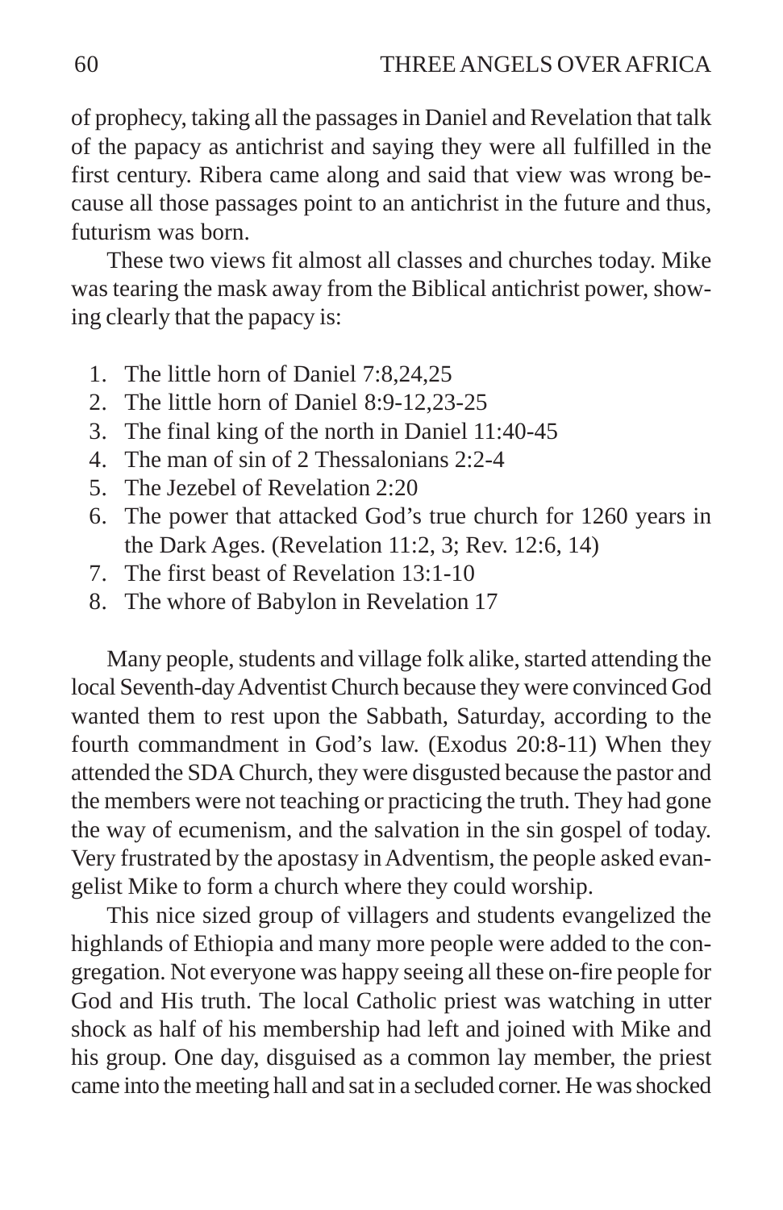of prophecy, taking all the passages in Daniel and Revelation that talk of the papacy as antichrist and saying they were all fulfilled in the first century. Ribera came along and said that view was wrong because all those passages point to an antichrist in the future and thus, futurism was born.

These two views fit almost all classes and churches today. Mike was tearing the mask away from the Biblical antichrist power, showing clearly that the papacy is:

1. The little horn of Daniel 7:8,24,25
2. The little horn of Daniel 8:9-12,23-25
3. The final king of the north in Daniel 11:40-45
4. The man of sin of 2 Thessalonians 2:2-4
5. The Jezebel of Revelation 2:20
6. The power that attacked God's true church for 1260 years in the Dark Ages. (Revelation 11:2, 3; Rev. 12:6, 14)
7. The first beast of Revelation 13:1-10
8. The whore of Babylon in Revelation 17

Many people, students and village folk alike, started attending the local Seventh-day Adventist Church because they were convinced God wanted them to rest upon the Sabbath, Saturday, according to the fourth commandment in God's law. (Exodus 20:8-11) When they attended the SDA Church, they were disgusted because the pastor and the members were not teaching or practicing the truth. They had gone the way of ecumenism, and the salvation in the sin gospel of today. Very frustrated by the apostasy in Adventism, the people asked evangelist Mike to form a church where they could worship.

This nice sized group of villagers and students evangelized the highlands of Ethiopia and many more people were added to the congregation. Not everyone was happy seeing all these on-fire people for God and His truth. The local Catholic priest was watching in utter shock as half of his membership had left and joined with Mike and his group. One day, disguised as a common lay member, the priest came into the meeting hall and sat in a secluded corner. He was shocked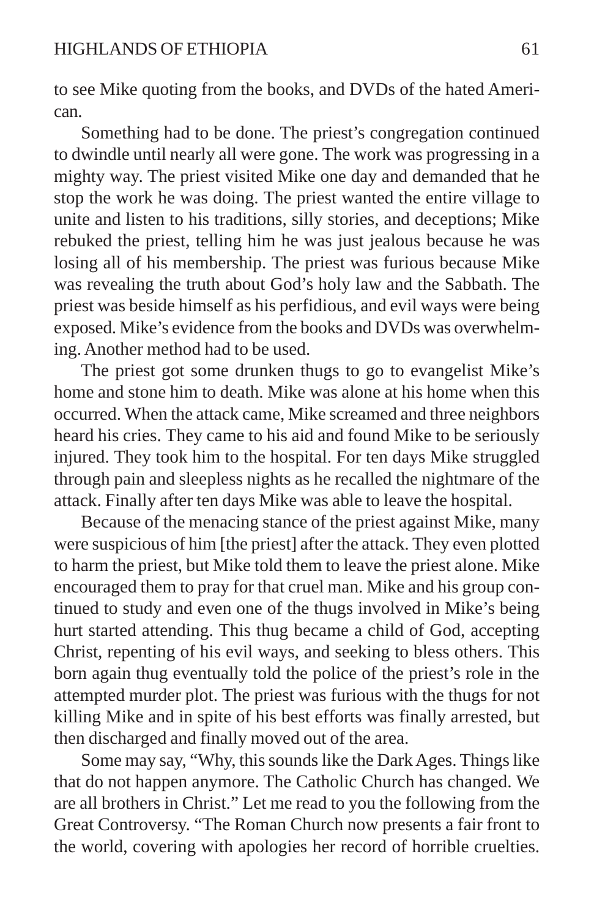to see Mike quoting from the books, and DVDs of the hated American.

Something had to be done. The priest's congregation continued to dwindle until nearly all were gone. The work was progressing in a mighty way. The priest visited Mike one day and demanded that he stop the work he was doing. The priest wanted the entire village to unite and listen to his traditions, silly stories, and deceptions; Mike rebuked the priest, telling him he was just jealous because he was losing all of his membership. The priest was furious because Mike was revealing the truth about God's holy law and the Sabbath. The priest was beside himself as his perfidious, and evil ways were being exposed. Mike's evidence from the books and DVDs was overwhelming. Another method had to be used.

The priest got some drunken thugs to go to evangelist Mike's home and stone him to death. Mike was alone at his home when this occurred. When the attack came, Mike screamed and three neighbors heard his cries. They came to his aid and found Mike to be seriously injured. They took him to the hospital. For ten days Mike struggled through pain and sleepless nights as he recalled the nightmare of the attack. Finally after ten days Mike was able to leave the hospital.

Because of the menacing stance of the priest against Mike, many were suspicious of him [the priest] after the attack. They even plotted to harm the priest, but Mike told them to leave the priest alone. Mike encouraged them to pray for that cruel man. Mike and his group continued to study and even one of the thugs involved in Mike's being hurt started attending. This thug became a child of God, accepting Christ, repenting of his evil ways, and seeking to bless others. This born again thug eventually told the police of the priest's role in the attempted murder plot. The priest was furious with the thugs for not killing Mike and in spite of his best efforts was finally arrested, but then discharged and finally moved out of the area.

Some may say, "Why, this sounds like the Dark Ages. Things like that do not happen anymore. The Catholic Church has changed. We are all brothers in Christ." Let me read to you the following from the Great Controversy. "The Roman Church now presents a fair front to the world, covering with apologies her record of horrible cruelties.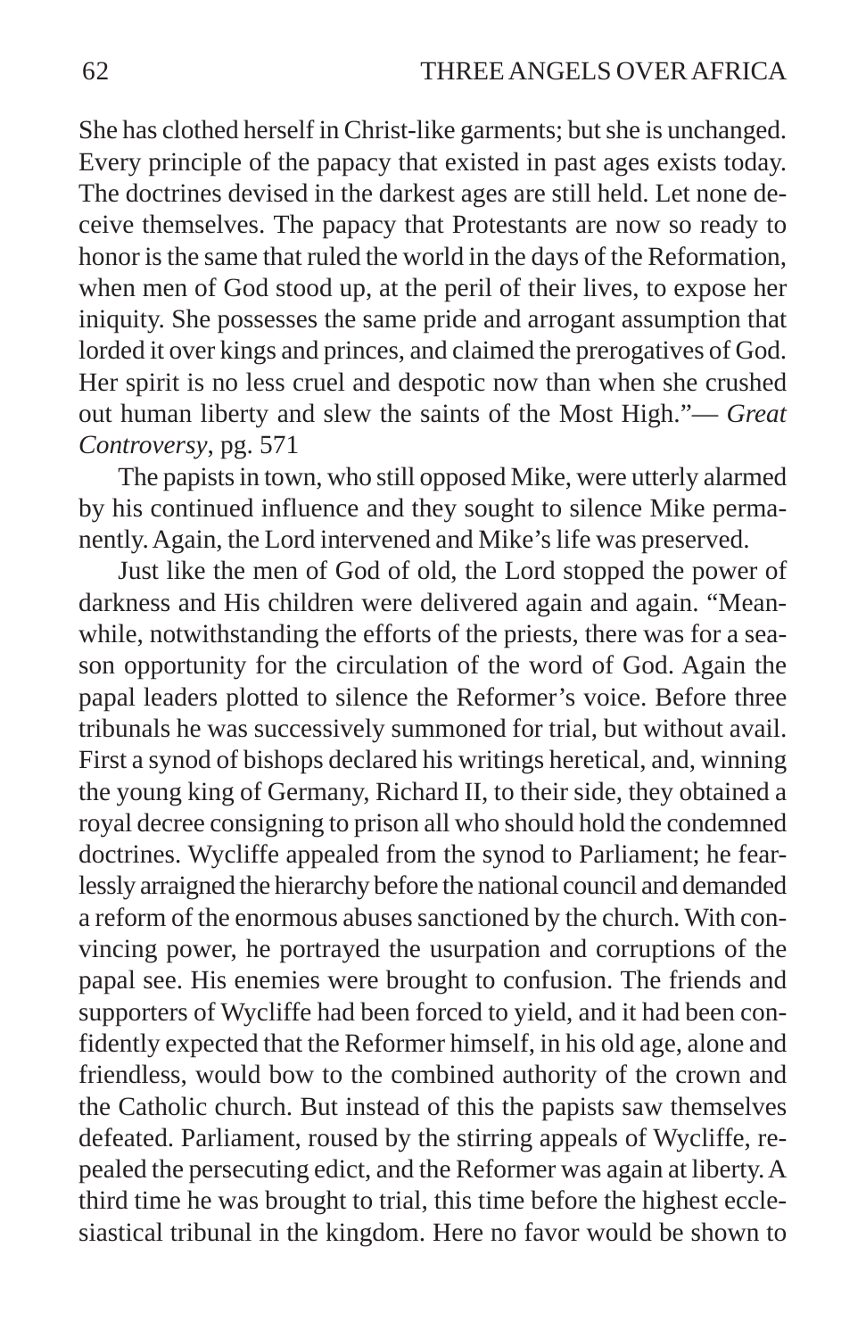She has clothed herself in Christ-like garments; but she is unchanged. Every principle of the papacy that existed in past ages exists today. The doctrines devised in the darkest ages are still held. Let none deceive themselves. The papacy that Protestants are now so ready to honor is the same that ruled the world in the days of the Reformation, when men of God stood up, at the peril of their lives, to expose her iniquity. She possesses the same pride and arrogant assumption that lorded it over kings and princes, and claimed the prerogatives of God. Her spirit is no less cruel and despotic now than when she crushed out human liberty and slew the saints of the Most High."— *Great Controversy*, pg. 571

The papists in town, who still opposed Mike, were utterly alarmed by his continued influence and they sought to silence Mike permanently. Again, the Lord intervened and Mike's life was preserved.

Just like the men of God of old, the Lord stopped the power of darkness and His children were delivered again and again. "Meanwhile, notwithstanding the efforts of the priests, there was for a season opportunity for the circulation of the word of God. Again the papal leaders plotted to silence the Reformer's voice. Before three tribunals he was successively summoned for trial, but without avail. First a synod of bishops declared his writings heretical, and, winning the young king of Germany, Richard II, to their side, they obtained a royal decree consigning to prison all who should hold the condemned doctrines. Wycliffe appealed from the synod to Parliament; he fearlessly arraigned the hierarchy before the national council and demanded a reform of the enormous abuses sanctioned by the church. With convincing power, he portrayed the usurpation and corruptions of the papal see. His enemies were brought to confusion. The friends and supporters of Wycliffe had been forced to yield, and it had been confidently expected that the Reformer himself, in his old age, alone and friendless, would bow to the combined authority of the crown and the Catholic church. But instead of this the papists saw themselves defeated. Parliament, roused by the stirring appeals of Wycliffe, repealed the persecuting edict, and the Reformer was again at liberty. A third time he was brought to trial, this time before the highest ecclesiastical tribunal in the kingdom. Here no favor would be shown to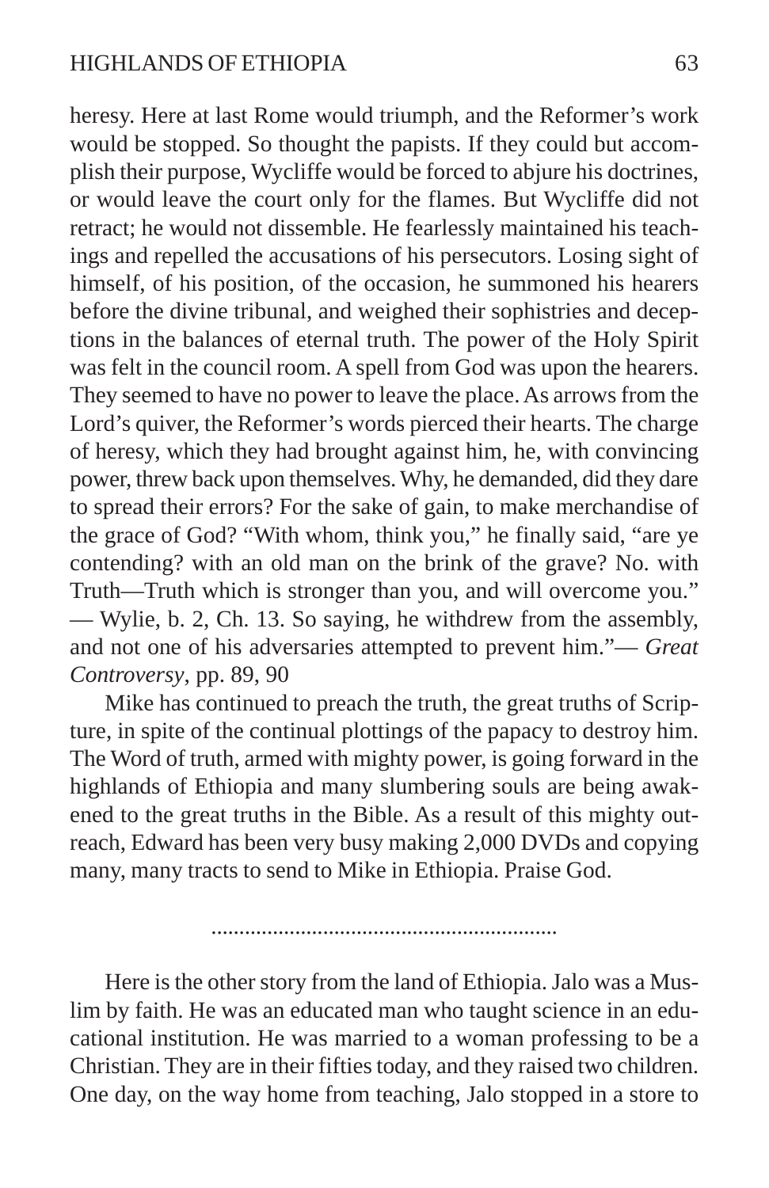heresy. Here at last Rome would triumph, and the Reformer's work would be stopped. So thought the papists. If they could but accomplish their purpose, Wycliffe would be forced to abjure his doctrines, or would leave the court only for the flames. But Wycliffe did not retract; he would not dissemble. He fearlessly maintained his teachings and repelled the accusations of his persecutors. Losing sight of himself, of his position, of the occasion, he summoned his hearers before the divine tribunal, and weighed their sophistries and deceptions in the balances of eternal truth. The power of the Holy Spirit was felt in the council room. A spell from God was upon the hearers. They seemed to have no power to leave the place. As arrows from the Lord's quiver, the Reformer's words pierced their hearts. The charge of heresy, which they had brought against him, he, with convincing power, threw back upon themselves. Why, he demanded, did they dare to spread their errors? For the sake of gain, to make merchandise of the grace of God? "With whom, think you," he finally said, "are ye contending? with an old man on the brink of the grave? No. with Truth—Truth which is stronger than you, and will overcome you." — Wylie, b. 2, Ch. 13. So saying, he withdrew from the assembly, and not one of his adversaries attempted to prevent him."— *Great Controversy*, pp. 89, 90

Mike has continued to preach the truth, the great truths of Scripture, in spite of the continual plottings of the papacy to destroy him. The Word of truth, armed with mighty power, is going forward in the highlands of Ethiopia and many slumbering souls are being awakened to the great truths in the Bible. As a result of this mighty outreach, Edward has been very busy making 2,000 DVDs and copying many, many tracts to send to Mike in Ethiopia. Praise God.

..............................................................

Here is the other story from the land of Ethiopia. Jalo was a Muslim by faith. He was an educated man who taught science in an educational institution. He was married to a woman professing to be a Christian. They are in their fifties today, and they raised two children. One day, on the way home from teaching, Jalo stopped in a store to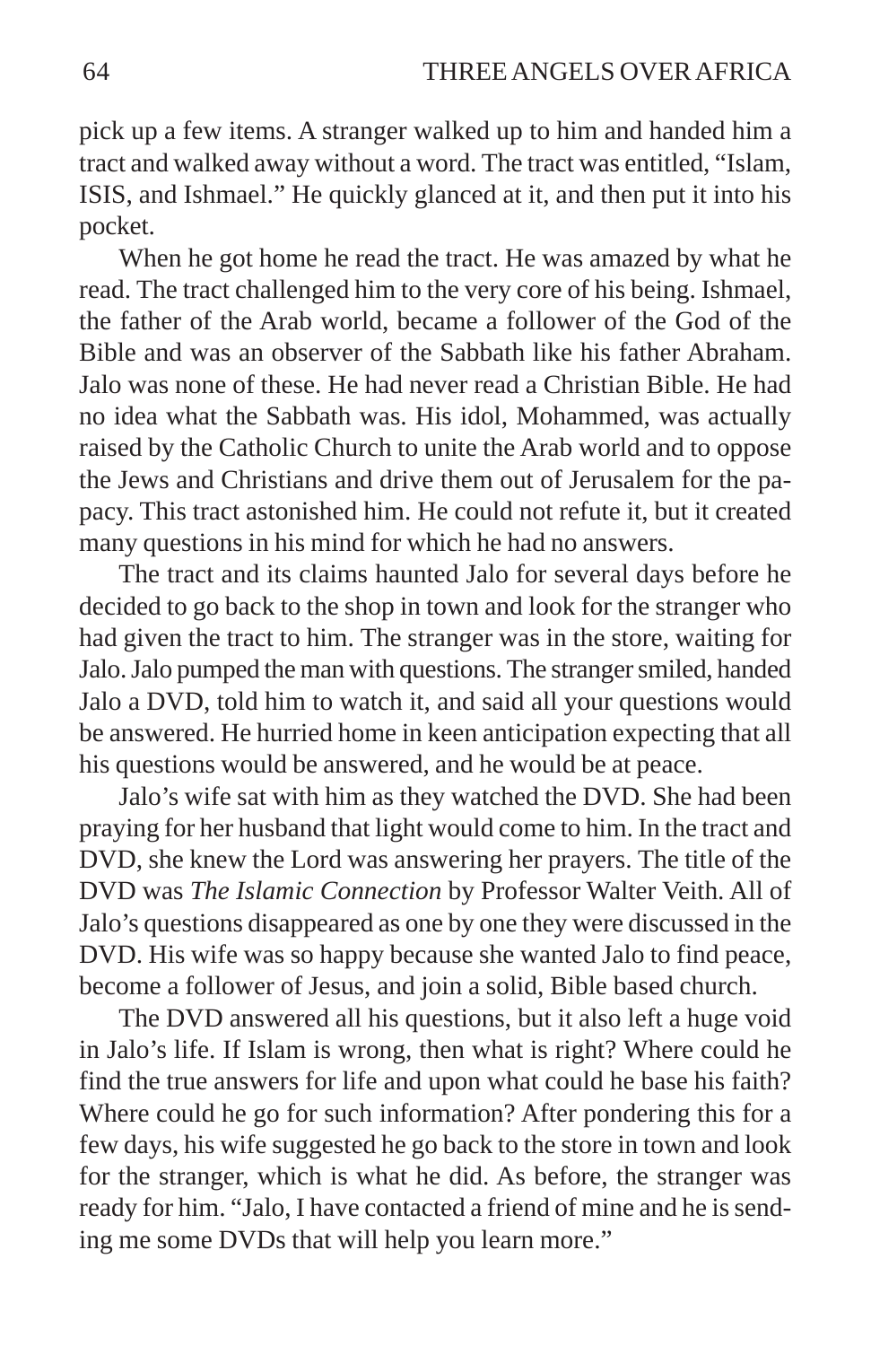pick up a few items. A stranger walked up to him and handed him a tract and walked away without a word. The tract was entitled, "Islam, ISIS, and Ishmael." He quickly glanced at it, and then put it into his pocket.

When he got home he read the tract. He was amazed by what he read. The tract challenged him to the very core of his being. Ishmael, the father of the Arab world, became a follower of the God of the Bible and was an observer of the Sabbath like his father Abraham. Jalo was none of these. He had never read a Christian Bible. He had no idea what the Sabbath was. His idol, Mohammed, was actually raised by the Catholic Church to unite the Arab world and to oppose the Jews and Christians and drive them out of Jerusalem for the papacy. This tract astonished him. He could not refute it, but it created many questions in his mind for which he had no answers.

The tract and its claims haunted Jalo for several days before he decided to go back to the shop in town and look for the stranger who had given the tract to him. The stranger was in the store, waiting for Jalo. Jalo pumped the man with questions. The stranger smiled, handed Jalo a DVD, told him to watch it, and said all your questions would be answered. He hurried home in keen anticipation expecting that all his questions would be answered, and he would be at peace.

Jalo's wife sat with him as they watched the DVD. She had been praying for her husband that light would come to him. In the tract and DVD, she knew the Lord was answering her prayers. The title of the DVD was *The Islamic Connection* by Professor Walter Veith. All of Jalo's questions disappeared as one by one they were discussed in the DVD. His wife was so happy because she wanted Jalo to find peace, become a follower of Jesus, and join a solid, Bible based church.

The DVD answered all his questions, but it also left a huge void in Jalo's life. If Islam is wrong, then what is right? Where could he find the true answers for life and upon what could he base his faith? Where could he go for such information? After pondering this for a few days, his wife suggested he go back to the store in town and look for the stranger, which is what he did. As before, the stranger was ready for him. "Jalo, I have contacted a friend of mine and he is sending me some DVDs that will help you learn more."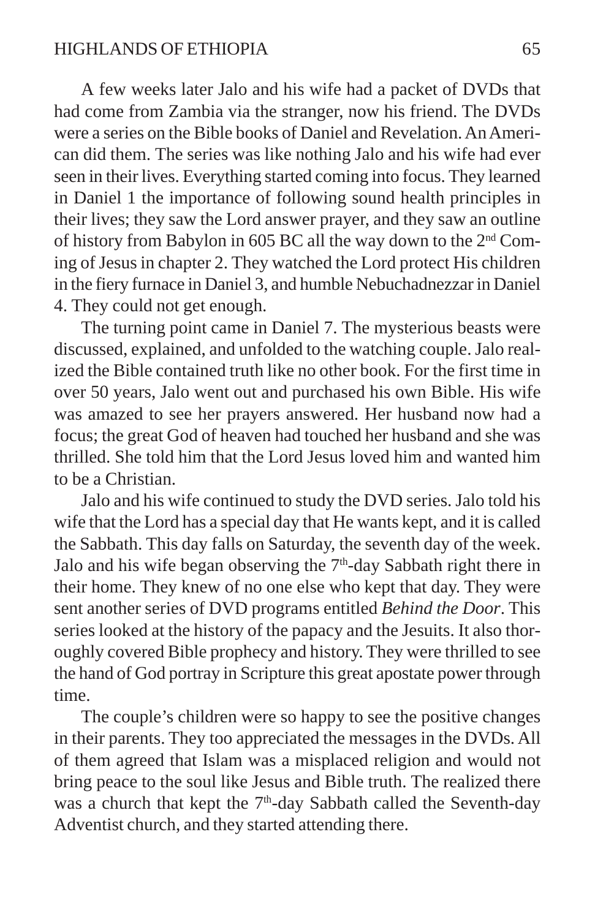A few weeks later Jalo and his wife had a packet of DVDs that had come from Zambia via the stranger, now his friend. The DVDs were a series on the Bible books of Daniel and Revelation. An American did them. The series was like nothing Jalo and his wife had ever seen in their lives. Everything started coming into focus. They learned in Daniel 1 the importance of following sound health principles in their lives; they saw the Lord answer prayer, and they saw an outline of history from Babylon in 605 BC all the way down to the 2nd Coming of Jesus in chapter 2. They watched the Lord protect His children in the fiery furnace in Daniel 3, and humble Nebuchadnezzar in Daniel 4. They could not get enough.

The turning point came in Daniel 7. The mysterious beasts were discussed, explained, and unfolded to the watching couple. Jalo realized the Bible contained truth like no other book. For the first time in over 50 years, Jalo went out and purchased his own Bible. His wife was amazed to see her prayers answered. Her husband now had a focus; the great God of heaven had touched her husband and she was thrilled. She told him that the Lord Jesus loved him and wanted him to be a Christian.

Jalo and his wife continued to study the DVD series. Jalo told his wife that the Lord has a special day that He wants kept, and it is called the Sabbath. This day falls on Saturday, the seventh day of the week. Jalo and his wife began observing the 7th-day Sabbath right there in their home. They knew of no one else who kept that day. They were sent another series of DVD programs entitled *Behind the Door*. This series looked at the history of the papacy and the Jesuits. It also thoroughly covered Bible prophecy and history. They were thrilled to see the hand of God portray in Scripture this great apostate power through time.

The couple's children were so happy to see the positive changes in their parents. They too appreciated the messages in the DVDs. All of them agreed that Islam was a misplaced religion and would not bring peace to the soul like Jesus and Bible truth. The realized there was a church that kept the 7th-day Sabbath called the Seventh-day Adventist church, and they started attending there.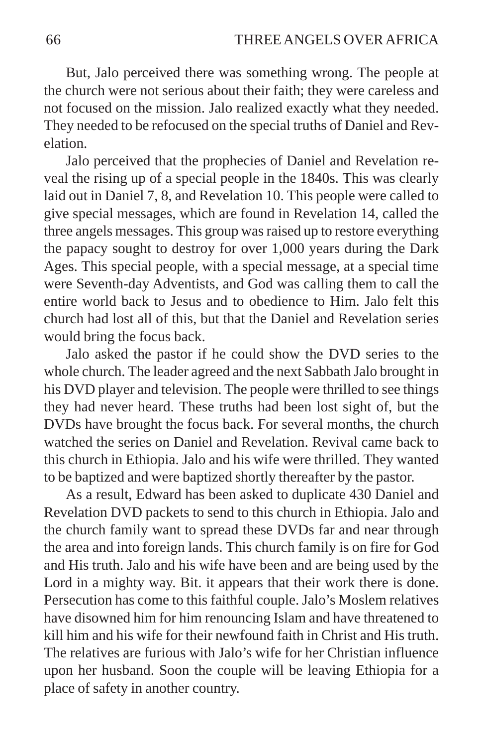But, Jalo perceived there was something wrong. The people at the church were not serious about their faith; they were careless and not focused on the mission. Jalo realized exactly what they needed. They needed to be refocused on the special truths of Daniel and Revelation.

Jalo perceived that the prophecies of Daniel and Revelation reveal the rising up of a special people in the 1840s. This was clearly laid out in Daniel 7, 8, and Revelation 10. This people were called to give special messages, which are found in Revelation 14, called the three angels messages. This group was raised up to restore everything the papacy sought to destroy for over 1,000 years during the Dark Ages. This special people, with a special message, at a special time were Seventh-day Adventists, and God was calling them to call the entire world back to Jesus and to obedience to Him. Jalo felt this church had lost all of this, but that the Daniel and Revelation series would bring the focus back.

Jalo asked the pastor if he could show the DVD series to the whole church. The leader agreed and the next Sabbath Jalo brought in his DVD player and television. The people were thrilled to see things they had never heard. These truths had been lost sight of, but the DVDs have brought the focus back. For several months, the church watched the series on Daniel and Revelation. Revival came back to this church in Ethiopia. Jalo and his wife were thrilled. They wanted to be baptized and were baptized shortly thereafter by the pastor.

As a result, Edward has been asked to duplicate 430 Daniel and Revelation DVD packets to send to this church in Ethiopia. Jalo and the church family want to spread these DVDs far and near through the area and into foreign lands. This church family is on fire for God and His truth. Jalo and his wife have been and are being used by the Lord in a mighty way. Bit. it appears that their work there is done. Persecution has come to this faithful couple. Jalo's Moslem relatives have disowned him for him renouncing Islam and have threatened to kill him and his wife for their newfound faith in Christ and His truth. The relatives are furious with Jalo's wife for her Christian influence upon her husband. Soon the couple will be leaving Ethiopia for a place of safety in another country.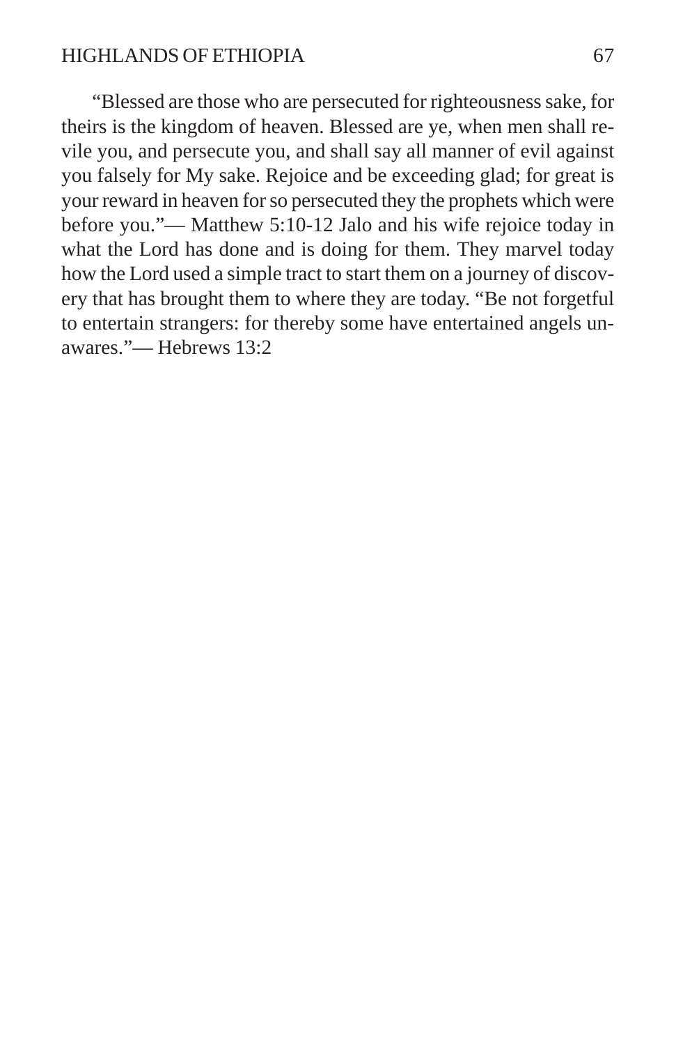"Blessed are those who are persecuted for righteousness sake, for theirs is the kingdom of heaven. Blessed are ye, when men shall revile you, and persecute you, and shall say all manner of evil against you falsely for My sake. Rejoice and be exceeding glad; for great is your reward in heaven for so persecuted they the prophets which were before you."— Matthew 5:10-12 Jalo and his wife rejoice today in what the Lord has done and is doing for them. They marvel today how the Lord used a simple tract to start them on a journey of discovery that has brought them to where they are today. "Be not forgetful to entertain strangers: for thereby some have entertained angels unawares."— Hebrews 13:2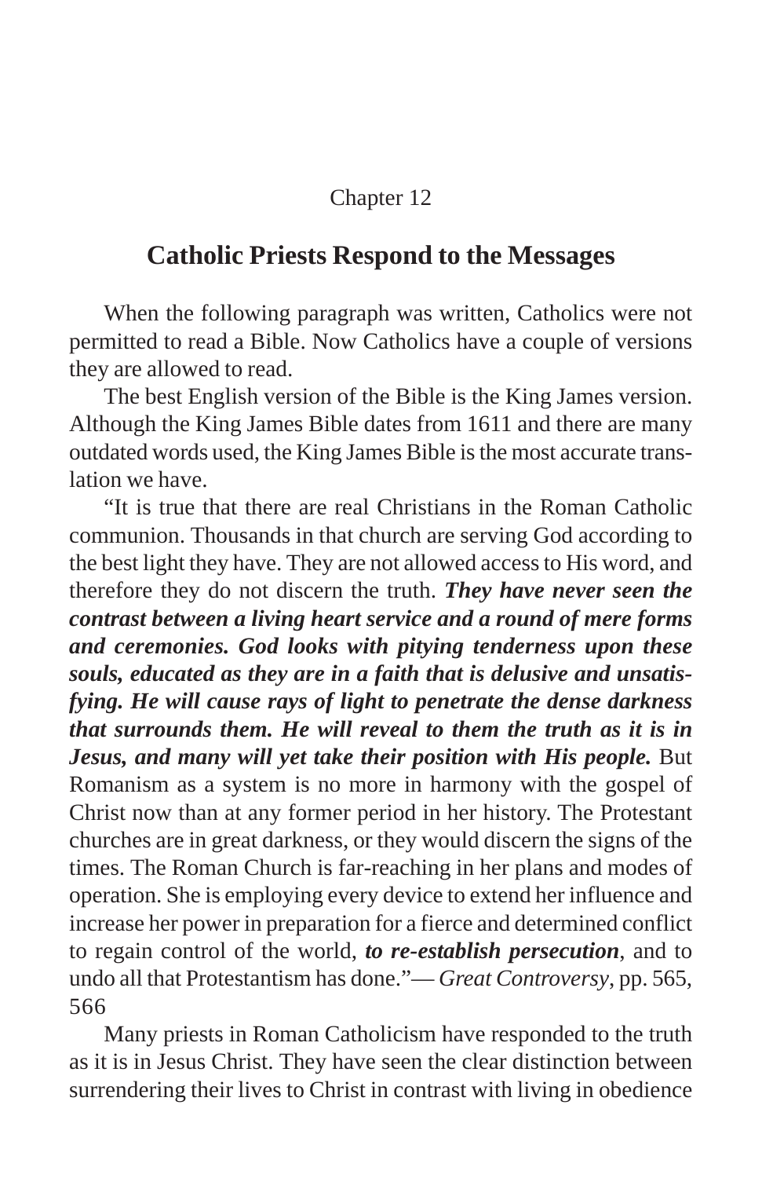Chapter 12

# Catholic Priests Respond to the Messages

When the following paragraph was written, Catholics were not permitted to read a Bible. Now Catholics have a couple of versions they are allowed to read.

The best English version of the Bible is the King James version. Although the King James Bible dates from 1611 and there are many outdated words used, the King James Bible is the most accurate translation we have.

"It is true that there are real Christians in the Roman Catholic communion. Thousands in that church are serving God according to the best light they have. They are not allowed access to His word, and therefore they do not discern the truth. ***They have never seen the contrast between a living heart service and a round of mere forms and ceremonies. God looks with pitying tenderness upon these souls, educated as they are in a faith that is delusive and unsatisfying. He will cause rays of light to penetrate the dense darkness that surrounds them. He will reveal to them the truth as it is in Jesus, and many will yet take their position with His people.*** But Romanism as a system is no more in harmony with the gospel of Christ now than at any former period in her history. The Protestant churches are in great darkness, or they would discern the signs of the times. The Roman Church is far-reaching in her plans and modes of operation. She is employing every device to extend her influence and increase her power in preparation for a fierce and determined conflict to regain control of the world, ***to re-establish persecution***, and to undo all that Protestantism has done."— *Great Controversy*, pp. 565, 566

Many priests in Roman Catholicism have responded to the truth as it is in Jesus Christ. They have seen the clear distinction between surrendering their lives to Christ in contrast with living in obedience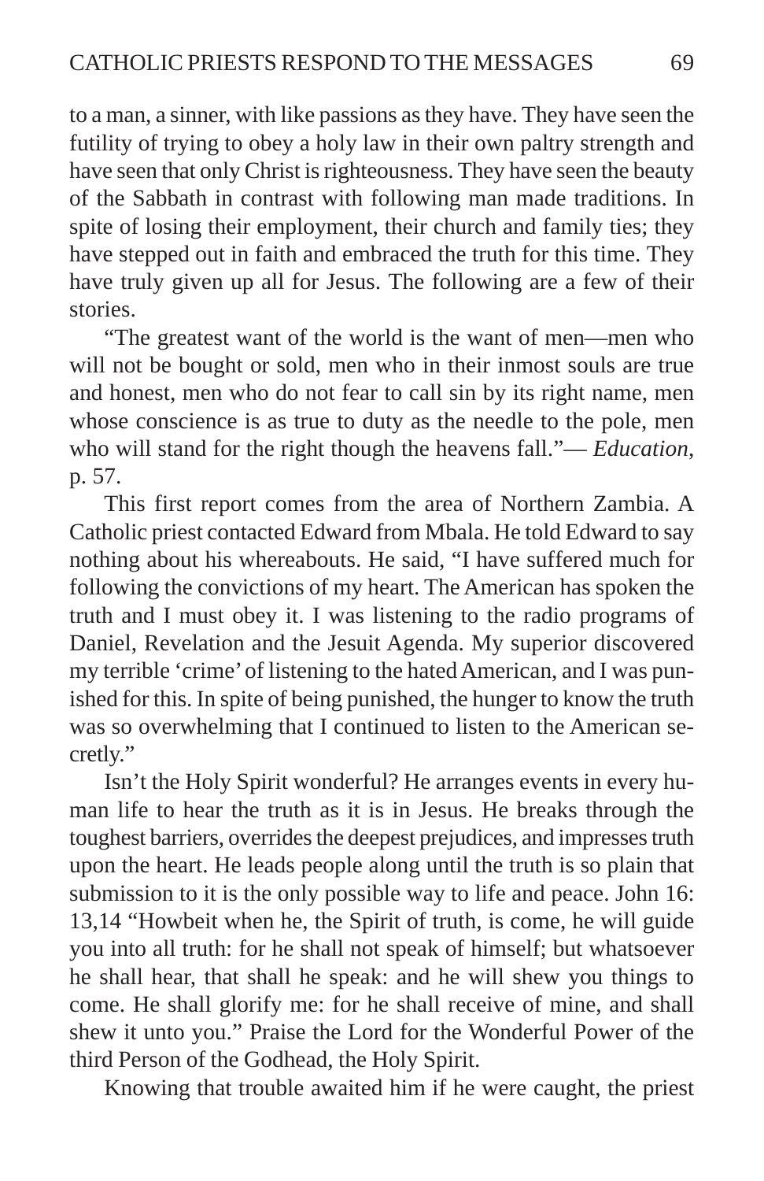to a man, a sinner, with like passions as they have. They have seen the futility of trying to obey a holy law in their own paltry strength and have seen that only Christ is righteousness. They have seen the beauty of the Sabbath in contrast with following man made traditions. In spite of losing their employment, their church and family ties; they have stepped out in faith and embraced the truth for this time. They have truly given up all for Jesus. The following are a few of their stories.

"The greatest want of the world is the want of men—men who will not be bought or sold, men who in their inmost souls are true and honest, men who do not fear to call sin by its right name, men whose conscience is as true to duty as the needle to the pole, men who will stand for the right though the heavens fall."— *Education*, p. 57.

This first report comes from the area of Northern Zambia. A Catholic priest contacted Edward from Mbala. He told Edward to say nothing about his whereabouts. He said, "I have suffered much for following the convictions of my heart. The American has spoken the truth and I must obey it. I was listening to the radio programs of Daniel, Revelation and the Jesuit Agenda. My superior discovered my terrible 'crime' of listening to the hated American, and I was punished for this. In spite of being punished, the hunger to know the truth was so overwhelming that I continued to listen to the American secretly."

Isn't the Holy Spirit wonderful? He arranges events in every human life to hear the truth as it is in Jesus. He breaks through the toughest barriers, overrides the deepest prejudices, and impresses truth upon the heart. He leads people along until the truth is so plain that submission to it is the only possible way to life and peace. John 16: 13,14 "Howbeit when he, the Spirit of truth, is come, he will guide you into all truth: for he shall not speak of himself; but whatsoever he shall hear, that shall he speak: and he will shew you things to come. He shall glorify me: for he shall receive of mine, and shall shew it unto you." Praise the Lord for the Wonderful Power of the third Person of the Godhead, the Holy Spirit.

Knowing that trouble awaited him if he were caught, the priest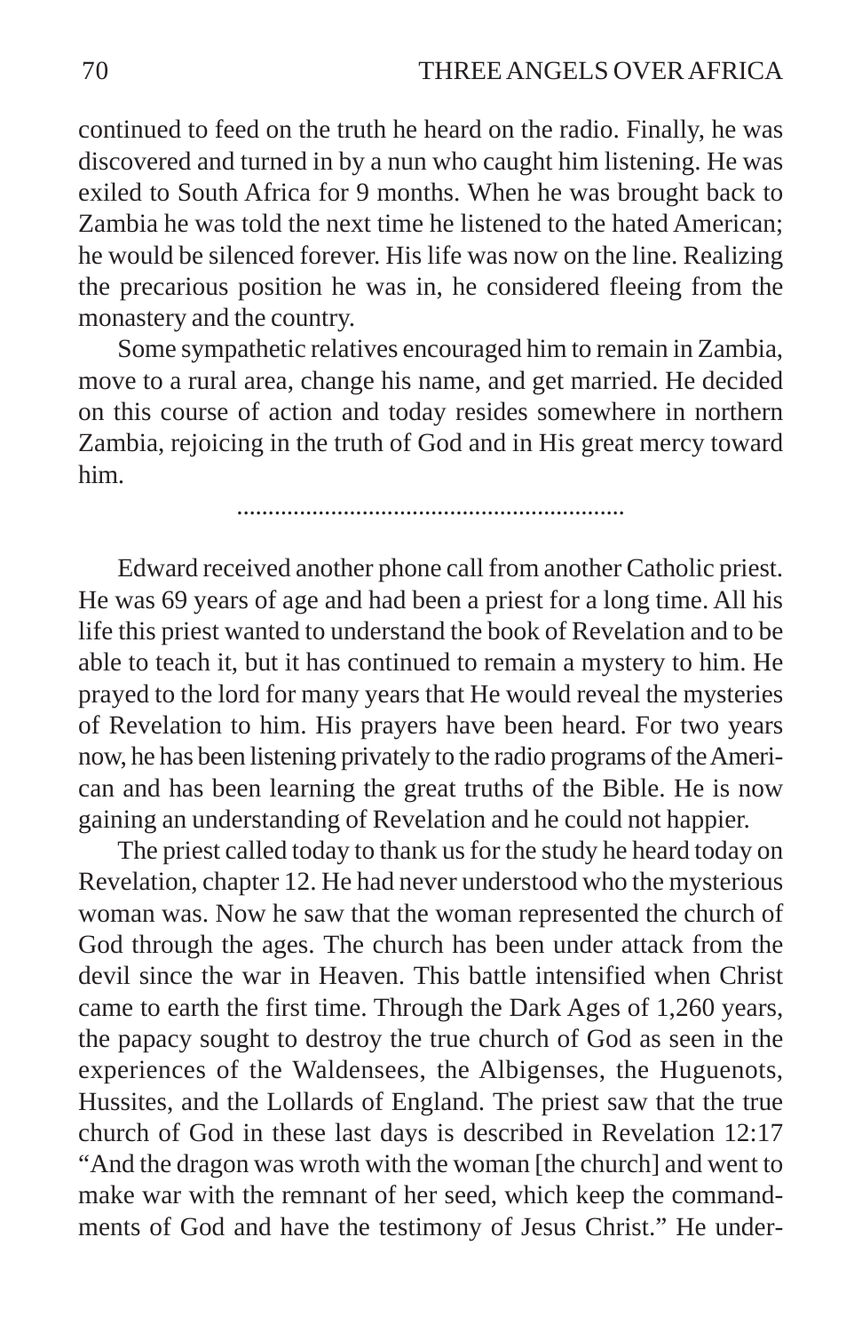continued to feed on the truth he heard on the radio. Finally, he was discovered and turned in by a nun who caught him listening. He was exiled to South Africa for 9 months. When he was brought back to Zambia he was told the next time he listened to the hated American; he would be silenced forever. His life was now on the line. Realizing the precarious position he was in, he considered fleeing from the monastery and the country.

Some sympathetic relatives encouraged him to remain in Zambia, move to a rural area, change his name, and get married. He decided on this course of action and today resides somewhere in northern Zambia, rejoicing in the truth of God and in His great mercy toward him.

..............................................................

Edward received another phone call from another Catholic priest. He was 69 years of age and had been a priest for a long time. All his life this priest wanted to understand the book of Revelation and to be able to teach it, but it has continued to remain a mystery to him. He prayed to the lord for many years that He would reveal the mysteries of Revelation to him. His prayers have been heard. For two years now, he has been listening privately to the radio programs of the American and has been learning the great truths of the Bible. He is now gaining an understanding of Revelation and he could not happier.

The priest called today to thank us for the study he heard today on Revelation, chapter 12. He had never understood who the mysterious woman was. Now he saw that the woman represented the church of God through the ages. The church has been under attack from the devil since the war in Heaven. This battle intensified when Christ came to earth the first time. Through the Dark Ages of 1,260 years, the papacy sought to destroy the true church of God as seen in the experiences of the Waldensees, the Albigenses, the Huguenots, Hussites, and the Lollards of England. The priest saw that the true church of God in these last days is described in Revelation 12:17 "And the dragon was wroth with the woman [the church] and went to make war with the remnant of her seed, which keep the commandments of God and have the testimony of Jesus Christ." He under-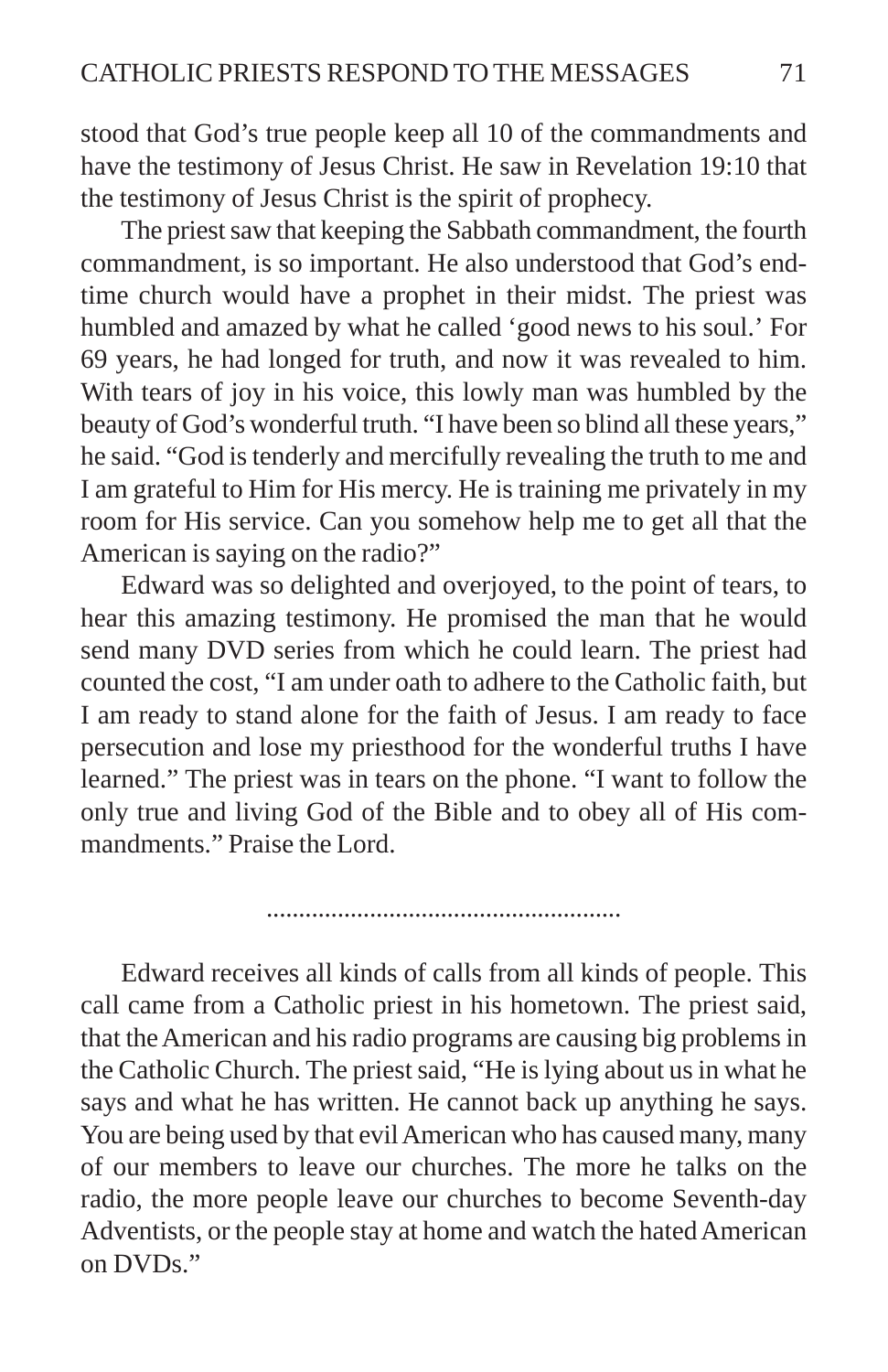stood that God's true people keep all 10 of the commandments and have the testimony of Jesus Christ. He saw in Revelation 19:10 that the testimony of Jesus Christ is the spirit of prophecy.

The priest saw that keeping the Sabbath commandment, the fourth commandment, is so important. He also understood that God's end-time church would have a prophet in their midst. The priest was humbled and amazed by what he called 'good news to his soul.' For 69 years, he had longed for truth, and now it was revealed to him. With tears of joy in his voice, this lowly man was humbled by the beauty of God's wonderful truth. "I have been so blind all these years," he said. "God is tenderly and mercifully revealing the truth to me and I am grateful to Him for His mercy. He is training me privately in my room for His service. Can you somehow help me to get all that the American is saying on the radio?"

Edward was so delighted and overjoyed, to the point of tears, to hear this amazing testimony. He promised the man that he would send many DVD series from which he could learn. The priest had counted the cost, "I am under oath to adhere to the Catholic faith, but I am ready to stand alone for the faith of Jesus. I am ready to face persecution and lose my priesthood for the wonderful truths I have learned." The priest was in tears on the phone. "I want to follow the only true and living God of the Bible and to obey all of His commandments." Praise the Lord.

.......................................................

Edward receives all kinds of calls from all kinds of people. This call came from a Catholic priest in his hometown. The priest said, that the American and his radio programs are causing big problems in the Catholic Church. The priest said, "He is lying about us in what he says and what he has written. He cannot back up anything he says. You are being used by that evil American who has caused many, many of our members to leave our churches. The more he talks on the radio, the more people leave our churches to become Seventh-day Adventists, or the people stay at home and watch the hated American on DVDs."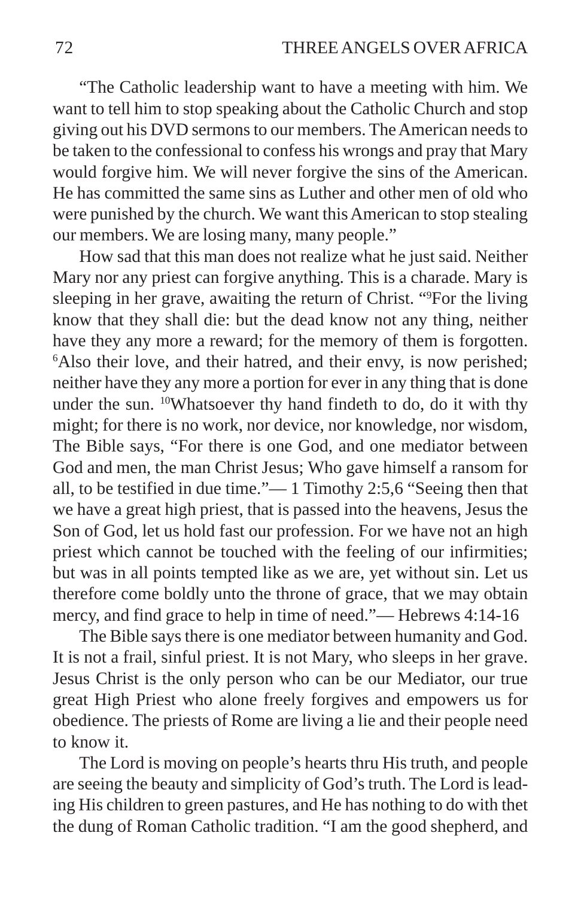"The Catholic leadership want to have a meeting with him. We want to tell him to stop speaking about the Catholic Church and stop giving out his DVD sermons to our members. The American needs to be taken to the confessional to confess his wrongs and pray that Mary would forgive him. We will never forgive the sins of the American. He has committed the same sins as Luther and other men of old who were punished by the church. We want this American to stop stealing our members. We are losing many, many people."

How sad that this man does not realize what he just said. Neither Mary nor any priest can forgive anything. This is a charade. Mary is sleeping in her grave, awaiting the return of Christ. "[9]For the living know that they shall die: but the dead know not any thing, neither have they any more a reward; for the memory of them is forgotten. [6]Also their love, and their hatred, and their envy, is now perished; neither have they any more a portion for ever in any thing that is done under the sun. [10]Whatsoever thy hand findeth to do, do it with thy might; for there is no work, nor device, nor knowledge, nor wisdom, The Bible says, "For there is one God, and one mediator between God and men, the man Christ Jesus; Who gave himself a ransom for all, to be testified in due time."— 1 Timothy 2:5,6 "Seeing then that we have a great high priest, that is passed into the heavens, Jesus the Son of God, let us hold fast our profession. For we have not an high priest which cannot be touched with the feeling of our infirmities; but was in all points tempted like as we are, yet without sin. Let us therefore come boldly unto the throne of grace, that we may obtain mercy, and find grace to help in time of need."— Hebrews 4:14-16

The Bible says there is one mediator between humanity and God. It is not a frail, sinful priest. It is not Mary, who sleeps in her grave. Jesus Christ is the only person who can be our Mediator, our true great High Priest who alone freely forgives and empowers us for obedience. The priests of Rome are living a lie and their people need to know it.

The Lord is moving on people's hearts thru His truth, and people are seeing the beauty and simplicity of God's truth. The Lord is leading His children to green pastures, and He has nothing to do with thet the dung of Roman Catholic tradition. "I am the good shepherd, and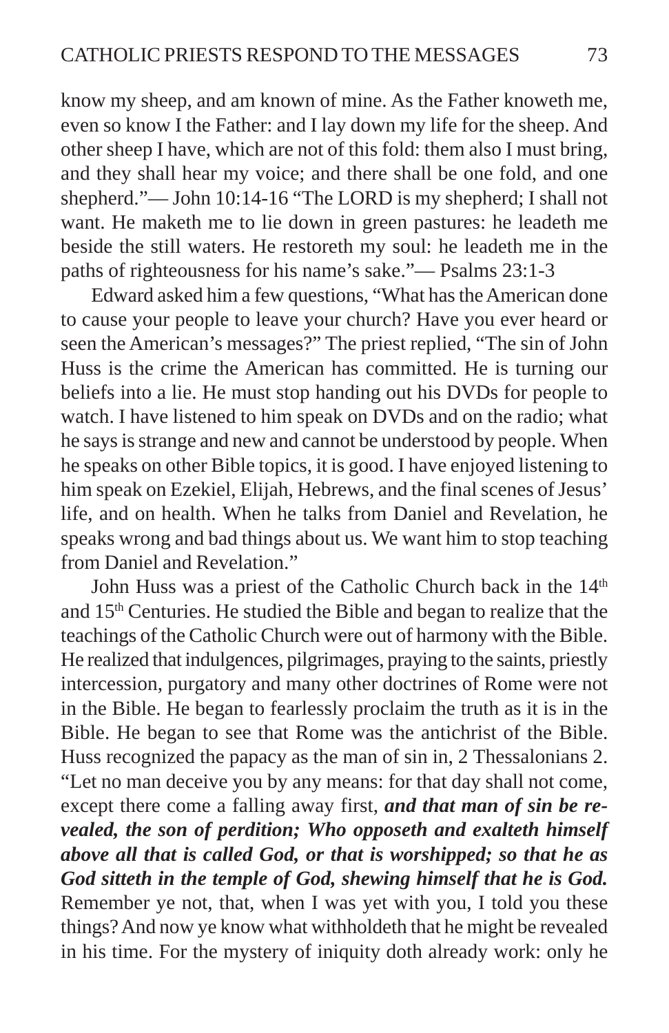know my sheep, and am known of mine. As the Father knoweth me, even so know I the Father: and I lay down my life for the sheep. And other sheep I have, which are not of this fold: them also I must bring, and they shall hear my voice; and there shall be one fold, and one shepherd."— John 10:14-16 "The LORD is my shepherd; I shall not want. He maketh me to lie down in green pastures: he leadeth me beside the still waters. He restoreth my soul: he leadeth me in the paths of righteousness for his name's sake."— Psalms 23:1-3

Edward asked him a few questions, "What has the American done to cause your people to leave your church? Have you ever heard or seen the American's messages?" The priest replied, "The sin of John Huss is the crime the American has committed. He is turning our beliefs into a lie. He must stop handing out his DVDs for people to watch. I have listened to him speak on DVDs and on the radio; what he says is strange and new and cannot be understood by people. When he speaks on other Bible topics, it is good. I have enjoyed listening to him speak on Ezekiel, Elijah, Hebrews, and the final scenes of Jesus' life, and on health. When he talks from Daniel and Revelation, he speaks wrong and bad things about us. We want him to stop teaching from Daniel and Revelation."

John Huss was a priest of the Catholic Church back in the 14th and 15th Centuries. He studied the Bible and began to realize that the teachings of the Catholic Church were out of harmony with the Bible. He realized that indulgences, pilgrimages, praying to the saints, priestly intercession, purgatory and many other doctrines of Rome were not in the Bible. He began to fearlessly proclaim the truth as it is in the Bible. He began to see that Rome was the antichrist of the Bible. Huss recognized the papacy as the man of sin in, 2 Thessalonians 2. "Let no man deceive you by any means: for that day shall not come, except there come a falling away first, ***and that man of sin be revealed, the son of perdition; Who opposeth and exalteth himself above all that is called God, or that is worshipped; so that he as God sitteth in the temple of God, shewing himself that he is God.*** Remember ye not, that, when I was yet with you, I told you these things? And now ye know what withholdeth that he might be revealed in his time. For the mystery of iniquity doth already work: only he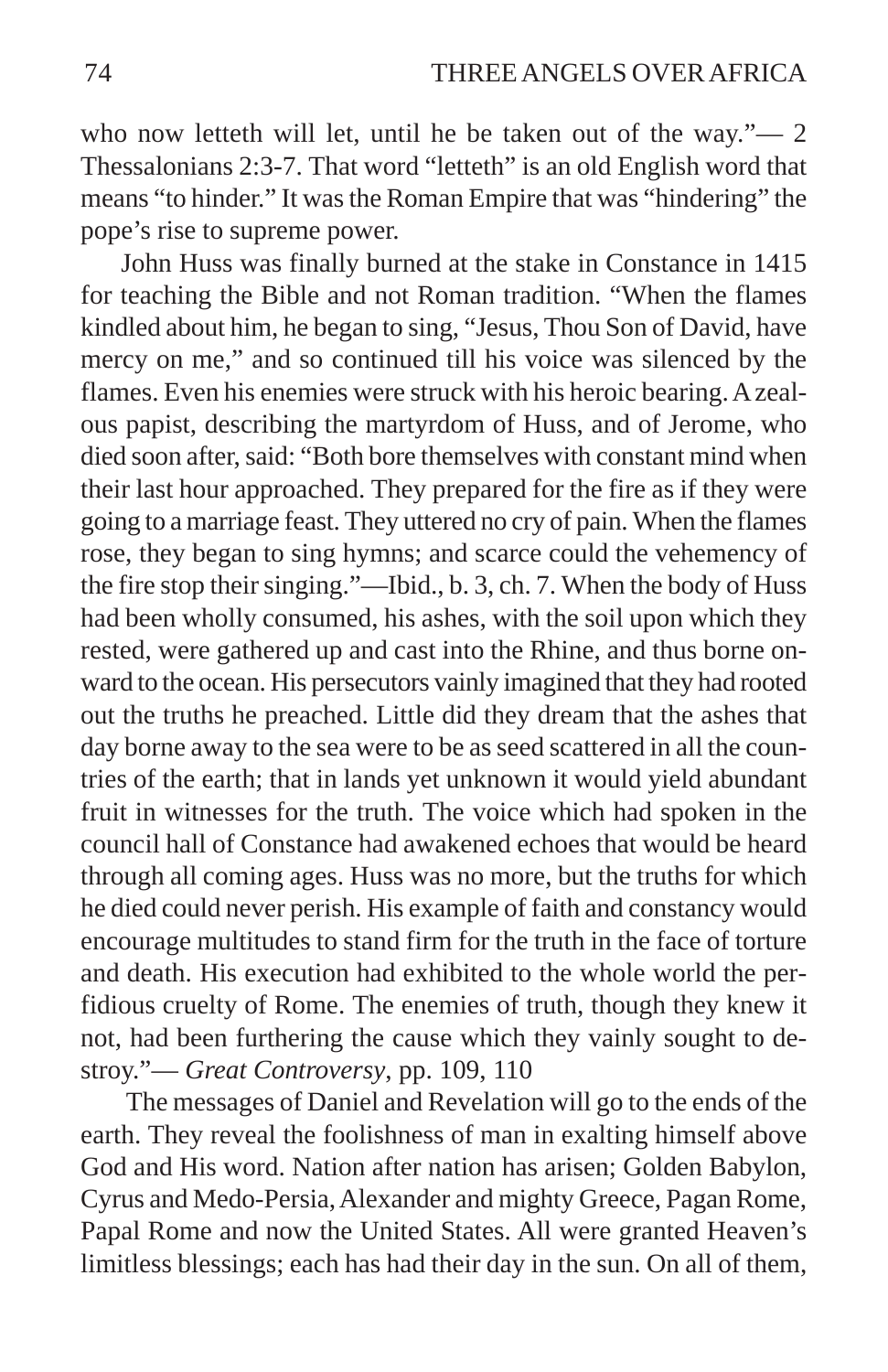who now letteth will let, until he be taken out of the way."— 2 Thessalonians 2:3-7. That word "letteth" is an old English word that means "to hinder." It was the Roman Empire that was "hindering" the pope's rise to supreme power.

John Huss was finally burned at the stake in Constance in 1415 for teaching the Bible and not Roman tradition. "When the flames kindled about him, he began to sing, "Jesus, Thou Son of David, have mercy on me," and so continued till his voice was silenced by the flames. Even his enemies were struck with his heroic bearing. A zealous papist, describing the martyrdom of Huss, and of Jerome, who died soon after, said: "Both bore themselves with constant mind when their last hour approached. They prepared for the fire as if they were going to a marriage feast. They uttered no cry of pain. When the flames rose, they began to sing hymns; and scarce could the vehemency of the fire stop their singing."—Ibid., b. 3, ch. 7. When the body of Huss had been wholly consumed, his ashes, with the soil upon which they rested, were gathered up and cast into the Rhine, and thus borne onward to the ocean. His persecutors vainly imagined that they had rooted out the truths he preached. Little did they dream that the ashes that day borne away to the sea were to be as seed scattered in all the countries of the earth; that in lands yet unknown it would yield abundant fruit in witnesses for the truth. The voice which had spoken in the council hall of Constance had awakened echoes that would be heard through all coming ages. Huss was no more, but the truths for which he died could never perish. His example of faith and constancy would encourage multitudes to stand firm for the truth in the face of torture and death. His execution had exhibited to the whole world the perfidious cruelty of Rome. The enemies of truth, though they knew it not, had been furthering the cause which they vainly sought to destroy."— *Great Controversy*, pp. 109, 110

The messages of Daniel and Revelation will go to the ends of the earth. They reveal the foolishness of man in exalting himself above God and His word. Nation after nation has arisen; Golden Babylon, Cyrus and Medo-Persia, Alexander and mighty Greece, Pagan Rome, Papal Rome and now the United States. All were granted Heaven's limitless blessings; each has had their day in the sun. On all of them,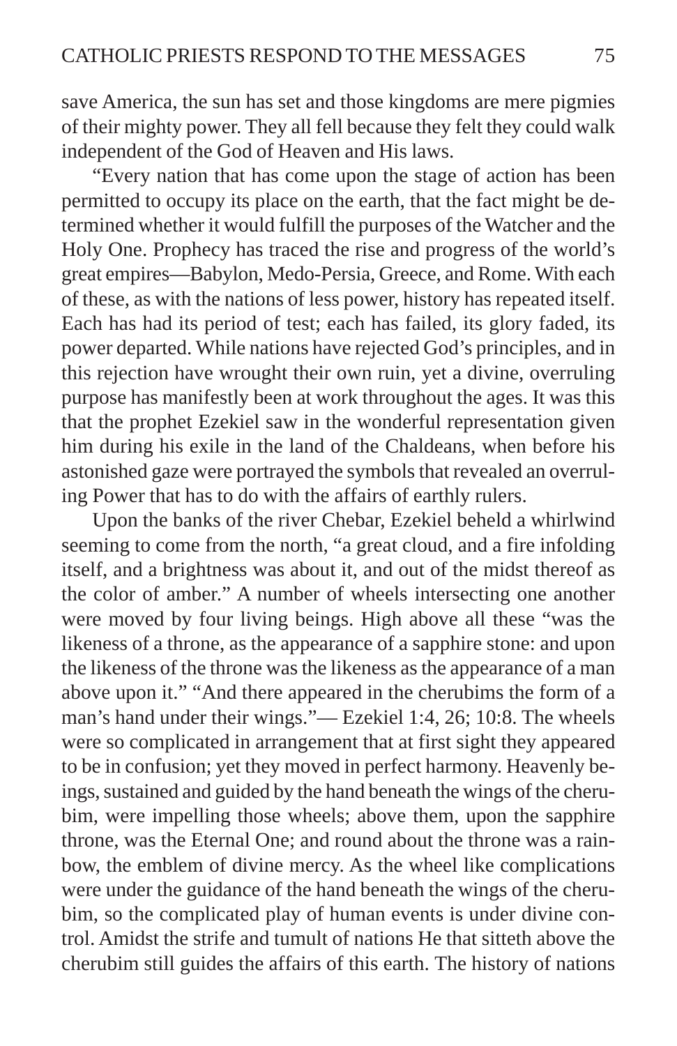save America, the sun has set and those kingdoms are mere pigmies of their mighty power. They all fell because they felt they could walk independent of the God of Heaven and His laws.

"Every nation that has come upon the stage of action has been permitted to occupy its place on the earth, that the fact might be determined whether it would fulfill the purposes of the Watcher and the Holy One. Prophecy has traced the rise and progress of the world's great empires—Babylon, Medo-Persia, Greece, and Rome. With each of these, as with the nations of less power, history has repeated itself. Each has had its period of test; each has failed, its glory faded, its power departed. While nations have rejected God's principles, and in this rejection have wrought their own ruin, yet a divine, overruling purpose has manifestly been at work throughout the ages. It was this that the prophet Ezekiel saw in the wonderful representation given him during his exile in the land of the Chaldeans, when before his astonished gaze were portrayed the symbols that revealed an overruling Power that has to do with the affairs of earthly rulers.

Upon the banks of the river Chebar, Ezekiel beheld a whirlwind seeming to come from the north, "a great cloud, and a fire infolding itself, and a brightness was about it, and out of the midst thereof as the color of amber." A number of wheels intersecting one another were moved by four living beings. High above all these "was the likeness of a throne, as the appearance of a sapphire stone: and upon the likeness of the throne was the likeness as the appearance of a man above upon it." "And there appeared in the cherubims the form of a man's hand under their wings."— Ezekiel 1:4, 26; 10:8. The wheels were so complicated in arrangement that at first sight they appeared to be in confusion; yet they moved in perfect harmony. Heavenly beings, sustained and guided by the hand beneath the wings of the cherubim, were impelling those wheels; above them, upon the sapphire throne, was the Eternal One; and round about the throne was a rainbow, the emblem of divine mercy. As the wheel like complications were under the guidance of the hand beneath the wings of the cherubim, so the complicated play of human events is under divine control. Amidst the strife and tumult of nations He that sitteth above the cherubim still guides the affairs of this earth. The history of nations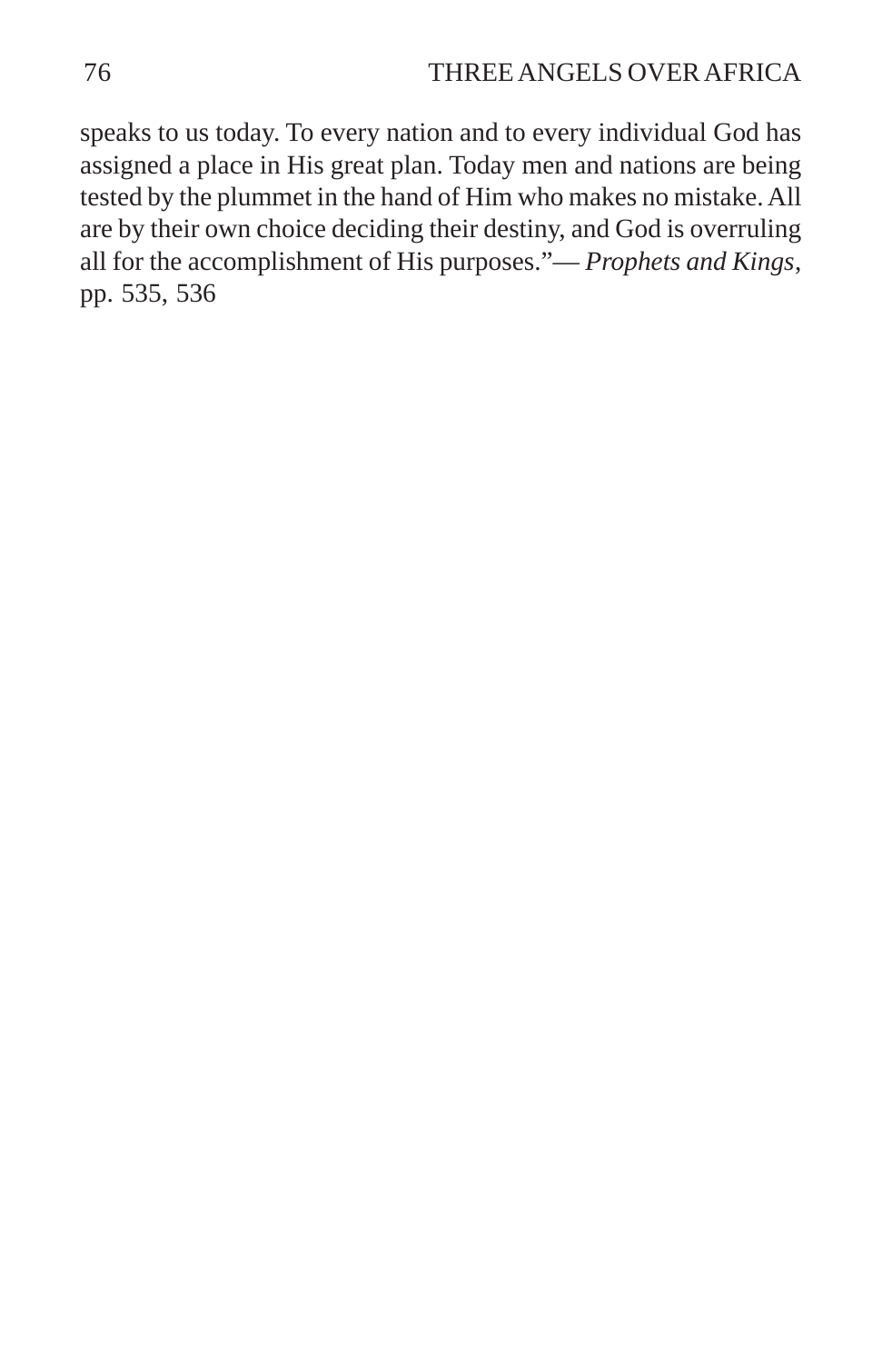speaks to us today. To every nation and to every individual God has assigned a place in His great plan. Today men and nations are being tested by the plummet in the hand of Him who makes no mistake. All are by their own choice deciding their destiny, and God is overruling all for the accomplishment of His purposes."— *Prophets and Kings*, pp. 535, 536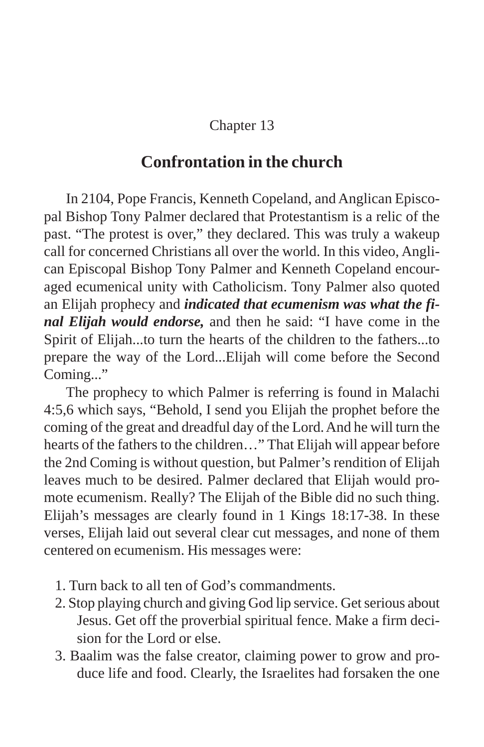Chapter 13

## Confrontation in the church

In 2104, Pope Francis, Kenneth Copeland, and Anglican Episcopal Bishop Tony Palmer declared that Protestantism is a relic of the past. “The protest is over,” they declared. This was truly a wakeup call for concerned Christians all over the world. In this video, Anglican Episcopal Bishop Tony Palmer and Kenneth Copeland encouraged ecumenical unity with Catholicism. Tony Palmer also quoted an Elijah prophecy and ***indicated that ecumenism was what the final Elijah would endorse,*** and then he said: “I have come in the Spirit of Elijah...to turn the hearts of the children to the fathers...to prepare the way of the Lord...Elijah will come before the Second Coming...”

The prophecy to which Palmer is referring is found in Malachi 4:5,6 which says, “Behold, I send you Elijah the prophet before the coming of the great and dreadful day of the Lord. And he will turn the hearts of the fathers to the children…” That Elijah will appear before the 2nd Coming is without question, but Palmer’s rendition of Elijah leaves much to be desired. Palmer declared that Elijah would promote ecumenism. Really? The Elijah of the Bible did no such thing. Elijah’s messages are clearly found in 1 Kings 18:17-38. In these verses, Elijah laid out several clear cut messages, and none of them centered on ecumenism. His messages were:

1. Turn back to all ten of God’s commandments.
2. Stop playing church and giving God lip service. Get serious about Jesus. Get off the proverbial spiritual fence. Make a firm decision for the Lord or else.
3. Baalim was the false creator, claiming power to grow and produce life and food. Clearly, the Israelites had forsaken the one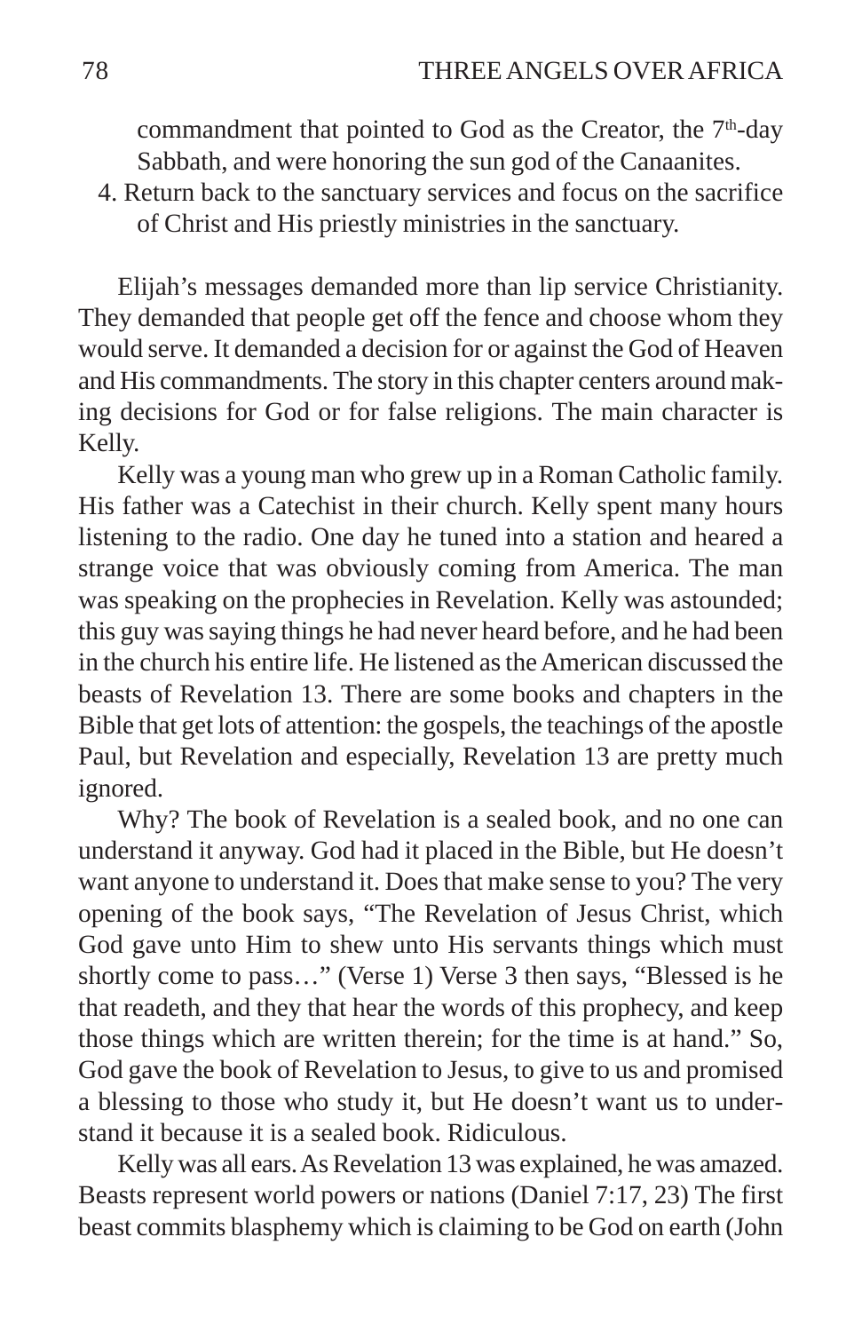commandment that pointed to God as the Creator, the 7th-day Sabbath, and were honoring the sun god of the Canaanites.

4. Return back to the sanctuary services and focus on the sacrifice of Christ and His priestly ministries in the sanctuary.

Elijah's messages demanded more than lip service Christianity. They demanded that people get off the fence and choose whom they would serve. It demanded a decision for or against the God of Heaven and His commandments. The story in this chapter centers around making decisions for God or for false religions. The main character is Kelly.

Kelly was a young man who grew up in a Roman Catholic family. His father was a Catechist in their church. Kelly spent many hours listening to the radio. One day he tuned into a station and heared a strange voice that was obviously coming from America. The man was speaking on the prophecies in Revelation. Kelly was astounded; this guy was saying things he had never heard before, and he had been in the church his entire life. He listened as the American discussed the beasts of Revelation 13. There are some books and chapters in the Bible that get lots of attention: the gospels, the teachings of the apostle Paul, but Revelation and especially, Revelation 13 are pretty much ignored.

Why? The book of Revelation is a sealed book, and no one can understand it anyway. God had it placed in the Bible, but He doesn't want anyone to understand it. Does that make sense to you? The very opening of the book says, "The Revelation of Jesus Christ, which God gave unto Him to shew unto His servants things which must shortly come to pass…" (Verse 1) Verse 3 then says, "Blessed is he that readeth, and they that hear the words of this prophecy, and keep those things which are written therein; for the time is at hand." So, God gave the book of Revelation to Jesus, to give to us and promised a blessing to those who study it, but He doesn't want us to understand it because it is a sealed book. Ridiculous.

Kelly was all ears. As Revelation 13 was explained, he was amazed. Beasts represent world powers or nations (Daniel 7:17, 23) The first beast commits blasphemy which is claiming to be God on earth (John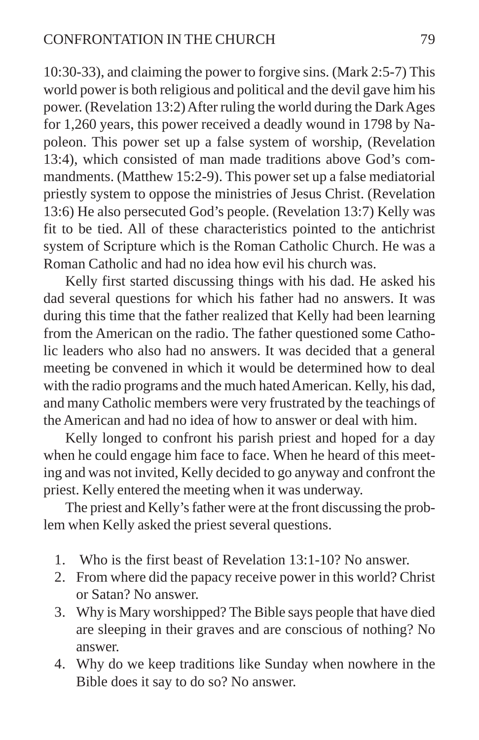10:30-33), and claiming the power to forgive sins. (Mark 2:5-7) This world power is both religious and political and the devil gave him his power. (Revelation 13:2) After ruling the world during the Dark Ages for 1,260 years, this power received a deadly wound in 1798 by Napoleon. This power set up a false system of worship, (Revelation 13:4), which consisted of man made traditions above God's commandments. (Matthew 15:2-9). This power set up a false mediatorial priestly system to oppose the ministries of Jesus Christ. (Revelation 13:6) He also persecuted God's people. (Revelation 13:7) Kelly was fit to be tied. All of these characteristics pointed to the antichrist system of Scripture which is the Roman Catholic Church. He was a Roman Catholic and had no idea how evil his church was.

Kelly first started discussing things with his dad. He asked his dad several questions for which his father had no answers. It was during this time that the father realized that Kelly had been learning from the American on the radio. The father questioned some Catholic leaders who also had no answers. It was decided that a general meeting be convened in which it would be determined how to deal with the radio programs and the much hated American. Kelly, his dad, and many Catholic members were very frustrated by the teachings of the American and had no idea of how to answer or deal with him.

Kelly longed to confront his parish priest and hoped for a day when he could engage him face to face. When he heard of this meeting and was not invited, Kelly decided to go anyway and confront the priest. Kelly entered the meeting when it was underway.

The priest and Kelly's father were at the front discussing the problem when Kelly asked the priest several questions.

1. Who is the first beast of Revelation 13:1-10? No answer.
2. From where did the papacy receive power in this world? Christ or Satan? No answer.
3. Why is Mary worshipped? The Bible says people that have died are sleeping in their graves and are conscious of nothing? No answer.
4. Why do we keep traditions like Sunday when nowhere in the Bible does it say to do so? No answer.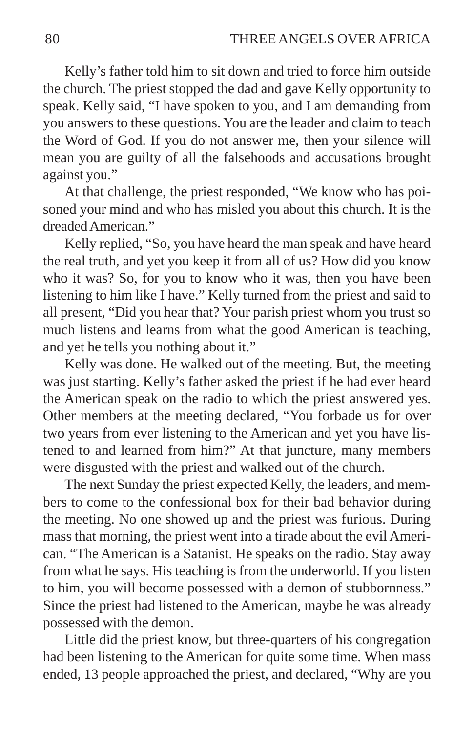Kelly's father told him to sit down and tried to force him outside the church. The priest stopped the dad and gave Kelly opportunity to speak. Kelly said, "I have spoken to you, and I am demanding from you answers to these questions. You are the leader and claim to teach the Word of God. If you do not answer me, then your silence will mean you are guilty of all the falsehoods and accusations brought against you."

At that challenge, the priest responded, "We know who has poisoned your mind and who has misled you about this church. It is the dreaded American."

Kelly replied, "So, you have heard the man speak and have heard the real truth, and yet you keep it from all of us? How did you know who it was? So, for you to know who it was, then you have been listening to him like I have." Kelly turned from the priest and said to all present, "Did you hear that? Your parish priest whom you trust so much listens and learns from what the good American is teaching, and yet he tells you nothing about it."

Kelly was done. He walked out of the meeting. But, the meeting was just starting. Kelly's father asked the priest if he had ever heard the American speak on the radio to which the priest answered yes. Other members at the meeting declared, "You forbade us for over two years from ever listening to the American and yet you have listened to and learned from him?" At that juncture, many members were disgusted with the priest and walked out of the church.

The next Sunday the priest expected Kelly, the leaders, and members to come to the confessional box for their bad behavior during the meeting. No one showed up and the priest was furious. During mass that morning, the priest went into a tirade about the evil American. "The American is a Satanist. He speaks on the radio. Stay away from what he says. His teaching is from the underworld. If you listen to him, you will become possessed with a demon of stubbornness." Since the priest had listened to the American, maybe he was already possessed with the demon.

Little did the priest know, but three-quarters of his congregation had been listening to the American for quite some time. When mass ended, 13 people approached the priest, and declared, "Why are you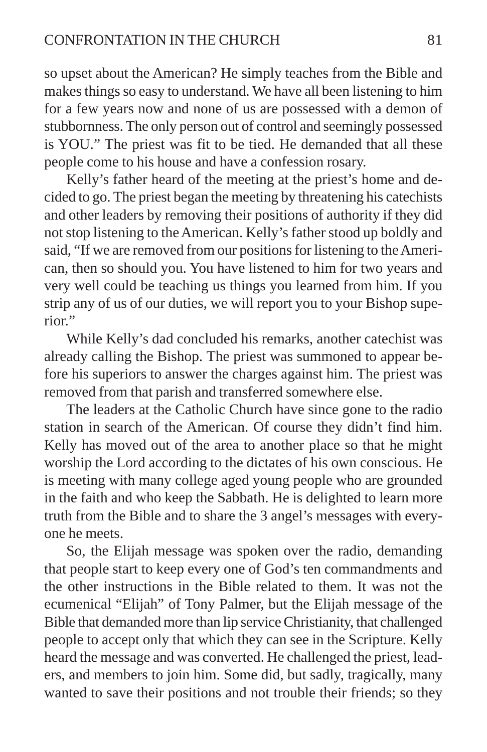so upset about the American? He simply teaches from the Bible and makes things so easy to understand. We have all been listening to him for a few years now and none of us are possessed with a demon of stubbornness. The only person out of control and seemingly possessed is YOU." The priest was fit to be tied. He demanded that all these people come to his house and have a confession rosary.

Kelly's father heard of the meeting at the priest's home and decided to go. The priest began the meeting by threatening his catechists and other leaders by removing their positions of authority if they did not stop listening to the American. Kelly's father stood up boldly and said, "If we are removed from our positions for listening to the American, then so should you. You have listened to him for two years and very well could be teaching us things you learned from him. If you strip any of us of our duties, we will report you to your Bishop superior."

While Kelly's dad concluded his remarks, another catechist was already calling the Bishop. The priest was summoned to appear before his superiors to answer the charges against him. The priest was removed from that parish and transferred somewhere else.

The leaders at the Catholic Church have since gone to the radio station in search of the American. Of course they didn't find him. Kelly has moved out of the area to another place so that he might worship the Lord according to the dictates of his own conscious. He is meeting with many college aged young people who are grounded in the faith and who keep the Sabbath. He is delighted to learn more truth from the Bible and to share the 3 angel's messages with everyone he meets.

So, the Elijah message was spoken over the radio, demanding that people start to keep every one of God's ten commandments and the other instructions in the Bible related to them. It was not the ecumenical "Elijah" of Tony Palmer, but the Elijah message of the Bible that demanded more than lip service Christianity, that challenged people to accept only that which they can see in the Scripture. Kelly heard the message and was converted. He challenged the priest, leaders, and members to join him. Some did, but sadly, tragically, many wanted to save their positions and not trouble their friends; so they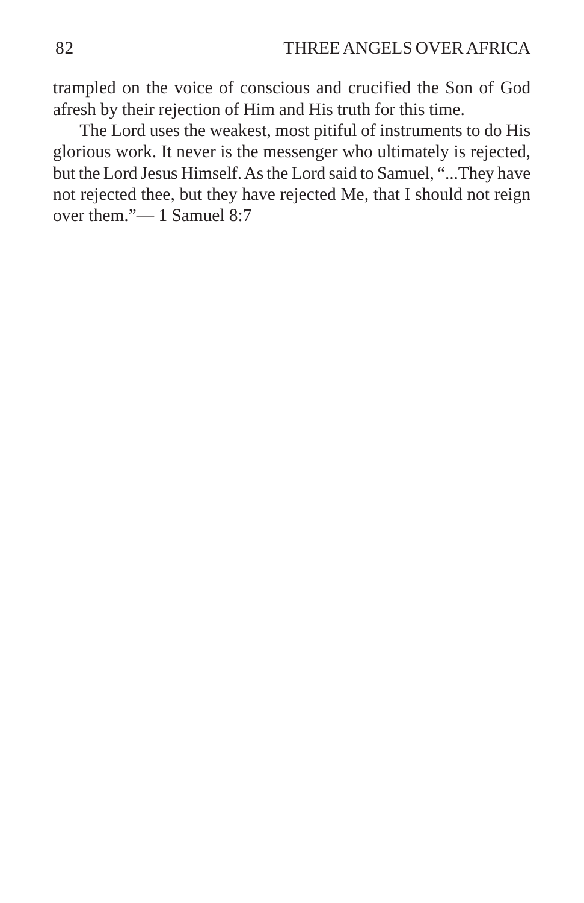trampled on the voice of conscious and crucified the Son of God afresh by their rejection of Him and His truth for this time.

The Lord uses the weakest, most pitiful of instruments to do His glorious work. It never is the messenger who ultimately is rejected, but the Lord Jesus Himself. As the Lord said to Samuel, "...They have not rejected thee, but they have rejected Me, that I should not reign over them."— 1 Samuel 8:7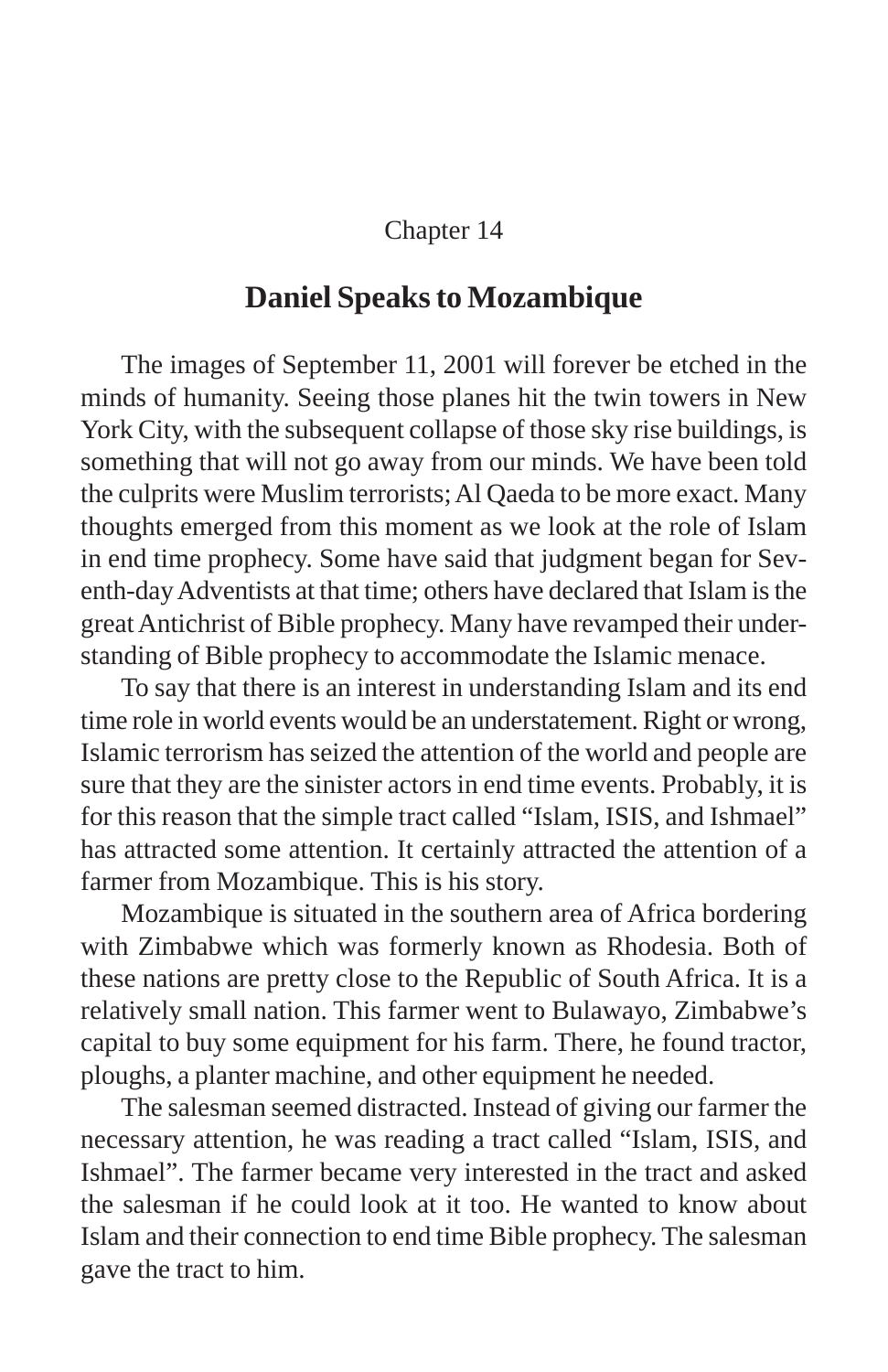Chapter 14

## Daniel Speaks to Mozambique

The images of September 11, 2001 will forever be etched in the minds of humanity. Seeing those planes hit the twin towers in New York City, with the subsequent collapse of those sky rise buildings, is something that will not go away from our minds. We have been told the culprits were Muslim terrorists; Al Qaeda to be more exact. Many thoughts emerged from this moment as we look at the role of Islam in end time prophecy. Some have said that judgment began for Seventh-day Adventists at that time; others have declared that Islam is the great Antichrist of Bible prophecy. Many have revamped their understanding of Bible prophecy to accommodate the Islamic menace.

To say that there is an interest in understanding Islam and its end time role in world events would be an understatement. Right or wrong, Islamic terrorism has seized the attention of the world and people are sure that they are the sinister actors in end time events. Probably, it is for this reason that the simple tract called "Islam, ISIS, and Ishmael" has attracted some attention. It certainly attracted the attention of a farmer from Mozambique. This is his story.

Mozambique is situated in the southern area of Africa bordering with Zimbabwe which was formerly known as Rhodesia. Both of these nations are pretty close to the Republic of South Africa. It is a relatively small nation. This farmer went to Bulawayo, Zimbabwe's capital to buy some equipment for his farm. There, he found tractor, ploughs, a planter machine, and other equipment he needed.

The salesman seemed distracted. Instead of giving our farmer the necessary attention, he was reading a tract called "Islam, ISIS, and Ishmael". The farmer became very interested in the tract and asked the salesman if he could look at it too. He wanted to know about Islam and their connection to end time Bible prophecy. The salesman gave the tract to him.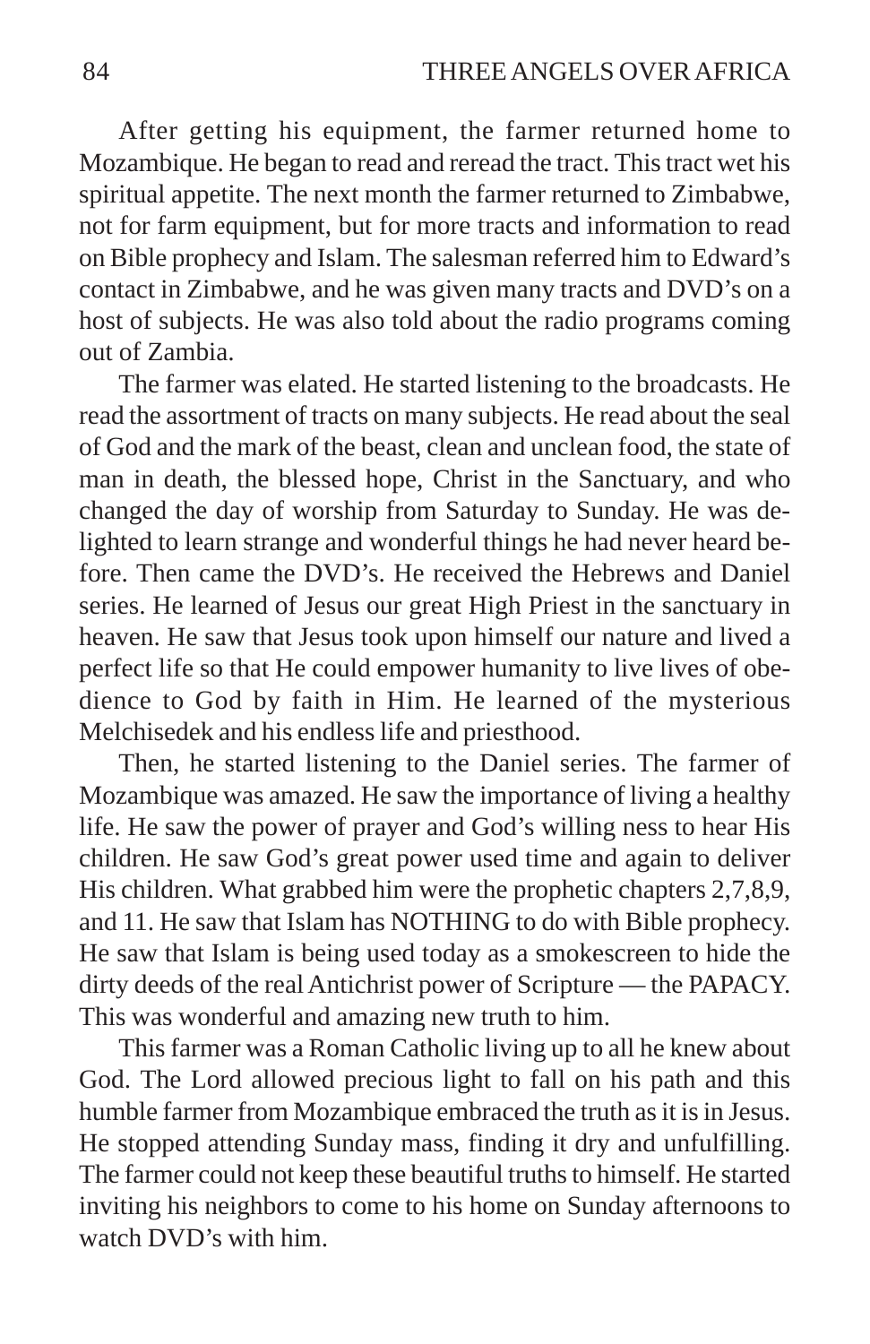After getting his equipment, the farmer returned home to Mozambique. He began to read and reread the tract. This tract wet his spiritual appetite. The next month the farmer returned to Zimbabwe, not for farm equipment, but for more tracts and information to read on Bible prophecy and Islam. The salesman referred him to Edward's contact in Zimbabwe, and he was given many tracts and DVD's on a host of subjects. He was also told about the radio programs coming out of Zambia.

The farmer was elated. He started listening to the broadcasts. He read the assortment of tracts on many subjects. He read about the seal of God and the mark of the beast, clean and unclean food, the state of man in death, the blessed hope, Christ in the Sanctuary, and who changed the day of worship from Saturday to Sunday. He was delighted to learn strange and wonderful things he had never heard before. Then came the DVD's. He received the Hebrews and Daniel series. He learned of Jesus our great High Priest in the sanctuary in heaven. He saw that Jesus took upon himself our nature and lived a perfect life so that He could empower humanity to live lives of obedience to God by faith in Him. He learned of the mysterious Melchisedek and his endless life and priesthood.

Then, he started listening to the Daniel series. The farmer of Mozambique was amazed. He saw the importance of living a healthy life. He saw the power of prayer and God's willing ness to hear His children. He saw God's great power used time and again to deliver His children. What grabbed him were the prophetic chapters 2,7,8,9, and 11. He saw that Islam has NOTHING to do with Bible prophecy. He saw that Islam is being used today as a smokescreen to hide the dirty deeds of the real Antichrist power of Scripture — the PAPACY. This was wonderful and amazing new truth to him.

This farmer was a Roman Catholic living up to all he knew about God. The Lord allowed precious light to fall on his path and this humble farmer from Mozambique embraced the truth as it is in Jesus. He stopped attending Sunday mass, finding it dry and unfulfilling. The farmer could not keep these beautiful truths to himself. He started inviting his neighbors to come to his home on Sunday afternoons to watch DVD's with him.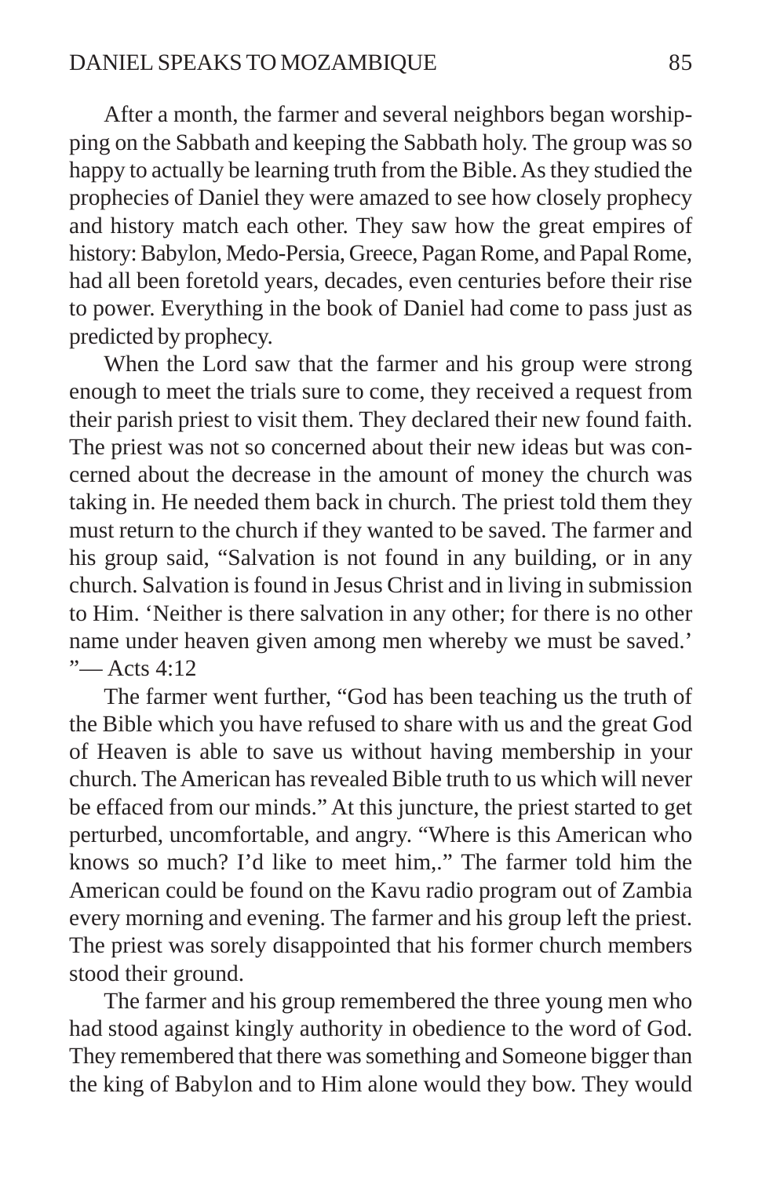After a month, the farmer and several neighbors began worshipping on the Sabbath and keeping the Sabbath holy. The group was so happy to actually be learning truth from the Bible. As they studied the prophecies of Daniel they were amazed to see how closely prophecy and history match each other. They saw how the great empires of history: Babylon, Medo-Persia, Greece, Pagan Rome, and Papal Rome, had all been foretold years, decades, even centuries before their rise to power. Everything in the book of Daniel had come to pass just as predicted by prophecy.

When the Lord saw that the farmer and his group were strong enough to meet the trials sure to come, they received a request from their parish priest to visit them. They declared their new found faith. The priest was not so concerned about their new ideas but was concerned about the decrease in the amount of money the church was taking in. He needed them back in church. The priest told them they must return to the church if they wanted to be saved. The farmer and his group said, "Salvation is not found in any building, or in any church. Salvation is found in Jesus Christ and in living in submission to Him. 'Neither is there salvation in any other; for there is no other name under heaven given among men whereby we must be saved.' "— Acts 4:12

The farmer went further, "God has been teaching us the truth of the Bible which you have refused to share with us and the great God of Heaven is able to save us without having membership in your church. The American has revealed Bible truth to us which will never be effaced from our minds." At this juncture, the priest started to get perturbed, uncomfortable, and angry. "Where is this American who knows so much? I'd like to meet him,." The farmer told him the American could be found on the Kavu radio program out of Zambia every morning and evening. The farmer and his group left the priest. The priest was sorely disappointed that his former church members stood their ground.

The farmer and his group remembered the three young men who had stood against kingly authority in obedience to the word of God. They remembered that there was something and Someone bigger than the king of Babylon and to Him alone would they bow. They would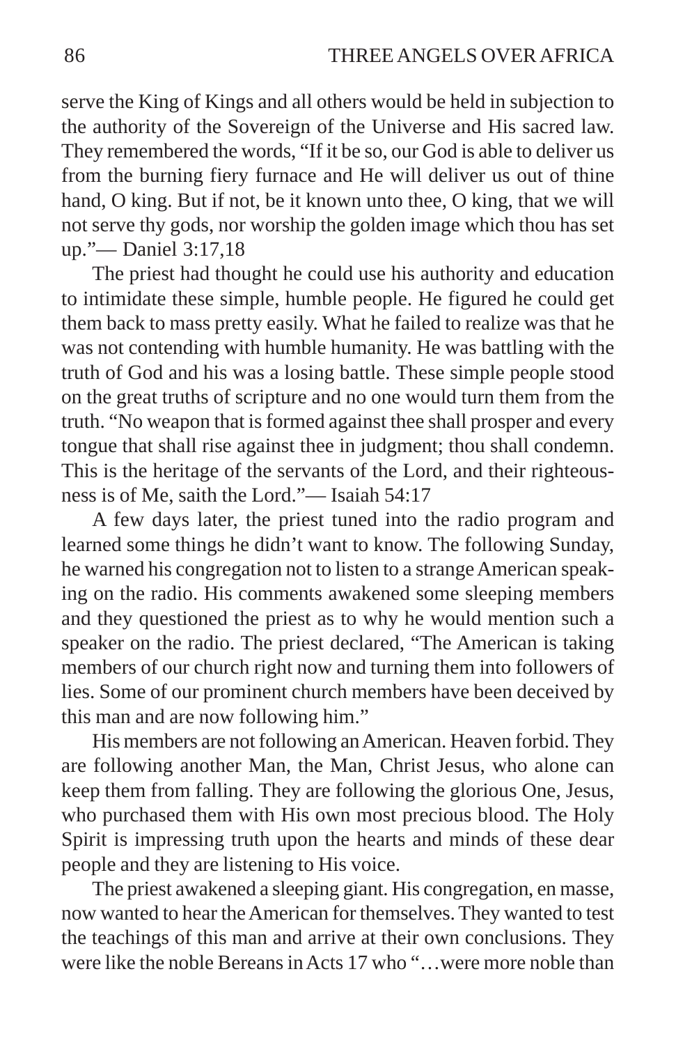serve the King of Kings and all others would be held in subjection to the authority of the Sovereign of the Universe and His sacred law. They remembered the words, "If it be so, our God is able to deliver us from the burning fiery furnace and He will deliver us out of thine hand, O king. But if not, be it known unto thee, O king, that we will not serve thy gods, nor worship the golden image which thou has set up."— Daniel 3:17,18

The priest had thought he could use his authority and education to intimidate these simple, humble people. He figured he could get them back to mass pretty easily. What he failed to realize was that he was not contending with humble humanity. He was battling with the truth of God and his was a losing battle. These simple people stood on the great truths of scripture and no one would turn them from the truth. "No weapon that is formed against thee shall prosper and every tongue that shall rise against thee in judgment; thou shall condemn. This is the heritage of the servants of the Lord, and their righteousness is of Me, saith the Lord."— Isaiah 54:17

A few days later, the priest tuned into the radio program and learned some things he didn't want to know. The following Sunday, he warned his congregation not to listen to a strange American speaking on the radio. His comments awakened some sleeping members and they questioned the priest as to why he would mention such a speaker on the radio. The priest declared, "The American is taking members of our church right now and turning them into followers of lies. Some of our prominent church members have been deceived by this man and are now following him."

His members are not following an American. Heaven forbid. They are following another Man, the Man, Christ Jesus, who alone can keep them from falling. They are following the glorious One, Jesus, who purchased them with His own most precious blood. The Holy Spirit is impressing truth upon the hearts and minds of these dear people and they are listening to His voice.

The priest awakened a sleeping giant. His congregation, en masse, now wanted to hear the American for themselves. They wanted to test the teachings of this man and arrive at their own conclusions. They were like the noble Bereans in Acts 17 who "…were more noble than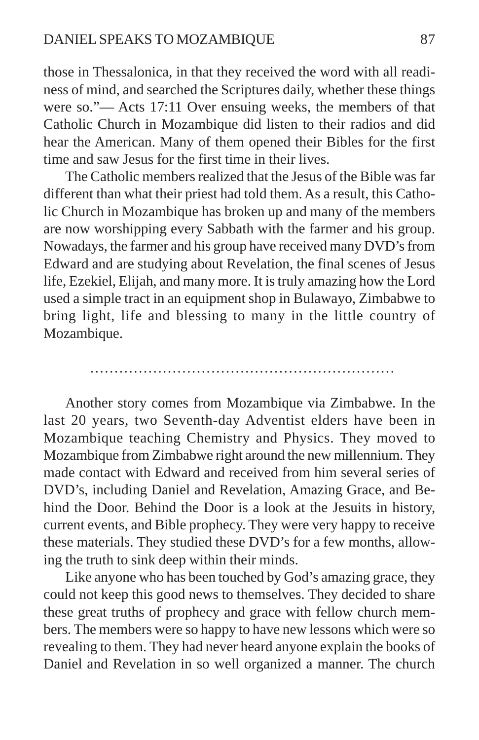those in Thessalonica, in that they received the word with all readiness of mind, and searched the Scriptures daily, whether these things were so."— Acts 17:11 Over ensuing weeks, the members of that Catholic Church in Mozambique did listen to their radios and did hear the American. Many of them opened their Bibles for the first time and saw Jesus for the first time in their lives.

The Catholic members realized that the Jesus of the Bible was far different than what their priest had told them. As a result, this Catholic Church in Mozambique has broken up and many of the members are now worshipping every Sabbath with the farmer and his group. Nowadays, the farmer and his group have received many DVD's from Edward and are studying about Revelation, the final scenes of Jesus life, Ezekiel, Elijah, and many more. It is truly amazing how the Lord used a simple tract in an equipment shop in Bulawayo, Zimbabwe to bring light, life and blessing to many in the little country of Mozambique.

…………………………………………………………

Another story comes from Mozambique via Zimbabwe. In the last 20 years, two Seventh-day Adventist elders have been in Mozambique teaching Chemistry and Physics. They moved to Mozambique from Zimbabwe right around the new millennium. They made contact with Edward and received from him several series of DVD's, including Daniel and Revelation, Amazing Grace, and Behind the Door. Behind the Door is a look at the Jesuits in history, current events, and Bible prophecy. They were very happy to receive these materials. They studied these DVD's for a few months, allowing the truth to sink deep within their minds.

Like anyone who has been touched by God's amazing grace, they could not keep this good news to themselves. They decided to share these great truths of prophecy and grace with fellow church members. The members were so happy to have new lessons which were so revealing to them. They had never heard anyone explain the books of Daniel and Revelation in so well organized a manner. The church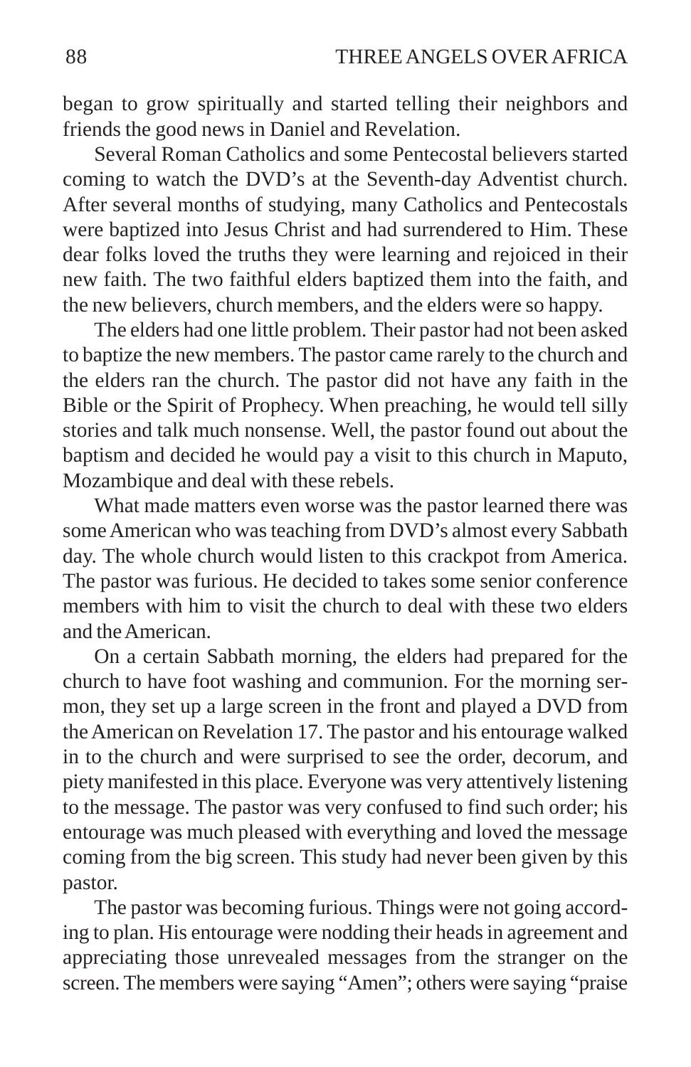began to grow spiritually and started telling their neighbors and friends the good news in Daniel and Revelation.

Several Roman Catholics and some Pentecostal believers started coming to watch the DVD's at the Seventh-day Adventist church. After several months of studying, many Catholics and Pentecostals were baptized into Jesus Christ and had surrendered to Him. These dear folks loved the truths they were learning and rejoiced in their new faith. The two faithful elders baptized them into the faith, and the new believers, church members, and the elders were so happy.

The elders had one little problem. Their pastor had not been asked to baptize the new members. The pastor came rarely to the church and the elders ran the church. The pastor did not have any faith in the Bible or the Spirit of Prophecy. When preaching, he would tell silly stories and talk much nonsense. Well, the pastor found out about the baptism and decided he would pay a visit to this church in Maputo, Mozambique and deal with these rebels.

What made matters even worse was the pastor learned there was some American who was teaching from DVD's almost every Sabbath day. The whole church would listen to this crackpot from America. The pastor was furious. He decided to takes some senior conference members with him to visit the church to deal with these two elders and the American.

On a certain Sabbath morning, the elders had prepared for the church to have foot washing and communion. For the morning sermon, they set up a large screen in the front and played a DVD from the American on Revelation 17. The pastor and his entourage walked in to the church and were surprised to see the order, decorum, and piety manifested in this place. Everyone was very attentively listening to the message. The pastor was very confused to find such order; his entourage was much pleased with everything and loved the message coming from the big screen. This study had never been given by this pastor.

The pastor was becoming furious. Things were not going according to plan. His entourage were nodding their heads in agreement and appreciating those unrevealed messages from the stranger on the screen. The members were saying "Amen"; others were saying "praise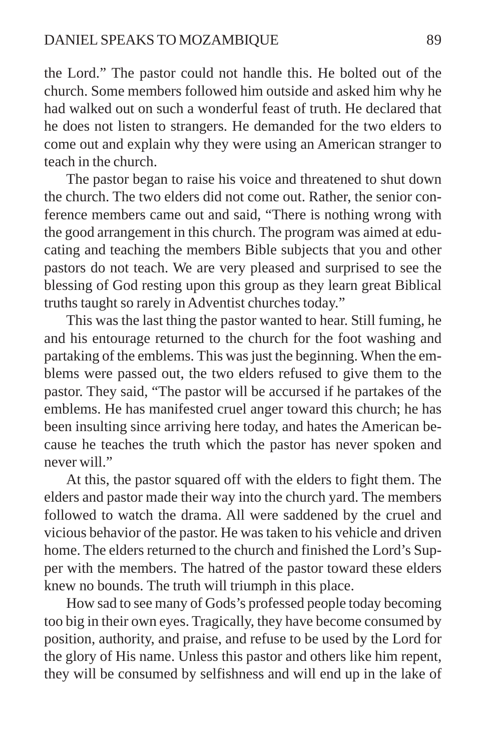the Lord." The pastor could not handle this. He bolted out of the church. Some members followed him outside and asked him why he had walked out on such a wonderful feast of truth. He declared that he does not listen to strangers. He demanded for the two elders to come out and explain why they were using an American stranger to teach in the church.

The pastor began to raise his voice and threatened to shut down the church. The two elders did not come out. Rather, the senior conference members came out and said, "There is nothing wrong with the good arrangement in this church. The program was aimed at educating and teaching the members Bible subjects that you and other pastors do not teach. We are very pleased and surprised to see the blessing of God resting upon this group as they learn great Biblical truths taught so rarely in Adventist churches today."

This was the last thing the pastor wanted to hear. Still fuming, he and his entourage returned to the church for the foot washing and partaking of the emblems. This was just the beginning. When the emblems were passed out, the two elders refused to give them to the pastor. They said, "The pastor will be accursed if he partakes of the emblems. He has manifested cruel anger toward this church; he has been insulting since arriving here today, and hates the American because he teaches the truth which the pastor has never spoken and never will."

At this, the pastor squared off with the elders to fight them. The elders and pastor made their way into the church yard. The members followed to watch the drama. All were saddened by the cruel and vicious behavior of the pastor. He was taken to his vehicle and driven home. The elders returned to the church and finished the Lord's Supper with the members. The hatred of the pastor toward these elders knew no bounds. The truth will triumph in this place.

How sad to see many of Gods's professed people today becoming too big in their own eyes. Tragically, they have become consumed by position, authority, and praise, and refuse to be used by the Lord for the glory of His name. Unless this pastor and others like him repent, they will be consumed by selfishness and will end up in the lake of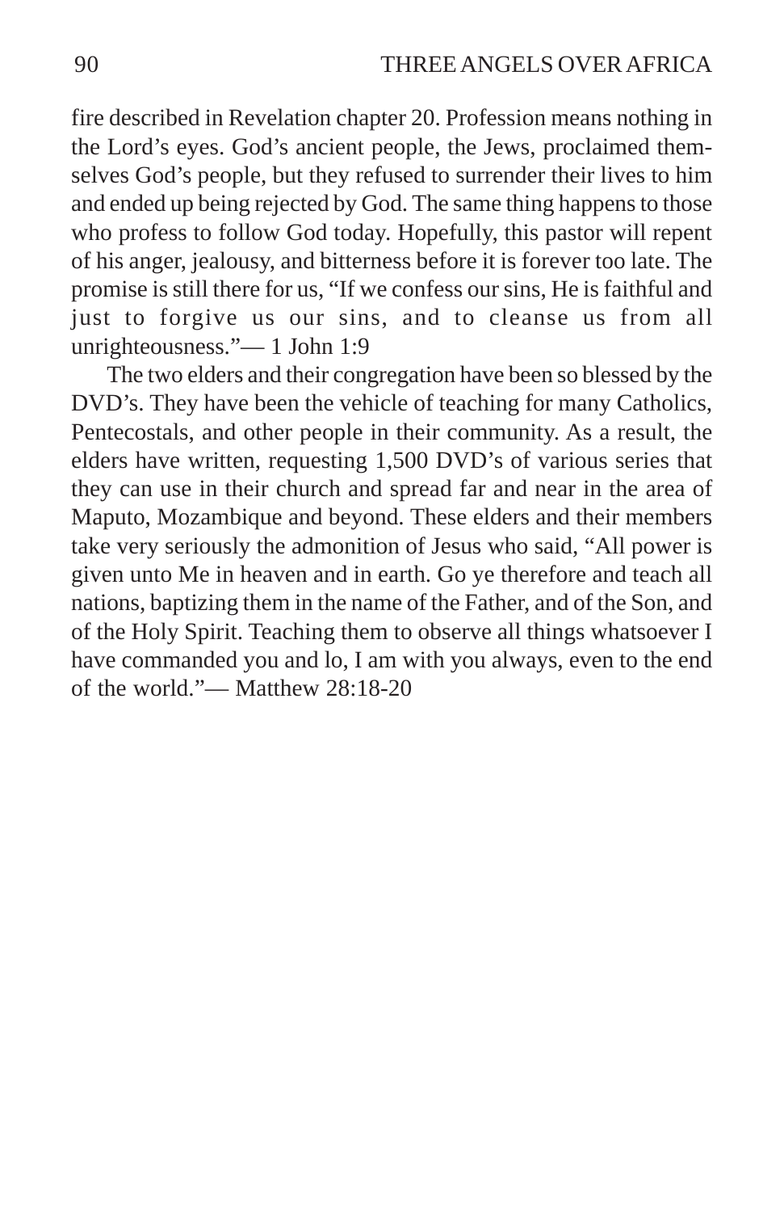fire described in Revelation chapter 20. Profession means nothing in the Lord's eyes. God's ancient people, the Jews, proclaimed themselves God's people, but they refused to surrender their lives to him and ended up being rejected by God. The same thing happens to those who profess to follow God today. Hopefully, this pastor will repent of his anger, jealousy, and bitterness before it is forever too late. The promise is still there for us, "If we confess our sins, He is faithful and just to forgive us our sins, and to cleanse us from all unrighteousness."— 1 John 1:9

The two elders and their congregation have been so blessed by the DVD's. They have been the vehicle of teaching for many Catholics, Pentecostals, and other people in their community. As a result, the elders have written, requesting 1,500 DVD's of various series that they can use in their church and spread far and near in the area of Maputo, Mozambique and beyond. These elders and their members take very seriously the admonition of Jesus who said, "All power is given unto Me in heaven and in earth. Go ye therefore and teach all nations, baptizing them in the name of the Father, and of the Son, and of the Holy Spirit. Teaching them to observe all things whatsoever I have commanded you and lo, I am with you always, even to the end of the world."— Matthew 28:18-20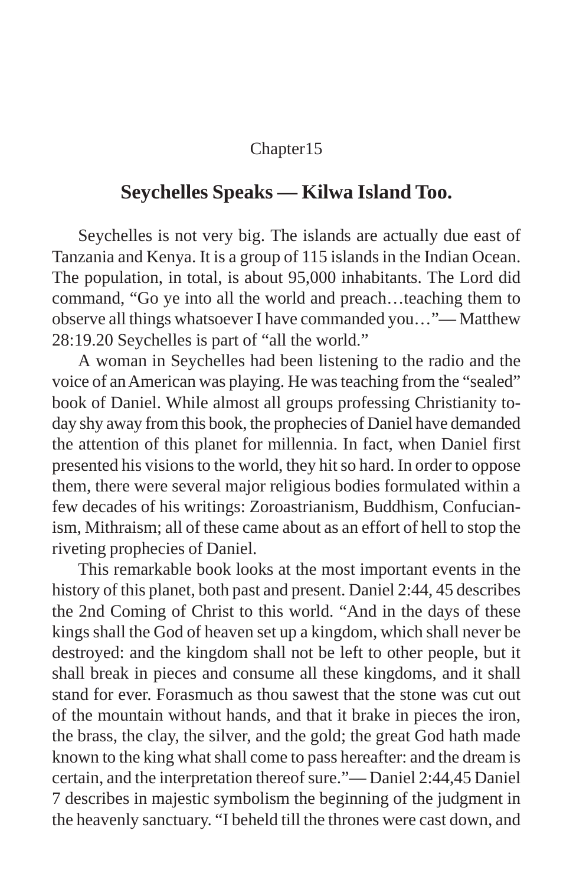Chapter15

## Seychelles Speaks — Kilwa Island Too.

Seychelles is not very big. The islands are actually due east of Tanzania and Kenya. It is a group of 115 islands in the Indian Ocean. The population, in total, is about 95,000 inhabitants. The Lord did command, "Go ye into all the world and preach…teaching them to observe all things whatsoever I have commanded you…"— Matthew 28:19.20 Seychelles is part of "all the world."

A woman in Seychelles had been listening to the radio and the voice of an American was playing. He was teaching from the "sealed" book of Daniel. While almost all groups professing Christianity today shy away from this book, the prophecies of Daniel have demanded the attention of this planet for millennia. In fact, when Daniel first presented his visions to the world, they hit so hard. In order to oppose them, there were several major religious bodies formulated within a few decades of his writings: Zoroastrianism, Buddhism, Confucianism, Mithraism; all of these came about as an effort of hell to stop the riveting prophecies of Daniel.

This remarkable book looks at the most important events in the history of this planet, both past and present. Daniel 2:44, 45 describes the 2nd Coming of Christ to this world. "And in the days of these kings shall the God of heaven set up a kingdom, which shall never be destroyed: and the kingdom shall not be left to other people, but it shall break in pieces and consume all these kingdoms, and it shall stand for ever. Forasmuch as thou sawest that the stone was cut out of the mountain without hands, and that it brake in pieces the iron, the brass, the clay, the silver, and the gold; the great God hath made known to the king what shall come to pass hereafter: and the dream is certain, and the interpretation thereof sure."— Daniel 2:44,45 Daniel 7 describes in majestic symbolism the beginning of the judgment in the heavenly sanctuary. "I beheld till the thrones were cast down, and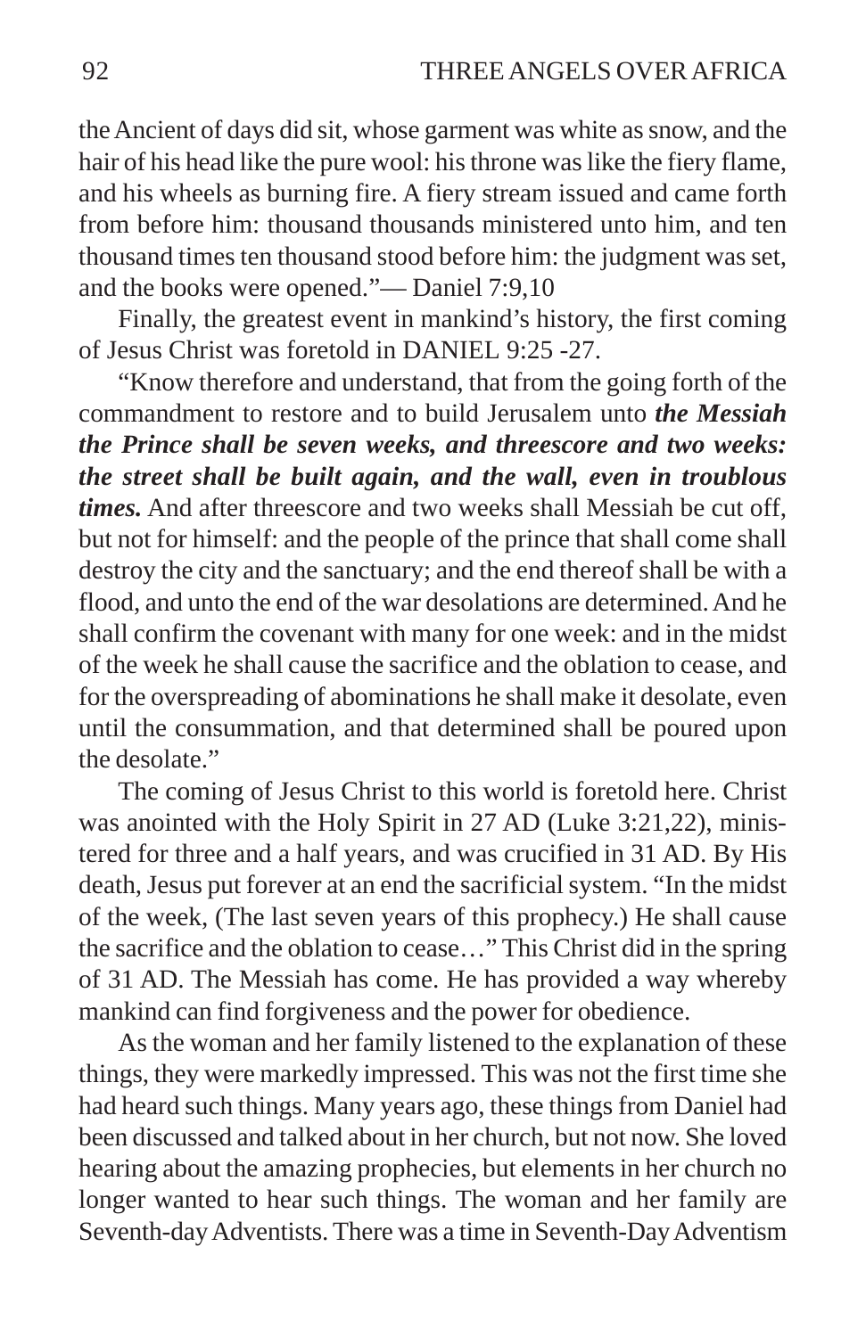the Ancient of days did sit, whose garment was white as snow, and the hair of his head like the pure wool: his throne was like the fiery flame, and his wheels as burning fire. A fiery stream issued and came forth from before him: thousand thousands ministered unto him, and ten thousand times ten thousand stood before him: the judgment was set, and the books were opened."— Daniel 7:9,10

Finally, the greatest event in mankind's history, the first coming of Jesus Christ was foretold in DANIEL 9:25 -27.

"Know therefore and understand, that from the going forth of the commandment to restore and to build Jerusalem unto ***the Messiah the Prince shall be seven weeks, and threescore and two weeks: the street shall be built again, and the wall, even in troublous times.*** And after threescore and two weeks shall Messiah be cut off, but not for himself: and the people of the prince that shall come shall destroy the city and the sanctuary; and the end thereof shall be with a flood, and unto the end of the war desolations are determined. And he shall confirm the covenant with many for one week: and in the midst of the week he shall cause the sacrifice and the oblation to cease, and for the overspreading of abominations he shall make it desolate, even until the consummation, and that determined shall be poured upon the desolate."

The coming of Jesus Christ to this world is foretold here. Christ was anointed with the Holy Spirit in 27 AD (Luke 3:21,22), ministered for three and a half years, and was crucified in 31 AD. By His death, Jesus put forever at an end the sacrificial system. "In the midst of the week, (The last seven years of this prophecy.) He shall cause the sacrifice and the oblation to cease…" This Christ did in the spring of 31 AD. The Messiah has come. He has provided a way whereby mankind can find forgiveness and the power for obedience.

As the woman and her family listened to the explanation of these things, they were markedly impressed. This was not the first time she had heard such things. Many years ago, these things from Daniel had been discussed and talked about in her church, but not now. She loved hearing about the amazing prophecies, but elements in her church no longer wanted to hear such things. The woman and her family are Seventh-day Adventists. There was a time in Seventh-Day Adventism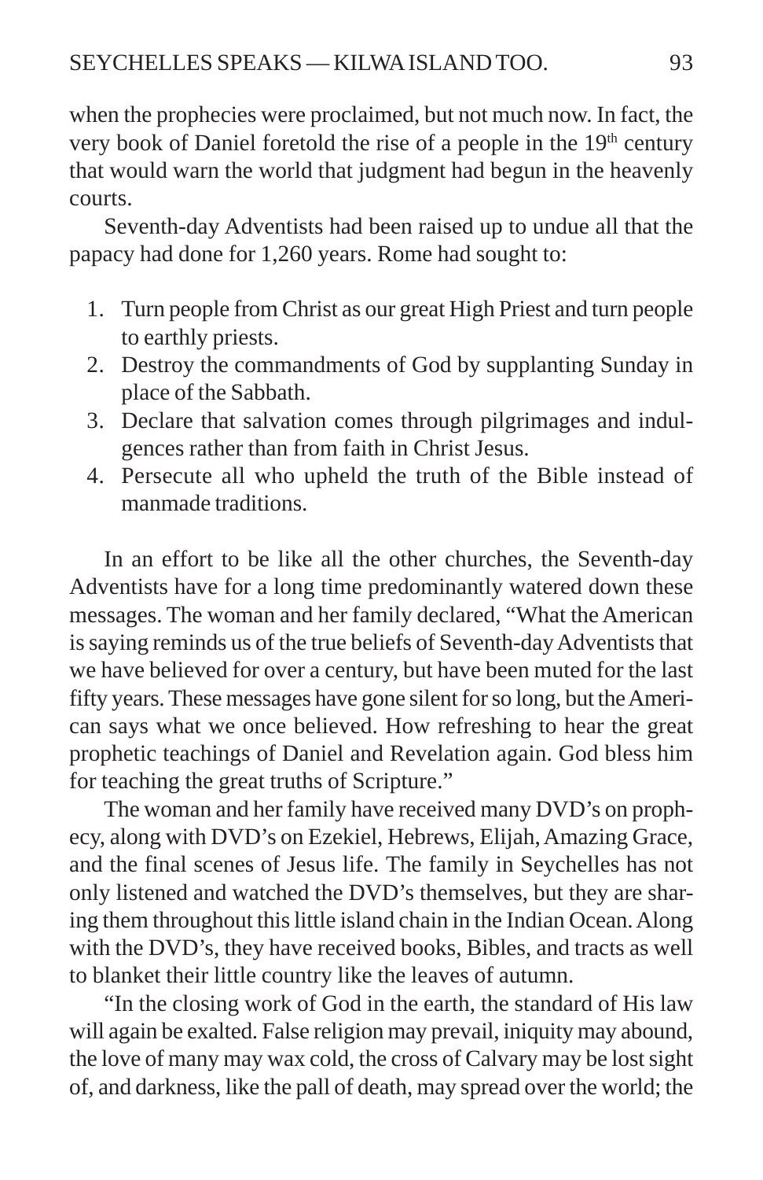when the prophecies were proclaimed, but not much now. In fact, the very book of Daniel foretold the rise of a people in the 19th century that would warn the world that judgment had begun in the heavenly courts.

Seventh-day Adventists had been raised up to undue all that the papacy had done for 1,260 years. Rome had sought to:

1. Turn people from Christ as our great High Priest and turn people to earthly priests.
2. Destroy the commandments of God by supplanting Sunday in place of the Sabbath.
3. Declare that salvation comes through pilgrimages and indulgences rather than from faith in Christ Jesus.
4. Persecute all who upheld the truth of the Bible instead of manmade traditions.

In an effort to be like all the other churches, the Seventh-day Adventists have for a long time predominantly watered down these messages. The woman and her family declared, "What the American is saying reminds us of the true beliefs of Seventh-day Adventists that we have believed for over a century, but have been muted for the last fifty years. These messages have gone silent for so long, but the American says what we once believed. How refreshing to hear the great prophetic teachings of Daniel and Revelation again. God bless him for teaching the great truths of Scripture."

The woman and her family have received many DVD's on prophecy, along with DVD's on Ezekiel, Hebrews, Elijah, Amazing Grace, and the final scenes of Jesus life. The family in Seychelles has not only listened and watched the DVD's themselves, but they are sharing them throughout this little island chain in the Indian Ocean. Along with the DVD's, they have received books, Bibles, and tracts as well to blanket their little country like the leaves of autumn.

"In the closing work of God in the earth, the standard of His law will again be exalted. False religion may prevail, iniquity may abound, the love of many may wax cold, the cross of Calvary may be lost sight of, and darkness, like the pall of death, may spread over the world; the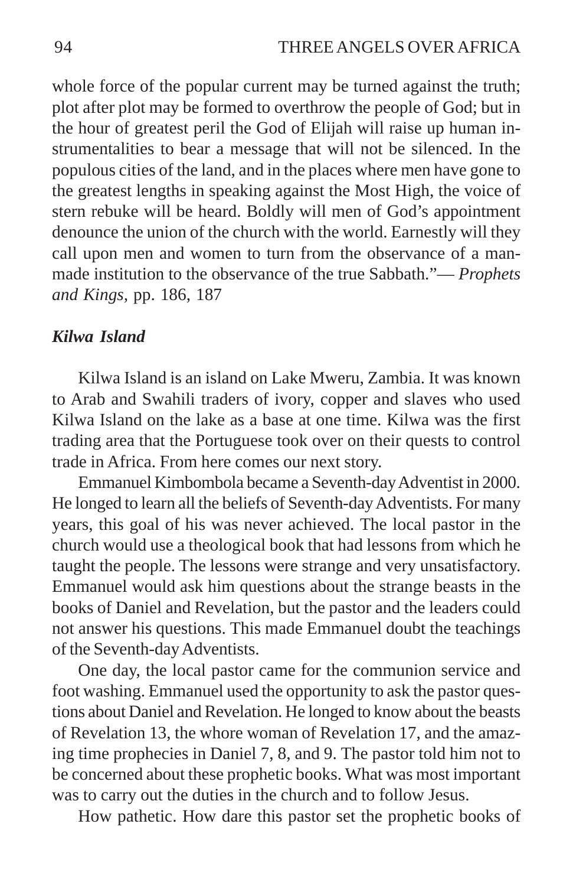whole force of the popular current may be turned against the truth; plot after plot may be formed to overthrow the people of God; but in the hour of greatest peril the God of Elijah will raise up human instrumentalities to bear a message that will not be silenced. In the populous cities of the land, and in the places where men have gone to the greatest lengths in speaking against the Most High, the voice of stern rebuke will be heard. Boldly will men of God's appointment denounce the union of the church with the world. Earnestly will they call upon men and women to turn from the observance of a man-made institution to the observance of the true Sabbath."— *Prophets and Kings,* pp. 186, 187

### *Kilwa Island*

Kilwa Island is an island on Lake Mweru, Zambia. It was known to Arab and Swahili traders of ivory, copper and slaves who used Kilwa Island on the lake as a base at one time. Kilwa was the first trading area that the Portuguese took over on their quests to control trade in Africa. From here comes our next story.

Emmanuel Kimbombola became a Seventh-day Adventist in 2000. He longed to learn all the beliefs of Seventh-day Adventists. For many years, this goal of his was never achieved. The local pastor in the church would use a theological book that had lessons from which he taught the people. The lessons were strange and very unsatisfactory. Emmanuel would ask him questions about the strange beasts in the books of Daniel and Revelation, but the pastor and the leaders could not answer his questions. This made Emmanuel doubt the teachings of the Seventh-day Adventists.

One day, the local pastor came for the communion service and foot washing. Emmanuel used the opportunity to ask the pastor questions about Daniel and Revelation. He longed to know about the beasts of Revelation 13, the whore woman of Revelation 17, and the amazing time prophecies in Daniel 7, 8, and 9. The pastor told him not to be concerned about these prophetic books. What was most important was to carry out the duties in the church and to follow Jesus.

How pathetic. How dare this pastor set the prophetic books of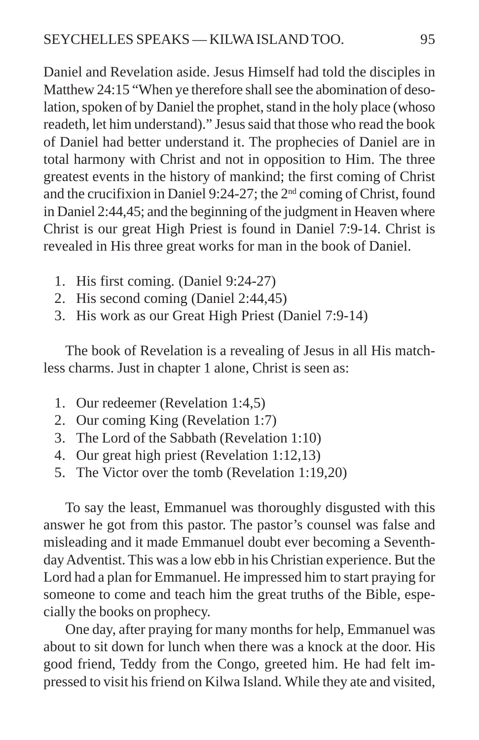Daniel and Revelation aside. Jesus Himself had told the disciples in Matthew 24:15 "When ye therefore shall see the abomination of desolation, spoken of by Daniel the prophet, stand in the holy place (whoso readeth, let him understand)." Jesus said that those who read the book of Daniel had better understand it. The prophecies of Daniel are in total harmony with Christ and not in opposition to Him. The three greatest events in the history of mankind; the first coming of Christ and the crucifixion in Daniel 9:24-27; the 2nd coming of Christ, found in Daniel 2:44,45; and the beginning of the judgment in Heaven where Christ is our great High Priest is found in Daniel 7:9-14. Christ is revealed in His three great works for man in the book of Daniel.

1. His first coming. (Daniel 9:24-27)
2. His second coming (Daniel 2:44,45)
3. His work as our Great High Priest (Daniel 7:9-14)

The book of Revelation is a revealing of Jesus in all His matchless charms. Just in chapter 1 alone, Christ is seen as:

1. Our redeemer (Revelation 1:4,5)
2. Our coming King (Revelation 1:7)
3. The Lord of the Sabbath (Revelation 1:10)
4. Our great high priest (Revelation 1:12,13)
5. The Victor over the tomb (Revelation 1:19,20)

To say the least, Emmanuel was thoroughly disgusted with this answer he got from this pastor. The pastor's counsel was false and misleading and it made Emmanuel doubt ever becoming a Seventh-day Adventist. This was a low ebb in his Christian experience. But the Lord had a plan for Emmanuel. He impressed him to start praying for someone to come and teach him the great truths of the Bible, especially the books on prophecy.

One day, after praying for many months for help, Emmanuel was about to sit down for lunch when there was a knock at the door. His good friend, Teddy from the Congo, greeted him. He had felt impressed to visit his friend on Kilwa Island. While they ate and visited,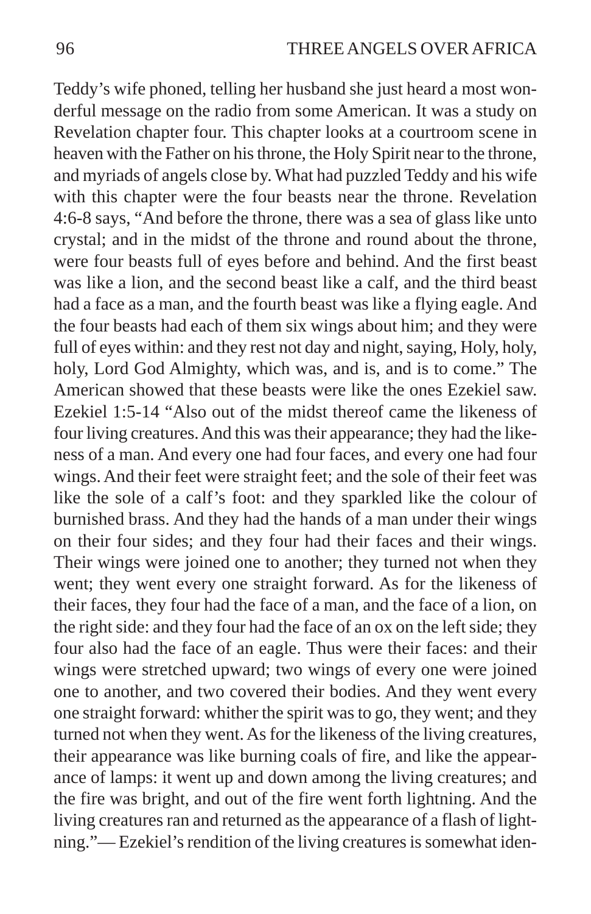Teddy's wife phoned, telling her husband she just heard a most wonderful message on the radio from some American. It was a study on Revelation chapter four. This chapter looks at a courtroom scene in heaven with the Father on his throne, the Holy Spirit near to the throne, and myriads of angels close by. What had puzzled Teddy and his wife with this chapter were the four beasts near the throne. Revelation 4:6-8 says, "And before the throne, there was a sea of glass like unto crystal; and in the midst of the throne and round about the throne, were four beasts full of eyes before and behind. And the first beast was like a lion, and the second beast like a calf, and the third beast had a face as a man, and the fourth beast was like a flying eagle. And the four beasts had each of them six wings about him; and they were full of eyes within: and they rest not day and night, saying, Holy, holy, holy, Lord God Almighty, which was, and is, and is to come." The American showed that these beasts were like the ones Ezekiel saw. Ezekiel 1:5-14 "Also out of the midst thereof came the likeness of four living creatures. And this was their appearance; they had the likeness of a man. And every one had four faces, and every one had four wings. And their feet were straight feet; and the sole of their feet was like the sole of a calf's foot: and they sparkled like the colour of burnished brass. And they had the hands of a man under their wings on their four sides; and they four had their faces and their wings. Their wings were joined one to another; they turned not when they went; they went every one straight forward. As for the likeness of their faces, they four had the face of a man, and the face of a lion, on the right side: and they four had the face of an ox on the left side; they four also had the face of an eagle. Thus were their faces: and their wings were stretched upward; two wings of every one were joined one to another, and two covered their bodies. And they went every one straight forward: whither the spirit was to go, they went; and they turned not when they went. As for the likeness of the living creatures, their appearance was like burning coals of fire, and like the appearance of lamps: it went up and down among the living creatures; and the fire was bright, and out of the fire went forth lightning. And the living creatures ran and returned as the appearance of a flash of lightning."— Ezekiel's rendition of the living creatures is somewhat iden-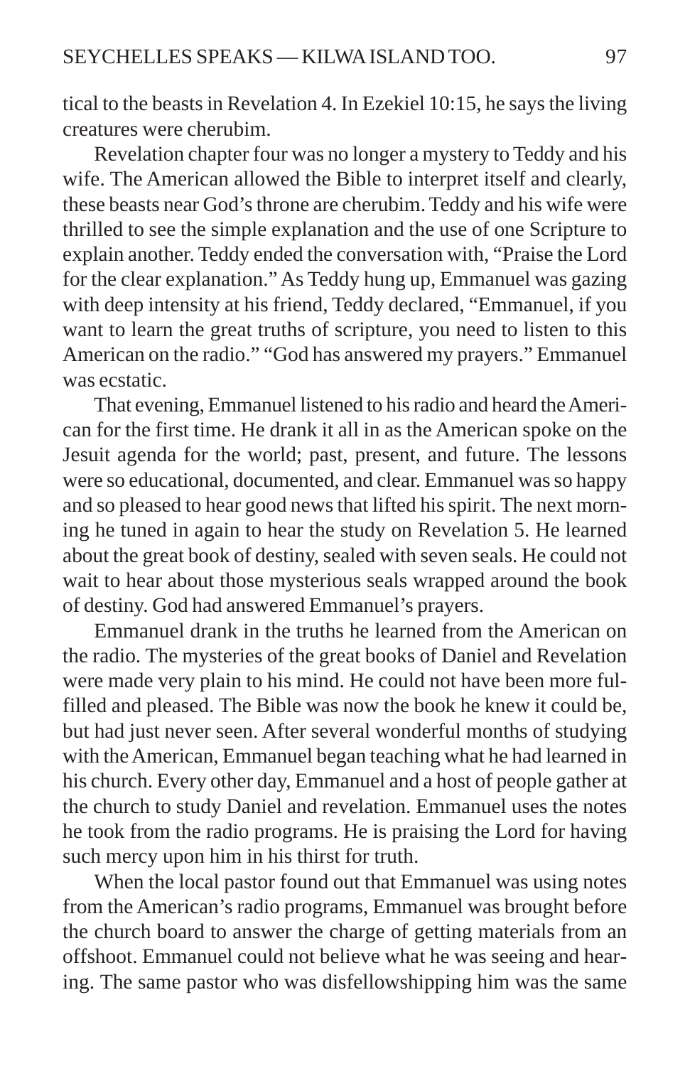tical to the beasts in Revelation 4. In Ezekiel 10:15, he says the living creatures were cherubim.

Revelation chapter four was no longer a mystery to Teddy and his wife. The American allowed the Bible to interpret itself and clearly, these beasts near God's throne are cherubim. Teddy and his wife were thrilled to see the simple explanation and the use of one Scripture to explain another. Teddy ended the conversation with, "Praise the Lord for the clear explanation." As Teddy hung up, Emmanuel was gazing with deep intensity at his friend, Teddy declared, "Emmanuel, if you want to learn the great truths of scripture, you need to listen to this American on the radio." "God has answered my prayers." Emmanuel was ecstatic.

That evening, Emmanuel listened to his radio and heard the American for the first time. He drank it all in as the American spoke on the Jesuit agenda for the world; past, present, and future. The lessons were so educational, documented, and clear. Emmanuel was so happy and so pleased to hear good news that lifted his spirit. The next morning he tuned in again to hear the study on Revelation 5. He learned about the great book of destiny, sealed with seven seals. He could not wait to hear about those mysterious seals wrapped around the book of destiny. God had answered Emmanuel's prayers.

Emmanuel drank in the truths he learned from the American on the radio. The mysteries of the great books of Daniel and Revelation were made very plain to his mind. He could not have been more fulfilled and pleased. The Bible was now the book he knew it could be, but had just never seen. After several wonderful months of studying with the American, Emmanuel began teaching what he had learned in his church. Every other day, Emmanuel and a host of people gather at the church to study Daniel and revelation. Emmanuel uses the notes he took from the radio programs. He is praising the Lord for having such mercy upon him in his thirst for truth.

When the local pastor found out that Emmanuel was using notes from the American's radio programs, Emmanuel was brought before the church board to answer the charge of getting materials from an offshoot. Emmanuel could not believe what he was seeing and hearing. The same pastor who was disfellowshipping him was the same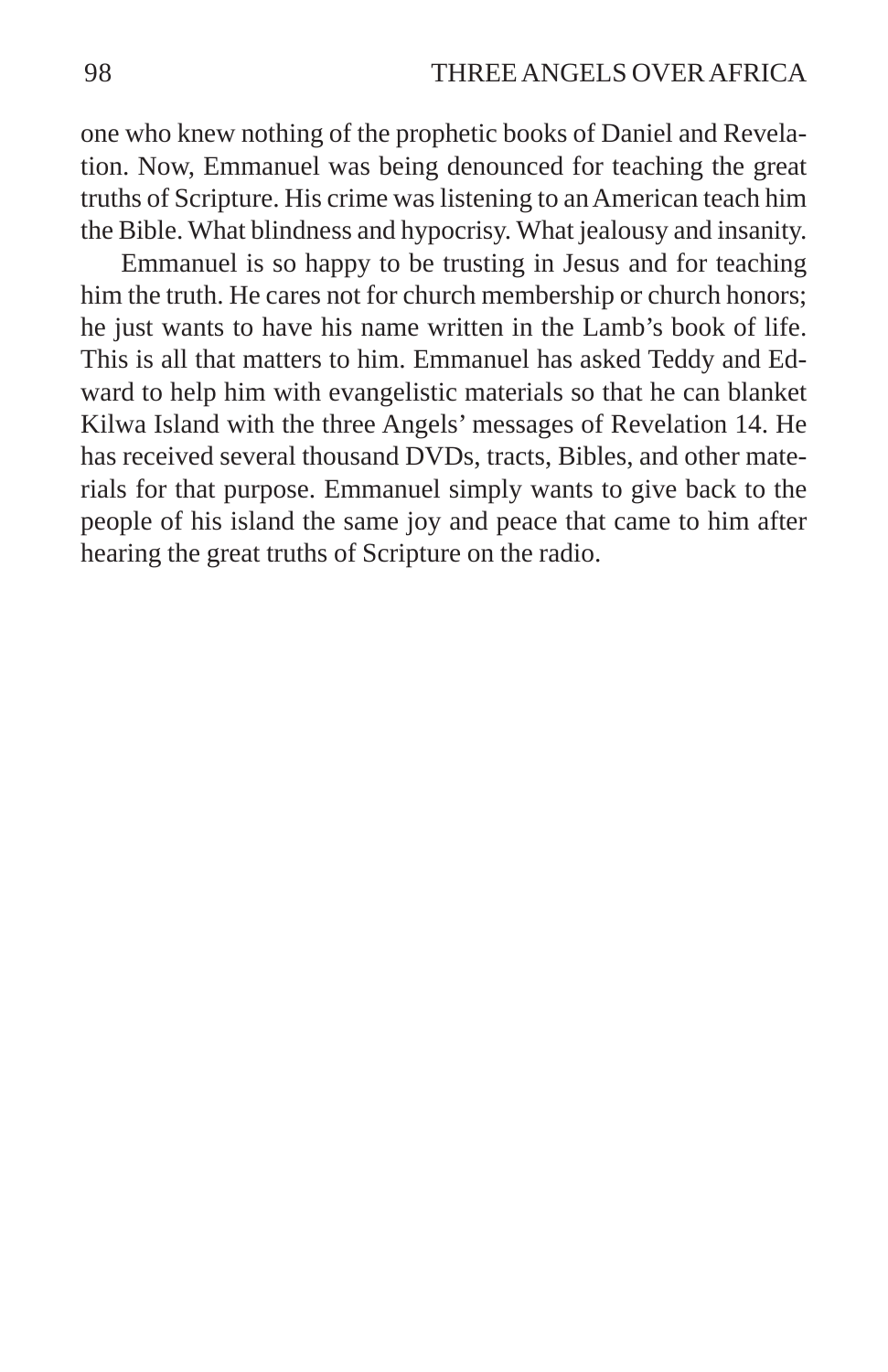one who knew nothing of the prophetic books of Daniel and Revelation. Now, Emmanuel was being denounced for teaching the great truths of Scripture. His crime was listening to an American teach him the Bible. What blindness and hypocrisy. What jealousy and insanity.

Emmanuel is so happy to be trusting in Jesus and for teaching him the truth. He cares not for church membership or church honors; he just wants to have his name written in the Lamb's book of life. This is all that matters to him. Emmanuel has asked Teddy and Edward to help him with evangelistic materials so that he can blanket Kilwa Island with the three Angels' messages of Revelation 14. He has received several thousand DVDs, tracts, Bibles, and other materials for that purpose. Emmanuel simply wants to give back to the people of his island the same joy and peace that came to him after hearing the great truths of Scripture on the radio.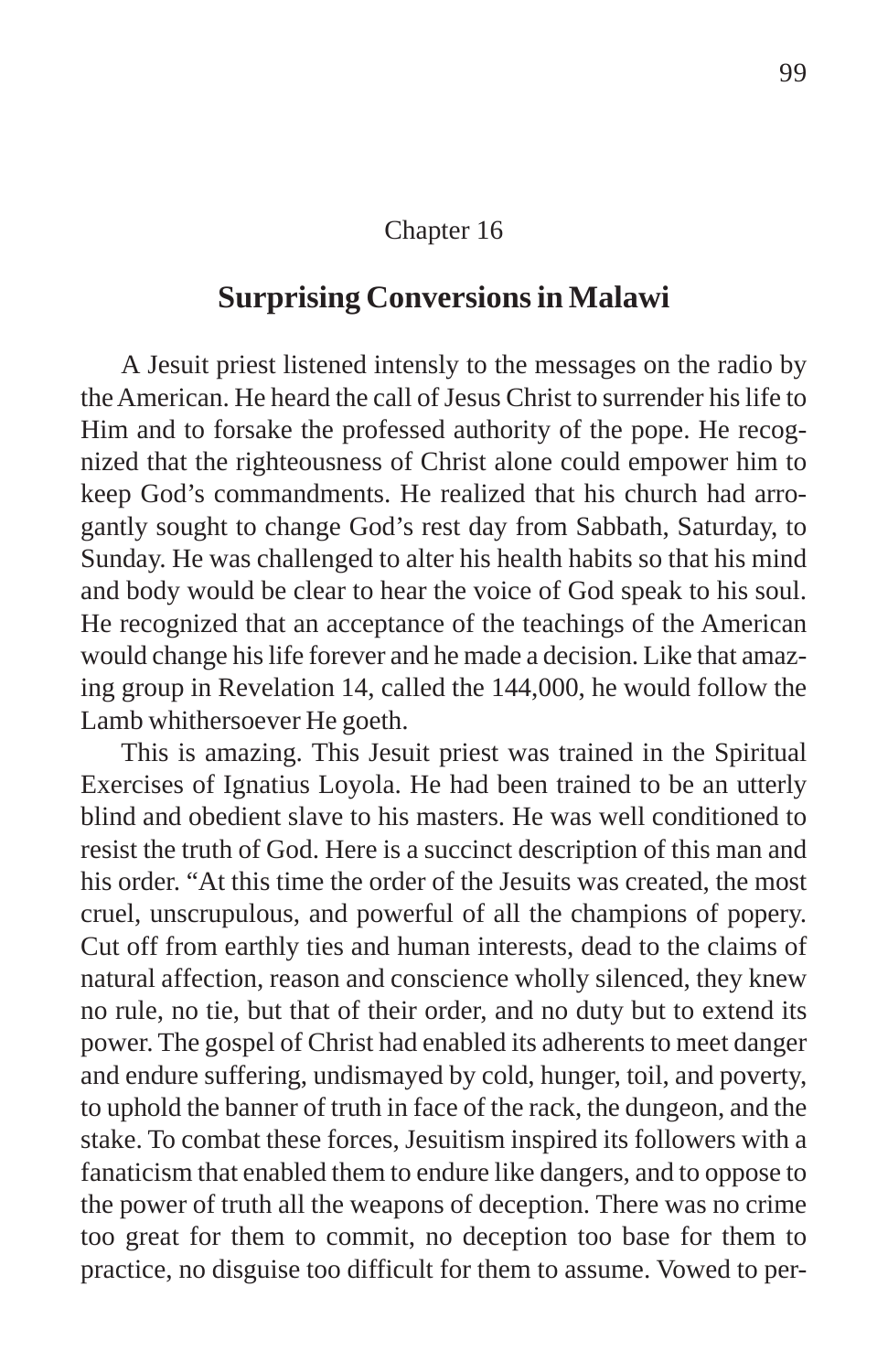Chapter 16

## Surprising Conversions in Malawi

A Jesuit priest listened intensely to the messages on the radio by the American. He heard the call of Jesus Christ to surrender his life to Him and to forsake the professed authority of the pope. He recognized that the righteousness of Christ alone could empower him to keep God's commandments. He realized that his church had arrogantly sought to change God's rest day from Sabbath, Saturday, to Sunday. He was challenged to alter his health habits so that his mind and body would be clear to hear the voice of God speak to his soul. He recognized that an acceptance of the teachings of the American would change his life forever and he made a decision. Like that amazing group in Revelation 14, called the 144,000, he would follow the Lamb whithersoever He goeth.

This is amazing. This Jesuit priest was trained in the Spiritual Exercises of Ignatius Loyola. He had been trained to be an utterly blind and obedient slave to his masters. He was well conditioned to resist the truth of God. Here is a succinct description of this man and his order. "At this time the order of the Jesuits was created, the most cruel, unscrupulous, and powerful of all the champions of popery. Cut off from earthly ties and human interests, dead to the claims of natural affection, reason and conscience wholly silenced, they knew no rule, no tie, but that of their order, and no duty but to extend its power. The gospel of Christ had enabled its adherents to meet danger and endure suffering, undismayed by cold, hunger, toil, and poverty, to uphold the banner of truth in face of the rack, the dungeon, and the stake. To combat these forces, Jesuitism inspired its followers with a fanaticism that enabled them to endure like dangers, and to oppose to the power of truth all the weapons of deception. There was no crime too great for them to commit, no deception too base for them to practice, no disguise too difficult for them to assume. Vowed to per-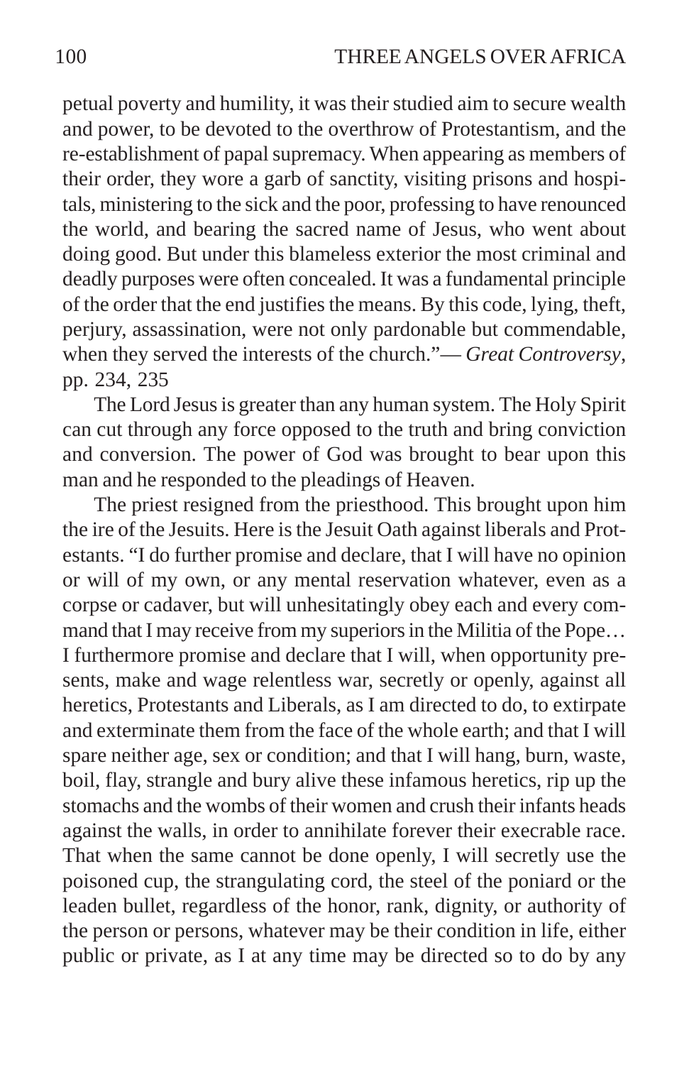petual poverty and humility, it was their studied aim to secure wealth and power, to be devoted to the overthrow of Protestantism, and the re-establishment of papal supremacy. When appearing as members of their order, they wore a garb of sanctity, visiting prisons and hospitals, ministering to the sick and the poor, professing to have renounced the world, and bearing the sacred name of Jesus, who went about doing good. But under this blameless exterior the most criminal and deadly purposes were often concealed. It was a fundamental principle of the order that the end justifies the means. By this code, lying, theft, perjury, assassination, were not only pardonable but commendable, when they served the interests of the church."— *Great Controversy*, pp. 234, 235

The Lord Jesus is greater than any human system. The Holy Spirit can cut through any force opposed to the truth and bring conviction and conversion. The power of God was brought to bear upon this man and he responded to the pleadings of Heaven.

The priest resigned from the priesthood. This brought upon him the ire of the Jesuits. Here is the Jesuit Oath against liberals and Protestants. "I do further promise and declare, that I will have no opinion or will of my own, or any mental reservation whatever, even as a corpse or cadaver, but will unhesitatingly obey each and every command that I may receive from my superiors in the Militia of the Pope… I furthermore promise and declare that I will, when opportunity presents, make and wage relentless war, secretly or openly, against all heretics, Protestants and Liberals, as I am directed to do, to extirpate and exterminate them from the face of the whole earth; and that I will spare neither age, sex or condition; and that I will hang, burn, waste, boil, flay, strangle and bury alive these infamous heretics, rip up the stomachs and the wombs of their women and crush their infants heads against the walls, in order to annihilate forever their execrable race. That when the same cannot be done openly, I will secretly use the poisoned cup, the strangulating cord, the steel of the poniard or the leaden bullet, regardless of the honor, rank, dignity, or authority of the person or persons, whatever may be their condition in life, either public or private, as I at any time may be directed so to do by any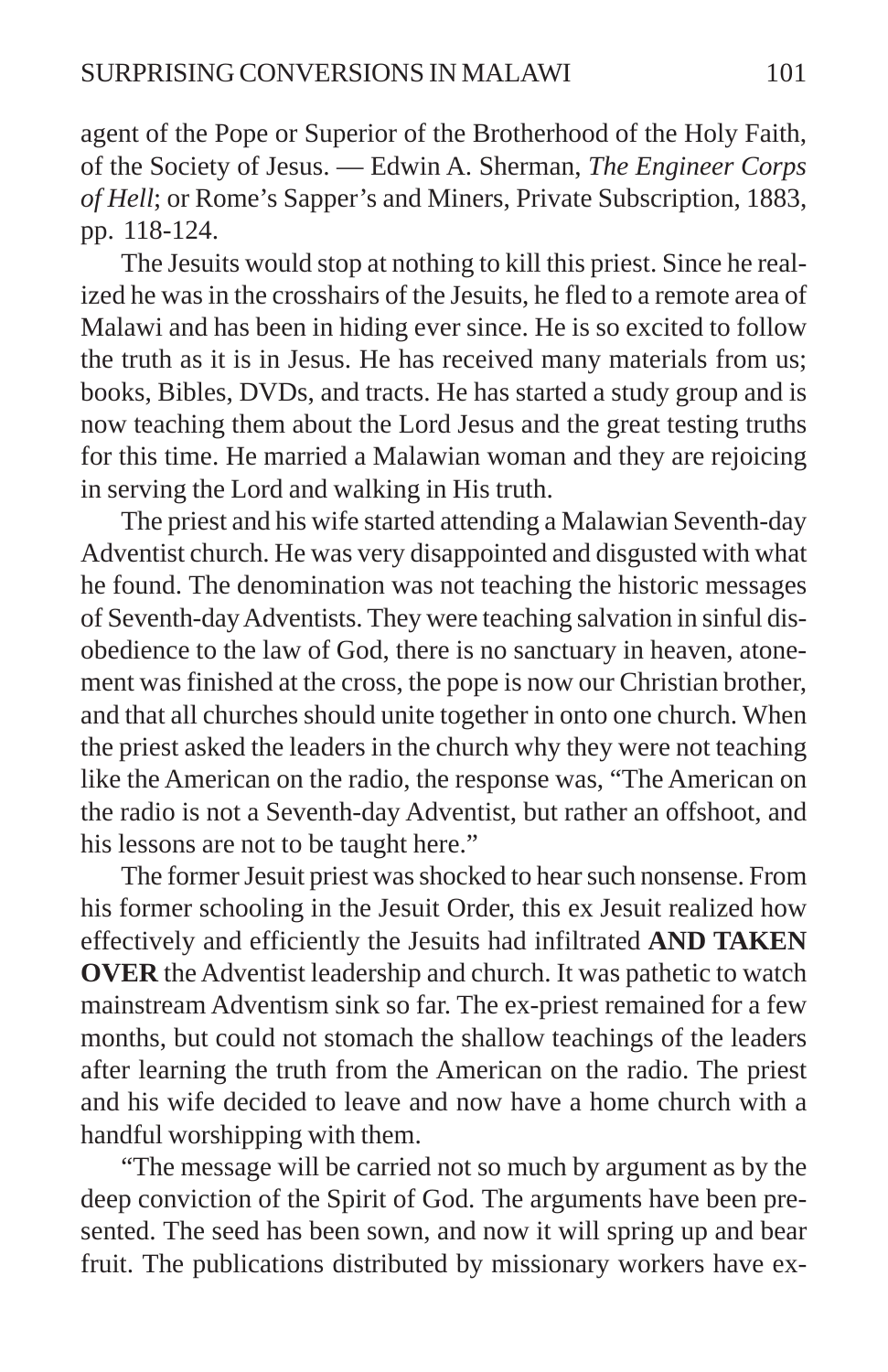agent of the Pope or Superior of the Brotherhood of the Holy Faith, of the Society of Jesus. — Edwin A. Sherman, *The Engineer Corps of Hell*; or Rome's Sapper's and Miners, Private Subscription, 1883, pp. 118-124.

The Jesuits would stop at nothing to kill this priest. Since he realized he was in the crosshairs of the Jesuits, he fled to a remote area of Malawi and has been in hiding ever since. He is so excited to follow the truth as it is in Jesus. He has received many materials from us; books, Bibles, DVDs, and tracts. He has started a study group and is now teaching them about the Lord Jesus and the great testing truths for this time. He married a Malawian woman and they are rejoicing in serving the Lord and walking in His truth.

The priest and his wife started attending a Malawian Seventh-day Adventist church. He was very disappointed and disgusted with what he found. The denomination was not teaching the historic messages of Seventh-day Adventists. They were teaching salvation in sinful disobedience to the law of God, there is no sanctuary in heaven, atonement was finished at the cross, the pope is now our Christian brother, and that all churches should unite together in onto one church. When the priest asked the leaders in the church why they were not teaching like the American on the radio, the response was, "The American on the radio is not a Seventh-day Adventist, but rather an offshoot, and his lessons are not to be taught here."

The former Jesuit priest was shocked to hear such nonsense. From his former schooling in the Jesuit Order, this ex Jesuit realized how effectively and efficiently the Jesuits had infiltrated **AND TAKEN OVER** the Adventist leadership and church. It was pathetic to watch mainstream Adventism sink so far. The ex-priest remained for a few months, but could not stomach the shallow teachings of the leaders after learning the truth from the American on the radio. The priest and his wife decided to leave and now have a home church with a handful worshipping with them.

"The message will be carried not so much by argument as by the deep conviction of the Spirit of God. The arguments have been presented. The seed has been sown, and now it will spring up and bear fruit. The publications distributed by missionary workers have ex-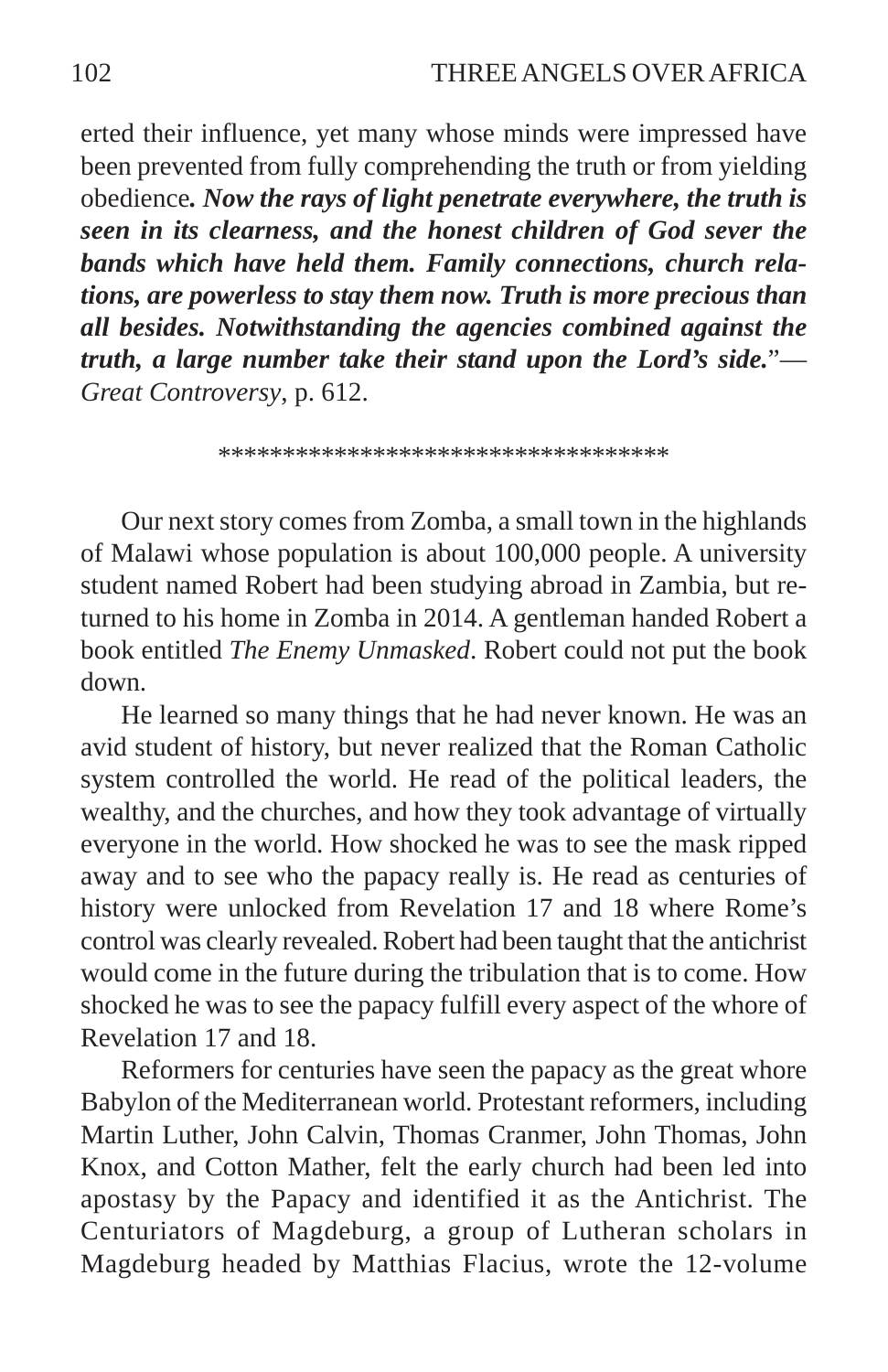erted their influence, yet many whose minds were impressed have been prevented from fully comprehending the truth or from yielding obedience***. Now the rays of light penetrate everywhere, the truth is seen in its clearness, and the honest children of God sever the bands which have held them. Family connections, church relations, are powerless to stay them now. Truth is more precious than all besides. Notwithstanding the agencies combined against the truth, a large number take their stand upon the Lord's side.***"—*Great Controversy*, p. 612.

\*\*\*\*\*\*\*\*\*\*\*\*\*\*\*\*\*\*\*\*\*\*\*\*\*\*\*\*\*\*\*\*\*\*\*

Our next story comes from Zomba, a small town in the highlands of Malawi whose population is about 100,000 people. A university student named Robert had been studying abroad in Zambia, but returned to his home in Zomba in 2014. A gentleman handed Robert a book entitled *The Enemy Unmasked*. Robert could not put the book down.

He learned so many things that he had never known. He was an avid student of history, but never realized that the Roman Catholic system controlled the world. He read of the political leaders, the wealthy, and the churches, and how they took advantage of virtually everyone in the world. How shocked he was to see the mask ripped away and to see who the papacy really is. He read as centuries of history were unlocked from Revelation 17 and 18 where Rome's control was clearly revealed. Robert had been taught that the antichrist would come in the future during the tribulation that is to come. How shocked he was to see the papacy fulfill every aspect of the whore of Revelation 17 and 18.

Reformers for centuries have seen the papacy as the great whore Babylon of the Mediterranean world. Protestant reformers, including Martin Luther, John Calvin, Thomas Cranmer, John Thomas, John Knox, and Cotton Mather, felt the early church had been led into apostasy by the Papacy and identified it as the Antichrist. The Centuriators of Magdeburg, a group of Lutheran scholars in Magdeburg headed by Matthias Flacius, wrote the 12-volume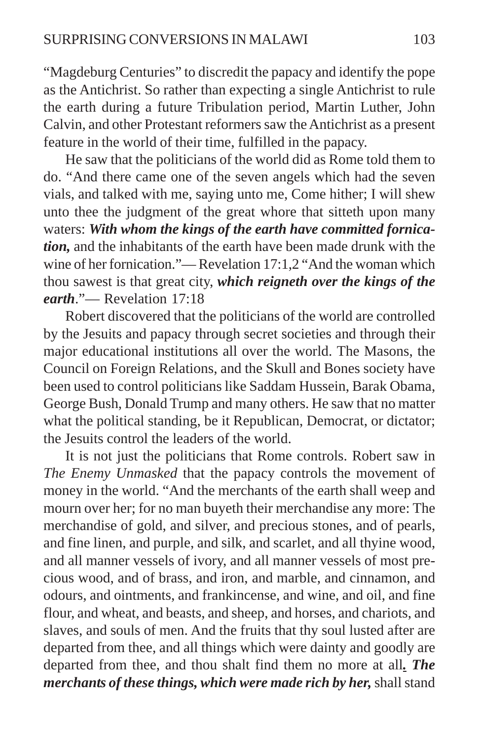"Magdeburg Centuries" to discredit the papacy and identify the pope as the Antichrist. So rather than expecting a single Antichrist to rule the earth during a future Tribulation period, Martin Luther, John Calvin, and other Protestant reformers saw the Antichrist as a present feature in the world of their time, fulfilled in the papacy.

He saw that the politicians of the world did as Rome told them to do. "And there came one of the seven angels which had the seven vials, and talked with me, saying unto me, Come hither; I will shew unto thee the judgment of the great whore that sitteth upon many waters: ***With whom the kings of the earth have committed fornication,*** and the inhabitants of the earth have been made drunk with the wine of her fornication."— Revelation 17:1,2 "And the woman which thou sawest is that great city, ***which reigneth over the kings of the earth***."— Revelation 17:18

Robert discovered that the politicians of the world are controlled by the Jesuits and papacy through secret societies and through their major educational institutions all over the world. The Masons, the Council on Foreign Relations, and the Skull and Bones society have been used to control politicians like Saddam Hussein, Barak Obama, George Bush, Donald Trump and many others. He saw that no matter what the political standing, be it Republican, Democrat, or dictator; the Jesuits control the leaders of the world.

It is not just the politicians that Rome controls. Robert saw in *The Enemy Unmasked* that the papacy controls the movement of money in the world. "And the merchants of the earth shall weep and mourn over her; for no man buyeth their merchandise any more: The merchandise of gold, and silver, and precious stones, and of pearls, and fine linen, and purple, and silk, and scarlet, and all thyine wood, and all manner vessels of ivory, and all manner vessels of most precious wood, and of brass, and iron, and marble, and cinnamon, and odours, and ointments, and frankincense, and wine, and oil, and fine flour, and wheat, and beasts, and sheep, and horses, and chariots, and slaves, and souls of men. And the fruits that thy soul lusted after are departed from thee, and all things which were dainty and goodly are departed from thee, and thou shalt find them no more at all***. The merchants of these things, which were made rich by her,*** shall stand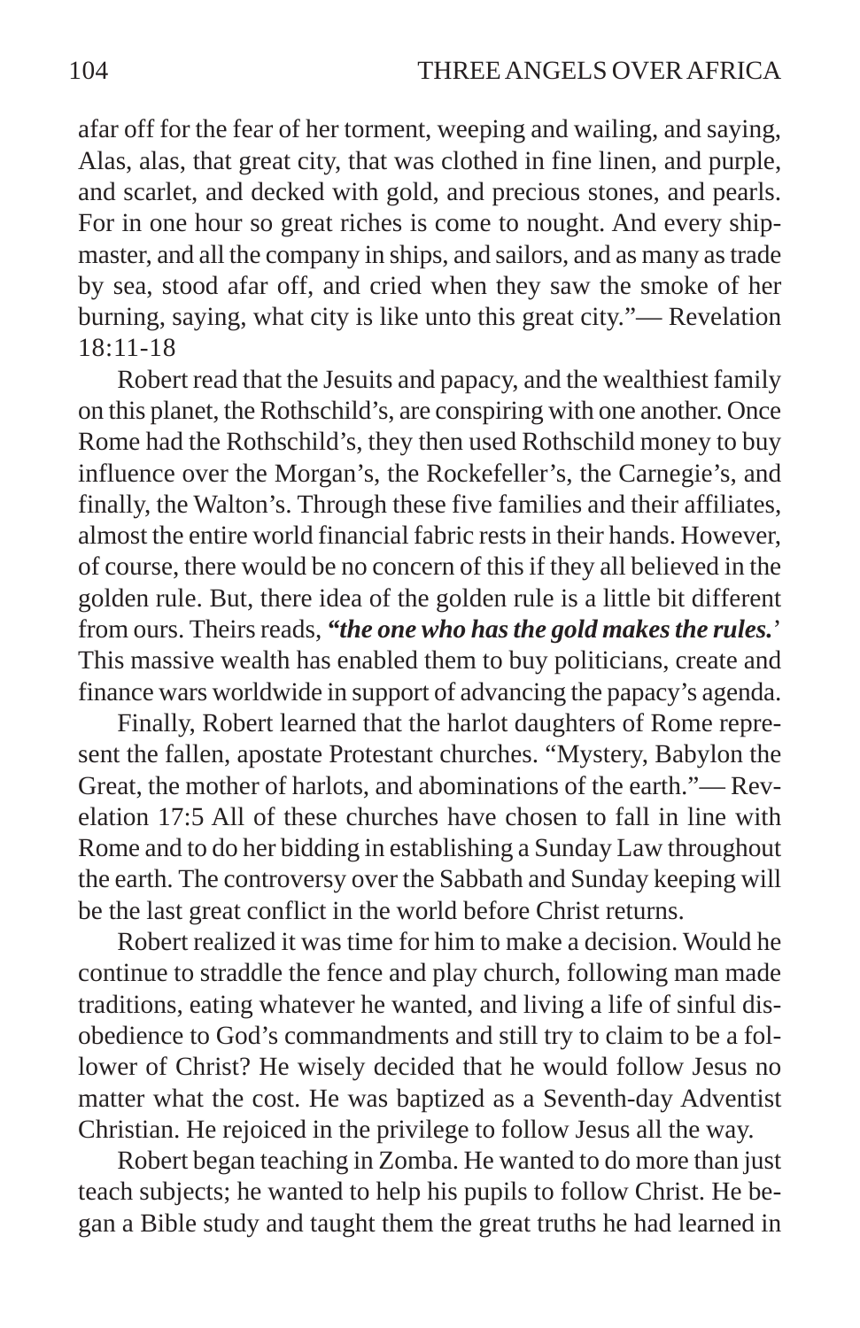afar off for the fear of her torment, weeping and wailing, and saying, Alas, alas, that great city, that was clothed in fine linen, and purple, and scarlet, and decked with gold, and precious stones, and pearls. For in one hour so great riches is come to nought. And every shipmaster, and all the company in ships, and sailors, and as many as trade by sea, stood afar off, and cried when they saw the smoke of her burning, saying, what city is like unto this great city."— Revelation 18:11-18

Robert read that the Jesuits and papacy, and the wealthiest family on this planet, the Rothschild's, are conspiring with one another. Once Rome had the Rothschild's, they then used Rothschild money to buy influence over the Morgan's, the Rockefeller's, the Carnegie's, and finally, the Walton's. Through these five families and their affiliates, almost the entire world financial fabric rests in their hands. However, of course, there would be no concern of this if they all believed in the golden rule. But, there idea of the golden rule is a little bit different from ours. Theirs reads, ***"the one who has the gold makes the rules.***' This massive wealth has enabled them to buy politicians, create and finance wars worldwide in support of advancing the papacy's agenda.

Finally, Robert learned that the harlot daughters of Rome represent the fallen, apostate Protestant churches. "Mystery, Babylon the Great, the mother of harlots, and abominations of the earth."— Revelation 17:5 All of these churches have chosen to fall in line with Rome and to do her bidding in establishing a Sunday Law throughout the earth. The controversy over the Sabbath and Sunday keeping will be the last great conflict in the world before Christ returns.

Robert realized it was time for him to make a decision. Would he continue to straddle the fence and play church, following man made traditions, eating whatever he wanted, and living a life of sinful disobedience to God's commandments and still try to claim to be a follower of Christ? He wisely decided that he would follow Jesus no matter what the cost. He was baptized as a Seventh-day Adventist Christian. He rejoiced in the privilege to follow Jesus all the way.

Robert began teaching in Zomba. He wanted to do more than just teach subjects; he wanted to help his pupils to follow Christ. He began a Bible study and taught them the great truths he had learned in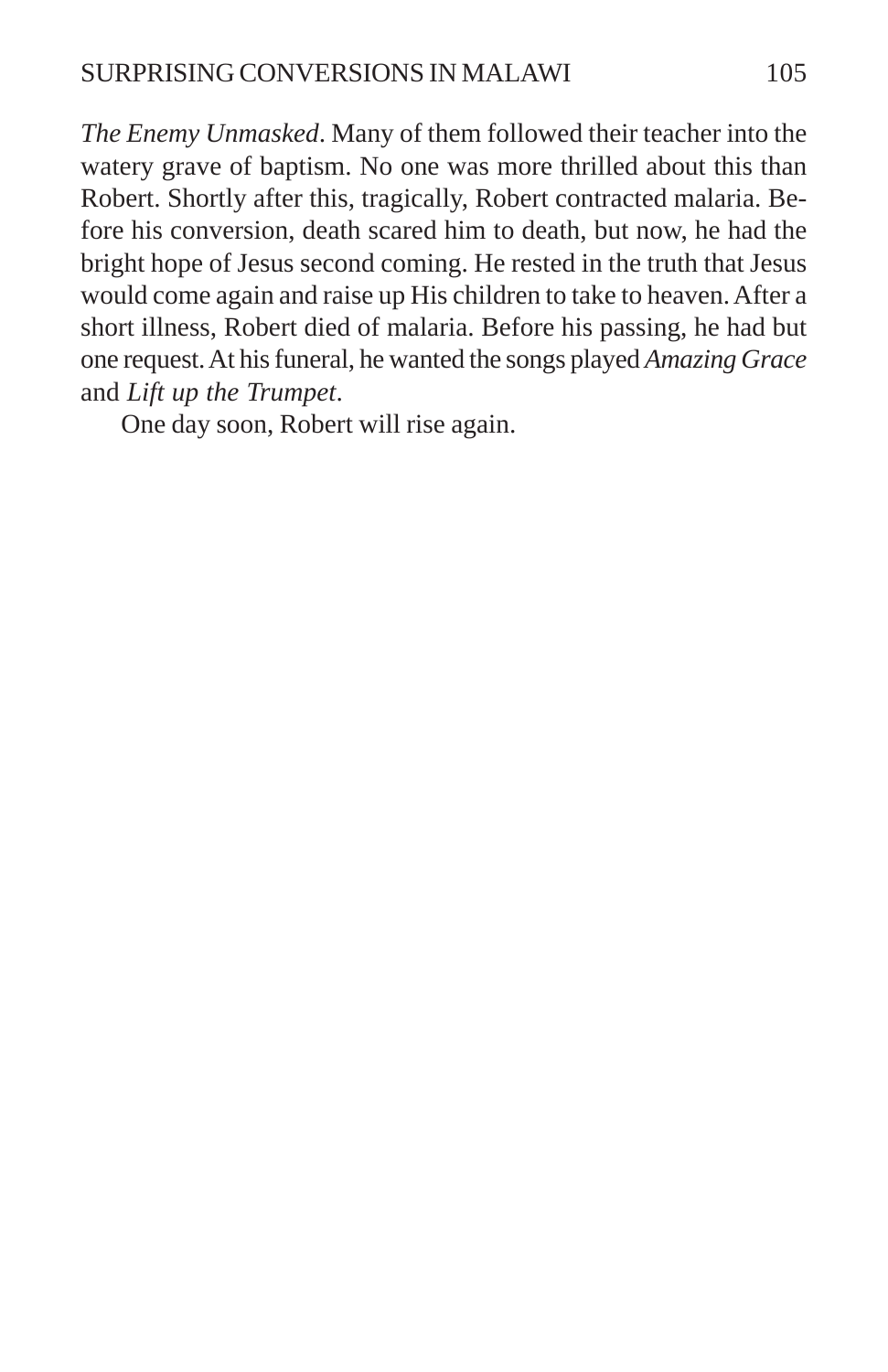*The Enemy Unmasked*. Many of them followed their teacher into the watery grave of baptism. No one was more thrilled about this than Robert. Shortly after this, tragically, Robert contracted malaria. Before his conversion, death scared him to death, but now, he had the bright hope of Jesus second coming. He rested in the truth that Jesus would come again and raise up His children to take to heaven. After a short illness, Robert died of malaria. Before his passing, he had but one request. At his funeral, he wanted the songs played *Amazing Grace* and *Lift up the Trumpet*.

One day soon, Robert will rise again.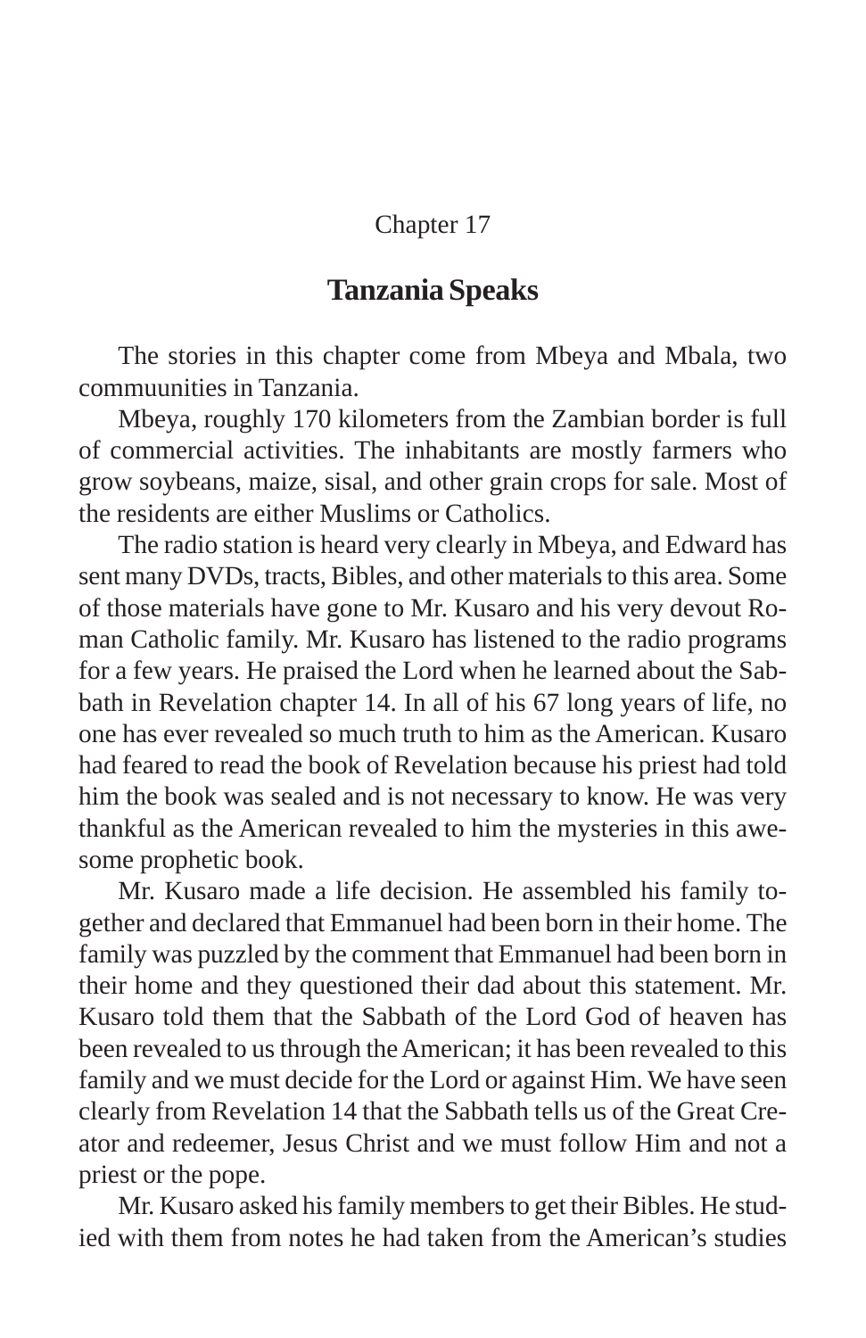Chapter 17

# Tanzania Speaks

The stories in this chapter come from Mbeya and Mbala, two commuunities in Tanzania.

Mbeya, roughly 170 kilometers from the Zambian border is full of commercial activities. The inhabitants are mostly farmers who grow soybeans, maize, sisal, and other grain crops for sale. Most of the residents are either Muslims or Catholics.

The radio station is heard very clearly in Mbeya, and Edward has sent many DVDs, tracts, Bibles, and other materials to this area. Some of those materials have gone to Mr. Kusaro and his very devout Roman Catholic family. Mr. Kusaro has listened to the radio programs for a few years. He praised the Lord when he learned about the Sabbath in Revelation chapter 14. In all of his 67 long years of life, no one has ever revealed so much truth to him as the American. Kusaro had feared to read the book of Revelation because his priest had told him the book was sealed and is not necessary to know. He was very thankful as the American revealed to him the mysteries in this awesome prophetic book.

Mr. Kusaro made a life decision. He assembled his family together and declared that Emmanuel had been born in their home. The family was puzzled by the comment that Emmanuel had been born in their home and they questioned their dad about this statement. Mr. Kusaro told them that the Sabbath of the Lord God of heaven has been revealed to us through the American; it has been revealed to this family and we must decide for the Lord or against Him. We have seen clearly from Revelation 14 that the Sabbath tells us of the Great Creator and redeemer, Jesus Christ and we must follow Him and not a priest or the pope.

Mr. Kusaro asked his family members to get their Bibles. He studied with them from notes he had taken from the American's studies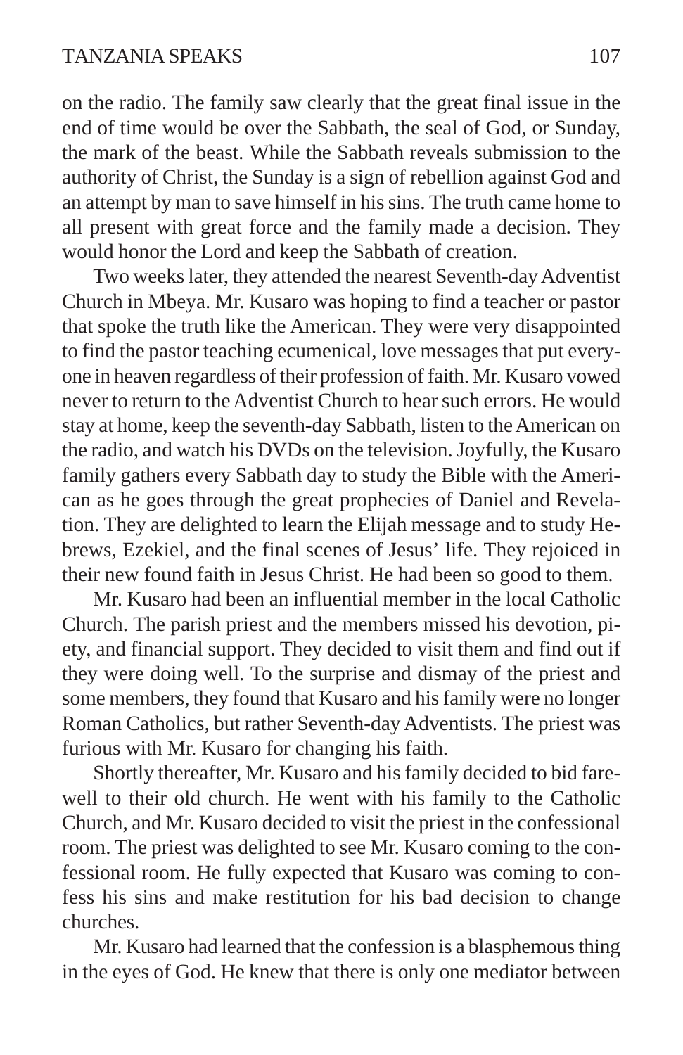on the radio. The family saw clearly that the great final issue in the end of time would be over the Sabbath, the seal of God, or Sunday, the mark of the beast. While the Sabbath reveals submission to the authority of Christ, the Sunday is a sign of rebellion against God and an attempt by man to save himself in his sins. The truth came home to all present with great force and the family made a decision. They would honor the Lord and keep the Sabbath of creation.

Two weeks later, they attended the nearest Seventh-day Adventist Church in Mbeya. Mr. Kusaro was hoping to find a teacher or pastor that spoke the truth like the American. They were very disappointed to find the pastor teaching ecumenical, love messages that put everyone in heaven regardless of their profession of faith. Mr. Kusaro vowed never to return to the Adventist Church to hear such errors. He would stay at home, keep the seventh-day Sabbath, listen to the American on the radio, and watch his DVDs on the television. Joyfully, the Kusaro family gathers every Sabbath day to study the Bible with the American as he goes through the great prophecies of Daniel and Revelation. They are delighted to learn the Elijah message and to study Hebrews, Ezekiel, and the final scenes of Jesus' life. They rejoiced in their new found faith in Jesus Christ. He had been so good to them.

Mr. Kusaro had been an influential member in the local Catholic Church. The parish priest and the members missed his devotion, piety, and financial support. They decided to visit them and find out if they were doing well. To the surprise and dismay of the priest and some members, they found that Kusaro and his family were no longer Roman Catholics, but rather Seventh-day Adventists. The priest was furious with Mr. Kusaro for changing his faith.

Shortly thereafter, Mr. Kusaro and his family decided to bid farewell to their old church. He went with his family to the Catholic Church, and Mr. Kusaro decided to visit the priest in the confessional room. The priest was delighted to see Mr. Kusaro coming to the confessional room. He fully expected that Kusaro was coming to confess his sins and make restitution for his bad decision to change churches.

Mr. Kusaro had learned that the confession is a blasphemous thing in the eyes of God. He knew that there is only one mediator between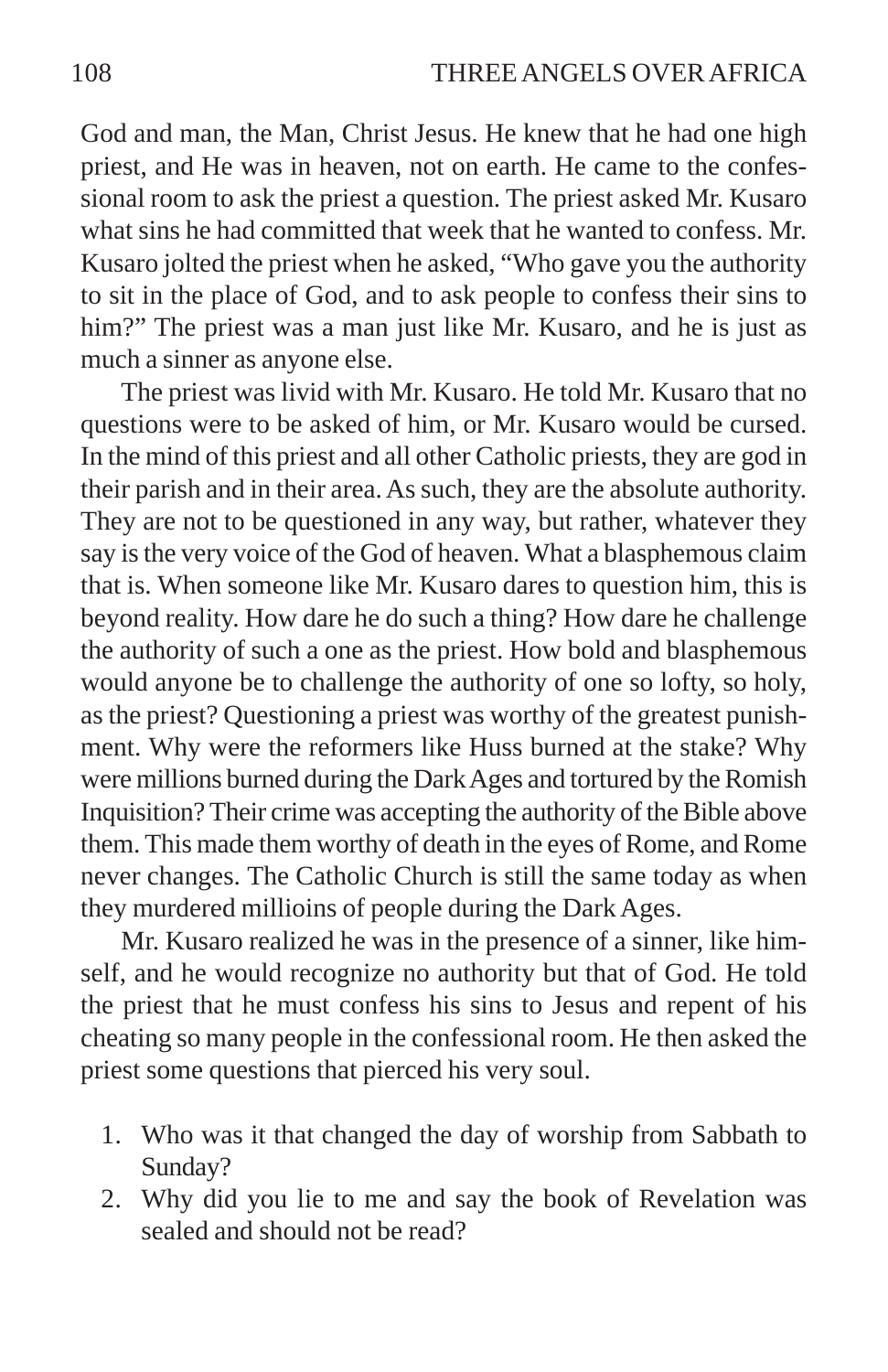God and man, the Man, Christ Jesus. He knew that he had one high priest, and He was in heaven, not on earth. He came to the confessional room to ask the priest a question. The priest asked Mr. Kusaro what sins he had committed that week that he wanted to confess. Mr. Kusaro jolted the priest when he asked, "Who gave you the authority to sit in the place of God, and to ask people to confess their sins to him?" The priest was a man just like Mr. Kusaro, and he is just as much a sinner as anyone else.

The priest was livid with Mr. Kusaro. He told Mr. Kusaro that no questions were to be asked of him, or Mr. Kusaro would be cursed. In the mind of this priest and all other Catholic priests, they are god in their parish and in their area. As such, they are the absolute authority. They are not to be questioned in any way, but rather, whatever they say is the very voice of the God of heaven. What a blasphemous claim that is. When someone like Mr. Kusaro dares to question him, this is beyond reality. How dare he do such a thing? How dare he challenge the authority of such a one as the priest. How bold and blasphemous would anyone be to challenge the authority of one so lofty, so holy, as the priest? Questioning a priest was worthy of the greatest punishment. Why were the reformers like Huss burned at the stake? Why were millions burned during the Dark Ages and tortured by the Romish Inquisition? Their crime was accepting the authority of the Bible above them. This made them worthy of death in the eyes of Rome, and Rome never changes. The Catholic Church is still the same today as when they murdered millioins of people during the Dark Ages.

Mr. Kusaro realized he was in the presence of a sinner, like himself, and he would recognize no authority but that of God. He told the priest that he must confess his sins to Jesus and repent of his cheating so many people in the confessional room. He then asked the priest some questions that pierced his very soul.

1. Who was it that changed the day of worship from Sabbath to Sunday?
2. Why did you lie to me and say the book of Revelation was sealed and should not be read?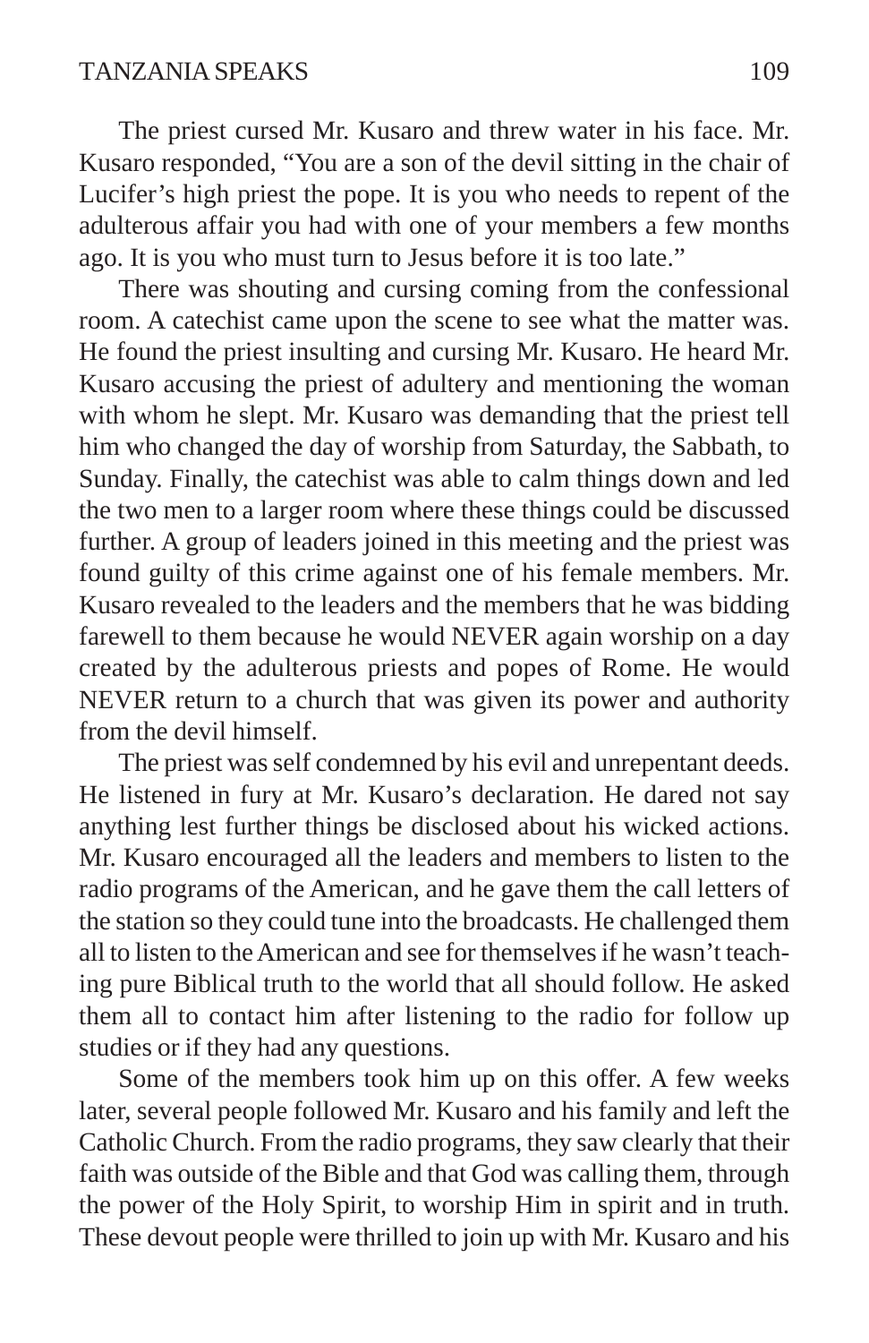The priest cursed Mr. Kusaro and threw water in his face. Mr. Kusaro responded, "You are a son of the devil sitting in the chair of Lucifer's high priest the pope. It is you who needs to repent of the adulterous affair you had with one of your members a few months ago. It is you who must turn to Jesus before it is too late."

There was shouting and cursing coming from the confessional room. A catechist came upon the scene to see what the matter was. He found the priest insulting and cursing Mr. Kusaro. He heard Mr. Kusaro accusing the priest of adultery and mentioning the woman with whom he slept. Mr. Kusaro was demanding that the priest tell him who changed the day of worship from Saturday, the Sabbath, to Sunday. Finally, the catechist was able to calm things down and led the two men to a larger room where these things could be discussed further. A group of leaders joined in this meeting and the priest was found guilty of this crime against one of his female members. Mr. Kusaro revealed to the leaders and the members that he was bidding farewell to them because he would NEVER again worship on a day created by the adulterous priests and popes of Rome. He would NEVER return to a church that was given its power and authority from the devil himself.

The priest was self condemned by his evil and unrepentant deeds. He listened in fury at Mr. Kusaro's declaration. He dared not say anything lest further things be disclosed about his wicked actions. Mr. Kusaro encouraged all the leaders and members to listen to the radio programs of the American, and he gave them the call letters of the station so they could tune into the broadcasts. He challenged them all to listen to the American and see for themselves if he wasn't teaching pure Biblical truth to the world that all should follow. He asked them all to contact him after listening to the radio for follow up studies or if they had any questions.

Some of the members took him up on this offer. A few weeks later, several people followed Mr. Kusaro and his family and left the Catholic Church. From the radio programs, they saw clearly that their faith was outside of the Bible and that God was calling them, through the power of the Holy Spirit, to worship Him in spirit and in truth. These devout people were thrilled to join up with Mr. Kusaro and his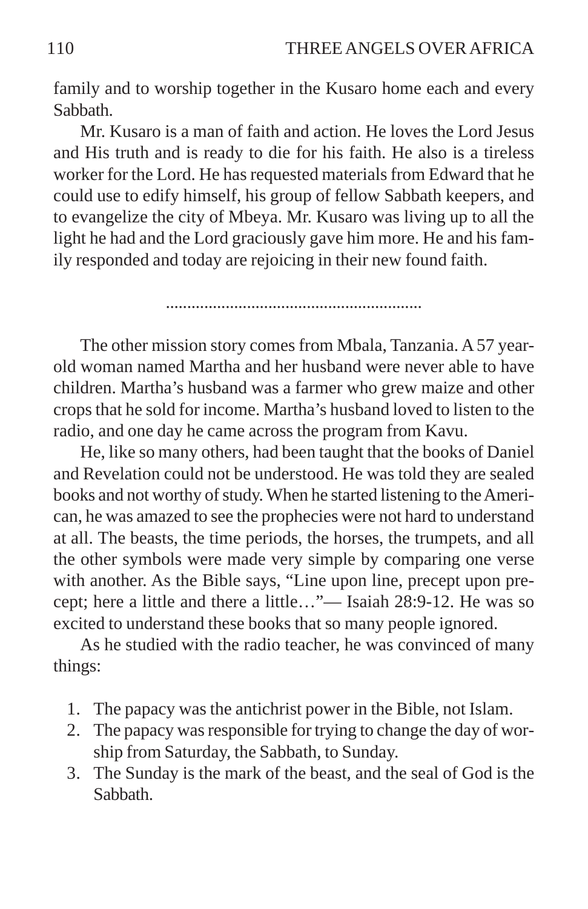family and to worship together in the Kusaro home each and every Sabbath.

Mr. Kusaro is a man of faith and action. He loves the Lord Jesus and His truth and is ready to die for his faith. He also is a tireless worker for the Lord. He has requested materials from Edward that he could use to edify himself, his group of fellow Sabbath keepers, and to evangelize the city of Mbeya. Mr. Kusaro was living up to all the light he had and the Lord graciously gave him more. He and his family responded and today are rejoicing in their new found faith.

............................................................

The other mission story comes from Mbala, Tanzania. A 57 year-old woman named Martha and her husband were never able to have children. Martha's husband was a farmer who grew maize and other crops that he sold for income. Martha's husband loved to listen to the radio, and one day he came across the program from Kavu.

He, like so many others, had been taught that the books of Daniel and Revelation could not be understood. He was told they are sealed books and not worthy of study. When he started listening to the American, he was amazed to see the prophecies were not hard to understand at all. The beasts, the time periods, the horses, the trumpets, and all the other symbols were made very simple by comparing one verse with another. As the Bible says, "Line upon line, precept upon precept; here a little and there a little…"— Isaiah 28:9-12. He was so excited to understand these books that so many people ignored.

As he studied with the radio teacher, he was convinced of many things:

1. The papacy was the antichrist power in the Bible, not Islam.
2. The papacy was responsible for trying to change the day of worship from Saturday, the Sabbath, to Sunday.
3. The Sunday is the mark of the beast, and the seal of God is the Sabbath.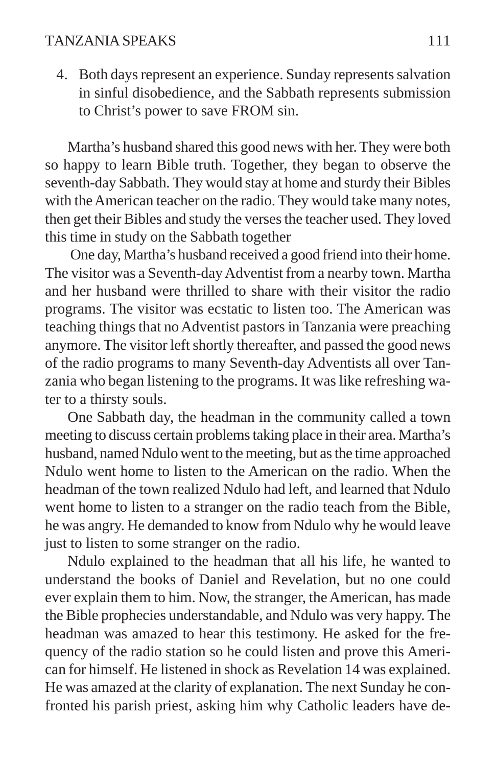4. Both days represent an experience. Sunday represents salvation in sinful disobedience, and the Sabbath represents submission to Christ's power to save FROM sin.

Martha's husband shared this good news with her. They were both so happy to learn Bible truth. Together, they began to observe the seventh-day Sabbath. They would stay at home and sturdy their Bibles with the American teacher on the radio. They would take many notes, then get their Bibles and study the verses the teacher used. They loved this time in study on the Sabbath together

One day, Martha's husband received a good friend into their home. The visitor was a Seventh-day Adventist from a nearby town. Martha and her husband were thrilled to share with their visitor the radio programs. The visitor was ecstatic to listen too. The American was teaching things that no Adventist pastors in Tanzania were preaching anymore. The visitor left shortly thereafter, and passed the good news of the radio programs to many Seventh-day Adventists all over Tanzania who began listening to the programs. It was like refreshing water to a thirsty souls.

One Sabbath day, the headman in the community called a town meeting to discuss certain problems taking place in their area. Martha's husband, named Ndulo went to the meeting, but as the time approached Ndulo went home to listen to the American on the radio. When the headman of the town realized Ndulo had left, and learned that Ndulo went home to listen to a stranger on the radio teach from the Bible, he was angry. He demanded to know from Ndulo why he would leave just to listen to some stranger on the radio.

Ndulo explained to the headman that all his life, he wanted to understand the books of Daniel and Revelation, but no one could ever explain them to him. Now, the stranger, the American, has made the Bible prophecies understandable, and Ndulo was very happy. The headman was amazed to hear this testimony. He asked for the frequency of the radio station so he could listen and prove this American for himself. He listened in shock as Revelation 14 was explained. He was amazed at the clarity of explanation. The next Sunday he confronted his parish priest, asking him why Catholic leaders have de-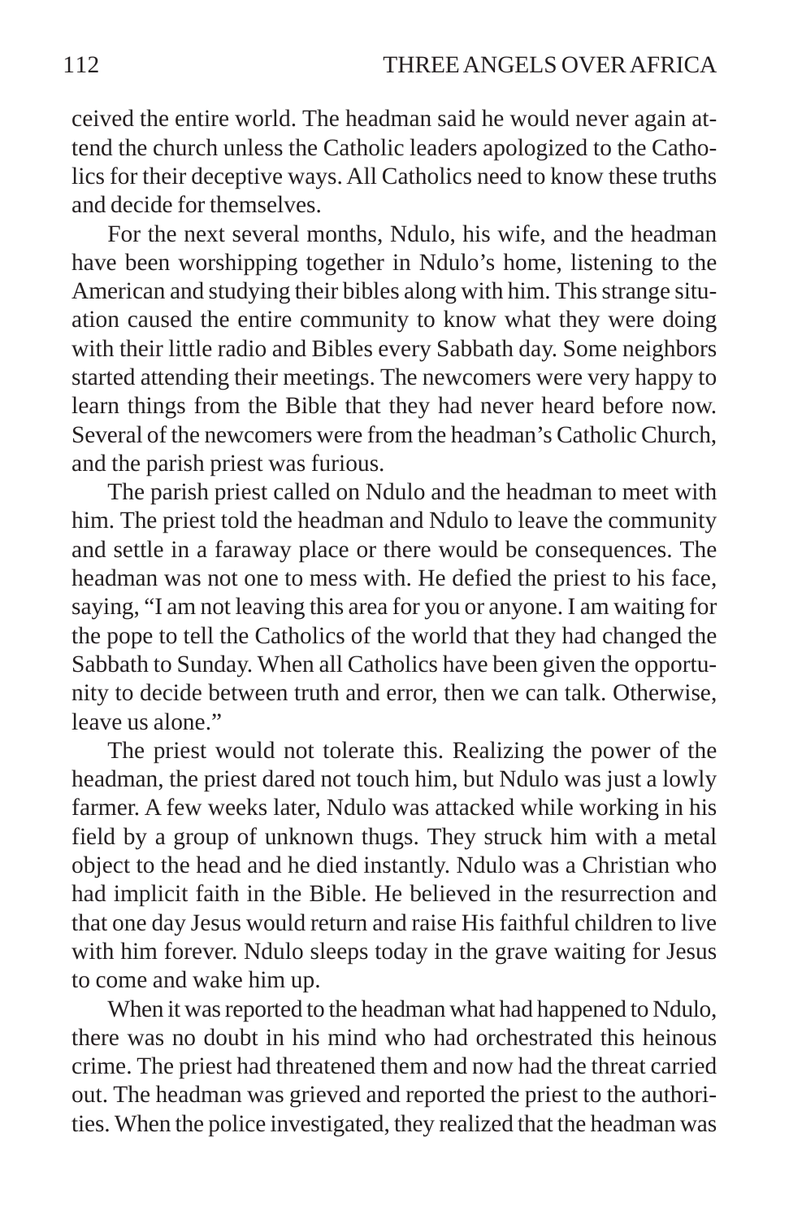ceived the entire world. The headman said he would never again attend the church unless the Catholic leaders apologized to the Catholics for their deceptive ways. All Catholics need to know these truths and decide for themselves.

For the next several months, Ndulo, his wife, and the headman have been worshipping together in Ndulo's home, listening to the American and studying their bibles along with him. This strange situation caused the entire community to know what they were doing with their little radio and Bibles every Sabbath day. Some neighbors started attending their meetings. The newcomers were very happy to learn things from the Bible that they had never heard before now. Several of the newcomers were from the headman's Catholic Church, and the parish priest was furious.

The parish priest called on Ndulo and the headman to meet with him. The priest told the headman and Ndulo to leave the community and settle in a faraway place or there would be consequences. The headman was not one to mess with. He defied the priest to his face, saying, "I am not leaving this area for you or anyone. I am waiting for the pope to tell the Catholics of the world that they had changed the Sabbath to Sunday. When all Catholics have been given the opportunity to decide between truth and error, then we can talk. Otherwise, leave us alone."

The priest would not tolerate this. Realizing the power of the headman, the priest dared not touch him, but Ndulo was just a lowly farmer. A few weeks later, Ndulo was attacked while working in his field by a group of unknown thugs. They struck him with a metal object to the head and he died instantly. Ndulo was a Christian who had implicit faith in the Bible. He believed in the resurrection and that one day Jesus would return and raise His faithful children to live with him forever. Ndulo sleeps today in the grave waiting for Jesus to come and wake him up.

When it was reported to the headman what had happened to Ndulo, there was no doubt in his mind who had orchestrated this heinous crime. The priest had threatened them and now had the threat carried out. The headman was grieved and reported the priest to the authorities. When the police investigated, they realized that the headman was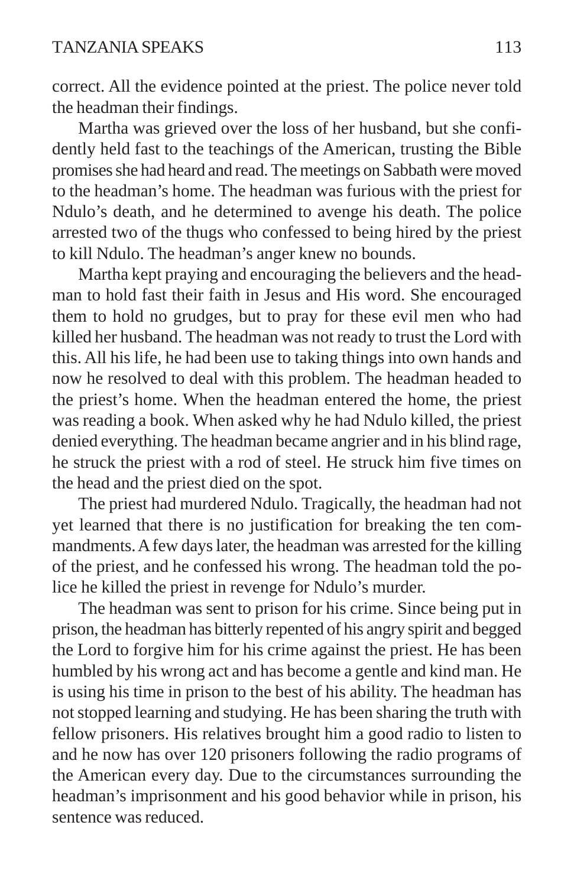correct. All the evidence pointed at the priest. The police never told the headman their findings.

Martha was grieved over the loss of her husband, but she confidently held fast to the teachings of the American, trusting the Bible promises she had heard and read. The meetings on Sabbath were moved to the headman's home. The headman was furious with the priest for Ndulo's death, and he determined to avenge his death. The police arrested two of the thugs who confessed to being hired by the priest to kill Ndulo. The headman's anger knew no bounds.

Martha kept praying and encouraging the believers and the headman to hold fast their faith in Jesus and His word. She encouraged them to hold no grudges, but to pray for these evil men who had killed her husband. The headman was not ready to trust the Lord with this. All his life, he had been use to taking things into own hands and now he resolved to deal with this problem. The headman headed to the priest's home. When the headman entered the home, the priest was reading a book. When asked why he had Ndulo killed, the priest denied everything. The headman became angrier and in his blind rage, he struck the priest with a rod of steel. He struck him five times on the head and the priest died on the spot.

The priest had murdered Ndulo. Tragically, the headman had not yet learned that there is no justification for breaking the ten commandments. A few days later, the headman was arrested for the killing of the priest, and he confessed his wrong. The headman told the police he killed the priest in revenge for Ndulo's murder.

The headman was sent to prison for his crime. Since being put in prison, the headman has bitterly repented of his angry spirit and begged the Lord to forgive him for his crime against the priest. He has been humbled by his wrong act and has become a gentle and kind man. He is using his time in prison to the best of his ability. The headman has not stopped learning and studying. He has been sharing the truth with fellow prisoners. His relatives brought him a good radio to listen to and he now has over 120 prisoners following the radio programs of the American every day. Due to the circumstances surrounding the headman's imprisonment and his good behavior while in prison, his sentence was reduced.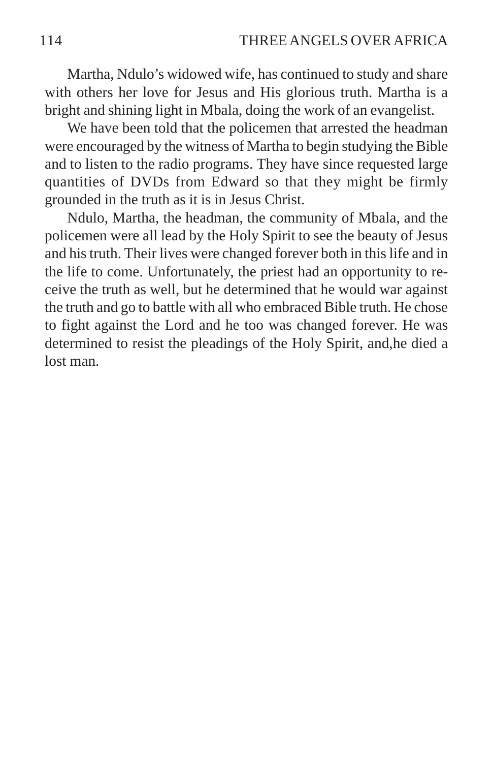Martha, Ndulo's widowed wife, has continued to study and share with others her love for Jesus and His glorious truth. Martha is a bright and shining light in Mbala, doing the work of an evangelist.

We have been told that the policemen that arrested the headman were encouraged by the witness of Martha to begin studying the Bible and to listen to the radio programs. They have since requested large quantities of DVDs from Edward so that they might be firmly grounded in the truth as it is in Jesus Christ.

Ndulo, Martha, the headman, the community of Mbala, and the policemen were all lead by the Holy Spirit to see the beauty of Jesus and his truth. Their lives were changed forever both in this life and in the life to come. Unfortunately, the priest had an opportunity to receive the truth as well, but he determined that he would war against the truth and go to battle with all who embraced Bible truth. He chose to fight against the Lord and he too was changed forever. He was determined to resist the pleadings of the Holy Spirit, and,he died a lost man.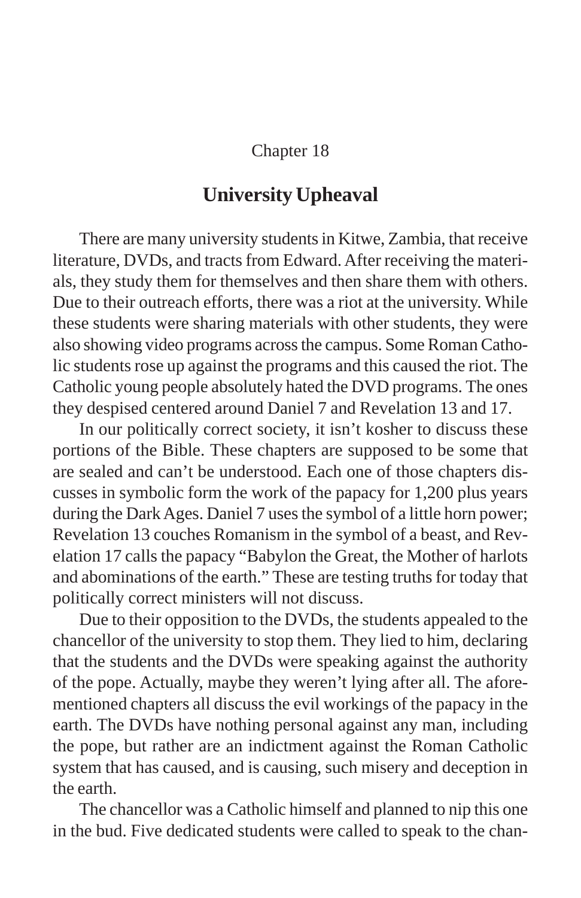Chapter 18

## University Upheaval

There are many university students in Kitwe, Zambia, that receive literature, DVDs, and tracts from Edward. After receiving the materials, they study them for themselves and then share them with others. Due to their outreach efforts, there was a riot at the university. While these students were sharing materials with other students, they were also showing video programs across the campus. Some Roman Catholic students rose up against the programs and this caused the riot. The Catholic young people absolutely hated the DVD programs. The ones they despised centered around Daniel 7 and Revelation 13 and 17.

In our politically correct society, it isn't kosher to discuss these portions of the Bible. These chapters are supposed to be some that are sealed and can't be understood. Each one of those chapters discusses in symbolic form the work of the papacy for 1,200 plus years during the Dark Ages. Daniel 7 uses the symbol of a little horn power; Revelation 13 couches Romanism in the symbol of a beast, and Revelation 17 calls the papacy "Babylon the Great, the Mother of harlots and abominations of the earth." These are testing truths for today that politically correct ministers will not discuss.

Due to their opposition to the DVDs, the students appealed to the chancellor of the university to stop them. They lied to him, declaring that the students and the DVDs were speaking against the authority of the pope. Actually, maybe they weren't lying after all. The aforementioned chapters all discuss the evil workings of the papacy in the earth. The DVDs have nothing personal against any man, including the pope, but rather are an indictment against the Roman Catholic system that has caused, and is causing, such misery and deception in the earth.

The chancellor was a Catholic himself and planned to nip this one in the bud. Five dedicated students were called to speak to the chan-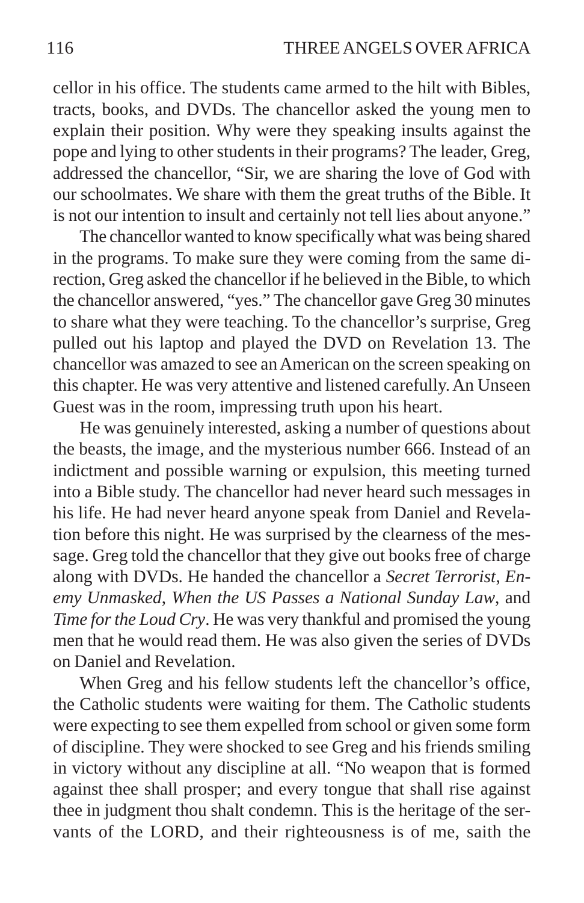cellor in his office. The students came armed to the hilt with Bibles, tracts, books, and DVDs. The chancellor asked the young men to explain their position. Why were they speaking insults against the pope and lying to other students in their programs? The leader, Greg, addressed the chancellor, "Sir, we are sharing the love of God with our schoolmates. We share with them the great truths of the Bible. It is not our intention to insult and certainly not tell lies about anyone."

The chancellor wanted to know specifically what was being shared in the programs. To make sure they were coming from the same direction, Greg asked the chancellor if he believed in the Bible, to which the chancellor answered, "yes." The chancellor gave Greg 30 minutes to share what they were teaching. To the chancellor's surprise, Greg pulled out his laptop and played the DVD on Revelation 13. The chancellor was amazed to see an American on the screen speaking on this chapter. He was very attentive and listened carefully. An Unseen Guest was in the room, impressing truth upon his heart.

He was genuinely interested, asking a number of questions about the beasts, the image, and the mysterious number 666. Instead of an indictment and possible warning or expulsion, this meeting turned into a Bible study. The chancellor had never heard such messages in his life. He had never heard anyone speak from Daniel and Revelation before this night. He was surprised by the clearness of the message. Greg told the chancellor that they give out books free of charge along with DVDs. He handed the chancellor a *Secret Terrorist*, *Enemy Unmasked*, *When the US Passes a National Sunday Law*, and *Time for the Loud Cry*. He was very thankful and promised the young men that he would read them. He was also given the series of DVDs on Daniel and Revelation.

When Greg and his fellow students left the chancellor's office, the Catholic students were waiting for them. The Catholic students were expecting to see them expelled from school or given some form of discipline. They were shocked to see Greg and his friends smiling in victory without any discipline at all. "No weapon that is formed against thee shall prosper; and every tongue that shall rise against thee in judgment thou shalt condemn. This is the heritage of the servants of the LORD, and their righteousness is of me, saith the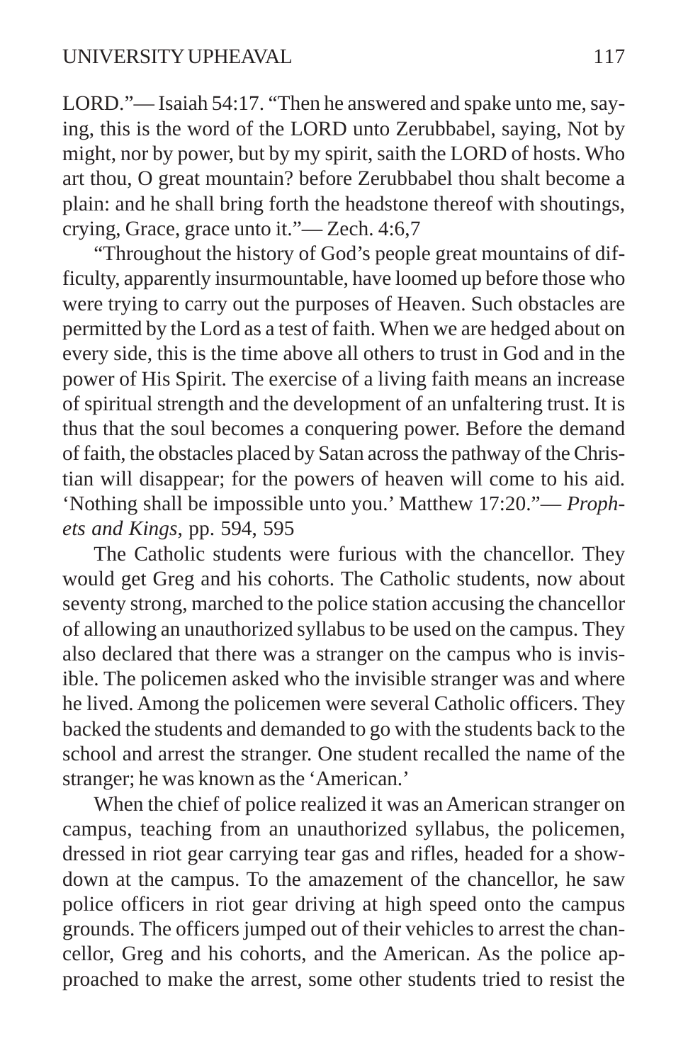LORD."— Isaiah 54:17. "Then he answered and spake unto me, saying, this is the word of the LORD unto Zerubbabel, saying, Not by might, nor by power, but by my spirit, saith the LORD of hosts. Who art thou, O great mountain? before Zerubbabel thou shalt become a plain: and he shall bring forth the headstone thereof with shoutings, crying, Grace, grace unto it."— Zech. 4:6,7

"Throughout the history of God's people great mountains of difficulty, apparently insurmountable, have loomed up before those who were trying to carry out the purposes of Heaven. Such obstacles are permitted by the Lord as a test of faith. When we are hedged about on every side, this is the time above all others to trust in God and in the power of His Spirit. The exercise of a living faith means an increase of spiritual strength and the development of an unfaltering trust. It is thus that the soul becomes a conquering power. Before the demand of faith, the obstacles placed by Satan across the pathway of the Christian will disappear; for the powers of heaven will come to his aid. 'Nothing shall be impossible unto you.' Matthew 17:20."— *Prophets and Kings*, pp. 594, 595

The Catholic students were furious with the chancellor. They would get Greg and his cohorts. The Catholic students, now about seventy strong, marched to the police station accusing the chancellor of allowing an unauthorized syllabus to be used on the campus. They also declared that there was a stranger on the campus who is invisible. The policemen asked who the invisible stranger was and where he lived. Among the policemen were several Catholic officers. They backed the students and demanded to go with the students back to the school and arrest the stranger. One student recalled the name of the stranger; he was known as the 'American.'

When the chief of police realized it was an American stranger on campus, teaching from an unauthorized syllabus, the policemen, dressed in riot gear carrying tear gas and rifles, headed for a showdown at the campus. To the amazement of the chancellor, he saw police officers in riot gear driving at high speed onto the campus grounds. The officers jumped out of their vehicles to arrest the chancellor, Greg and his cohorts, and the American. As the police approached to make the arrest, some other students tried to resist the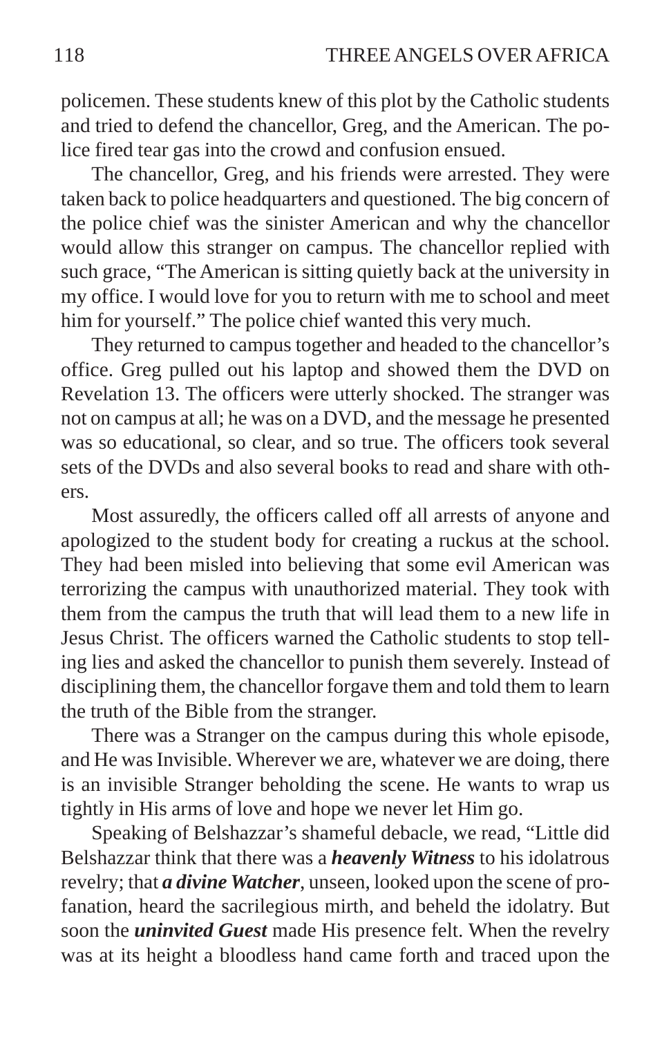policemen. These students knew of this plot by the Catholic students and tried to defend the chancellor, Greg, and the American. The police fired tear gas into the crowd and confusion ensued.

The chancellor, Greg, and his friends were arrested. They were taken back to police headquarters and questioned. The big concern of the police chief was the sinister American and why the chancellor would allow this stranger on campus. The chancellor replied with such grace, "The American is sitting quietly back at the university in my office. I would love for you to return with me to school and meet him for yourself." The police chief wanted this very much.

They returned to campus together and headed to the chancellor's office. Greg pulled out his laptop and showed them the DVD on Revelation 13. The officers were utterly shocked. The stranger was not on campus at all; he was on a DVD, and the message he presented was so educational, so clear, and so true. The officers took several sets of the DVDs and also several books to read and share with others.

Most assuredly, the officers called off all arrests of anyone and apologized to the student body for creating a ruckus at the school. They had been misled into believing that some evil American was terrorizing the campus with unauthorized material. They took with them from the campus the truth that will lead them to a new life in Jesus Christ. The officers warned the Catholic students to stop telling lies and asked the chancellor to punish them severely. Instead of disciplining them, the chancellor forgave them and told them to learn the truth of the Bible from the stranger.

There was a Stranger on the campus during this whole episode, and He was Invisible. Wherever we are, whatever we are doing, there is an invisible Stranger beholding the scene. He wants to wrap us tightly in His arms of love and hope we never let Him go.

Speaking of Belshazzar's shameful debacle, we read, "Little did Belshazzar think that there was a ***heavenly Witness*** to his idolatrous revelry; that ***a divine Watcher***, unseen, looked upon the scene of profanation, heard the sacrilegious mirth, and beheld the idolatry. But soon the ***uninvited Guest*** made His presence felt. When the revelry was at its height a bloodless hand came forth and traced upon the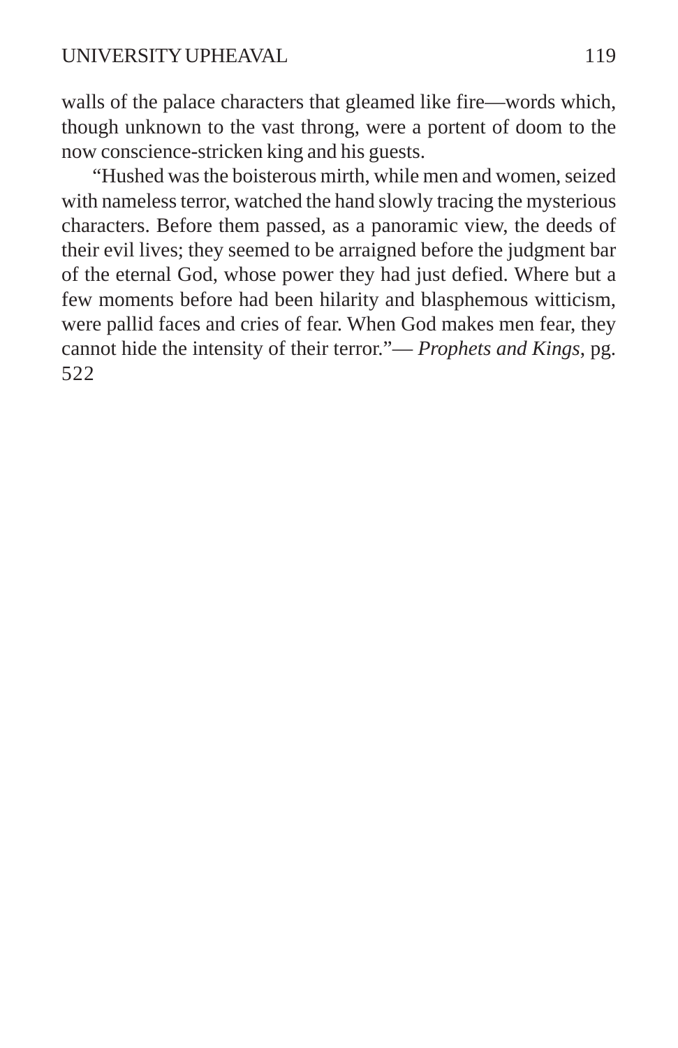walls of the palace characters that gleamed like fire—words which, though unknown to the vast throng, were a portent of doom to the now conscience-stricken king and his guests.

"Hushed was the boisterous mirth, while men and women, seized with nameless terror, watched the hand slowly tracing the mysterious characters. Before them passed, as a panoramic view, the deeds of their evil lives; they seemed to be arraigned before the judgment bar of the eternal God, whose power they had just defied. Where but a few moments before had been hilarity and blasphemous witticism, were pallid faces and cries of fear. When God makes men fear, they cannot hide the intensity of their terror."— *Prophets and Kings*, pg. 522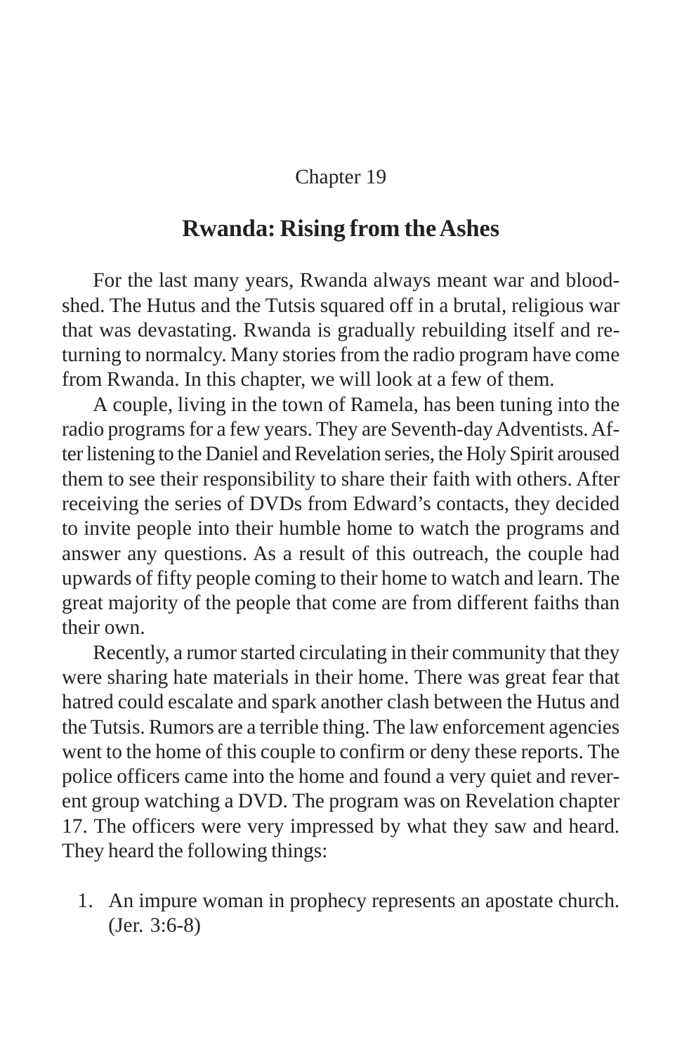Chapter 19

# Rwanda: Rising from the Ashes

For the last many years, Rwanda always meant war and bloodshed. The Hutus and the Tutsis squared off in a brutal, religious war that was devastating. Rwanda is gradually rebuilding itself and returning to normalcy. Many stories from the radio program have come from Rwanda. In this chapter, we will look at a few of them.

A couple, living in the town of Ramela, has been tuning into the radio programs for a few years. They are Seventh-day Adventists. After listening to the Daniel and Revelation series, the Holy Spirit aroused them to see their responsibility to share their faith with others. After receiving the series of DVDs from Edward's contacts, they decided to invite people into their humble home to watch the programs and answer any questions. As a result of this outreach, the couple had upwards of fifty people coming to their home to watch and learn. The great majority of the people that come are from different faiths than their own.

Recently, a rumor started circulating in their community that they were sharing hate materials in their home. There was great fear that hatred could escalate and spark another clash between the Hutus and the Tutsis. Rumors are a terrible thing. The law enforcement agencies went to the home of this couple to confirm or deny these reports. The police officers came into the home and found a very quiet and reverent group watching a DVD. The program was on Revelation chapter 17. The officers were very impressed by what they saw and heard. They heard the following things:

1. An impure woman in prophecy represents an apostate church. (Jer. 3:6-8)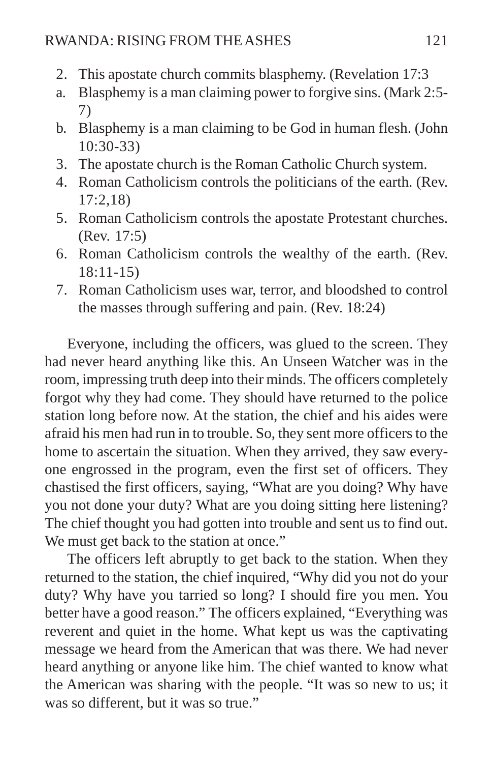2. This apostate church commits blasphemy. (Revelation 17:3
   a. Blasphemy is a man claiming power to forgive sins. (Mark 2:5-7)
   b. Blasphemy is a man claiming to be God in human flesh. (John 10:30-33)
3. The apostate church is the Roman Catholic Church system.
4. Roman Catholicism controls the politicians of the earth. (Rev. 17:2,18)
5. Roman Catholicism controls the apostate Protestant churches. (Rev. 17:5)
6. Roman Catholicism controls the wealthy of the earth. (Rev. 18:11-15)
7. Roman Catholicism uses war, terror, and bloodshed to control the masses through suffering and pain. (Rev. 18:24)

Everyone, including the officers, was glued to the screen. They had never heard anything like this. An Unseen Watcher was in the room, impressing truth deep into their minds. The officers completely forgot why they had come. They should have returned to the police station long before now. At the station, the chief and his aides were afraid his men had run in to trouble. So, they sent more officers to the home to ascertain the situation. When they arrived, they saw everyone engrossed in the program, even the first set of officers. They chastised the first officers, saying, "What are you doing? Why have you not done your duty? What are you doing sitting here listening? The chief thought you had gotten into trouble and sent us to find out. We must get back to the station at once."

The officers left abruptly to get back to the station. When they returned to the station, the chief inquired, "Why did you not do your duty? Why have you tarried so long? I should fire you men. You better have a good reason." The officers explained, "Everything was reverent and quiet in the home. What kept us was the captivating message we heard from the American that was there. We had never heard anything or anyone like him. The chief wanted to know what the American was sharing with the people. "It was so new to us; it was so different, but it was so true."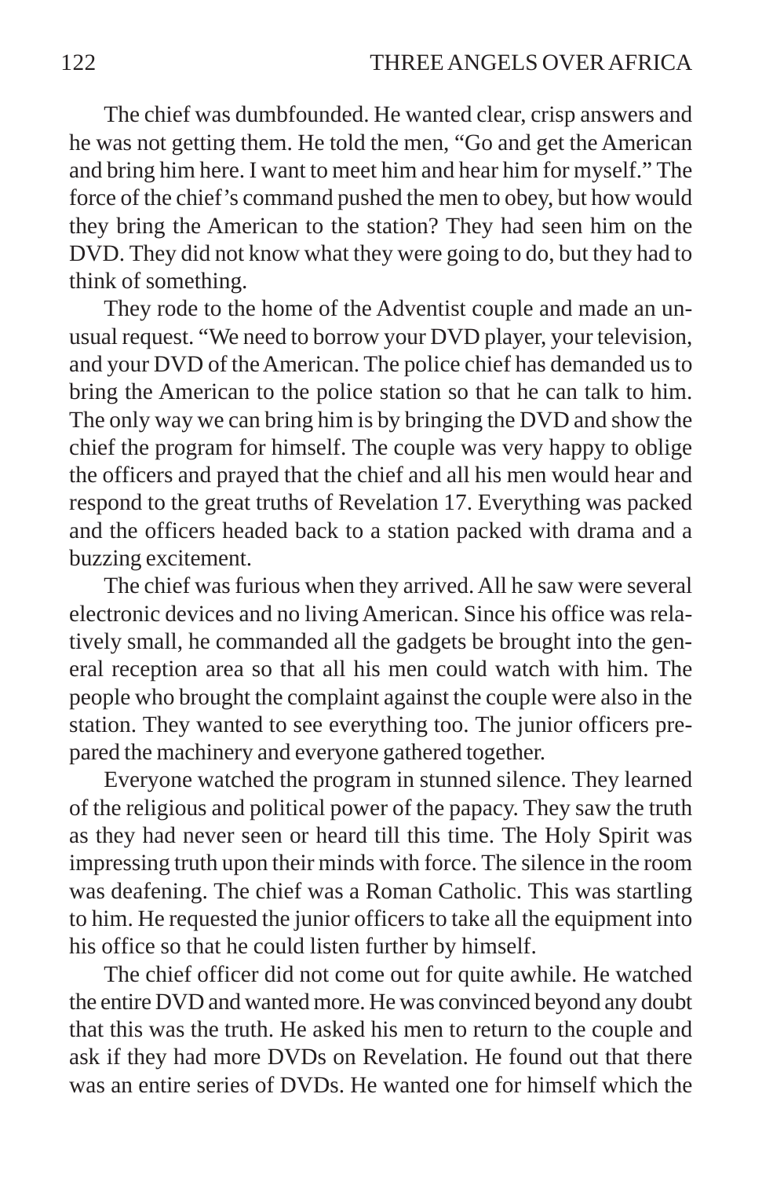The chief was dumbfounded. He wanted clear, crisp answers and he was not getting them. He told the men, "Go and get the American and bring him here. I want to meet him and hear him for myself." The force of the chief's command pushed the men to obey, but how would they bring the American to the station? They had seen him on the DVD. They did not know what they were going to do, but they had to think of something.

They rode to the home of the Adventist couple and made an unusual request. "We need to borrow your DVD player, your television, and your DVD of the American. The police chief has demanded us to bring the American to the police station so that he can talk to him. The only way we can bring him is by bringing the DVD and show the chief the program for himself. The couple was very happy to oblige the officers and prayed that the chief and all his men would hear and respond to the great truths of Revelation 17. Everything was packed and the officers headed back to a station packed with drama and a buzzing excitement.

The chief was furious when they arrived. All he saw were several electronic devices and no living American. Since his office was relatively small, he commanded all the gadgets be brought into the general reception area so that all his men could watch with him. The people who brought the complaint against the couple were also in the station. They wanted to see everything too. The junior officers prepared the machinery and everyone gathered together.

Everyone watched the program in stunned silence. They learned of the religious and political power of the papacy. They saw the truth as they had never seen or heard till this time. The Holy Spirit was impressing truth upon their minds with force. The silence in the room was deafening. The chief was a Roman Catholic. This was startling to him. He requested the junior officers to take all the equipment into his office so that he could listen further by himself.

The chief officer did not come out for quite awhile. He watched the entire DVD and wanted more. He was convinced beyond any doubt that this was the truth. He asked his men to return to the couple and ask if they had more DVDs on Revelation. He found out that there was an entire series of DVDs. He wanted one for himself which the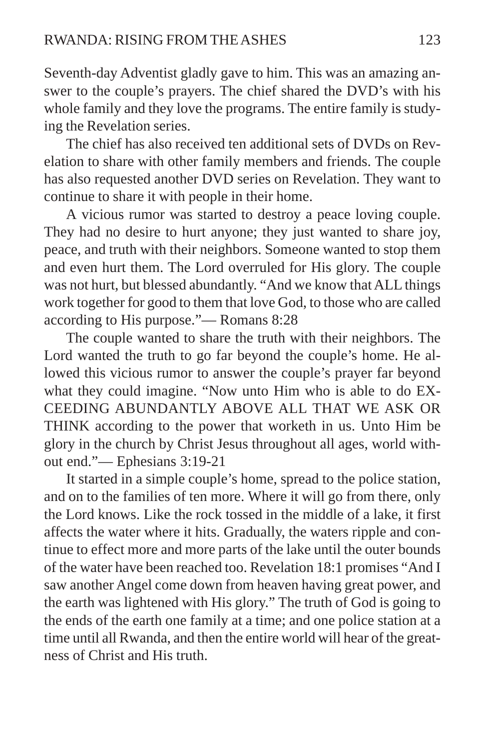Seventh-day Adventist gladly gave to him. This was an amazing answer to the couple's prayers. The chief shared the DVD's with his whole family and they love the programs. The entire family is studying the Revelation series.

The chief has also received ten additional sets of DVDs on Revelation to share with other family members and friends. The couple has also requested another DVD series on Revelation. They want to continue to share it with people in their home.

A vicious rumor was started to destroy a peace loving couple. They had no desire to hurt anyone; they just wanted to share joy, peace, and truth with their neighbors. Someone wanted to stop them and even hurt them. The Lord overruled for His glory. The couple was not hurt, but blessed abundantly. "And we know that ALL things work together for good to them that love God, to those who are called according to His purpose."— Romans 8:28

The couple wanted to share the truth with their neighbors. The Lord wanted the truth to go far beyond the couple's home. He allowed this vicious rumor to answer the couple's prayer far beyond what they could imagine. "Now unto Him who is able to do EXCEEDING ABUNDANTLY ABOVE ALL THAT WE ASK OR THINK according to the power that worketh in us. Unto Him be glory in the church by Christ Jesus throughout all ages, world without end."— Ephesians 3:19-21

It started in a simple couple's home, spread to the police station, and on to the families of ten more. Where it will go from there, only the Lord knows. Like the rock tossed in the middle of a lake, it first affects the water where it hits. Gradually, the waters ripple and continue to effect more and more parts of the lake until the outer bounds of the water have been reached too. Revelation 18:1 promises "And I saw another Angel come down from heaven having great power, and the earth was lightened with His glory." The truth of God is going to the ends of the earth one family at a time; and one police station at a time until all Rwanda, and then the entire world will hear of the greatness of Christ and His truth.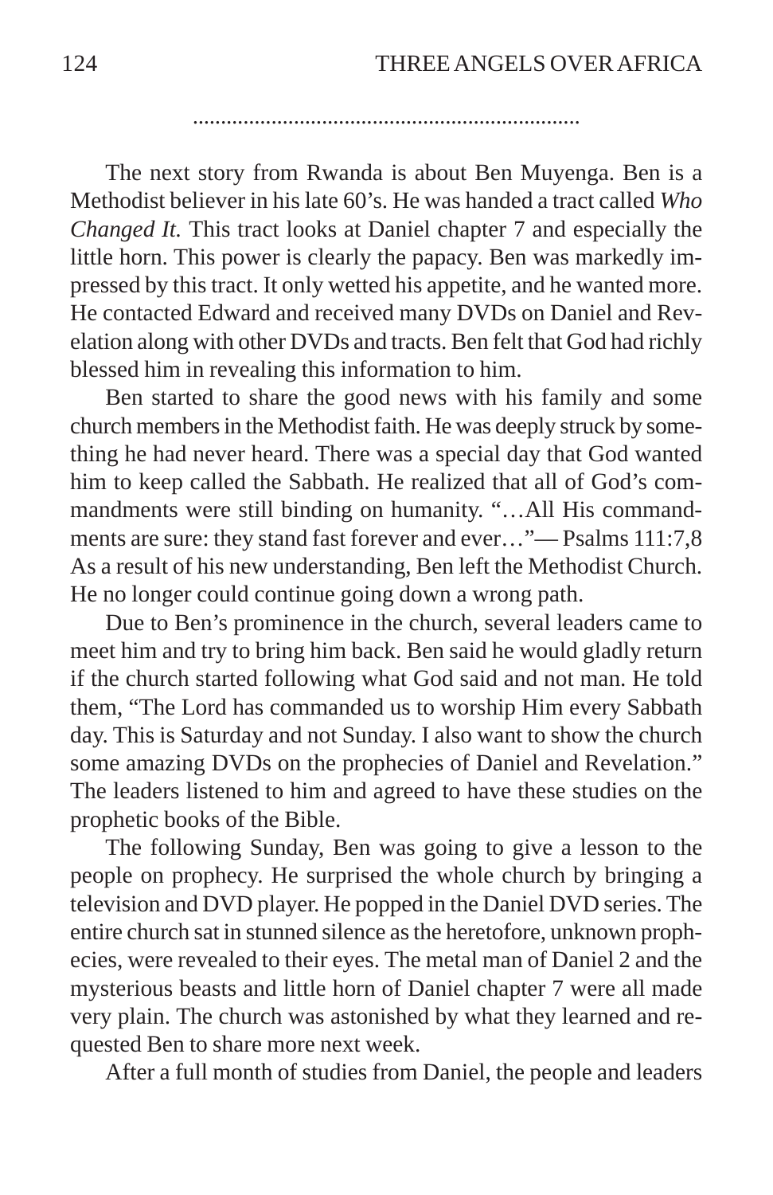.....................................................................

The next story from Rwanda is about Ben Muyenga. Ben is a Methodist believer in his late 60's. He was handed a tract called *Who Changed It.* This tract looks at Daniel chapter 7 and especially the little horn. This power is clearly the papacy. Ben was markedly impressed by this tract. It only wetted his appetite, and he wanted more. He contacted Edward and received many DVDs on Daniel and Revelation along with other DVDs and tracts. Ben felt that God had richly blessed him in revealing this information to him.

Ben started to share the good news with his family and some church members in the Methodist faith. He was deeply struck by something he had never heard. There was a special day that God wanted him to keep called the Sabbath. He realized that all of God's commandments were still binding on humanity. "…All His commandments are sure: they stand fast forever and ever…"— Psalms 111:7,8 As a result of his new understanding, Ben left the Methodist Church. He no longer could continue going down a wrong path.

Due to Ben's prominence in the church, several leaders came to meet him and try to bring him back. Ben said he would gladly return if the church started following what God said and not man. He told them, "The Lord has commanded us to worship Him every Sabbath day. This is Saturday and not Sunday. I also want to show the church some amazing DVDs on the prophecies of Daniel and Revelation." The leaders listened to him and agreed to have these studies on the prophetic books of the Bible.

The following Sunday, Ben was going to give a lesson to the people on prophecy. He surprised the whole church by bringing a television and DVD player. He popped in the Daniel DVD series. The entire church sat in stunned silence as the heretofore, unknown prophecies, were revealed to their eyes. The metal man of Daniel 2 and the mysterious beasts and little horn of Daniel chapter 7 were all made very plain. The church was astonished by what they learned and requested Ben to share more next week.

After a full month of studies from Daniel, the people and leaders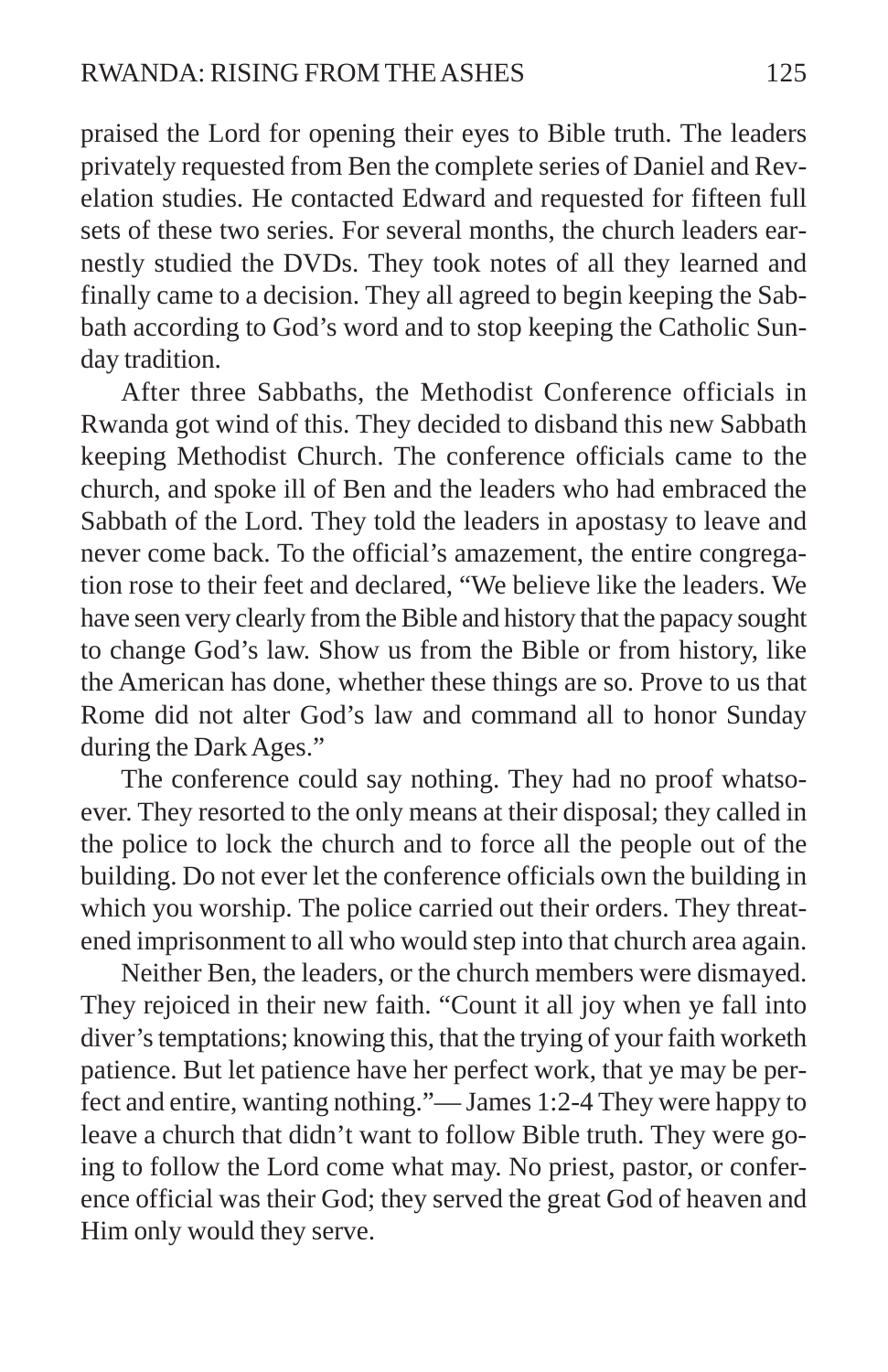praised the Lord for opening their eyes to Bible truth. The leaders privately requested from Ben the complete series of Daniel and Revelation studies. He contacted Edward and requested for fifteen full sets of these two series. For several months, the church leaders earnestly studied the DVDs. They took notes of all they learned and finally came to a decision. They all agreed to begin keeping the Sabbath according to God's word and to stop keeping the Catholic Sunday tradition.

After three Sabbaths, the Methodist Conference officials in Rwanda got wind of this. They decided to disband this new Sabbath keeping Methodist Church. The conference officials came to the church, and spoke ill of Ben and the leaders who had embraced the Sabbath of the Lord. They told the leaders in apostasy to leave and never come back. To the official's amazement, the entire congregation rose to their feet and declared, "We believe like the leaders. We have seen very clearly from the Bible and history that the papacy sought to change God's law. Show us from the Bible or from history, like the American has done, whether these things are so. Prove to us that Rome did not alter God's law and command all to honor Sunday during the Dark Ages."

The conference could say nothing. They had no proof whatsoever. They resorted to the only means at their disposal; they called in the police to lock the church and to force all the people out of the building. Do not ever let the conference officials own the building in which you worship. The police carried out their orders. They threatened imprisonment to all who would step into that church area again.

Neither Ben, the leaders, or the church members were dismayed. They rejoiced in their new faith. "Count it all joy when ye fall into diver's temptations; knowing this, that the trying of your faith worketh patience. But let patience have her perfect work, that ye may be perfect and entire, wanting nothing."— James 1:2-4 They were happy to leave a church that didn't want to follow Bible truth. They were going to follow the Lord come what may. No priest, pastor, or conference official was their God; they served the great God of heaven and Him only would they serve.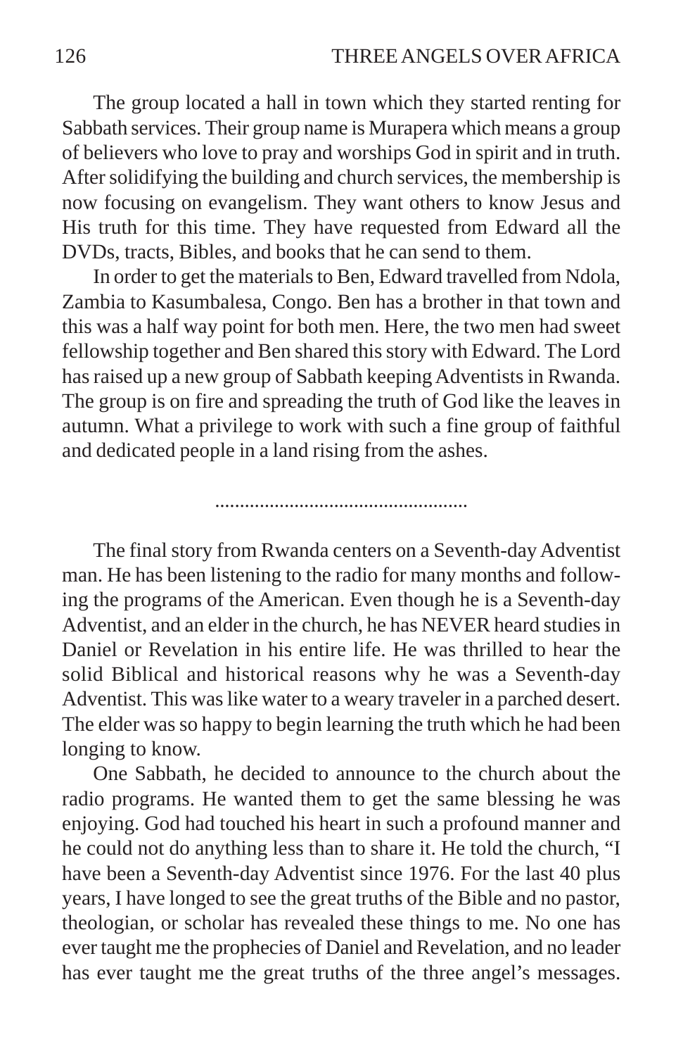The group located a hall in town which they started renting for Sabbath services. Their group name is Murapera which means a group of believers who love to pray and worships God in spirit and in truth. After solidifying the building and church services, the membership is now focusing on evangelism. They want others to know Jesus and His truth for this time. They have requested from Edward all the DVDs, tracts, Bibles, and books that he can send to them.

In order to get the materials to Ben, Edward travelled from Ndola, Zambia to Kasumbalesa, Congo. Ben has a brother in that town and this was a half way point for both men. Here, the two men had sweet fellowship together and Ben shared this story with Edward. The Lord has raised up a new group of Sabbath keeping Adventists in Rwanda. The group is on fire and spreading the truth of God like the leaves in autumn. What a privilege to work with such a fine group of faithful and dedicated people in a land rising from the ashes.

...................................................

The final story from Rwanda centers on a Seventh-day Adventist man. He has been listening to the radio for many months and following the programs of the American. Even though he is a Seventh-day Adventist, and an elder in the church, he has NEVER heard studies in Daniel or Revelation in his entire life. He was thrilled to hear the solid Biblical and historical reasons why he was a Seventh-day Adventist. This was like water to a weary traveler in a parched desert. The elder was so happy to begin learning the truth which he had been longing to know.

One Sabbath, he decided to announce to the church about the radio programs. He wanted them to get the same blessing he was enjoying. God had touched his heart in such a profound manner and he could not do anything less than to share it. He told the church, "I have been a Seventh-day Adventist since 1976. For the last 40 plus years, I have longed to see the great truths of the Bible and no pastor, theologian, or scholar has revealed these things to me. No one has ever taught me the prophecies of Daniel and Revelation, and no leader has ever taught me the great truths of the three angel's messages.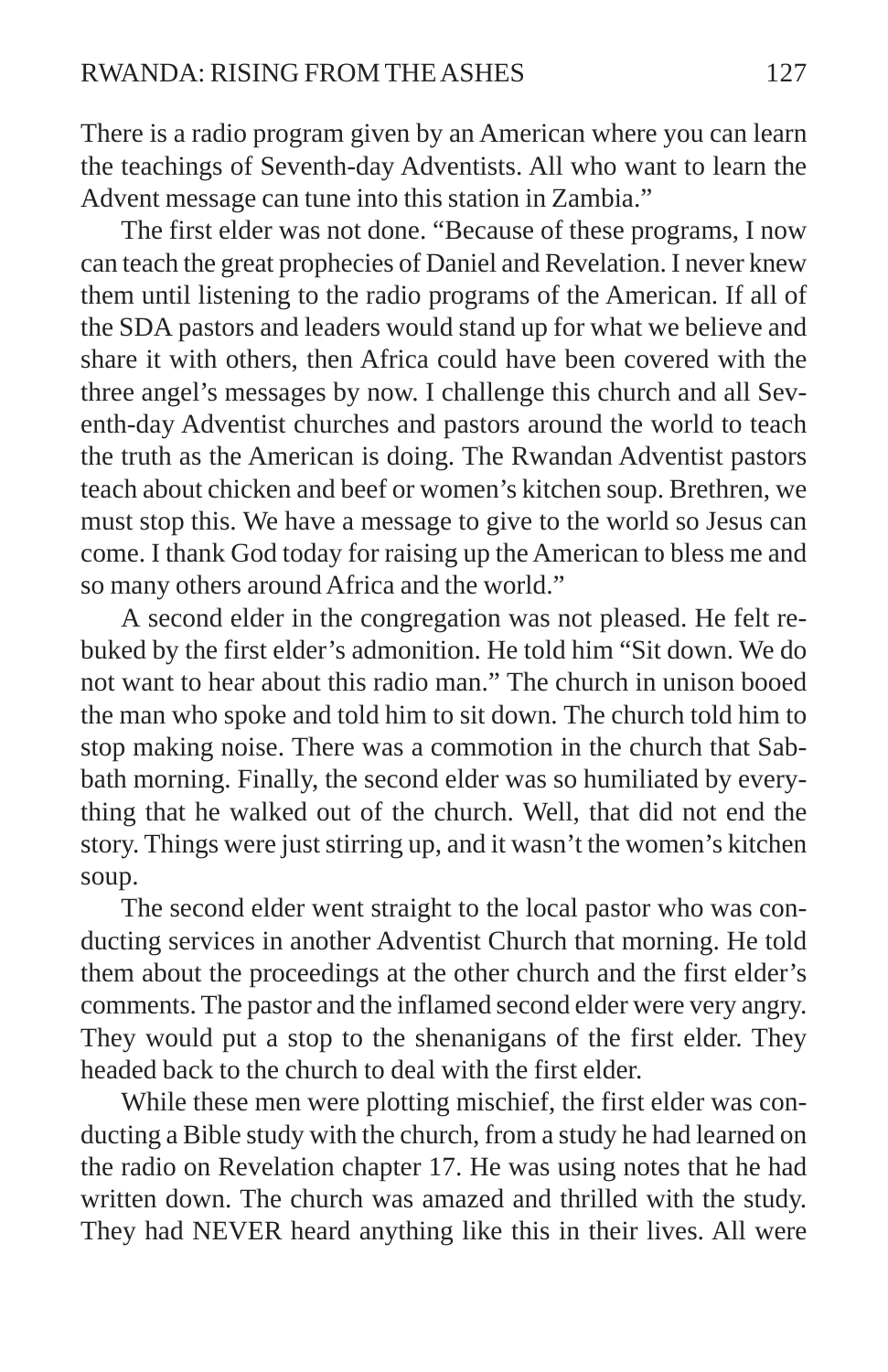There is a radio program given by an American where you can learn the teachings of Seventh-day Adventists. All who want to learn the Advent message can tune into this station in Zambia."

The first elder was not done. "Because of these programs, I now can teach the great prophecies of Daniel and Revelation. I never knew them until listening to the radio programs of the American. If all of the SDA pastors and leaders would stand up for what we believe and share it with others, then Africa could have been covered with the three angel's messages by now. I challenge this church and all Seventh-day Adventist churches and pastors around the world to teach the truth as the American is doing. The Rwandan Adventist pastors teach about chicken and beef or women's kitchen soup. Brethren, we must stop this. We have a message to give to the world so Jesus can come. I thank God today for raising up the American to bless me and so many others around Africa and the world."

A second elder in the congregation was not pleased. He felt rebuked by the first elder's admonition. He told him "Sit down. We do not want to hear about this radio man." The church in unison booed the man who spoke and told him to sit down. The church told him to stop making noise. There was a commotion in the church that Sabbath morning. Finally, the second elder was so humiliated by everything that he walked out of the church. Well, that did not end the story. Things were just stirring up, and it wasn't the women's kitchen soup.

The second elder went straight to the local pastor who was conducting services in another Adventist Church that morning. He told them about the proceedings at the other church and the first elder's comments. The pastor and the inflamed second elder were very angry. They would put a stop to the shenanigans of the first elder. They headed back to the church to deal with the first elder.

While these men were plotting mischief, the first elder was conducting a Bible study with the church, from a study he had learned on the radio on Revelation chapter 17. He was using notes that he had written down. The church was amazed and thrilled with the study. They had NEVER heard anything like this in their lives. All were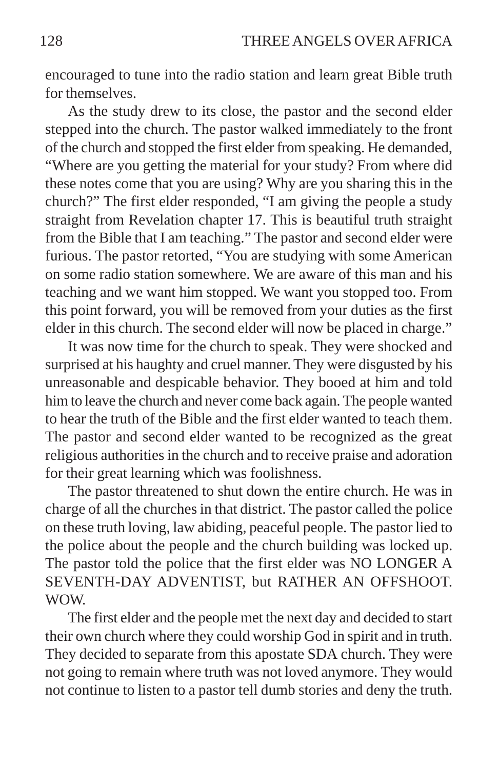encouraged to tune into the radio station and learn great Bible truth for themselves.

As the study drew to its close, the pastor and the second elder stepped into the church. The pastor walked immediately to the front of the church and stopped the first elder from speaking. He demanded, "Where are you getting the material for your study? From where did these notes come that you are using? Why are you sharing this in the church?" The first elder responded, "I am giving the people a study straight from Revelation chapter 17. This is beautiful truth straight from the Bible that I am teaching." The pastor and second elder were furious. The pastor retorted, "You are studying with some American on some radio station somewhere. We are aware of this man and his teaching and we want him stopped. We want you stopped too. From this point forward, you will be removed from your duties as the first elder in this church. The second elder will now be placed in charge."

It was now time for the church to speak. They were shocked and surprised at his haughty and cruel manner. They were disgusted by his unreasonable and despicable behavior. They booed at him and told him to leave the church and never come back again. The people wanted to hear the truth of the Bible and the first elder wanted to teach them. The pastor and second elder wanted to be recognized as the great religious authorities in the church and to receive praise and adoration for their great learning which was foolishness.

The pastor threatened to shut down the entire church. He was in charge of all the churches in that district. The pastor called the police on these truth loving, law abiding, peaceful people. The pastor lied to the police about the people and the church building was locked up. The pastor told the police that the first elder was NO LONGER A SEVENTH-DAY ADVENTIST, but RATHER AN OFFSHOOT. WOW.

The first elder and the people met the next day and decided to start their own church where they could worship God in spirit and in truth. They decided to separate from this apostate SDA church. They were not going to remain where truth was not loved anymore. They would not continue to listen to a pastor tell dumb stories and deny the truth.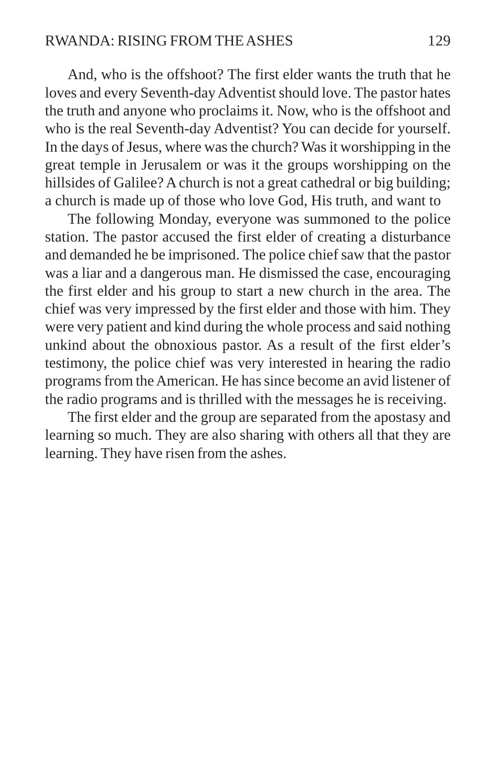And, who is the offshoot? The first elder wants the truth that he loves and every Seventh-day Adventist should love. The pastor hates the truth and anyone who proclaims it. Now, who is the offshoot and who is the real Seventh-day Adventist? You can decide for yourself. In the days of Jesus, where was the church? Was it worshipping in the great temple in Jerusalem or was it the groups worshipping on the hillsides of Galilee? A church is not a great cathedral or big building; a church is made up of those who love God, His truth, and want to

The following Monday, everyone was summoned to the police station. The pastor accused the first elder of creating a disturbance and demanded he be imprisoned. The police chief saw that the pastor was a liar and a dangerous man. He dismissed the case, encouraging the first elder and his group to start a new church in the area. The chief was very impressed by the first elder and those with him. They were very patient and kind during the whole process and said nothing unkind about the obnoxious pastor. As a result of the first elder's testimony, the police chief was very interested in hearing the radio programs from the American. He has since become an avid listener of the radio programs and is thrilled with the messages he is receiving.

The first elder and the group are separated from the apostasy and learning so much. They are also sharing with others all that they are learning. They have risen from the ashes.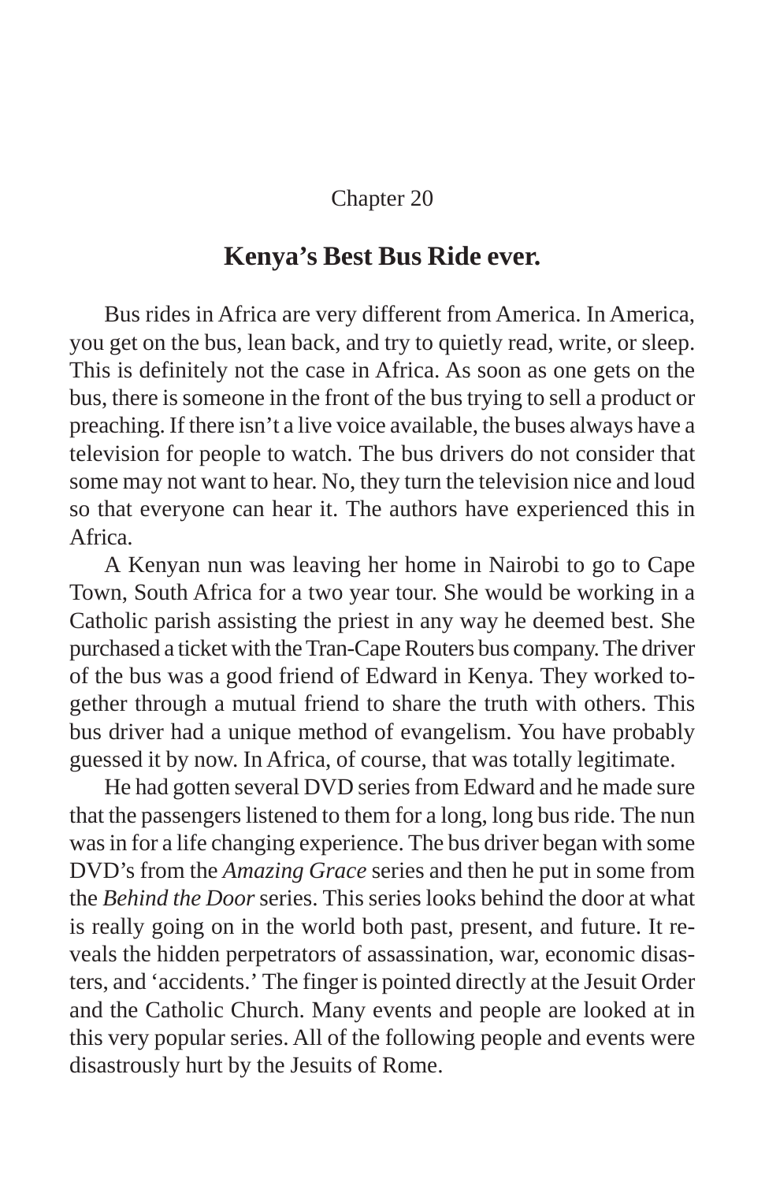Chapter 20

## Kenya's Best Bus Ride ever.

Bus rides in Africa are very different from America. In America, you get on the bus, lean back, and try to quietly read, write, or sleep. This is definitely not the case in Africa. As soon as one gets on the bus, there is someone in the front of the bus trying to sell a product or preaching. If there isn't a live voice available, the buses always have a television for people to watch. The bus drivers do not consider that some may not want to hear. No, they turn the television nice and loud so that everyone can hear it. The authors have experienced this in Africa.

A Kenyan nun was leaving her home in Nairobi to go to Cape Town, South Africa for a two year tour. She would be working in a Catholic parish assisting the priest in any way he deemed best. She purchased a ticket with the Tran-Cape Routers bus company. The driver of the bus was a good friend of Edward in Kenya. They worked together through a mutual friend to share the truth with others. This bus driver had a unique method of evangelism. You have probably guessed it by now. In Africa, of course, that was totally legitimate.

He had gotten several DVD series from Edward and he made sure that the passengers listened to them for a long, long bus ride. The nun was in for a life changing experience. The bus driver began with some DVD's from the *Amazing Grace* series and then he put in some from the *Behind the Door* series. This series looks behind the door at what is really going on in the world both past, present, and future. It reveals the hidden perpetrators of assassination, war, economic disasters, and 'accidents.' The finger is pointed directly at the Jesuit Order and the Catholic Church. Many events and people are looked at in this very popular series. All of the following people and events were disastrously hurt by the Jesuits of Rome.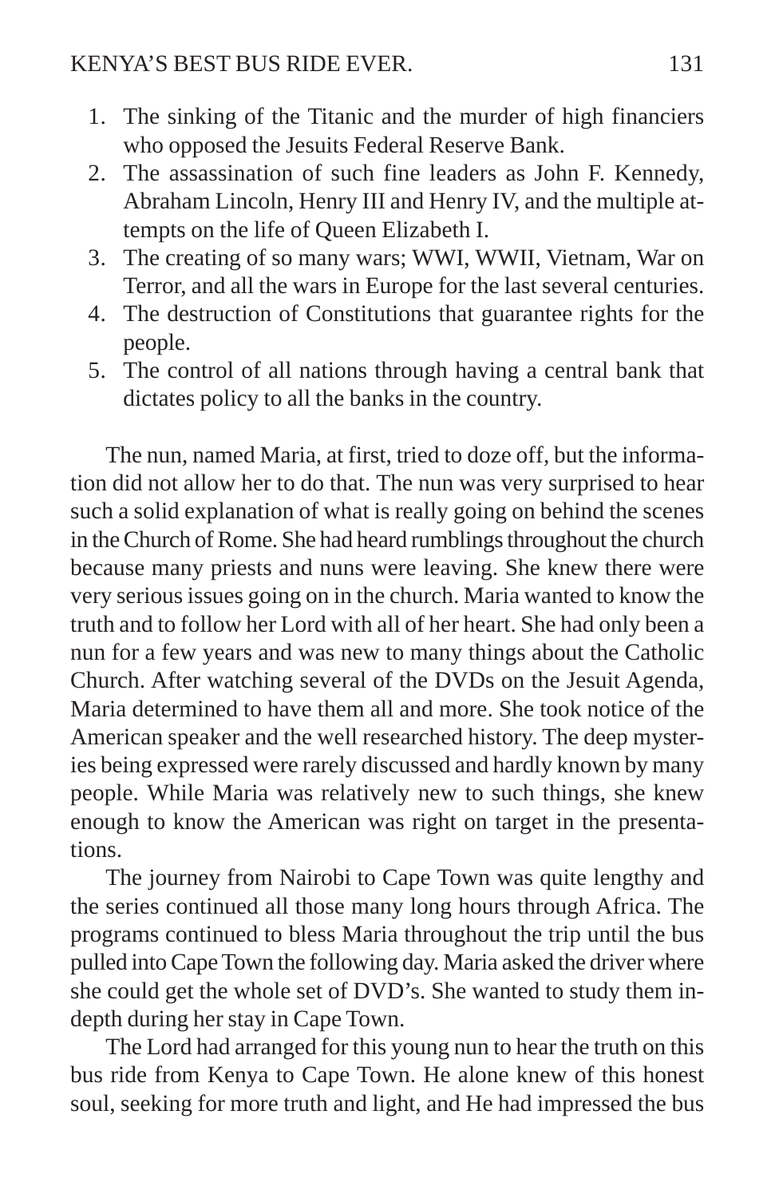1. The sinking of the Titanic and the murder of high financiers who opposed the Jesuits Federal Reserve Bank.
2. The assassination of such fine leaders as John F. Kennedy, Abraham Lincoln, Henry III and Henry IV, and the multiple attempts on the life of Queen Elizabeth I.
3. The creating of so many wars; WWI, WWII, Vietnam, War on Terror, and all the wars in Europe for the last several centuries.
4. The destruction of Constitutions that guarantee rights for the people.
5. The control of all nations through having a central bank that dictates policy to all the banks in the country.

The nun, named Maria, at first, tried to doze off, but the information did not allow her to do that. The nun was very surprised to hear such a solid explanation of what is really going on behind the scenes in the Church of Rome. She had heard rumblings throughout the church because many priests and nuns were leaving. She knew there were very serious issues going on in the church. Maria wanted to know the truth and to follow her Lord with all of her heart. She had only been a nun for a few years and was new to many things about the Catholic Church. After watching several of the DVDs on the Jesuit Agenda, Maria determined to have them all and more. She took notice of the American speaker and the well researched history. The deep mysteries being expressed were rarely discussed and hardly known by many people. While Maria was relatively new to such things, she knew enough to know the American was right on target in the presentations.

The journey from Nairobi to Cape Town was quite lengthy and the series continued all those many long hours through Africa. The programs continued to bless Maria throughout the trip until the bus pulled into Cape Town the following day. Maria asked the driver where she could get the whole set of DVD's. She wanted to study them in-depth during her stay in Cape Town.

The Lord had arranged for this young nun to hear the truth on this bus ride from Kenya to Cape Town. He alone knew of this honest soul, seeking for more truth and light, and He had impressed the bus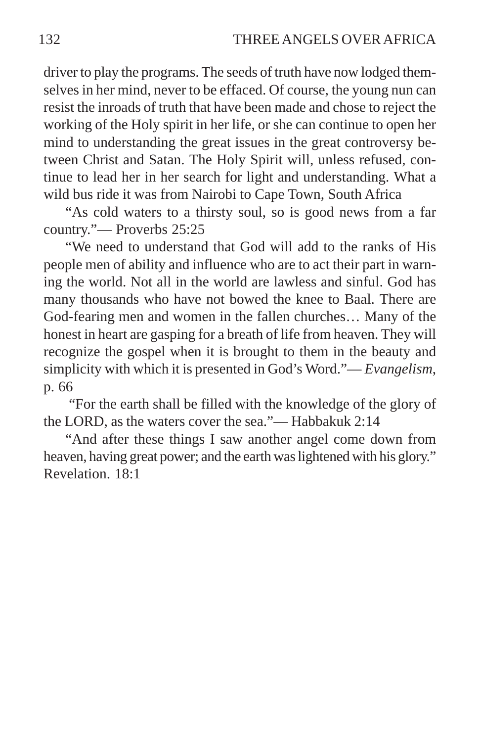driver to play the programs. The seeds of truth have now lodged themselves in her mind, never to be effaced. Of course, the young nun can resist the inroads of truth that have been made and chose to reject the working of the Holy spirit in her life, or she can continue to open her mind to understanding the great issues in the great controversy between Christ and Satan. The Holy Spirit will, unless refused, continue to lead her in her search for light and understanding. What a wild bus ride it was from Nairobi to Cape Town, South Africa

"As cold waters to a thirsty soul, so is good news from a far country."— Proverbs 25:25

"We need to understand that God will add to the ranks of His people men of ability and influence who are to act their part in warning the world. Not all in the world are lawless and sinful. God has many thousands who have not bowed the knee to Baal. There are God-fearing men and women in the fallen churches… Many of the honest in heart are gasping for a breath of life from heaven. They will recognize the gospel when it is brought to them in the beauty and simplicity with which it is presented in God's Word."— *Evangelism,* p. 66

"For the earth shall be filled with the knowledge of the glory of the LORD, as the waters cover the sea."— Habbakuk 2:14

"And after these things I saw another angel come down from heaven, having great power; and the earth was lightened with his glory." Revelation. 18:1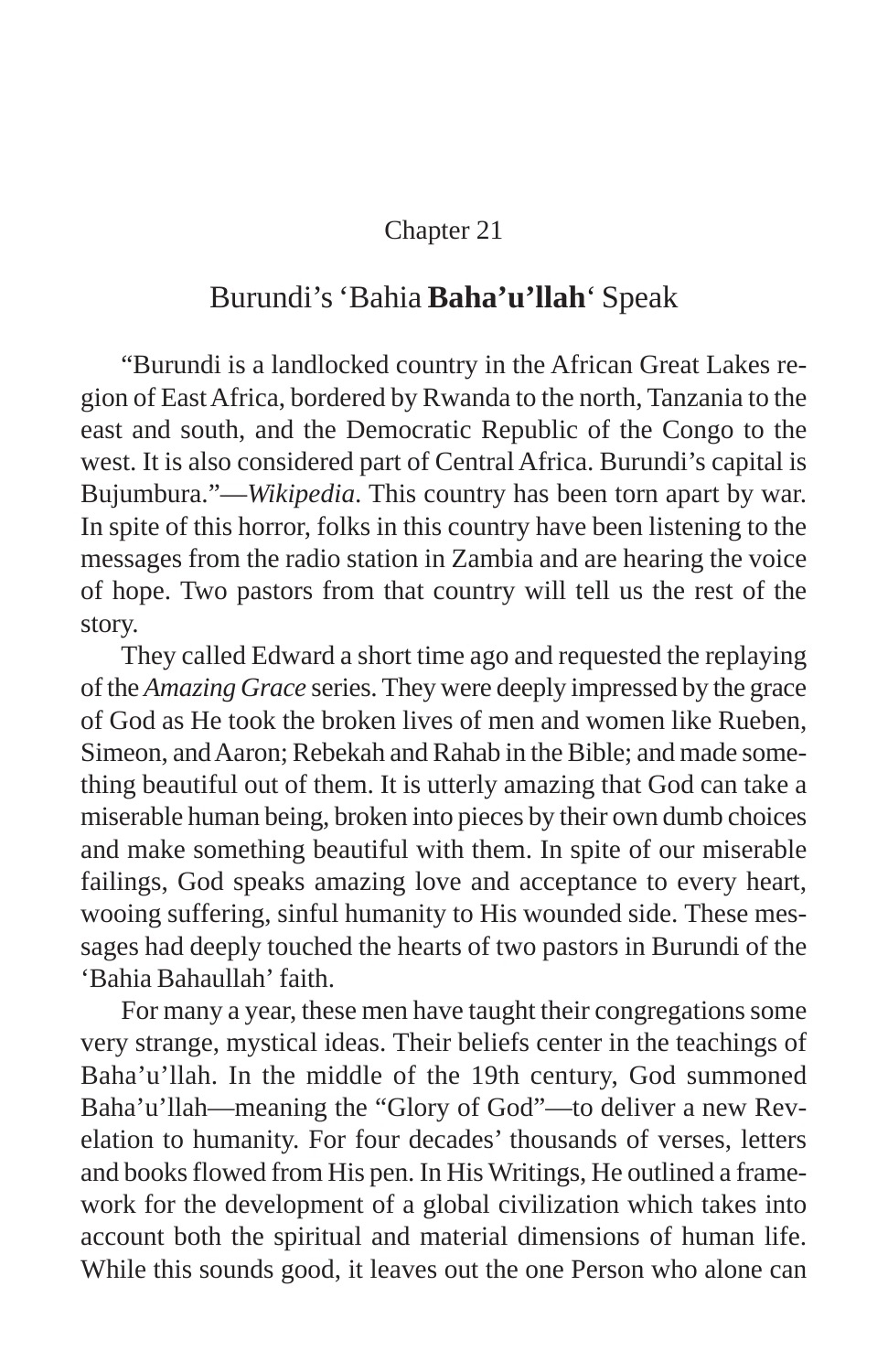Chapter 21

## Burundi's 'Bahia **Baha'u'llah**' Speak

"Burundi is a landlocked country in the African Great Lakes region of East Africa, bordered by Rwanda to the north, Tanzania to the east and south, and the Democratic Republic of the Congo to the west. It is also considered part of Central Africa. Burundi's capital is Bujumbura."—*Wikipedia*. This country has been torn apart by war. In spite of this horror, folks in this country have been listening to the messages from the radio station in Zambia and are hearing the voice of hope. Two pastors from that country will tell us the rest of the story.

They called Edward a short time ago and requested the replaying of the *Amazing Grace* series. They were deeply impressed by the grace of God as He took the broken lives of men and women like Rueben, Simeon, and Aaron; Rebekah and Rahab in the Bible; and made something beautiful out of them. It is utterly amazing that God can take a miserable human being, broken into pieces by their own dumb choices and make something beautiful with them. In spite of our miserable failings, God speaks amazing love and acceptance to every heart, wooing suffering, sinful humanity to His wounded side. These messages had deeply touched the hearts of two pastors in Burundi of the 'Bahia Bahaullah' faith.

For many a year, these men have taught their congregations some very strange, mystical ideas. Their beliefs center in the teachings of Baha'u'llah. In the middle of the 19th century, God summoned Baha'u'llah—meaning the "Glory of God"—to deliver a new Revelation to humanity. For four decades' thousands of verses, letters and books flowed from His pen. In His Writings, He outlined a framework for the development of a global civilization which takes into account both the spiritual and material dimensions of human life. While this sounds good, it leaves out the one Person who alone can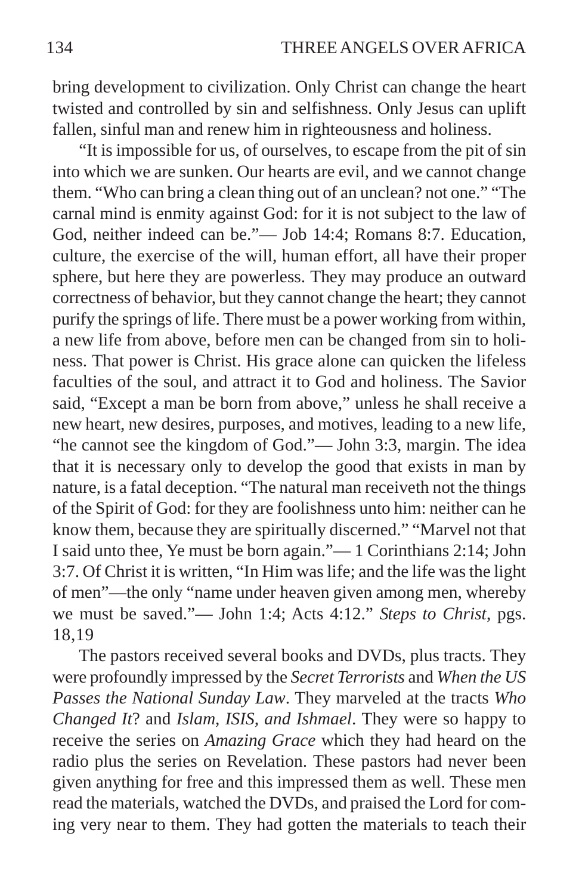bring development to civilization. Only Christ can change the heart twisted and controlled by sin and selfishness. Only Jesus can uplift fallen, sinful man and renew him in righteousness and holiness.

"It is impossible for us, of ourselves, to escape from the pit of sin into which we are sunken. Our hearts are evil, and we cannot change them. "Who can bring a clean thing out of an unclean? not one." "The carnal mind is enmity against God: for it is not subject to the law of God, neither indeed can be."— Job 14:4; Romans 8:7. Education, culture, the exercise of the will, human effort, all have their proper sphere, but here they are powerless. They may produce an outward correctness of behavior, but they cannot change the heart; they cannot purify the springs of life. There must be a power working from within, a new life from above, before men can be changed from sin to holiness. That power is Christ. His grace alone can quicken the lifeless faculties of the soul, and attract it to God and holiness. The Savior said, "Except a man be born from above," unless he shall receive a new heart, new desires, purposes, and motives, leading to a new life, "he cannot see the kingdom of God."— John 3:3, margin. The idea that it is necessary only to develop the good that exists in man by nature, is a fatal deception. "The natural man receiveth not the things of the Spirit of God: for they are foolishness unto him: neither can he know them, because they are spiritually discerned." "Marvel not that I said unto thee, Ye must be born again."— 1 Corinthians 2:14; John 3:7. Of Christ it is written, "In Him was life; and the life was the light of men"—the only "name under heaven given among men, whereby we must be saved."— John 1:4; Acts 4:12." *Steps to Christ*, pgs. 18,19

The pastors received several books and DVDs, plus tracts. They were profoundly impressed by the *Secret Terrorists* and *When the US Passes the National Sunday Law*. They marveled at the tracts *Who Changed It*? and *Islam, ISIS, and Ishmael*. They were so happy to receive the series on *Amazing Grace* which they had heard on the radio plus the series on Revelation. These pastors had never been given anything for free and this impressed them as well. These men read the materials, watched the DVDs, and praised the Lord for coming very near to them. They had gotten the materials to teach their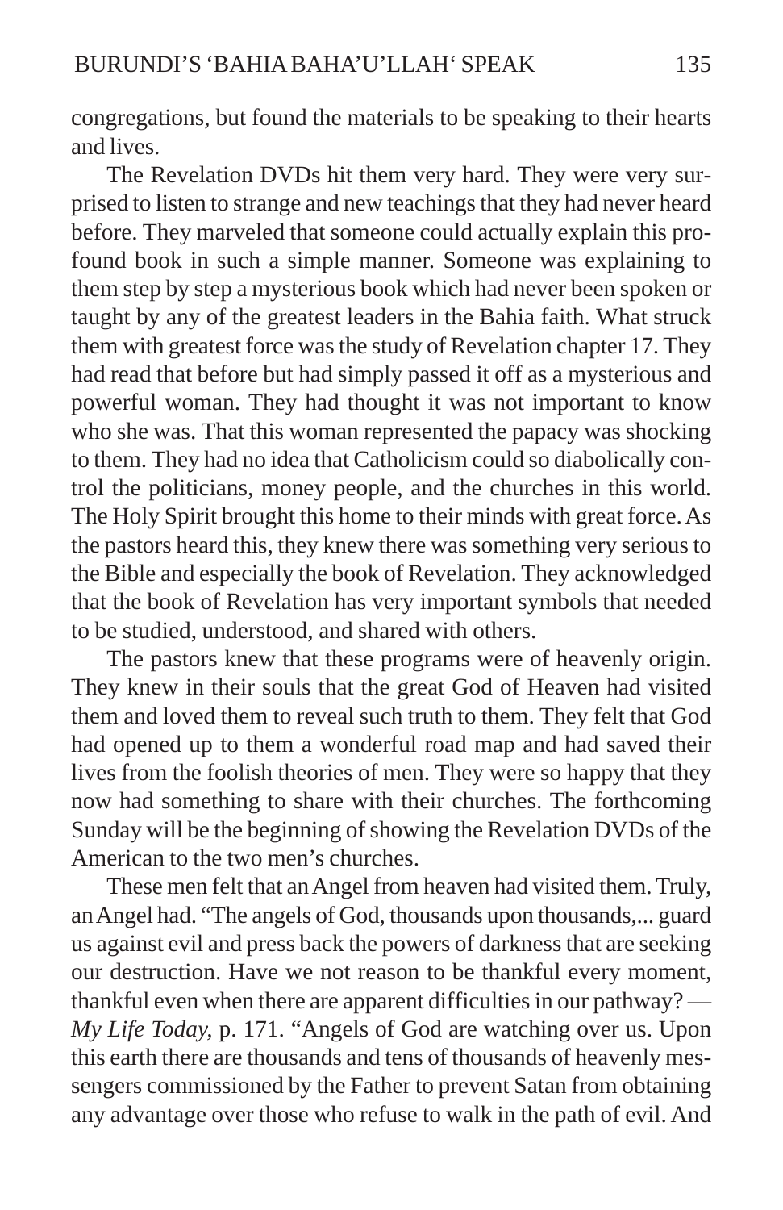congregations, but found the materials to be speaking to their hearts and lives.

The Revelation DVDs hit them very hard. They were very surprised to listen to strange and new teachings that they had never heard before. They marveled that someone could actually explain this profound book in such a simple manner. Someone was explaining to them step by step a mysterious book which had never been spoken or taught by any of the greatest leaders in the Bahia faith. What struck them with greatest force was the study of Revelation chapter 17. They had read that before but had simply passed it off as a mysterious and powerful woman. They had thought it was not important to know who she was. That this woman represented the papacy was shocking to them. They had no idea that Catholicism could so diabolically control the politicians, money people, and the churches in this world. The Holy Spirit brought this home to their minds with great force. As the pastors heard this, they knew there was something very serious to the Bible and especially the book of Revelation. They acknowledged that the book of Revelation has very important symbols that needed to be studied, understood, and shared with others.

The pastors knew that these programs were of heavenly origin. They knew in their souls that the great God of Heaven had visited them and loved them to reveal such truth to them. They felt that God had opened up to them a wonderful road map and had saved their lives from the foolish theories of men. They were so happy that they now had something to share with their churches. The forthcoming Sunday will be the beginning of showing the Revelation DVDs of the American to the two men's churches.

These men felt that an Angel from heaven had visited them. Truly, an Angel had. "The angels of God, thousands upon thousands,... guard us against evil and press back the powers of darkness that are seeking our destruction. Have we not reason to be thankful every moment, thankful even when there are apparent difficulties in our pathway? — *My Life Today*, p. 171. "Angels of God are watching over us. Upon this earth there are thousands and tens of thousands of heavenly messengers commissioned by the Father to prevent Satan from obtaining any advantage over those who refuse to walk in the path of evil. And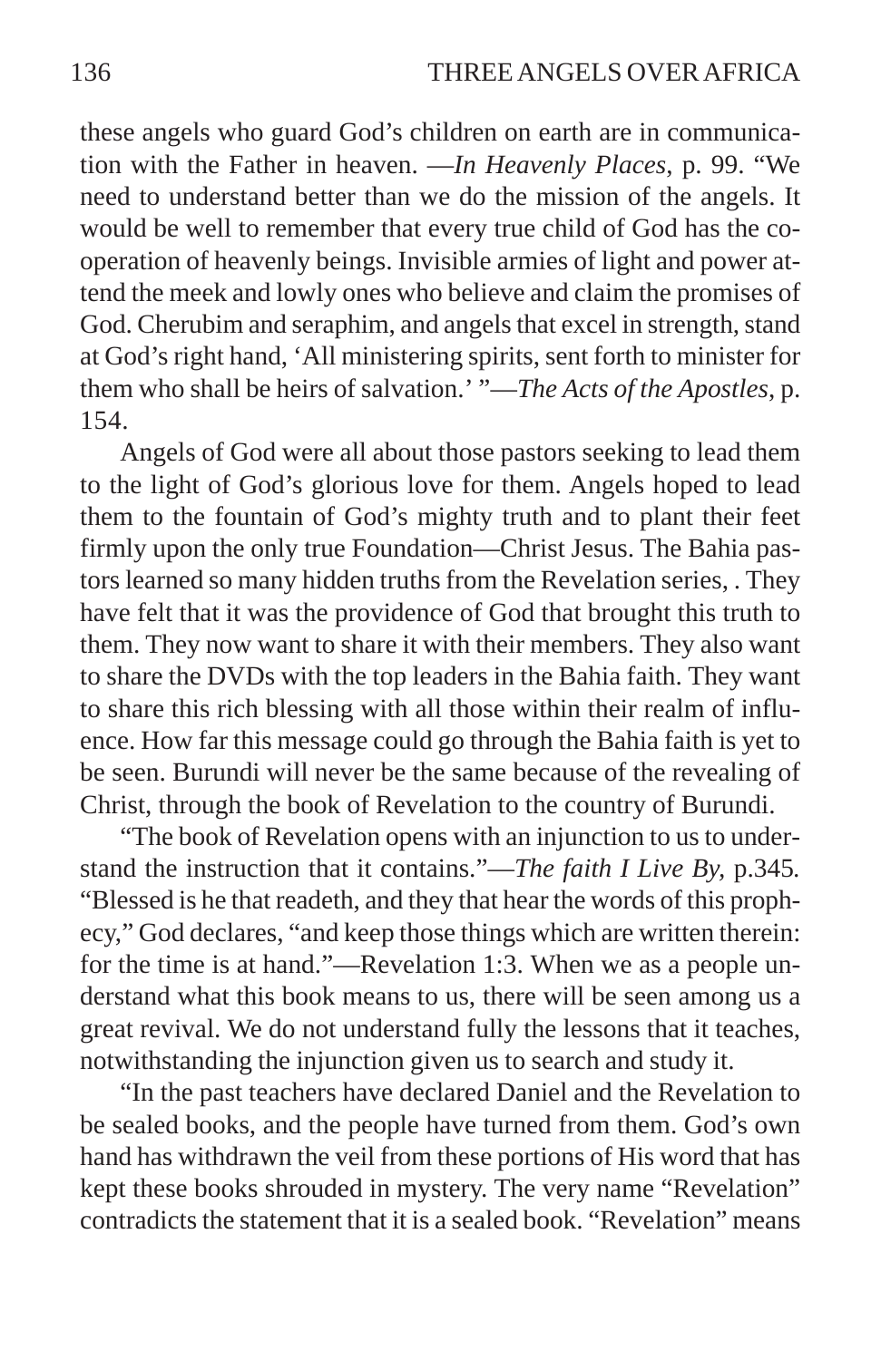these angels who guard God's children on earth are in communication with the Father in heaven. —*In Heavenly Places*, p. 99. "We need to understand better than we do the mission of the angels. It would be well to remember that every true child of God has the cooperation of heavenly beings. Invisible armies of light and power attend the meek and lowly ones who believe and claim the promises of God. Cherubim and seraphim, and angels that excel in strength, stand at God's right hand, 'All ministering spirits, sent forth to minister for them who shall be heirs of salvation.' "—*The Acts of the Apostles*, p. 154.

Angels of God were all about those pastors seeking to lead them to the light of God's glorious love for them. Angels hoped to lead them to the fountain of God's mighty truth and to plant their feet firmly upon the only true Foundation—Christ Jesus. The Bahia pastors learned so many hidden truths from the Revelation series, . They have felt that it was the providence of God that brought this truth to them. They now want to share it with their members. They also want to share the DVDs with the top leaders in the Bahia faith. They want to share this rich blessing with all those within their realm of influence. How far this message could go through the Bahia faith is yet to be seen. Burundi will never be the same because of the revealing of Christ, through the book of Revelation to the country of Burundi.

"The book of Revelation opens with an injunction to us to understand the instruction that it contains."—*The faith I Live By*, p.345. "Blessed is he that readeth, and they that hear the words of this prophecy," God declares, "and keep those things which are written therein: for the time is at hand."—Revelation 1:3. When we as a people understand what this book means to us, there will be seen among us a great revival. We do not understand fully the lessons that it teaches, notwithstanding the injunction given us to search and study it.

"In the past teachers have declared Daniel and the Revelation to be sealed books, and the people have turned from them. God's own hand has withdrawn the veil from these portions of His word that has kept these books shrouded in mystery. The very name "Revelation" contradicts the statement that it is a sealed book. "Revelation" means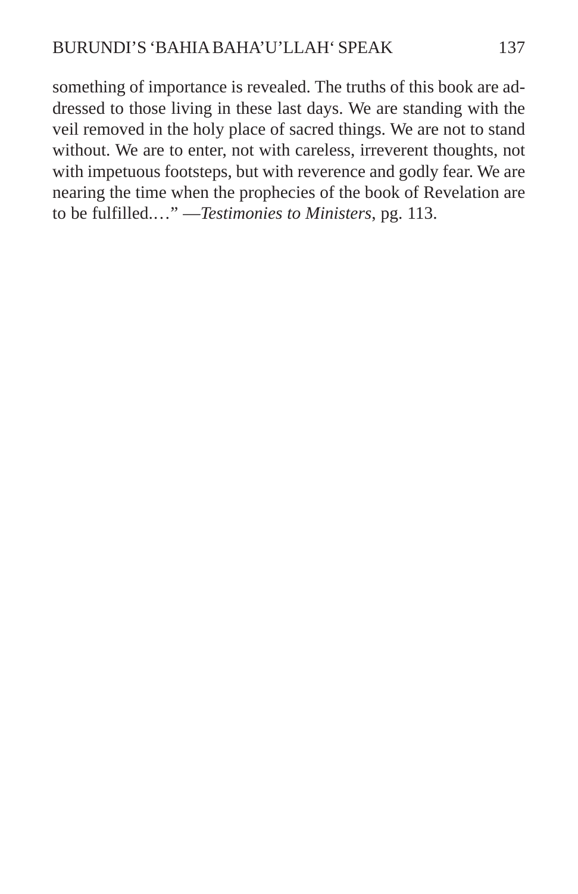something of importance is revealed. The truths of this book are addressed to those living in these last days. We are standing with the veil removed in the holy place of sacred things. We are not to stand without. We are to enter, not with careless, irreverent thoughts, not with impetuous footsteps, but with reverence and godly fear. We are nearing the time when the prophecies of the book of Revelation are to be fulfilled.…" —*Testimonies to Ministers*, pg. 113.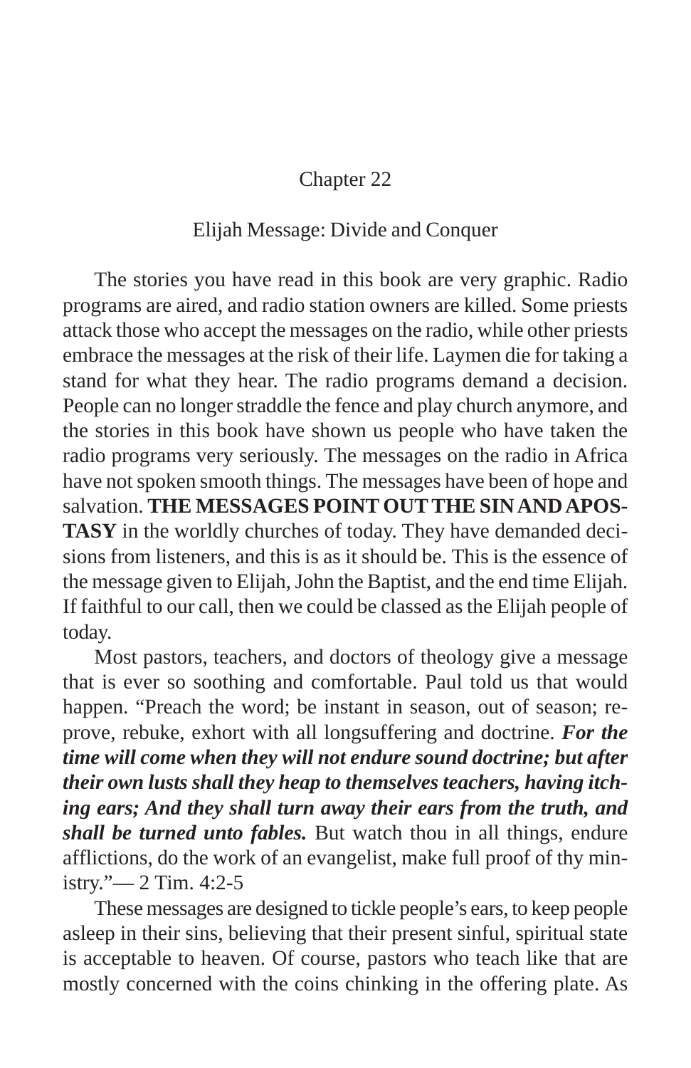## Chapter 22

## Elijah Message: Divide and Conquer

The stories you have read in this book are very graphic. Radio programs are aired, and radio station owners are killed. Some priests attack those who accept the messages on the radio, while other priests embrace the messages at the risk of their life. Laymen die for taking a stand for what they hear. The radio programs demand a decision. People can no longer straddle the fence and play church anymore, and the stories in this book have shown us people who have taken the radio programs very seriously. The messages on the radio in Africa have not spoken smooth things. The messages have been of hope and salvation. **THE MESSAGES POINT OUT THE SIN AND APOSTASY** in the worldly churches of today. They have demanded decisions from listeners, and this is as it should be. This is the essence of the message given to Elijah, John the Baptist, and the end time Elijah. If faithful to our call, then we could be classed as the Elijah people of today.

Most pastors, teachers, and doctors of theology give a message that is ever so soothing and comfortable. Paul told us that would happen. "Preach the word; be instant in season, out of season; reprove, rebuke, exhort with all longsuffering and doctrine. ***For the time will come when they will not endure sound doctrine; but after their own lusts shall they heap to themselves teachers, having itching ears; And they shall turn away their ears from the truth, and shall be turned unto fables.*** But watch thou in all things, endure afflictions, do the work of an evangelist, make full proof of thy ministry."— 2 Tim. 4:2-5

These messages are designed to tickle people's ears, to keep people asleep in their sins, believing that their present sinful, spiritual state is acceptable to heaven. Of course, pastors who teach like that are mostly concerned with the coins chinking in the offering plate. As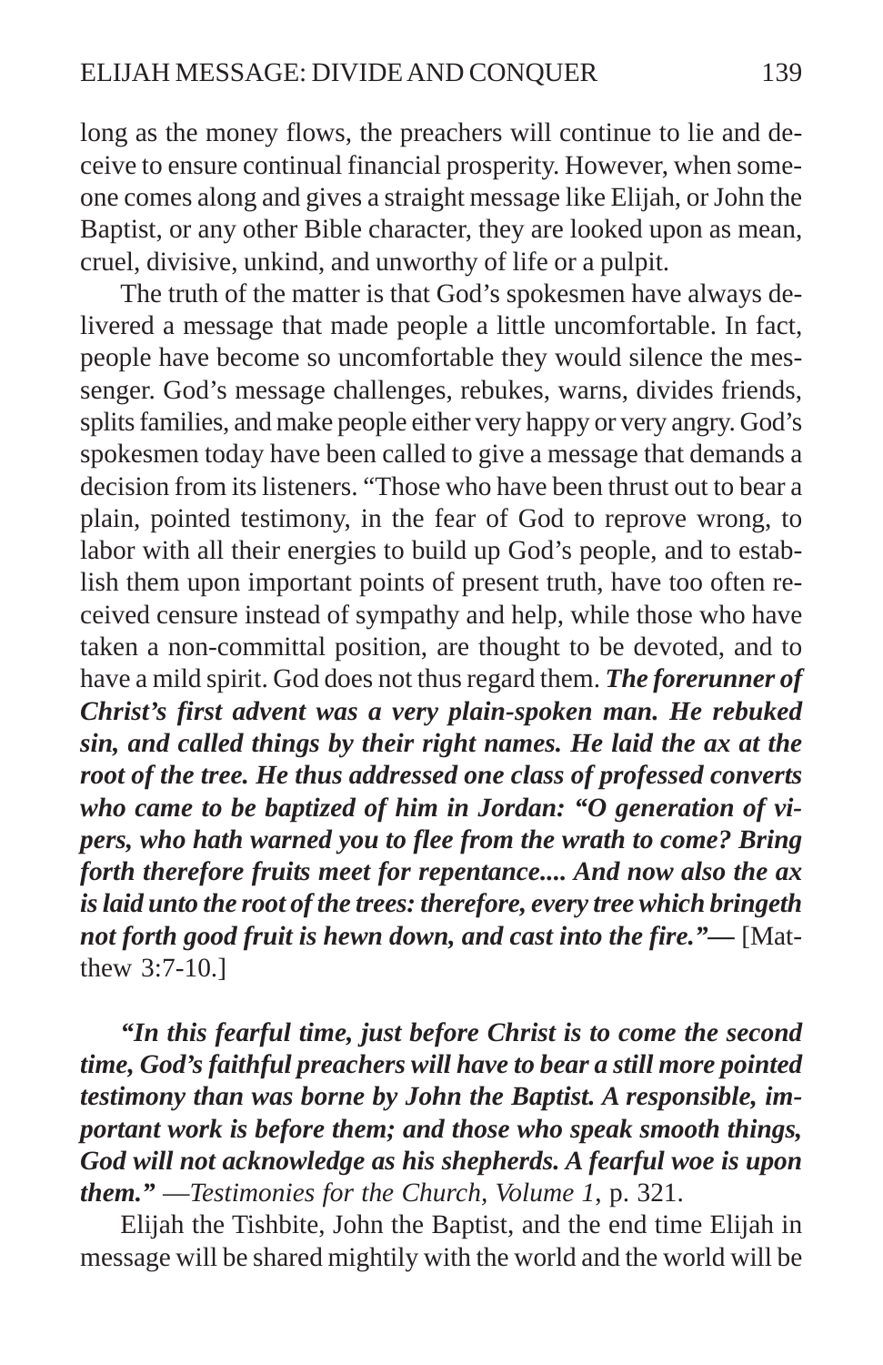long as the money flows, the preachers will continue to lie and deceive to ensure continual financial prosperity. However, when someone comes along and gives a straight message like Elijah, or John the Baptist, or any other Bible character, they are looked upon as mean, cruel, divisive, unkind, and unworthy of life or a pulpit.

The truth of the matter is that God's spokesmen have always delivered a message that made people a little uncomfortable. In fact, people have become so uncomfortable they would silence the messenger. God's message challenges, rebukes, warns, divides friends, splits families, and make people either very happy or very angry. God's spokesmen today have been called to give a message that demands a decision from its listeners. "Those who have been thrust out to bear a plain, pointed testimony, in the fear of God to reprove wrong, to labor with all their energies to build up God's people, and to establish them upon important points of present truth, have too often received censure instead of sympathy and help, while those who have taken a non-committal position, are thought to be devoted, and to have a mild spirit. God does not thus regard them. ***The forerunner of Christ's first advent was a very plain-spoken man. He rebuked sin, and called things by their right names. He laid the ax at the root of the tree. He thus addressed one class of professed converts who came to be baptized of him in Jordan: "O generation of vipers, who hath warned you to flee from the wrath to come? Bring forth therefore fruits meet for repentance.... And now also the ax is laid unto the root of the trees: therefore, every tree which bringeth not forth good fruit is hewn down, and cast into the fire."—*** [Matthew 3:7-10.]

***"In this fearful time, just before Christ is to come the second time, God's faithful preachers will have to bear a still more pointed testimony than was borne by John the Baptist. A responsible, important work is before them; and those who speak smooth things, God will not acknowledge as his shepherds. A fearful woe is upon them."*** —*Testimonies for the Church, Volume 1*, p. 321.

Elijah the Tishbite, John the Baptist, and the end time Elijah in message will be shared mightily with the world and the world will be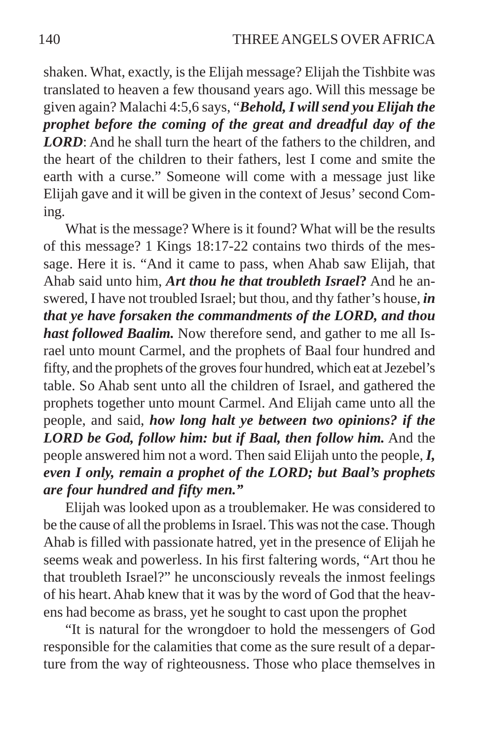shaken. What, exactly, is the Elijah message? Elijah the Tishbite was translated to heaven a few thousand years ago. Will this message be given again? Malachi 4:5,6 says, "***Behold, I will send you Elijah the prophet before the coming of the great and dreadful day of the LORD***: And he shall turn the heart of the fathers to the children, and the heart of the children to their fathers, lest I come and smite the earth with a curse." Someone will come with a message just like Elijah gave and it will be given in the context of Jesus' second Coming.

What is the message? Where is it found? What will be the results of this message? 1 Kings 18:17-22 contains two thirds of the message. Here it is. "And it came to pass, when Ahab saw Elijah, that Ahab said unto him, ***Art thou he that troubleth Israel*?** And he answered, I have not troubled Israel; but thou, and thy father's house, ***in that ye have forsaken the commandments of the LORD, and thou hast followed Baalim.*** Now therefore send, and gather to me all Israel unto mount Carmel, and the prophets of Baal four hundred and fifty, and the prophets of the groves four hundred, which eat at Jezebel's table. So Ahab sent unto all the children of Israel, and gathered the prophets together unto mount Carmel. And Elijah came unto all the people, and said, ***how long halt ye between two opinions? if the LORD be God, follow him: but if Baal, then follow him.*** And the people answered him not a word. Then said Elijah unto the people, ***I, even I only, remain a prophet of the LORD; but Baal's prophets are four hundred and fifty men."***

Elijah was looked upon as a troublemaker. He was considered to be the cause of all the problems in Israel. This was not the case. Though Ahab is filled with passionate hatred, yet in the presence of Elijah he seems weak and powerless. In his first faltering words, "Art thou he that troubleth Israel?" he unconsciously reveals the inmost feelings of his heart. Ahab knew that it was by the word of God that the heavens had become as brass, yet he sought to cast upon the prophet

"It is natural for the wrongdoer to hold the messengers of God responsible for the calamities that come as the sure result of a departure from the way of righteousness. Those who place themselves in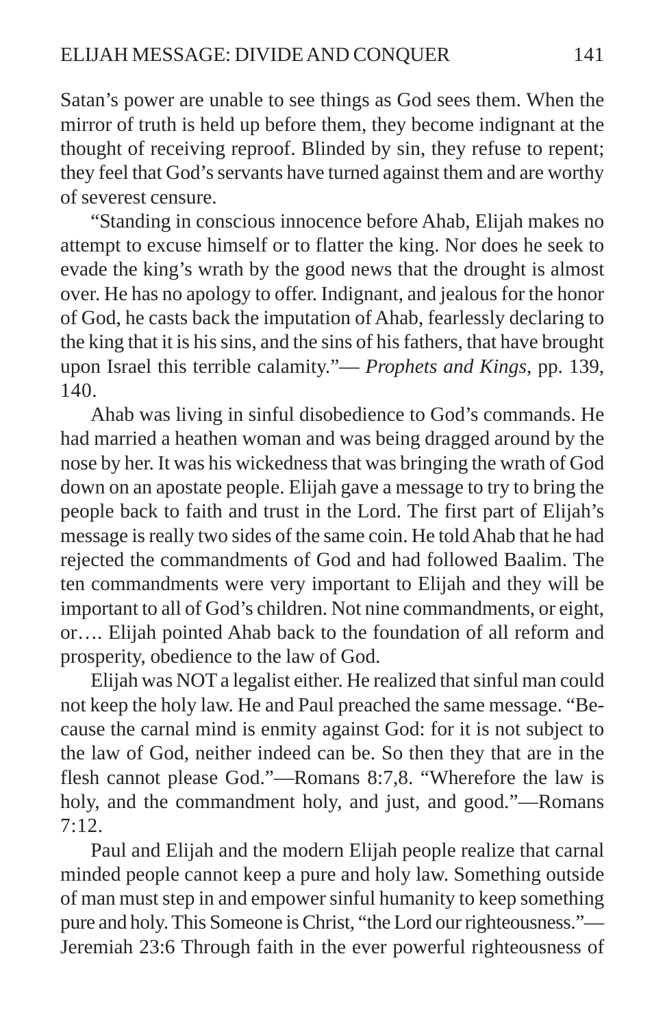Satan's power are unable to see things as God sees them. When the mirror of truth is held up before them, they become indignant at the thought of receiving reproof. Blinded by sin, they refuse to repent; they feel that God's servants have turned against them and are worthy of severest censure.

"Standing in conscious innocence before Ahab, Elijah makes no attempt to excuse himself or to flatter the king. Nor does he seek to evade the king's wrath by the good news that the drought is almost over. He has no apology to offer. Indignant, and jealous for the honor of God, he casts back the imputation of Ahab, fearlessly declaring to the king that it is his sins, and the sins of his fathers, that have brought upon Israel this terrible calamity."— *Prophets and Kings*, pp. 139, 140.

Ahab was living in sinful disobedience to God's commands. He had married a heathen woman and was being dragged around by the nose by her. It was his wickedness that was bringing the wrath of God down on an apostate people. Elijah gave a message to try to bring the people back to faith and trust in the Lord. The first part of Elijah's message is really two sides of the same coin. He told Ahab that he had rejected the commandments of God and had followed Baalim. The ten commandments were very important to Elijah and they will be important to all of God's children. Not nine commandments, or eight, or…. Elijah pointed Ahab back to the foundation of all reform and prosperity, obedience to the law of God.

Elijah was NOT a legalist either. He realized that sinful man could not keep the holy law. He and Paul preached the same message. "Because the carnal mind is enmity against God: for it is not subject to the law of God, neither indeed can be. So then they that are in the flesh cannot please God."—Romans 8:7,8. "Wherefore the law is holy, and the commandment holy, and just, and good."—Romans 7:12.

Paul and Elijah and the modern Elijah people realize that carnal minded people cannot keep a pure and holy law. Something outside of man must step in and empower sinful humanity to keep something pure and holy. This Someone is Christ, "the Lord our righteousness."—Jeremiah 23:6 Through faith in the ever powerful righteousness of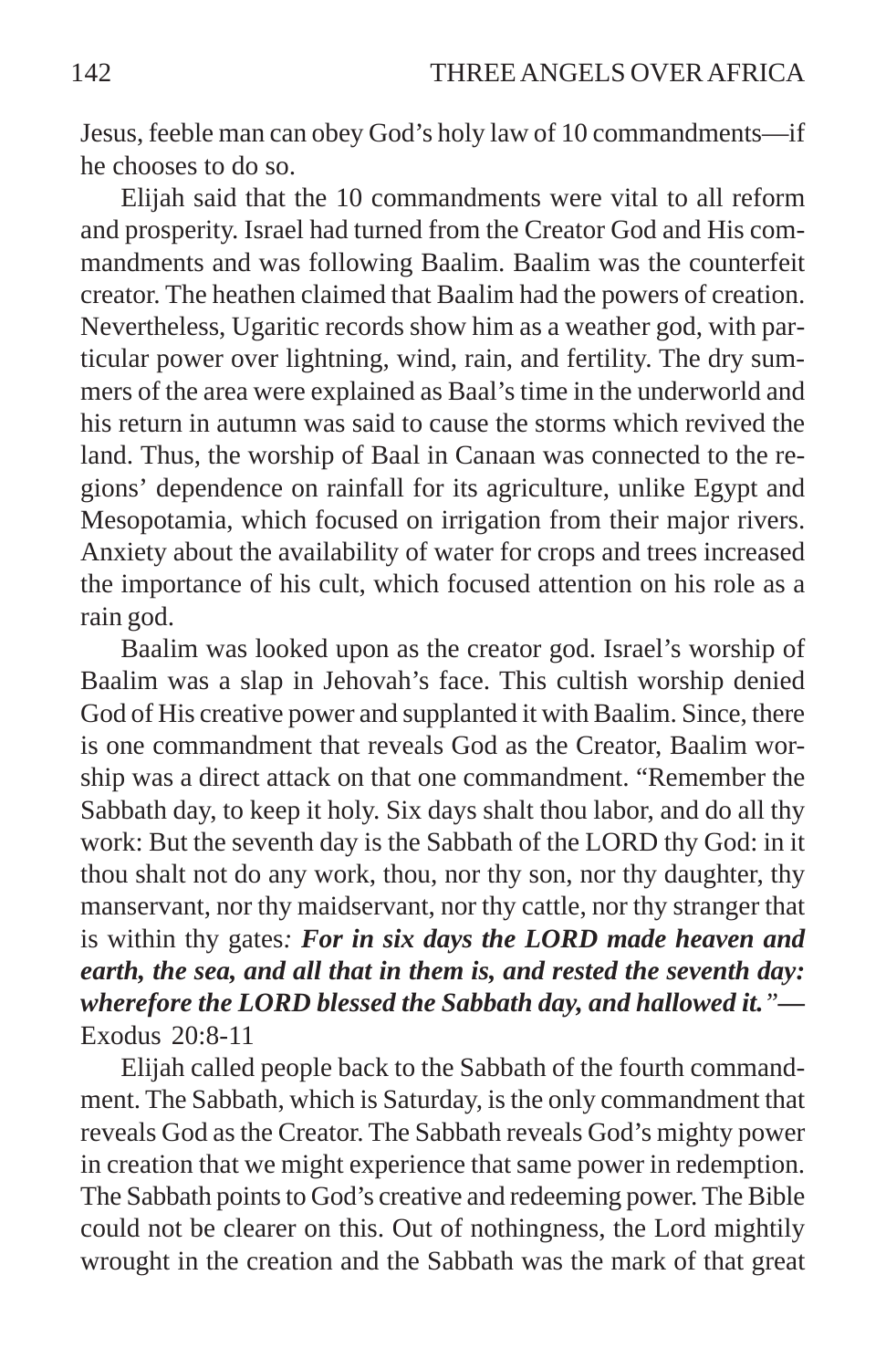Jesus, feeble man can obey God's holy law of 10 commandments—if he chooses to do so.

Elijah said that the 10 commandments were vital to all reform and prosperity. Israel had turned from the Creator God and His commandments and was following Baalim. Baalim was the counterfeit creator. The heathen claimed that Baalim had the powers of creation. Nevertheless, Ugaritic records show him as a weather god, with particular power over lightning, wind, rain, and fertility. The dry summers of the area were explained as Baal's time in the underworld and his return in autumn was said to cause the storms which revived the land. Thus, the worship of Baal in Canaan was connected to the regions' dependence on rainfall for its agriculture, unlike Egypt and Mesopotamia, which focused on irrigation from their major rivers. Anxiety about the availability of water for crops and trees increased the importance of his cult, which focused attention on his role as a rain god.

Baalim was looked upon as the creator god. Israel's worship of Baalim was a slap in Jehovah's face. This cultish worship denied God of His creative power and supplanted it with Baalim. Since, there is one commandment that reveals God as the Creator, Baalim worship was a direct attack on that one commandment. "Remember the Sabbath day, to keep it holy. Six days shalt thou labor, and do all thy work: But the seventh day is the Sabbath of the LORD thy God: in it thou shalt not do any work, thou, nor thy son, nor thy daughter, thy manservant, nor thy maidservant, nor thy cattle, nor thy stranger that is within thy gates*: **For in six days the LORD made heaven and earth, the sea, and all that in them is, and rested the seventh day: wherefore the LORD blessed the Sabbath day, and hallowed it.**"*—Exodus 20:8-11

Elijah called people back to the Sabbath of the fourth commandment. The Sabbath, which is Saturday, is the only commandment that reveals God as the Creator. The Sabbath reveals God's mighty power in creation that we might experience that same power in redemption. The Sabbath points to God's creative and redeeming power. The Bible could not be clearer on this. Out of nothingness, the Lord mightily wrought in the creation and the Sabbath was the mark of that great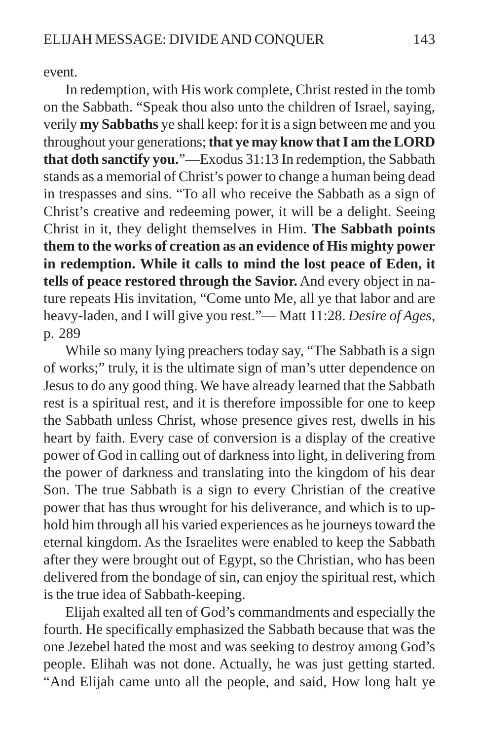event.

In redemption, with His work complete, Christ rested in the tomb on the Sabbath. "Speak thou also unto the children of Israel, saying, verily **my Sabbaths** ye shall keep: for it is a sign between me and you throughout your generations; **that ye may know that I am the LORD that doth sanctify you.**"—Exodus 31:13 In redemption, the Sabbath stands as a memorial of Christ's power to change a human being dead in trespasses and sins. "To all who receive the Sabbath as a sign of Christ's creative and redeeming power, it will be a delight. Seeing Christ in it, they delight themselves in Him. **The Sabbath points them to the works of creation as an evidence of His mighty power in redemption. While it calls to mind the lost peace of Eden, it tells of peace restored through the Savior.** And every object in nature repeats His invitation, "Come unto Me, all ye that labor and are heavy-laden, and I will give you rest."— Matt 11:28. *Desire of Ages*, p. 289

While so many lying preachers today say, "The Sabbath is a sign of works;" truly, it is the ultimate sign of man's utter dependence on Jesus to do any good thing. We have already learned that the Sabbath rest is a spiritual rest, and it is therefore impossible for one to keep the Sabbath unless Christ, whose presence gives rest, dwells in his heart by faith. Every case of conversion is a display of the creative power of God in calling out of darkness into light, in delivering from the power of darkness and translating into the kingdom of his dear Son. The true Sabbath is a sign to every Christian of the creative power that has thus wrought for his deliverance, and which is to uphold him through all his varied experiences as he journeys toward the eternal kingdom. As the Israelites were enabled to keep the Sabbath after they were brought out of Egypt, so the Christian, who has been delivered from the bondage of sin, can enjoy the spiritual rest, which is the true idea of Sabbath-keeping.

Elijah exalted all ten of God's commandments and especially the fourth. He specifically emphasized the Sabbath because that was the one Jezebel hated the most and was seeking to destroy among God's people. Elihah was not done. Actually, he was just getting started. "And Elijah came unto all the people, and said, How long halt ye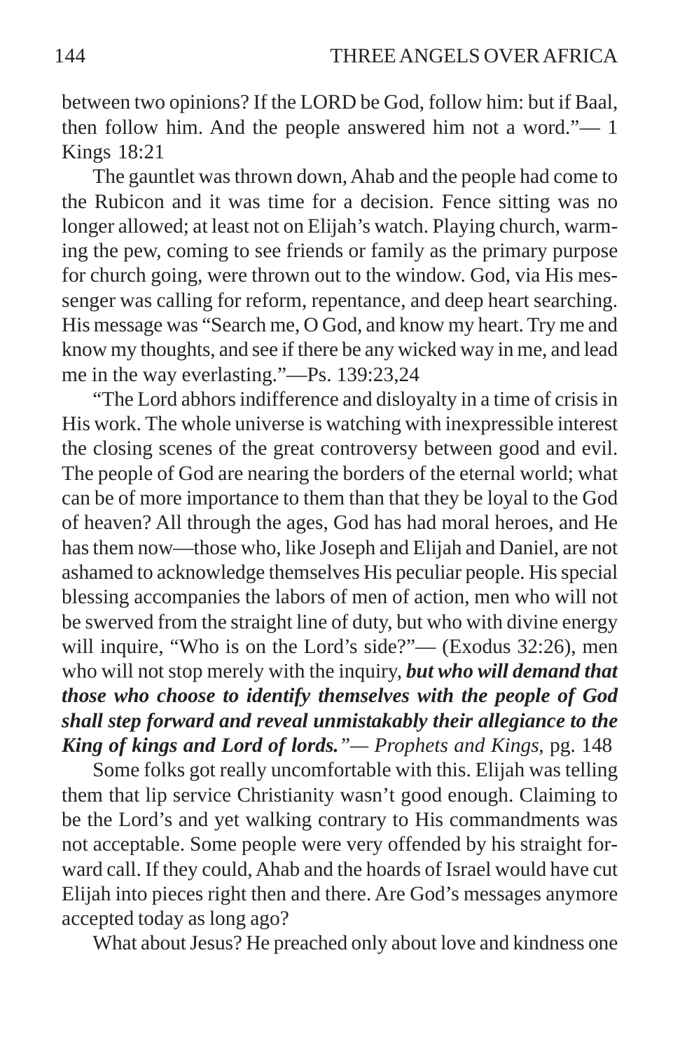between two opinions? If the LORD be God, follow him: but if Baal, then follow him. And the people answered him not a word."— 1 Kings 18:21

The gauntlet was thrown down, Ahab and the people had come to the Rubicon and it was time for a decision. Fence sitting was no longer allowed; at least not on Elijah's watch. Playing church, warming the pew, coming to see friends or family as the primary purpose for church going, were thrown out to the window. God, via His messenger was calling for reform, repentance, and deep heart searching. His message was "Search me, O God, and know my heart. Try me and know my thoughts, and see if there be any wicked way in me, and lead me in the way everlasting."—Ps. 139:23,24

"The Lord abhors indifference and disloyalty in a time of crisis in His work. The whole universe is watching with inexpressible interest the closing scenes of the great controversy between good and evil. The people of God are nearing the borders of the eternal world; what can be of more importance to them than that they be loyal to the God of heaven? All through the ages, God has had moral heroes, and He has them now—those who, like Joseph and Elijah and Daniel, are not ashamed to acknowledge themselves His peculiar people. His special blessing accompanies the labors of men of action, men who will not be swerved from the straight line of duty, but who with divine energy will inquire, "Who is on the Lord's side?"— (Exodus 32:26), men who will not stop merely with the inquiry, ***but who will demand that those who choose to identify themselves with the people of God shall step forward and reveal unmistakably their allegiance to the King of kings and Lord of lords.***"— *Prophets and Kings*, pg. 148

Some folks got really uncomfortable with this. Elijah was telling them that lip service Christianity wasn't good enough. Claiming to be the Lord's and yet walking contrary to His commandments was not acceptable. Some people were very offended by his straight forward call. If they could, Ahab and the hoards of Israel would have cut Elijah into pieces right then and there. Are God's messages anymore accepted today as long ago?

What about Jesus? He preached only about love and kindness one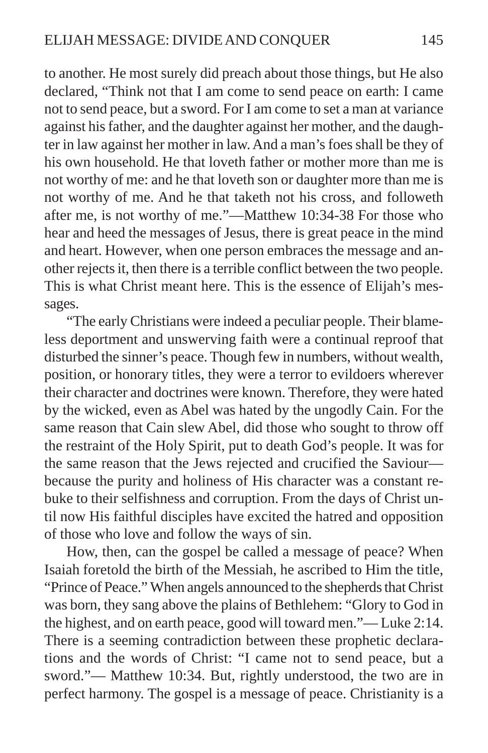to another. He most surely did preach about those things, but He also declared, "Think not that I am come to send peace on earth: I came not to send peace, but a sword. For I am come to set a man at variance against his father, and the daughter against her mother, and the daughter in law against her mother in law. And a man's foes shall be they of his own household. He that loveth father or mother more than me is not worthy of me: and he that loveth son or daughter more than me is not worthy of me. And he that taketh not his cross, and followeth after me, is not worthy of me."—Matthew 10:34-38 For those who hear and heed the messages of Jesus, there is great peace in the mind and heart. However, when one person embraces the message and another rejects it, then there is a terrible conflict between the two people. This is what Christ meant here. This is the essence of Elijah's messages.

"The early Christians were indeed a peculiar people. Their blameless deportment and unswerving faith were a continual reproof that disturbed the sinner's peace. Though few in numbers, without wealth, position, or honorary titles, they were a terror to evildoers wherever their character and doctrines were known. Therefore, they were hated by the wicked, even as Abel was hated by the ungodly Cain. For the same reason that Cain slew Abel, did those who sought to throw off the restraint of the Holy Spirit, put to death God's people. It was for the same reason that the Jews rejected and crucified the Saviour—because the purity and holiness of His character was a constant rebuke to their selfishness and corruption. From the days of Christ until now His faithful disciples have excited the hatred and opposition of those who love and follow the ways of sin.

How, then, can the gospel be called a message of peace? When Isaiah foretold the birth of the Messiah, he ascribed to Him the title, "Prince of Peace." When angels announced to the shepherds that Christ was born, they sang above the plains of Bethlehem: "Glory to God in the highest, and on earth peace, good will toward men."— Luke 2:14. There is a seeming contradiction between these prophetic declarations and the words of Christ: "I came not to send peace, but a sword."— Matthew 10:34. But, rightly understood, the two are in perfect harmony. The gospel is a message of peace. Christianity is a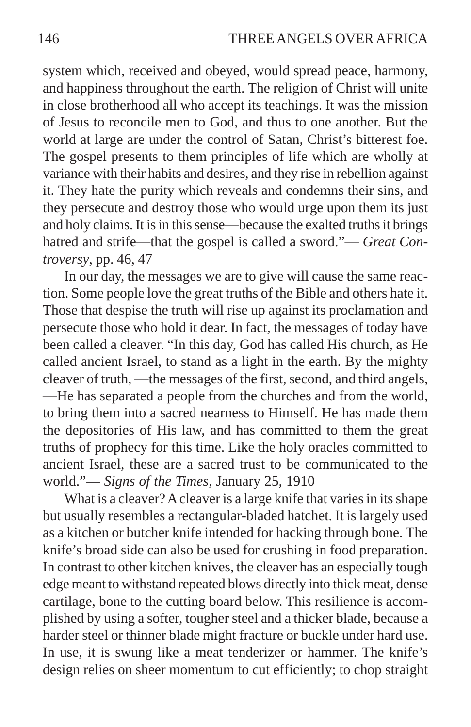system which, received and obeyed, would spread peace, harmony, and happiness throughout the earth. The religion of Christ will unite in close brotherhood all who accept its teachings. It was the mission of Jesus to reconcile men to God, and thus to one another. But the world at large are under the control of Satan, Christ's bitterest foe. The gospel presents to them principles of life which are wholly at variance with their habits and desires, and they rise in rebellion against it. They hate the purity which reveals and condemns their sins, and they persecute and destroy those who would urge upon them its just and holy claims. It is in this sense—because the exalted truths it brings hatred and strife—that the gospel is called a sword."— *Great Controversy*, pp. 46, 47

In our day, the messages we are to give will cause the same reaction. Some people love the great truths of the Bible and others hate it. Those that despise the truth will rise up against its proclamation and persecute those who hold it dear. In fact, the messages of today have been called a cleaver. "In this day, God has called His church, as He called ancient Israel, to stand as a light in the earth. By the mighty cleaver of truth, —the messages of the first, second, and third angels, —He has separated a people from the churches and from the world, to bring them into a sacred nearness to Himself. He has made them the depositories of His law, and has committed to them the great truths of prophecy for this time. Like the holy oracles committed to ancient Israel, these are a sacred trust to be communicated to the world."— *Signs of the Times*, January 25, 1910

What is a cleaver? A cleaver is a large knife that varies in its shape but usually resembles a rectangular-bladed hatchet. It is largely used as a kitchen or butcher knife intended for hacking through bone. The knife's broad side can also be used for crushing in food preparation. In contrast to other kitchen knives, the cleaver has an especially tough edge meant to withstand repeated blows directly into thick meat, dense cartilage, bone to the cutting board below. This resilience is accomplished by using a softer, tougher steel and a thicker blade, because a harder steel or thinner blade might fracture or buckle under hard use. In use, it is swung like a meat tenderizer or hammer. The knife's design relies on sheer momentum to cut efficiently; to chop straight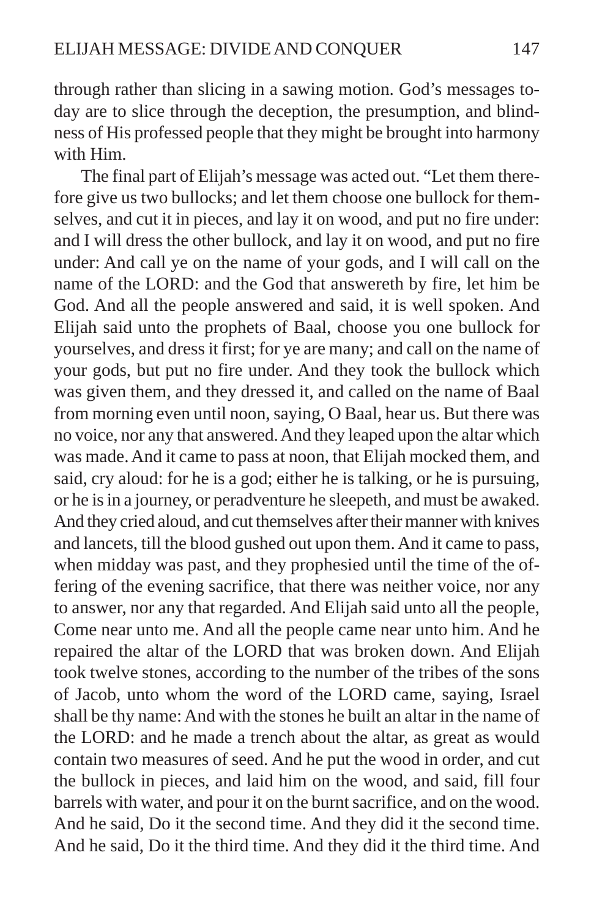through rather than slicing in a sawing motion. God's messages today are to slice through the deception, the presumption, and blindness of His professed people that they might be brought into harmony with Him.

The final part of Elijah's message was acted out. "Let them therefore give us two bullocks; and let them choose one bullock for themselves, and cut it in pieces, and lay it on wood, and put no fire under: and I will dress the other bullock, and lay it on wood, and put no fire under: And call ye on the name of your gods, and I will call on the name of the LORD: and the God that answereth by fire, let him be God. And all the people answered and said, it is well spoken. And Elijah said unto the prophets of Baal, choose you one bullock for yourselves, and dress it first; for ye are many; and call on the name of your gods, but put no fire under. And they took the bullock which was given them, and they dressed it, and called on the name of Baal from morning even until noon, saying, O Baal, hear us. But there was no voice, nor any that answered. And they leaped upon the altar which was made. And it came to pass at noon, that Elijah mocked them, and said, cry aloud: for he is a god; either he is talking, or he is pursuing, or he is in a journey, or peradventure he sleepeth, and must be awaked. And they cried aloud, and cut themselves after their manner with knives and lancets, till the blood gushed out upon them. And it came to pass, when midday was past, and they prophesied until the time of the offering of the evening sacrifice, that there was neither voice, nor any to answer, nor any that regarded. And Elijah said unto all the people, Come near unto me. And all the people came near unto him. And he repaired the altar of the LORD that was broken down. And Elijah took twelve stones, according to the number of the tribes of the sons of Jacob, unto whom the word of the LORD came, saying, Israel shall be thy name: And with the stones he built an altar in the name of the LORD: and he made a trench about the altar, as great as would contain two measures of seed. And he put the wood in order, and cut the bullock in pieces, and laid him on the wood, and said, fill four barrels with water, and pour it on the burnt sacrifice, and on the wood. And he said, Do it the second time. And they did it the second time. And he said, Do it the third time. And they did it the third time. And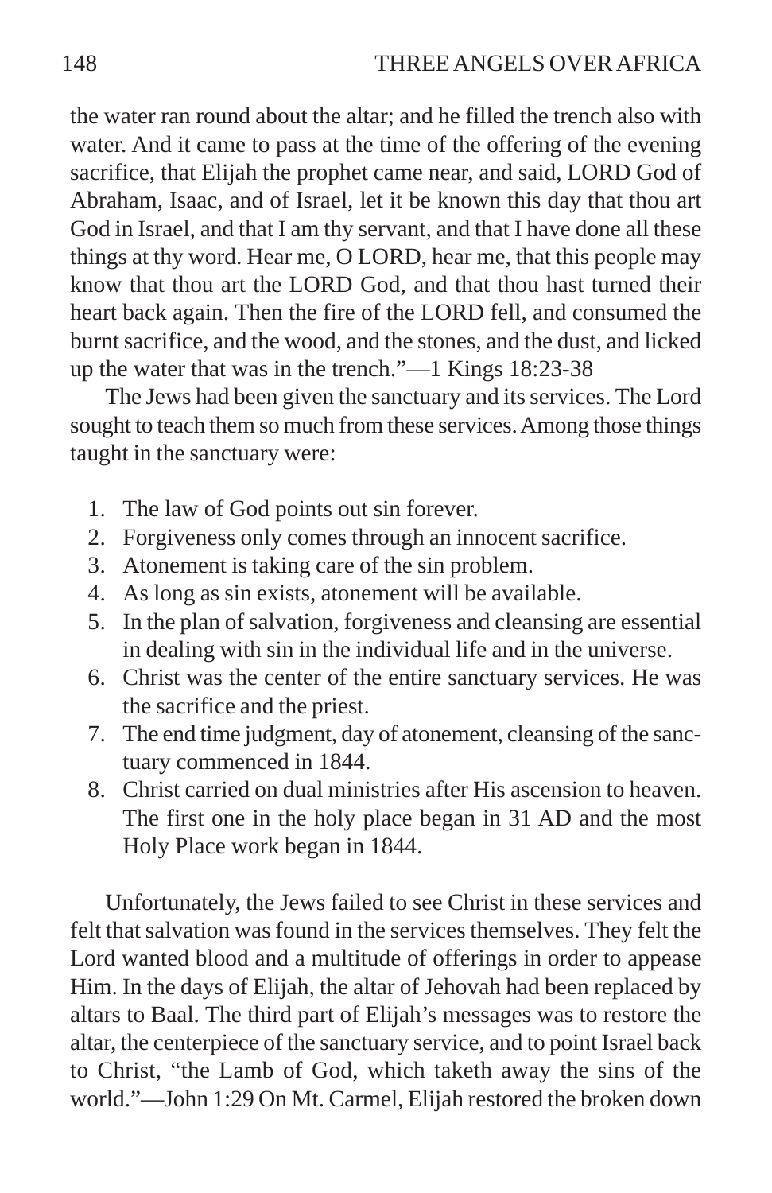the water ran round about the altar; and he filled the trench also with water. And it came to pass at the time of the offering of the evening sacrifice, that Elijah the prophet came near, and said, LORD God of Abraham, Isaac, and of Israel, let it be known this day that thou art God in Israel, and that I am thy servant, and that I have done all these things at thy word. Hear me, O LORD, hear me, that this people may know that thou art the LORD God, and that thou hast turned their heart back again. Then the fire of the LORD fell, and consumed the burnt sacrifice, and the wood, and the stones, and the dust, and licked up the water that was in the trench."—1 Kings 18:23-38

The Jews had been given the sanctuary and its services. The Lord sought to teach them so much from these services. Among those things taught in the sanctuary were:

1. The law of God points out sin forever.
2. Forgiveness only comes through an innocent sacrifice.
3. Atonement is taking care of the sin problem.
4. As long as sin exists, atonement will be available.
5. In the plan of salvation, forgiveness and cleansing are essential in dealing with sin in the individual life and in the universe.
6. Christ was the center of the entire sanctuary services. He was the sacrifice and the priest.
7. The end time judgment, day of atonement, cleansing of the sanctuary commenced in 1844.
8. Christ carried on dual ministries after His ascension to heaven. The first one in the holy place began in 31 AD and the most Holy Place work began in 1844.

Unfortunately, the Jews failed to see Christ in these services and felt that salvation was found in the services themselves. They felt the Lord wanted blood and a multitude of offerings in order to appease Him. In the days of Elijah, the altar of Jehovah had been replaced by altars to Baal. The third part of Elijah's messages was to restore the altar, the centerpiece of the sanctuary service, and to point Israel back to Christ, "the Lamb of God, which taketh away the sins of the world."—John 1:29 On Mt. Carmel, Elijah restored the broken down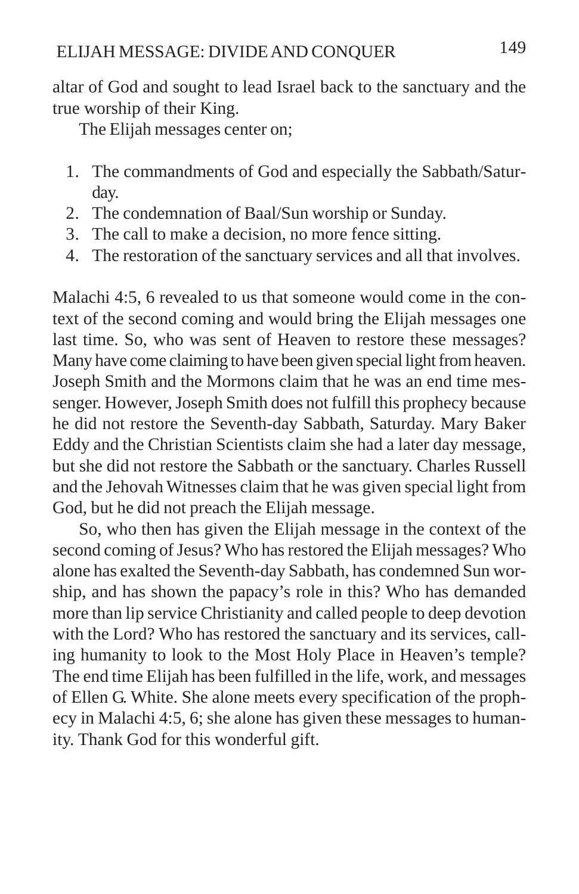altar of God and sought to lead Israel back to the sanctuary and the true worship of their King.

The Elijah messages center on;

1. The commandments of God and especially the Sabbath/Saturday.
2. The condemnation of Baal/Sun worship or Sunday.
3. The call to make a decision, no more fence sitting.
4. The restoration of the sanctuary services and all that involves.

Malachi 4:5, 6 revealed to us that someone would come in the context of the second coming and would bring the Elijah messages one last time. So, who was sent of Heaven to restore these messages? Many have come claiming to have been given special light from heaven. Joseph Smith and the Mormons claim that he was an end time messenger. However, Joseph Smith does not fulfill this prophecy because he did not restore the Seventh-day Sabbath, Saturday. Mary Baker Eddy and the Christian Scientists claim she had a later day message, but she did not restore the Sabbath or the sanctuary. Charles Russell and the Jehovah Witnesses claim that he was given special light from God, but he did not preach the Elijah message.

So, who then has given the Elijah message in the context of the second coming of Jesus? Who has restored the Elijah messages? Who alone has exalted the Seventh-day Sabbath, has condemned Sun worship, and has shown the papacy's role in this? Who has demanded more than lip service Christianity and called people to deep devotion with the Lord? Who has restored the sanctuary and its services, calling humanity to look to the Most Holy Place in Heaven's temple? The end time Elijah has been fulfilled in the life, work, and messages of Ellen G. White. She alone meets every specification of the prophecy in Malachi 4:5, 6; she alone has given these messages to humanity. Thank God for this wonderful gift.